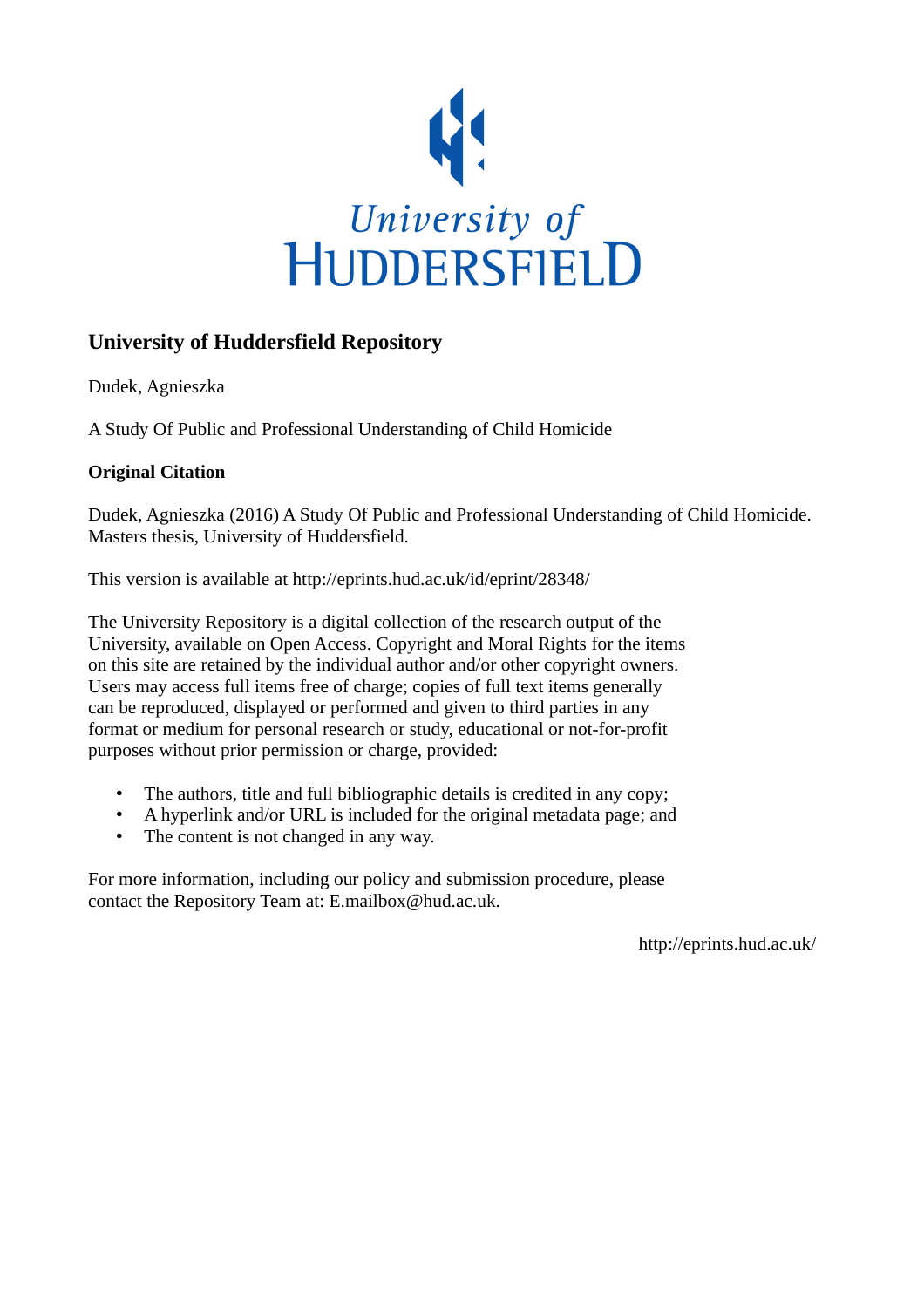University of
HUDDERSFIELD

## University of Huddersfield Repository

Dudek, Agnieszka

A Study Of Public and Professional Understanding of Child Homicide

**Original Citation**

Dudek, Agnieszka (2016) A Study Of Public and Professional Understanding of Child Homicide. Masters thesis, University of Huddersfield.

This version is available at http://eprints.hud.ac.uk/id/eprint/28348/

The University Repository is a digital collection of the research output of the University, available on Open Access. Copyright and Moral Rights for the items on this site are retained by the individual author and/or other copyright owners. Users may access full items free of charge; copies of full text items generally can be reproduced, displayed or performed and given to third parties in any format or medium for personal research or study, educational or not-for-profit purposes without prior permission or charge, provided:

- The authors, title and full bibliographic details is credited in any copy;
- A hyperlink and/or URL is included for the original metadata page; and
- The content is not changed in any way.

For more information, including our policy and submission procedure, please contact the Repository Team at: E.mailbox@hud.ac.uk.

http://eprints.hud.ac.uk/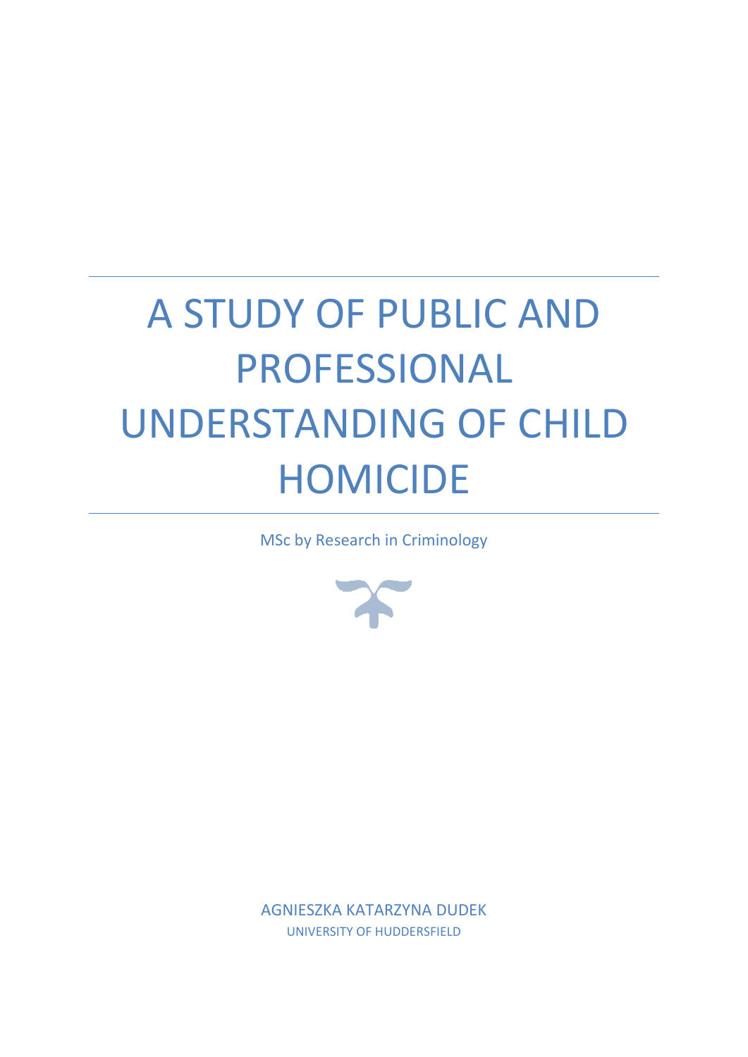# A STUDY OF PUBLIC AND PROFESSIONAL UNDERSTANDING OF CHILD HOMICIDE

MSc by Research in Criminology

AGNIESZKA KATARZYNA DUDEK

UNIVERSITY OF HUDDERSFIELD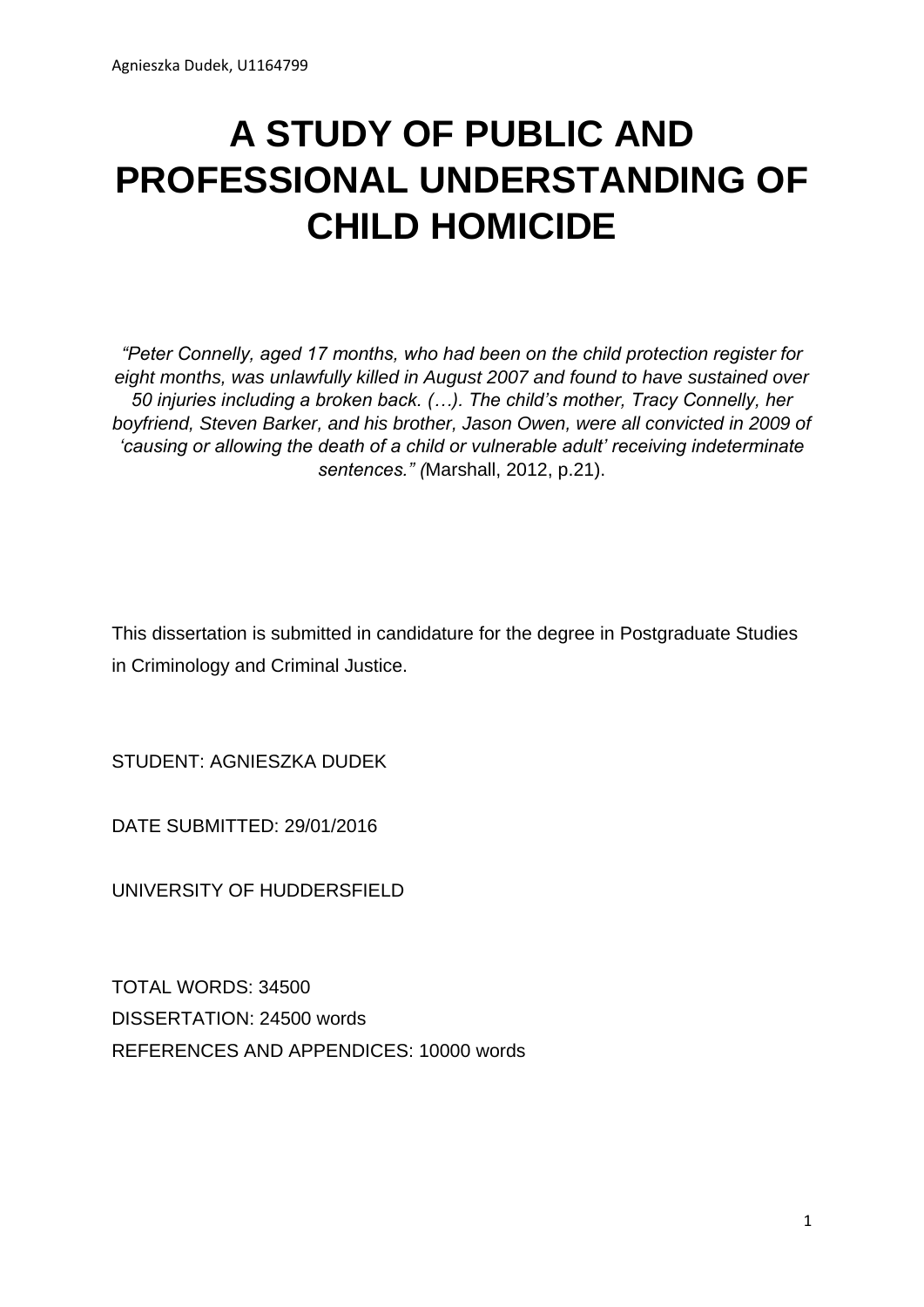# A STUDY OF PUBLIC AND PROFESSIONAL UNDERSTANDING OF CHILD HOMICIDE

*"Peter Connelly, aged 17 months, who had been on the child protection register for eight months, was unlawfully killed in August 2007 and found to have sustained over 50 injuries including a broken back. (…). The child's mother, Tracy Connelly, her boyfriend, Steven Barker, and his brother, Jason Owen, were all convicted in 2009 of 'causing or allowing the death of a child or vulnerable adult' receiving indeterminate sentences." (*Marshall, 2012, p.21).

This dissertation is submitted in candidature for the degree in Postgraduate Studies in Criminology and Criminal Justice.

STUDENT: AGNIESZKA DUDEK

DATE SUBMITTED: 29/01/2016

UNIVERSITY OF HUDDERSFIELD

TOTAL WORDS: 34500
DISSERTATION: 24500 words
REFERENCES AND APPENDICES: 10000 words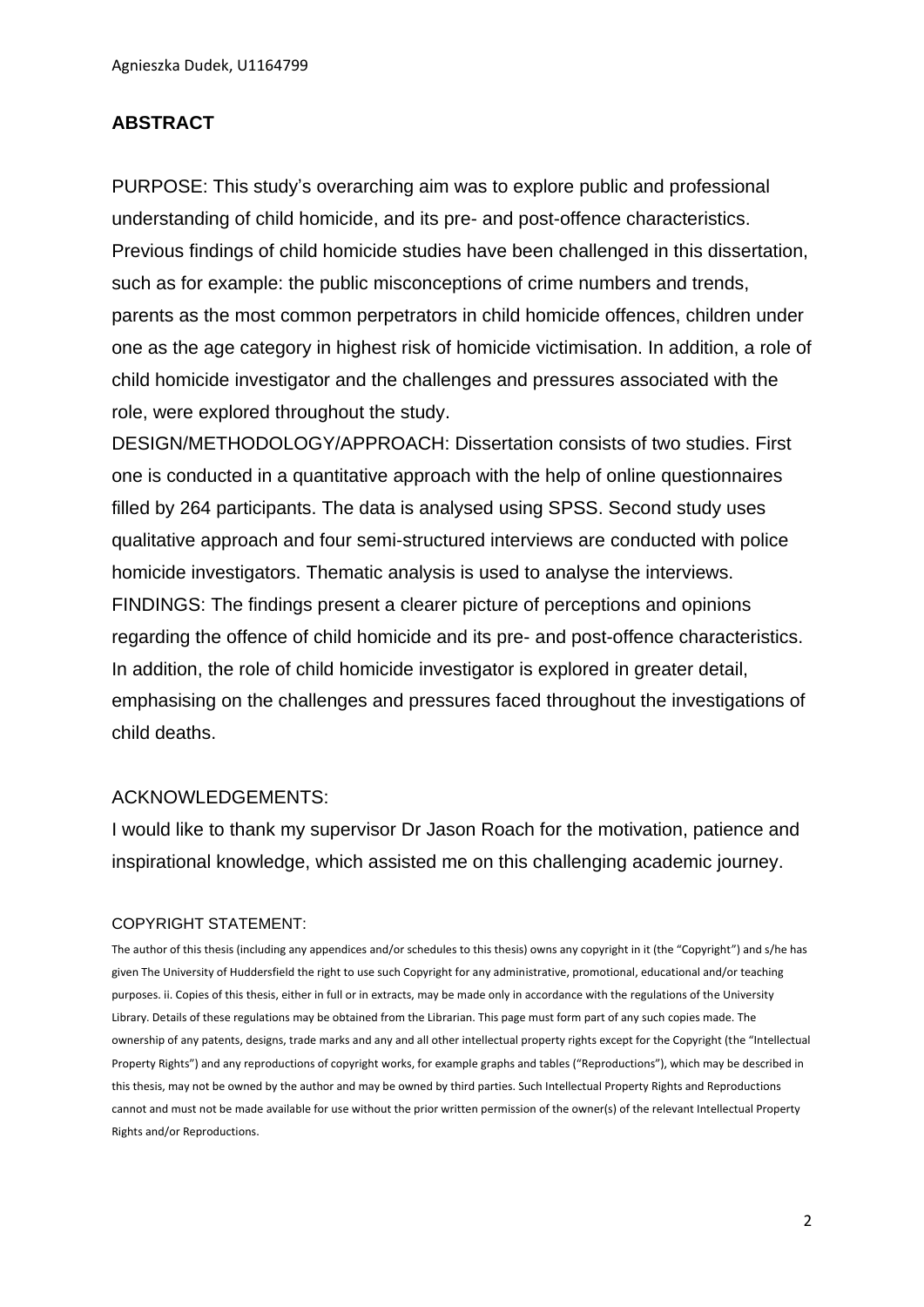## ABSTRACT

PURPOSE: This study's overarching aim was to explore public and professional understanding of child homicide, and its pre- and post-offence characteristics. Previous findings of child homicide studies have been challenged in this dissertation, such as for example: the public misconceptions of crime numbers and trends, parents as the most common perpetrators in child homicide offences, children under one as the age category in highest risk of homicide victimisation. In addition, a role of child homicide investigator and the challenges and pressures associated with the role, were explored throughout the study.

DESIGN/METHODOLOGY/APPROACH: Dissertation consists of two studies. First one is conducted in a quantitative approach with the help of online questionnaires filled by 264 participants. The data is analysed using SPSS. Second study uses qualitative approach and four semi-structured interviews are conducted with police homicide investigators. Thematic analysis is used to analyse the interviews.

FINDINGS: The findings present a clearer picture of perceptions and opinions regarding the offence of child homicide and its pre- and post-offence characteristics. In addition, the role of child homicide investigator is explored in greater detail, emphasising on the challenges and pressures faced throughout the investigations of child deaths.

ACKNOWLEDGEMENTS:

I would like to thank my supervisor Dr Jason Roach for the motivation, patience and inspirational knowledge, which assisted me on this challenging academic journey.

COPYRIGHT STATEMENT:

The author of this thesis (including any appendices and/or schedules to this thesis) owns any copyright in it (the "Copyright") and s/he has given The University of Huddersfield the right to use such Copyright for any administrative, promotional, educational and/or teaching purposes. ii. Copies of this thesis, either in full or in extracts, may be made only in accordance with the regulations of the University Library. Details of these regulations may be obtained from the Librarian. This page must form part of any such copies made. The ownership of any patents, designs, trade marks and any and all other intellectual property rights except for the Copyright (the "Intellectual Property Rights") and any reproductions of copyright works, for example graphs and tables ("Reproductions"), which may be described in this thesis, may not be owned by the author and may be owned by third parties. Such Intellectual Property Rights and Reproductions cannot and must not be made available for use without the prior written permission of the owner(s) of the relevant Intellectual Property Rights and/or Reproductions.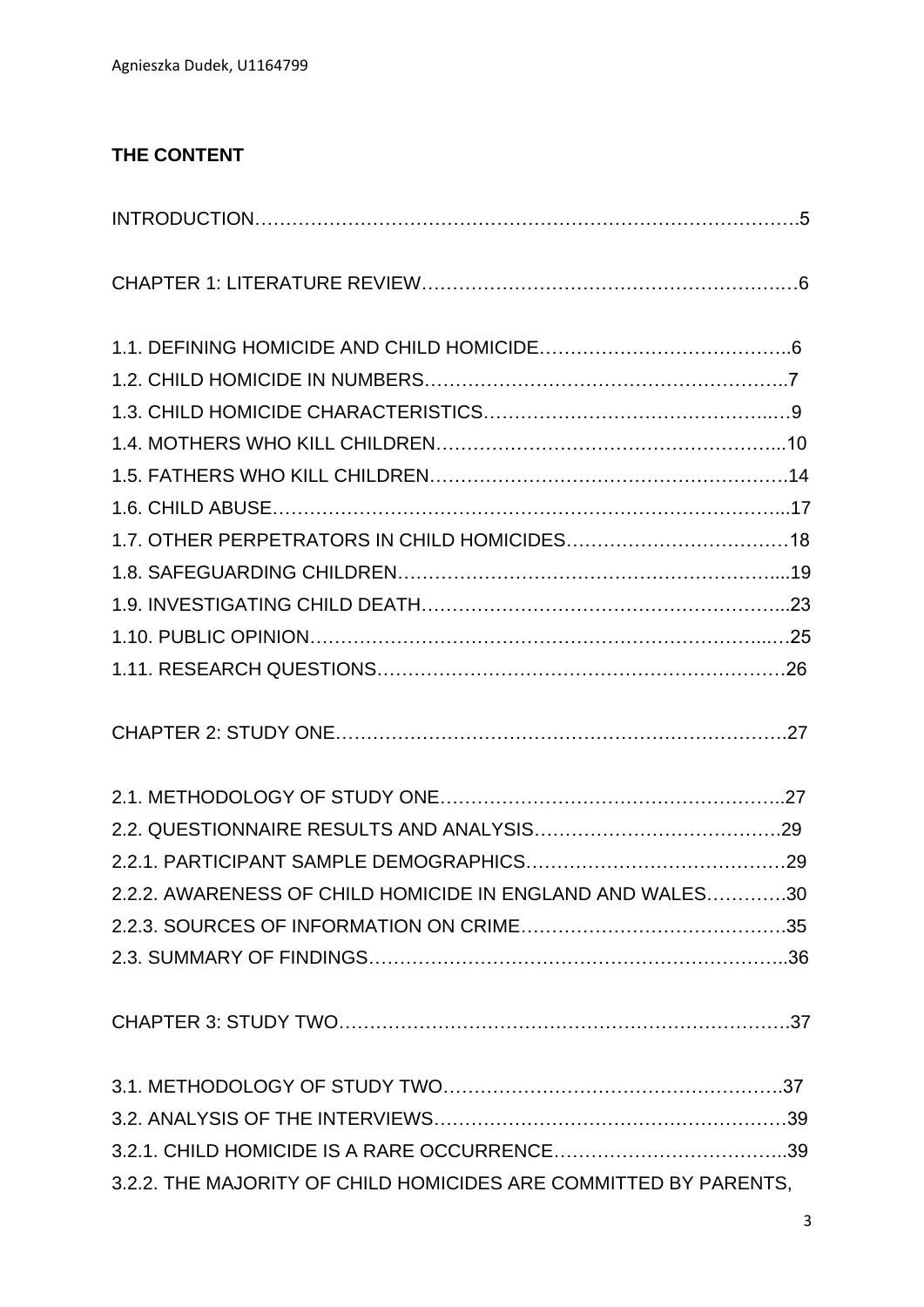## THE CONTENT

INTRODUCTION……………………………………………………………………………5

CHAPTER 1: LITERATURE REVIEW……………………………………………………6

1.1. DEFINING HOMICIDE AND CHILD HOMICIDE…………………………………..6
1.2. CHILD HOMICIDE IN NUMBERS………………………………………………..7
1.3. CHILD HOMICIDE CHARACTERISTICS……………………………………..…9
1.4. MOTHERS WHO KILL CHILDREN………………………………………………..10
1.5. FATHERS WHO KILL CHILDREN…………………………………………………14
1.6. CHILD ABUSE………………………………………………………………………...17
1.7. OTHER PERPETRATORS IN CHILD HOMICIDES………………………………18
1.8. SAFEGUARDING CHILDREN…………………………………………………….....19
1.9. INVESTIGATING CHILD DEATH…………………………………………………...23
1.10. PUBLIC OPINION……………………………………………………………...…25
1.11. RESEARCH QUESTIONS…………………………………………………………26

CHAPTER 2: STUDY ONE……………………………………………………………….27

2.1. METHODOLOGY OF STUDY ONE………………………………………………..27
2.2. QUESTIONNAIRE RESULTS AND ANALYSIS………………………………….29
2.2.1. PARTICIPANT SAMPLE DEMOGRAPHICS……………………………………29
2.2.2. AWARENESS OF CHILD HOMICIDE IN ENGLAND AND WALES………….30
2.2.3. SOURCES OF INFORMATION ON CRIME…………………………………….35
2.3. SUMMARY OF FINDINGS…………………………………………………………..36

CHAPTER 3: STUDY TWO……………………………………………………………….37

3.1. METHODOLOGY OF STUDY TWO……………………………………………….37
3.2. ANALYSIS OF THE INTERVIEWS…………………………………………………39
3.2.1. CHILD HOMICIDE IS A RARE OCCURRENCE………………………………..39
3.2.2. THE MAJORITY OF CHILD HOMICIDES ARE COMMITTED BY PARENTS,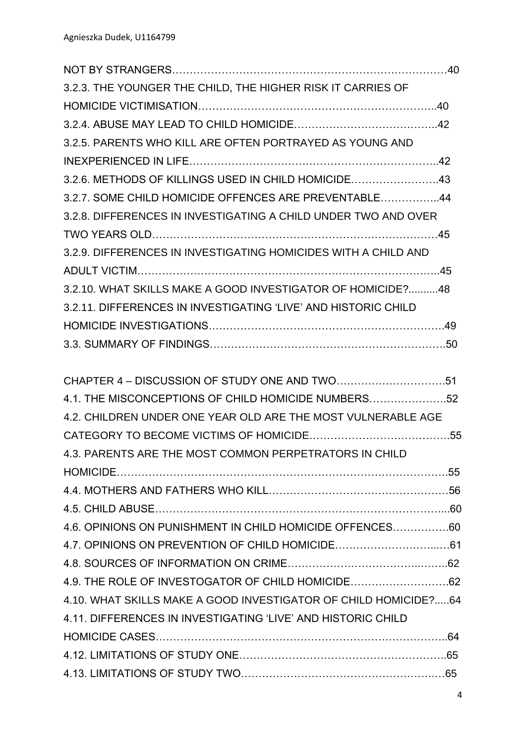NOT BY STRANGERS……………………………………………………………………40

3.2.3. THE YOUNGER THE CHILD, THE HIGHER RISK IT CARRIES OF HOMICIDE VICTIMISATION…………………………………………………………..40

3.2.4. ABUSE MAY LEAD TO CHILD HOMICIDE…………………………………..42

3.2.5. PARENTS WHO KILL ARE OFTEN PORTRAYED AS YOUNG AND INEXPERIENCED IN LIFE………………………………………………………………..42

3.2.6. METHODS OF KILLINGS USED IN CHILD HOMICIDE…………………….43

3.2.7. SOME CHILD HOMICIDE OFFENCES ARE PREVENTABLE……………..44

3.2.8. DIFFERENCES IN INVESTIGATING A CHILD UNDER TWO AND OVER TWO YEARS OLD………………………………………………………………………45

3.2.9. DIFFERENCES IN INVESTIGATING HOMICIDES WITH A CHILD AND ADULT VICTIM…………………………………………………………………………..45

3.2.10. WHAT SKILLS MAKE A GOOD INVESTIGATOR OF HOMICIDE?..........48

3.2.11. DIFFERENCES IN INVESTIGATING 'LIVE' AND HISTORIC CHILD HOMICIDE INVESTIGATIONS………………………………………………………….49

3.3. SUMMARY OF FINDINGS………………………………………………………….50

CHAPTER 4 – DISCUSSION OF STUDY ONE AND TWO………………………….51

4.1. THE MISCONCEPTIONS OF CHILD HOMICIDE NUMBERS………………….52

4.2. CHILDREN UNDER ONE YEAR OLD ARE THE MOST VULNERABLE AGE CATEGORY TO BECOME VICTIMS OF HOMICIDE………………………………….55

4.3. PARENTS ARE THE MOST COMMON PERPETRATORS IN CHILD HOMICIDE………………………………………………………………………………….55

4.4. MOTHERS AND FATHERS WHO KILL…………………………………………….56

4.5. CHILD ABUSE…………………………………………………………………………...60

4.6. OPINIONS ON PUNISHMENT IN CHILD HOMICIDE OFFENCES…………….60

4.7. OPINIONS ON PREVENTION OF CHILD HOMICIDE………………………...…61

4.8. SOURCES OF INFORMATION ON CRIME……………………………..……..62

4.9. THE ROLE OF INVESTOGATOR OF CHILD HOMICIDE……………………….62

4.10. WHAT SKILLS MAKE A GOOD INVESTIGATOR OF CHILD HOMICIDE?.....64

4.11. DIFFERENCES IN INVESTIGATING 'LIVE' AND HISTORIC CHILD HOMICIDE CASES…………………………………………………………………………..64

4.12. LIMITATIONS OF STUDY ONE…………………………………………………..65

4.13. LIMITATIONS OF STUDY TWO……………………………………………….…65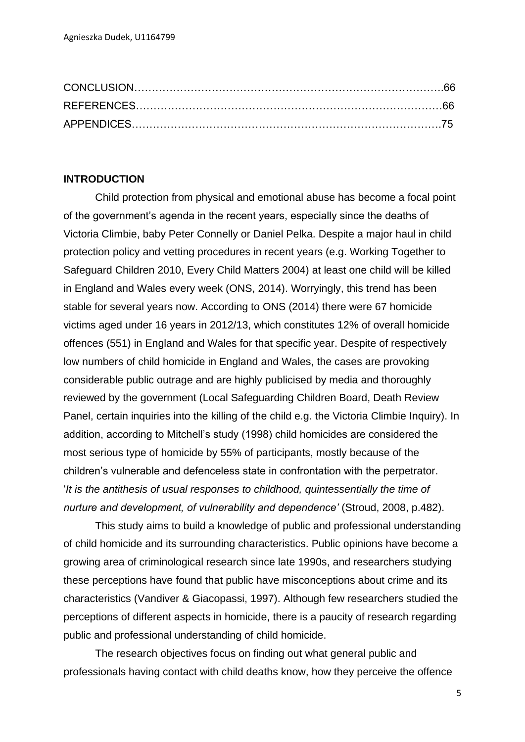CONCLUSION……………………………………………………………………………..66
REFERENCES……………………………………………………………………………66
APPENDICES…………………………………………………………………………….75

**INTRODUCTION**

Child protection from physical and emotional abuse has become a focal point of the government's agenda in the recent years, especially since the deaths of Victoria Climbie, baby Peter Connelly or Daniel Pelka. Despite a major haul in child protection policy and vetting procedures in recent years (e.g. Working Together to Safeguard Children 2010, Every Child Matters 2004) at least one child will be killed in England and Wales every week (ONS, 2014). Worryingly, this trend has been stable for several years now. According to ONS (2014) there were 67 homicide victims aged under 16 years in 2012/13, which constitutes 12% of overall homicide offences (551) in England and Wales for that specific year. Despite of respectively low numbers of child homicide in England and Wales, the cases are provoking considerable public outrage and are highly publicised by media and thoroughly reviewed by the government (Local Safeguarding Children Board, Death Review Panel, certain inquiries into the killing of the child e.g. the Victoria Climbie Inquiry). In addition, according to Mitchell's study (1998) child homicides are considered the most serious type of homicide by 55% of participants, mostly because of the children's vulnerable and defenceless state in confrontation with the perpetrator. '*It is the antithesis of usual responses to childhood, quintessentially the time of nurture and development, of vulnerability and dependence'* (Stroud, 2008, p.482).

This study aims to build a knowledge of public and professional understanding of child homicide and its surrounding characteristics. Public opinions have become a growing area of criminological research since late 1990s, and researchers studying these perceptions have found that public have misconceptions about crime and its characteristics (Vandiver & Giacopassi, 1997). Although few researchers studied the perceptions of different aspects in homicide, there is a paucity of research regarding public and professional understanding of child homicide.

The research objectives focus on finding out what general public and professionals having contact with child deaths know, how they perceive the offence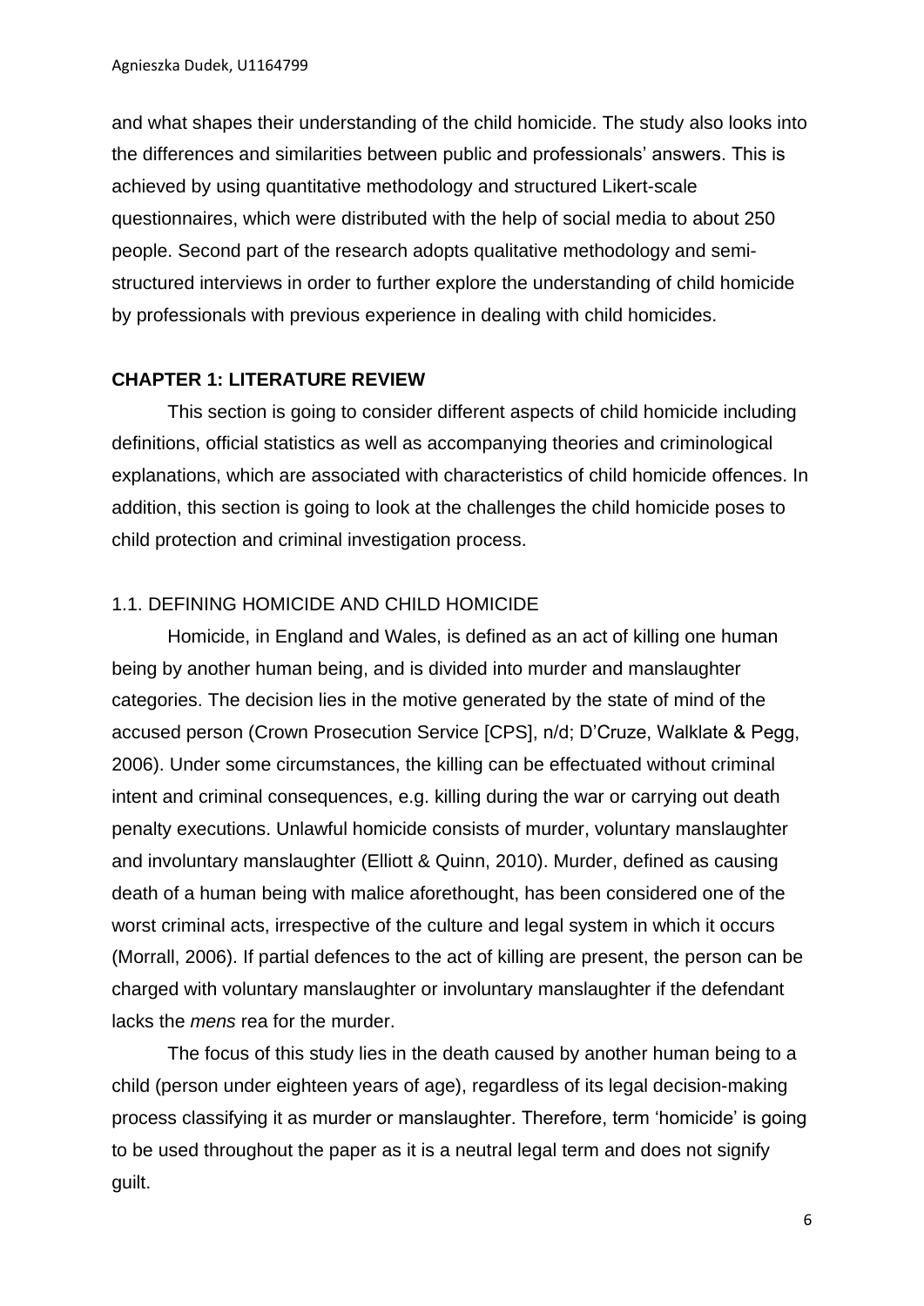and what shapes their understanding of the child homicide. The study also looks into the differences and similarities between public and professionals' answers. This is achieved by using quantitative methodology and structured Likert-scale questionnaires, which were distributed with the help of social media to about 250 people. Second part of the research adopts qualitative methodology and semi-structured interviews in order to further explore the understanding of child homicide by professionals with previous experience in dealing with child homicides.

## CHAPTER 1: LITERATURE REVIEW

This section is going to consider different aspects of child homicide including definitions, official statistics as well as accompanying theories and criminological explanations, which are associated with characteristics of child homicide offences. In addition, this section is going to look at the challenges the child homicide poses to child protection and criminal investigation process.

### 1.1. DEFINING HOMICIDE AND CHILD HOMICIDE

Homicide, in England and Wales, is defined as an act of killing one human being by another human being, and is divided into murder and manslaughter categories. The decision lies in the motive generated by the state of mind of the accused person (Crown Prosecution Service [CPS], n/d; D'Cruze, Walklate & Pegg, 2006). Under some circumstances, the killing can be effectuated without criminal intent and criminal consequences, e.g. killing during the war or carrying out death penalty executions. Unlawful homicide consists of murder, voluntary manslaughter and involuntary manslaughter (Elliott & Quinn, 2010). Murder, defined as causing death of a human being with malice aforethought, has been considered one of the worst criminal acts, irrespective of the culture and legal system in which it occurs (Morrall, 2006). If partial defences to the act of killing are present, the person can be charged with voluntary manslaughter or involuntary manslaughter if the defendant lacks the *mens* rea for the murder.

The focus of this study lies in the death caused by another human being to a child (person under eighteen years of age), regardless of its legal decision-making process classifying it as murder or manslaughter. Therefore, term 'homicide' is going to be used throughout the paper as it is a neutral legal term and does not signify guilt.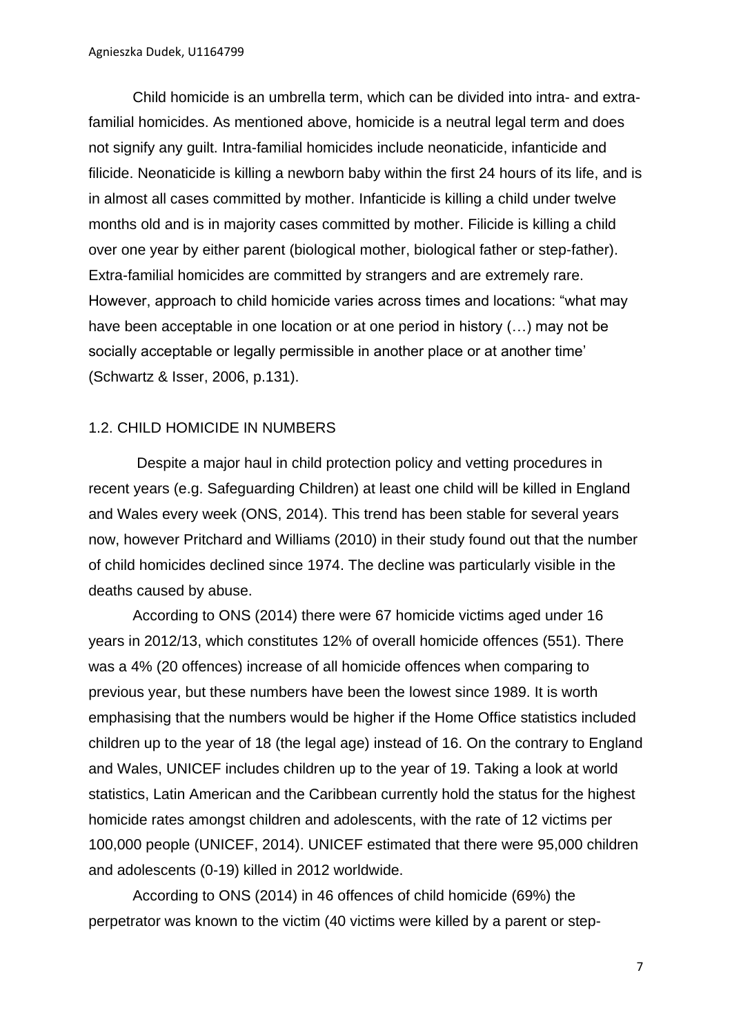Child homicide is an umbrella term, which can be divided into intra- and extra-familial homicides. As mentioned above, homicide is a neutral legal term and does not signify any guilt. Intra-familial homicides include neonaticide, infanticide and filicide. Neonaticide is killing a newborn baby within the first 24 hours of its life, and is in almost all cases committed by mother. Infanticide is killing a child under twelve months old and is in majority cases committed by mother. Filicide is killing a child over one year by either parent (biological mother, biological father or step-father). Extra-familial homicides are committed by strangers and are extremely rare. However, approach to child homicide varies across times and locations: "what may have been acceptable in one location or at one period in history (…) may not be socially acceptable or legally permissible in another place or at another time' (Schwartz & Isser, 2006, p.131).

## 1.2. CHILD HOMICIDE IN NUMBERS

Despite a major haul in child protection policy and vetting procedures in recent years (e.g. Safeguarding Children) at least one child will be killed in England and Wales every week (ONS, 2014). This trend has been stable for several years now, however Pritchard and Williams (2010) in their study found out that the number of child homicides declined since 1974. The decline was particularly visible in the deaths caused by abuse.

According to ONS (2014) there were 67 homicide victims aged under 16 years in 2012/13, which constitutes 12% of overall homicide offences (551). There was a 4% (20 offences) increase of all homicide offences when comparing to previous year, but these numbers have been the lowest since 1989. It is worth emphasising that the numbers would be higher if the Home Office statistics included children up to the year of 18 (the legal age) instead of 16. On the contrary to England and Wales, UNICEF includes children up to the year of 19. Taking a look at world statistics, Latin American and the Caribbean currently hold the status for the highest homicide rates amongst children and adolescents, with the rate of 12 victims per 100,000 people (UNICEF, 2014). UNICEF estimated that there were 95,000 children and adolescents (0-19) killed in 2012 worldwide.

According to ONS (2014) in 46 offences of child homicide (69%) the perpetrator was known to the victim (40 victims were killed by a parent or step-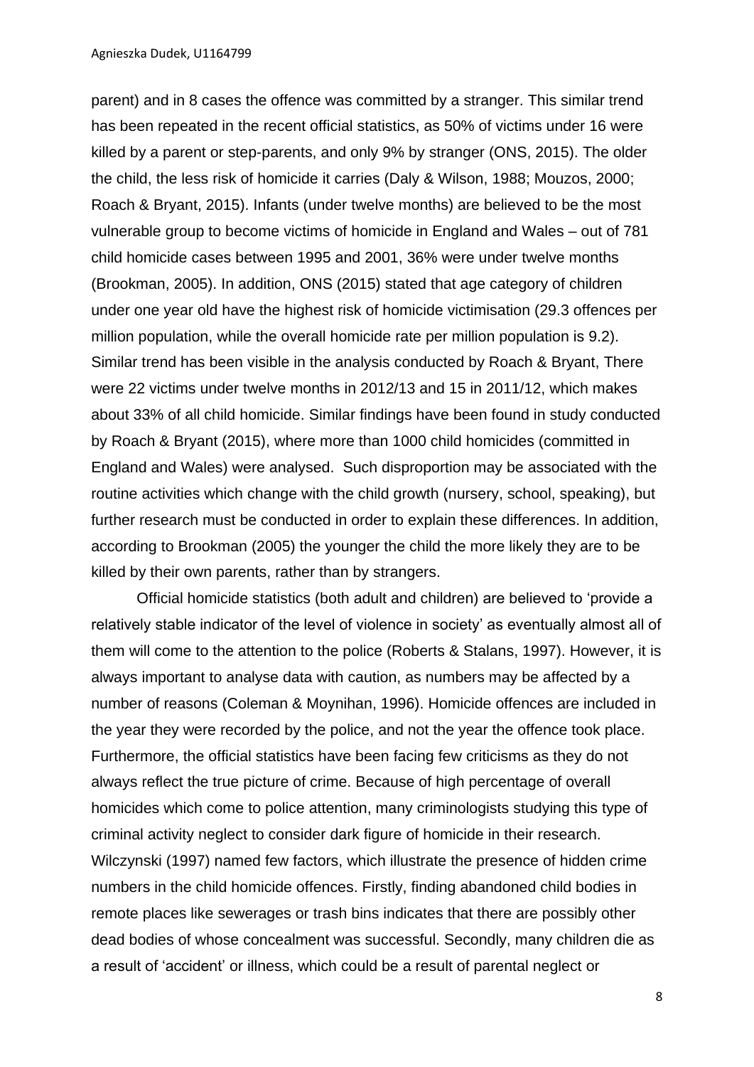parent) and in 8 cases the offence was committed by a stranger. This similar trend has been repeated in the recent official statistics, as 50% of victims under 16 were killed by a parent or step-parents, and only 9% by stranger (ONS, 2015). The older the child, the less risk of homicide it carries (Daly & Wilson, 1988; Mouzos, 2000; Roach & Bryant, 2015). Infants (under twelve months) are believed to be the most vulnerable group to become victims of homicide in England and Wales – out of 781 child homicide cases between 1995 and 2001, 36% were under twelve months (Brookman, 2005). In addition, ONS (2015) stated that age category of children under one year old have the highest risk of homicide victimisation (29.3 offences per million population, while the overall homicide rate per million population is 9.2). Similar trend has been visible in the analysis conducted by Roach & Bryant, There were 22 victims under twelve months in 2012/13 and 15 in 2011/12, which makes about 33% of all child homicide. Similar findings have been found in study conducted by Roach & Bryant (2015), where more than 1000 child homicides (committed in England and Wales) were analysed. Such disproportion may be associated with the routine activities which change with the child growth (nursery, school, speaking), but further research must be conducted in order to explain these differences. In addition, according to Brookman (2005) the younger the child the more likely they are to be killed by their own parents, rather than by strangers.

Official homicide statistics (both adult and children) are believed to 'provide a relatively stable indicator of the level of violence in society' as eventually almost all of them will come to the attention to the police (Roberts & Stalans, 1997). However, it is always important to analyse data with caution, as numbers may be affected by a number of reasons (Coleman & Moynihan, 1996). Homicide offences are included in the year they were recorded by the police, and not the year the offence took place. Furthermore, the official statistics have been facing few criticisms as they do not always reflect the true picture of crime. Because of high percentage of overall homicides which come to police attention, many criminologists studying this type of criminal activity neglect to consider dark figure of homicide in their research. Wilczynski (1997) named few factors, which illustrate the presence of hidden crime numbers in the child homicide offences. Firstly, finding abandoned child bodies in remote places like sewerages or trash bins indicates that there are possibly other dead bodies of whose concealment was successful. Secondly, many children die as a result of 'accident' or illness, which could be a result of parental neglect or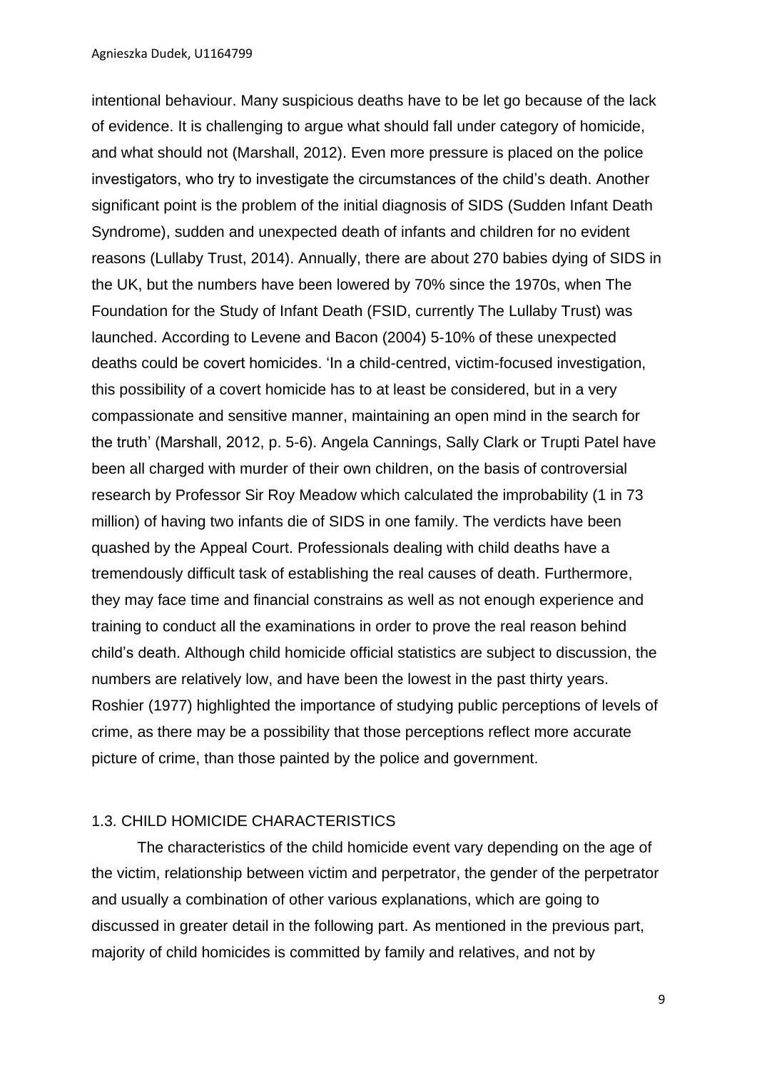intentional behaviour. Many suspicious deaths have to be let go because of the lack of evidence. It is challenging to argue what should fall under category of homicide, and what should not (Marshall, 2012). Even more pressure is placed on the police investigators, who try to investigate the circumstances of the child's death. Another significant point is the problem of the initial diagnosis of SIDS (Sudden Infant Death Syndrome), sudden and unexpected death of infants and children for no evident reasons (Lullaby Trust, 2014). Annually, there are about 270 babies dying of SIDS in the UK, but the numbers have been lowered by 70% since the 1970s, when The Foundation for the Study of Infant Death (FSID, currently The Lullaby Trust) was launched. According to Levene and Bacon (2004) 5-10% of these unexpected deaths could be covert homicides. 'In a child-centred, victim-focused investigation, this possibility of a covert homicide has to at least be considered, but in a very compassionate and sensitive manner, maintaining an open mind in the search for the truth' (Marshall, 2012, p. 5-6). Angela Cannings, Sally Clark or Trupti Patel have been all charged with murder of their own children, on the basis of controversial research by Professor Sir Roy Meadow which calculated the improbability (1 in 73 million) of having two infants die of SIDS in one family. The verdicts have been quashed by the Appeal Court. Professionals dealing with child deaths have a tremendously difficult task of establishing the real causes of death. Furthermore, they may face time and financial constrains as well as not enough experience and training to conduct all the examinations in order to prove the real reason behind child's death. Although child homicide official statistics are subject to discussion, the numbers are relatively low, and have been the lowest in the past thirty years. Roshier (1977) highlighted the importance of studying public perceptions of levels of crime, as there may be a possibility that those perceptions reflect more accurate picture of crime, than those painted by the police and government.

## 1.3. CHILD HOMICIDE CHARACTERISTICS

The characteristics of the child homicide event vary depending on the age of the victim, relationship between victim and perpetrator, the gender of the perpetrator and usually a combination of other various explanations, which are going to discussed in greater detail in the following part. As mentioned in the previous part, majority of child homicides is committed by family and relatives, and not by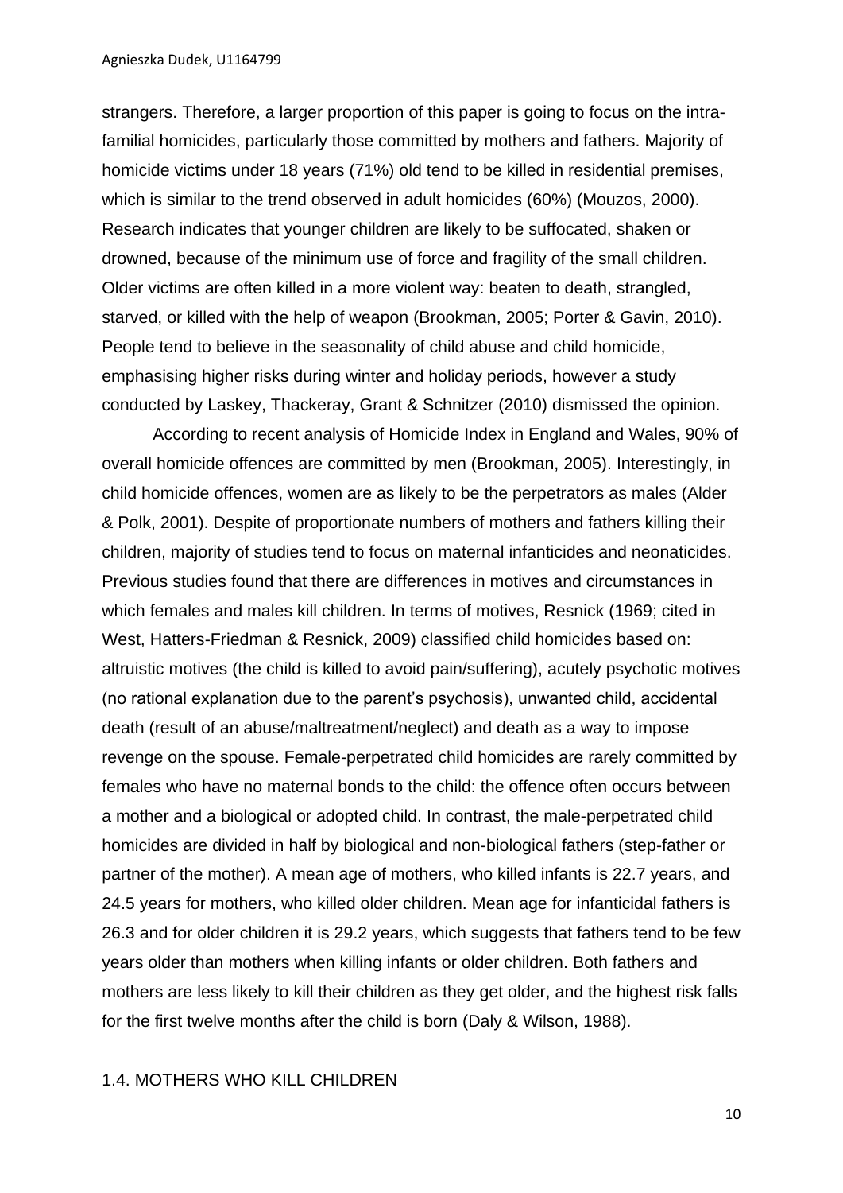strangers. Therefore, a larger proportion of this paper is going to focus on the intra-familial homicides, particularly those committed by mothers and fathers. Majority of homicide victims under 18 years (71%) old tend to be killed in residential premises, which is similar to the trend observed in adult homicides (60%) (Mouzos, 2000). Research indicates that younger children are likely to be suffocated, shaken or drowned, because of the minimum use of force and fragility of the small children. Older victims are often killed in a more violent way: beaten to death, strangled, starved, or killed with the help of weapon (Brookman, 2005; Porter & Gavin, 2010). People tend to believe in the seasonality of child abuse and child homicide, emphasising higher risks during winter and holiday periods, however a study conducted by Laskey, Thackeray, Grant & Schnitzer (2010) dismissed the opinion.

According to recent analysis of Homicide Index in England and Wales, 90% of overall homicide offences are committed by men (Brookman, 2005). Interestingly, in child homicide offences, women are as likely to be the perpetrators as males (Alder & Polk, 2001). Despite of proportionate numbers of mothers and fathers killing their children, majority of studies tend to focus on maternal infanticides and neonaticides. Previous studies found that there are differences in motives and circumstances in which females and males kill children. In terms of motives, Resnick (1969; cited in West, Hatters-Friedman & Resnick, 2009) classified child homicides based on: altruistic motives (the child is killed to avoid pain/suffering), acutely psychotic motives (no rational explanation due to the parent's psychosis), unwanted child, accidental death (result of an abuse/maltreatment/neglect) and death as a way to impose revenge on the spouse. Female-perpetrated child homicides are rarely committed by females who have no maternal bonds to the child: the offence often occurs between a mother and a biological or adopted child. In contrast, the male-perpetrated child homicides are divided in half by biological and non-biological fathers (step-father or partner of the mother). A mean age of mothers, who killed infants is 22.7 years, and 24.5 years for mothers, who killed older children. Mean age for infanticidal fathers is 26.3 and for older children it is 29.2 years, which suggests that fathers tend to be few years older than mothers when killing infants or older children. Both fathers and mothers are less likely to kill their children as they get older, and the highest risk falls for the first twelve months after the child is born (Daly & Wilson, 1988).

## 1.4. MOTHERS WHO KILL CHILDREN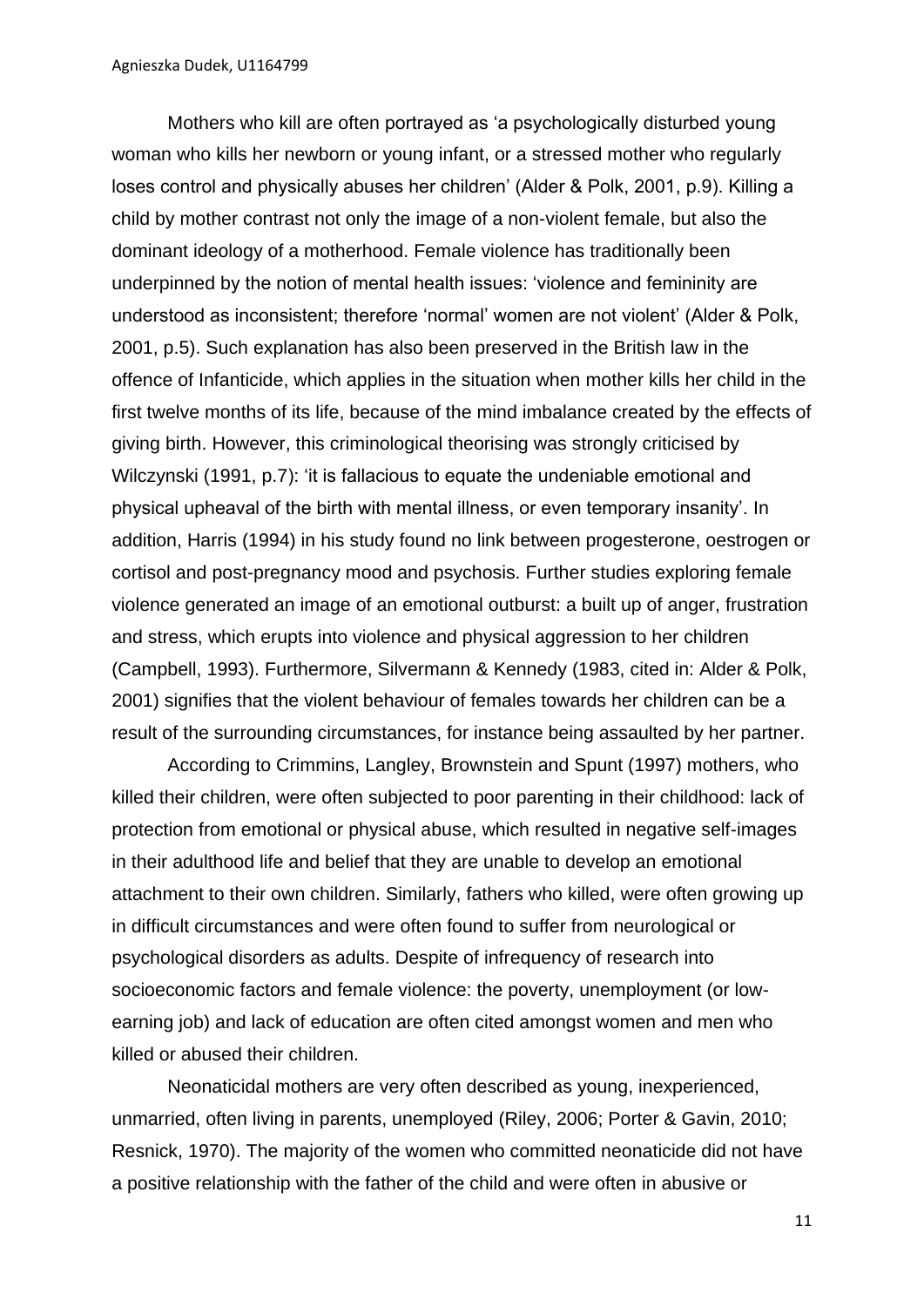Mothers who kill are often portrayed as 'a psychologically disturbed young woman who kills her newborn or young infant, or a stressed mother who regularly loses control and physically abuses her children' (Alder & Polk, 2001, p.9). Killing a child by mother contrast not only the image of a non-violent female, but also the dominant ideology of a motherhood. Female violence has traditionally been underpinned by the notion of mental health issues: 'violence and femininity are understood as inconsistent; therefore 'normal' women are not violent' (Alder & Polk, 2001, p.5). Such explanation has also been preserved in the British law in the offence of Infanticide, which applies in the situation when mother kills her child in the first twelve months of its life, because of the mind imbalance created by the effects of giving birth. However, this criminological theorising was strongly criticised by Wilczynski (1991, p.7): 'it is fallacious to equate the undeniable emotional and physical upheaval of the birth with mental illness, or even temporary insanity'. In addition, Harris (1994) in his study found no link between progesterone, oestrogen or cortisol and post-pregnancy mood and psychosis. Further studies exploring female violence generated an image of an emotional outburst: a built up of anger, frustration and stress, which erupts into violence and physical aggression to her children (Campbell, 1993). Furthermore, Silvermann & Kennedy (1983, cited in: Alder & Polk, 2001) signifies that the violent behaviour of females towards her children can be a result of the surrounding circumstances, for instance being assaulted by her partner.

According to Crimmins, Langley, Brownstein and Spunt (1997) mothers, who killed their children, were often subjected to poor parenting in their childhood: lack of protection from emotional or physical abuse, which resulted in negative self-images in their adulthood life and belief that they are unable to develop an emotional attachment to their own children. Similarly, fathers who killed, were often growing up in difficult circumstances and were often found to suffer from neurological or psychological disorders as adults. Despite of infrequency of research into socioeconomic factors and female violence: the poverty, unemployment (or low-earning job) and lack of education are often cited amongst women and men who killed or abused their children.

Neonaticidal mothers are very often described as young, inexperienced, unmarried, often living in parents, unemployed (Riley, 2006; Porter & Gavin, 2010; Resnick, 1970). The majority of the women who committed neonaticide did not have a positive relationship with the father of the child and were often in abusive or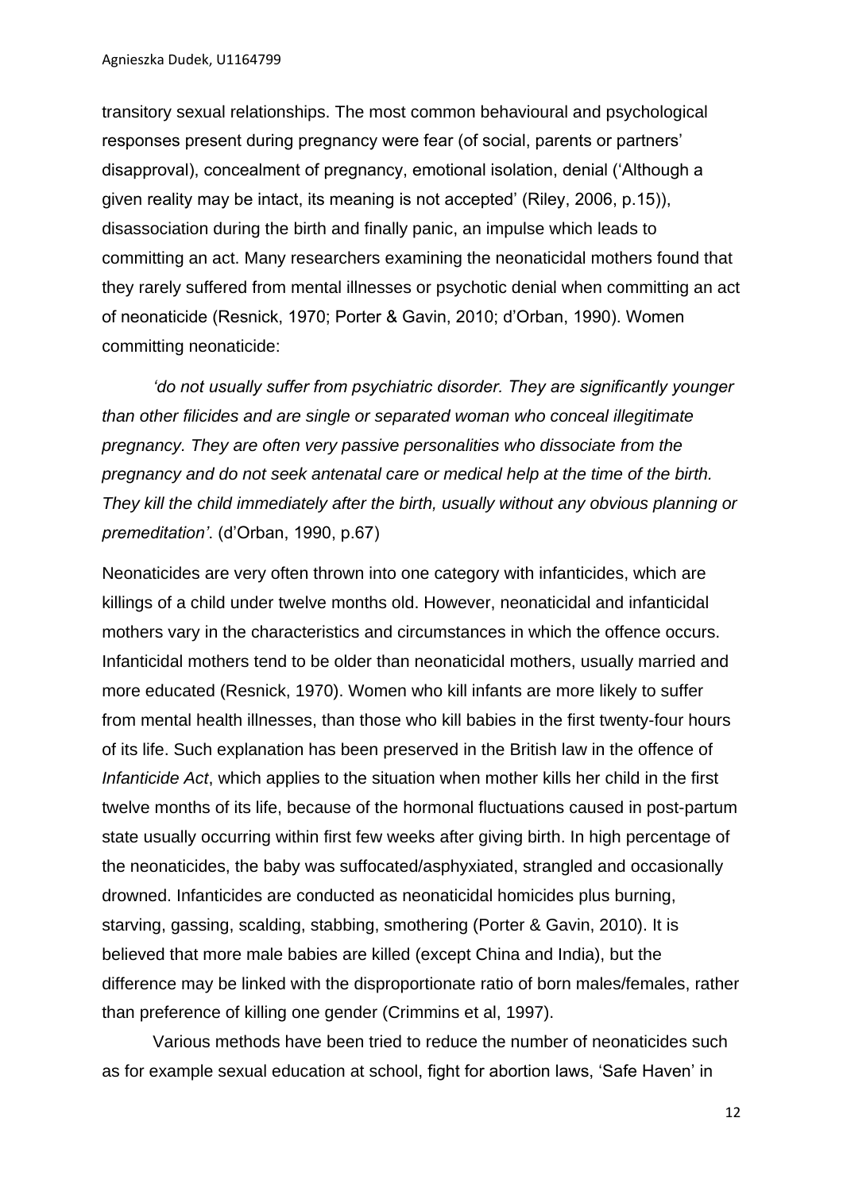transitory sexual relationships. The most common behavioural and psychological responses present during pregnancy were fear (of social, parents or partners' disapproval), concealment of pregnancy, emotional isolation, denial ('Although a given reality may be intact, its meaning is not accepted' (Riley, 2006, p.15)), disassociation during the birth and finally panic, an impulse which leads to committing an act. Many researchers examining the neonaticidal mothers found that they rarely suffered from mental illnesses or psychotic denial when committing an act of neonaticide (Resnick, 1970; Porter & Gavin, 2010; d'Orban, 1990). Women committing neonaticide:

> *'do not usually suffer from psychiatric disorder. They are significantly younger than other filicides and are single or separated woman who conceal illegitimate pregnancy. They are often very passive personalities who dissociate from the pregnancy and do not seek antenatal care or medical help at the time of the birth. They kill the child immediately after the birth, usually without any obvious planning or premeditation'.* (d'Orban, 1990, p.67)

Neonaticides are very often thrown into one category with infanticides, which are killings of a child under twelve months old. However, neonaticidal and infanticidal mothers vary in the characteristics and circumstances in which the offence occurs. Infanticidal mothers tend to be older than neonaticidal mothers, usually married and more educated (Resnick, 1970). Women who kill infants are more likely to suffer from mental health illnesses, than those who kill babies in the first twenty-four hours of its life. Such explanation has been preserved in the British law in the offence of *Infanticide Act*, which applies to the situation when mother kills her child in the first twelve months of its life, because of the hormonal fluctuations caused in post-partum state usually occurring within first few weeks after giving birth. In high percentage of the neonaticides, the baby was suffocated/asphyxiated, strangled and occasionally drowned. Infanticides are conducted as neonaticidal homicides plus burning, starving, gassing, scalding, stabbing, smothering (Porter & Gavin, 2010). It is believed that more male babies are killed (except China and India), but the difference may be linked with the disproportionate ratio of born males/females, rather than preference of killing one gender (Crimmins et al, 1997).

Various methods have been tried to reduce the number of neonaticides such as for example sexual education at school, fight for abortion laws, 'Safe Haven' in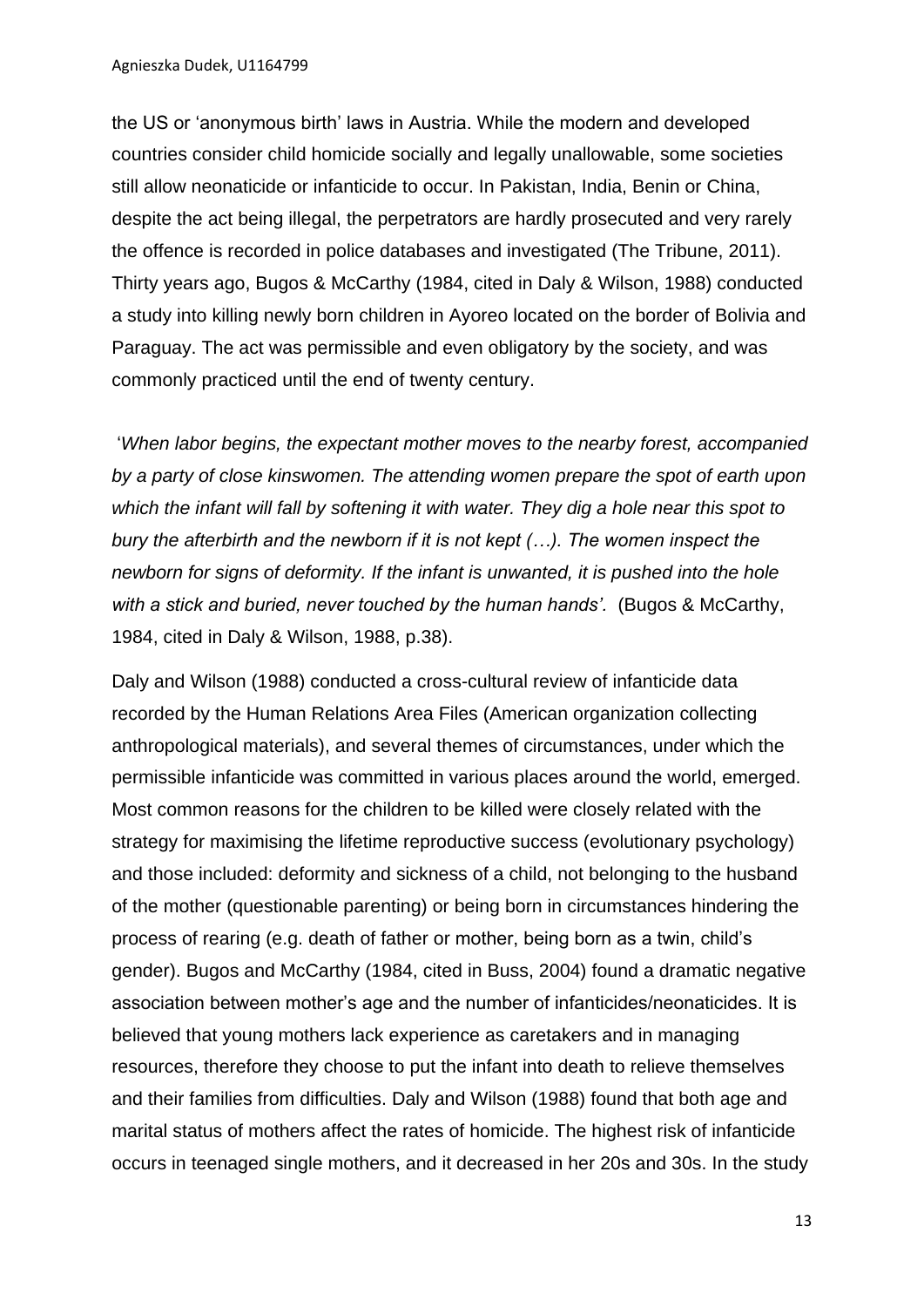the US or 'anonymous birth' laws in Austria. While the modern and developed countries consider child homicide socially and legally unallowable, some societies still allow neonaticide or infanticide to occur. In Pakistan, India, Benin or China, despite the act being illegal, the perpetrators are hardly prosecuted and very rarely the offence is recorded in police databases and investigated (The Tribune, 2011). Thirty years ago, Bugos & McCarthy (1984, cited in Daly & Wilson, 1988) conducted a study into killing newly born children in Ayoreo located on the border of Bolivia and Paraguay. The act was permissible and even obligatory by the society, and was commonly practiced until the end of twenty century.

'*When labor begins, the expectant mother moves to the nearby forest, accompanied by a party of close kinswomen. The attending women prepare the spot of earth upon which the infant will fall by softening it with water. They dig a hole near this spot to bury the afterbirth and the newborn if it is not kept (…). The women inspect the newborn for signs of deformity. If the infant is unwanted, it is pushed into the hole with a stick and buried, never touched by the human hands'.* (Bugos & McCarthy, 1984, cited in Daly & Wilson, 1988, p.38).

Daly and Wilson (1988) conducted a cross-cultural review of infanticide data recorded by the Human Relations Area Files (American organization collecting anthropological materials), and several themes of circumstances, under which the permissible infanticide was committed in various places around the world, emerged. Most common reasons for the children to be killed were closely related with the strategy for maximising the lifetime reproductive success (evolutionary psychology) and those included: deformity and sickness of a child, not belonging to the husband of the mother (questionable parenting) or being born in circumstances hindering the process of rearing (e.g. death of father or mother, being born as a twin, child's gender). Bugos and McCarthy (1984, cited in Buss, 2004) found a dramatic negative association between mother's age and the number of infanticides/neonaticides. It is believed that young mothers lack experience as caretakers and in managing resources, therefore they choose to put the infant into death to relieve themselves and their families from difficulties. Daly and Wilson (1988) found that both age and marital status of mothers affect the rates of homicide. The highest risk of infanticide occurs in teenaged single mothers, and it decreased in her 20s and 30s. In the study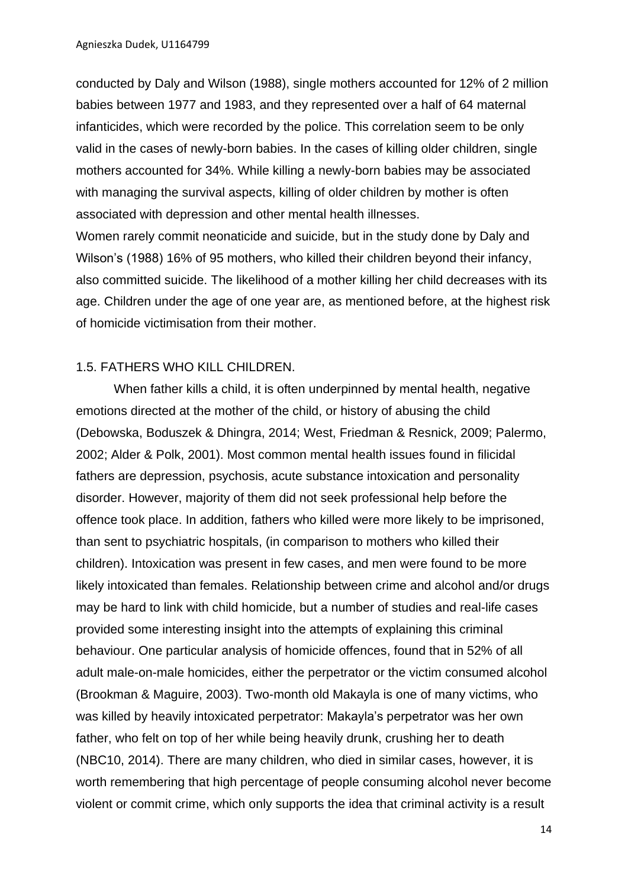conducted by Daly and Wilson (1988), single mothers accounted for 12% of 2 million babies between 1977 and 1983, and they represented over a half of 64 maternal infanticides, which were recorded by the police. This correlation seem to be only valid in the cases of newly-born babies. In the cases of killing older children, single mothers accounted for 34%. While killing a newly-born babies may be associated with managing the survival aspects, killing of older children by mother is often associated with depression and other mental health illnesses.

Women rarely commit neonaticide and suicide, but in the study done by Daly and Wilson's (1988) 16% of 95 mothers, who killed their children beyond their infancy, also committed suicide. The likelihood of a mother killing her child decreases with its age. Children under the age of one year are, as mentioned before, at the highest risk of homicide victimisation from their mother.

### 1.5. FATHERS WHO KILL CHILDREN.

When father kills a child, it is often underpinned by mental health, negative emotions directed at the mother of the child, or history of abusing the child (Debowska, Boduszek & Dhingra, 2014; West, Friedman & Resnick, 2009; Palermo, 2002; Alder & Polk, 2001). Most common mental health issues found in filicidal fathers are depression, psychosis, acute substance intoxication and personality disorder. However, majority of them did not seek professional help before the offence took place. In addition, fathers who killed were more likely to be imprisoned, than sent to psychiatric hospitals, (in comparison to mothers who killed their children). Intoxication was present in few cases, and men were found to be more likely intoxicated than females. Relationship between crime and alcohol and/or drugs may be hard to link with child homicide, but a number of studies and real-life cases provided some interesting insight into the attempts of explaining this criminal behaviour. One particular analysis of homicide offences, found that in 52% of all adult male-on-male homicides, either the perpetrator or the victim consumed alcohol (Brookman & Maguire, 2003). Two-month old Makayla is one of many victims, who was killed by heavily intoxicated perpetrator: Makayla's perpetrator was her own father, who felt on top of her while being heavily drunk, crushing her to death (NBC10, 2014). There are many children, who died in similar cases, however, it is worth remembering that high percentage of people consuming alcohol never become violent or commit crime, which only supports the idea that criminal activity is a result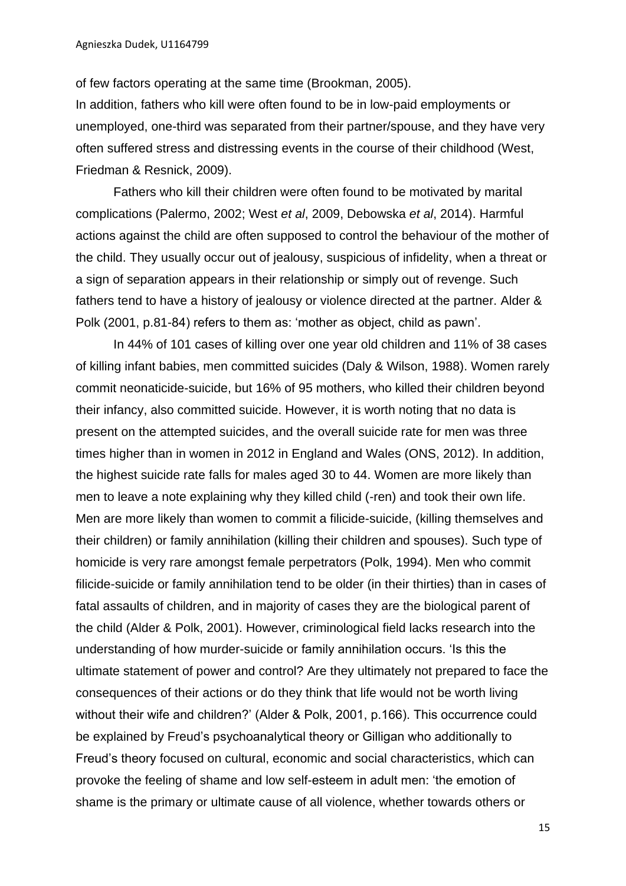of few factors operating at the same time (Brookman, 2005).
In addition, fathers who kill were often found to be in low-paid employments or unemployed, one-third was separated from their partner/spouse, and they have very often suffered stress and distressing events in the course of their childhood (West, Friedman & Resnick, 2009).

Fathers who kill their children were often found to be motivated by marital complications (Palermo, 2002; West *et al*, 2009, Debowska *et al*, 2014). Harmful actions against the child are often supposed to control the behaviour of the mother of the child. They usually occur out of jealousy, suspicious of infidelity, when a threat or a sign of separation appears in their relationship or simply out of revenge. Such fathers tend to have a history of jealousy or violence directed at the partner. Alder & Polk (2001, p.81-84) refers to them as: 'mother as object, child as pawn'.

In 44% of 101 cases of killing over one year old children and 11% of 38 cases of killing infant babies, men committed suicides (Daly & Wilson, 1988). Women rarely commit neonaticide-suicide, but 16% of 95 mothers, who killed their children beyond their infancy, also committed suicide. However, it is worth noting that no data is present on the attempted suicides, and the overall suicide rate for men was three times higher than in women in 2012 in England and Wales (ONS, 2012). In addition, the highest suicide rate falls for males aged 30 to 44. Women are more likely than men to leave a note explaining why they killed child (-ren) and took their own life. Men are more likely than women to commit a filicide-suicide, (killing themselves and their children) or family annihilation (killing their children and spouses). Such type of homicide is very rare amongst female perpetrators (Polk, 1994). Men who commit filicide-suicide or family annihilation tend to be older (in their thirties) than in cases of fatal assaults of children, and in majority of cases they are the biological parent of the child (Alder & Polk, 2001). However, criminological field lacks research into the understanding of how murder-suicide or family annihilation occurs. 'Is this the ultimate statement of power and control? Are they ultimately not prepared to face the consequences of their actions or do they think that life would not be worth living without their wife and children?' (Alder & Polk, 2001, p.166). This occurrence could be explained by Freud's psychoanalytical theory or Gilligan who additionally to Freud's theory focused on cultural, economic and social characteristics, which can provoke the feeling of shame and low self-esteem in adult men: 'the emotion of shame is the primary or ultimate cause of all violence, whether towards others or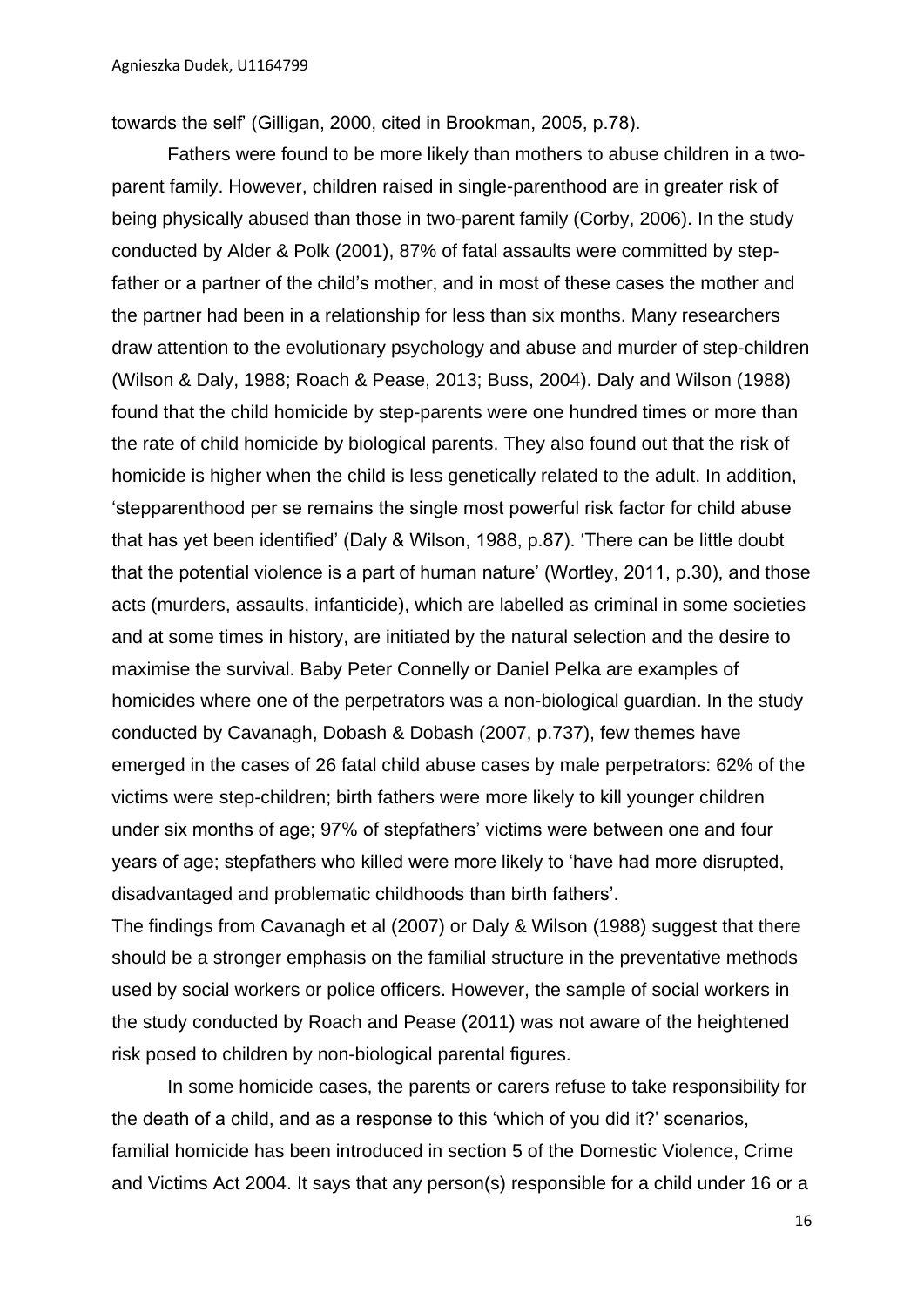towards the self' (Gilligan, 2000, cited in Brookman, 2005, p.78).

Fathers were found to be more likely than mothers to abuse children in a two-parent family. However, children raised in single-parenthood are in greater risk of being physically abused than those in two-parent family (Corby, 2006). In the study conducted by Alder & Polk (2001), 87% of fatal assaults were committed by step-father or a partner of the child's mother, and in most of these cases the mother and the partner had been in a relationship for less than six months. Many researchers draw attention to the evolutionary psychology and abuse and murder of step-children (Wilson & Daly, 1988; Roach & Pease, 2013; Buss, 2004). Daly and Wilson (1988) found that the child homicide by step-parents were one hundred times or more than the rate of child homicide by biological parents. They also found out that the risk of homicide is higher when the child is less genetically related to the adult. In addition, 'stepparenthood per se remains the single most powerful risk factor for child abuse that has yet been identified' (Daly & Wilson, 1988, p.87). 'There can be little doubt that the potential violence is a part of human nature' (Wortley, 2011, p.30), and those acts (murders, assaults, infanticide), which are labelled as criminal in some societies and at some times in history, are initiated by the natural selection and the desire to maximise the survival. Baby Peter Connelly or Daniel Pelka are examples of homicides where one of the perpetrators was a non-biological guardian. In the study conducted by Cavanagh, Dobash & Dobash (2007, p.737), few themes have emerged in the cases of 26 fatal child abuse cases by male perpetrators: 62% of the victims were step-children; birth fathers were more likely to kill younger children under six months of age; 97% of stepfathers' victims were between one and four years of age; stepfathers who killed were more likely to 'have had more disrupted, disadvantaged and problematic childhoods than birth fathers'.

The findings from Cavanagh et al (2007) or Daly & Wilson (1988) suggest that there should be a stronger emphasis on the familial structure in the preventative methods used by social workers or police officers. However, the sample of social workers in the study conducted by Roach and Pease (2011) was not aware of the heightened risk posed to children by non-biological parental figures.

In some homicide cases, the parents or carers refuse to take responsibility for the death of a child, and as a response to this 'which of you did it?' scenarios, familial homicide has been introduced in section 5 of the Domestic Violence, Crime and Victims Act 2004. It says that any person(s) responsible for a child under 16 or a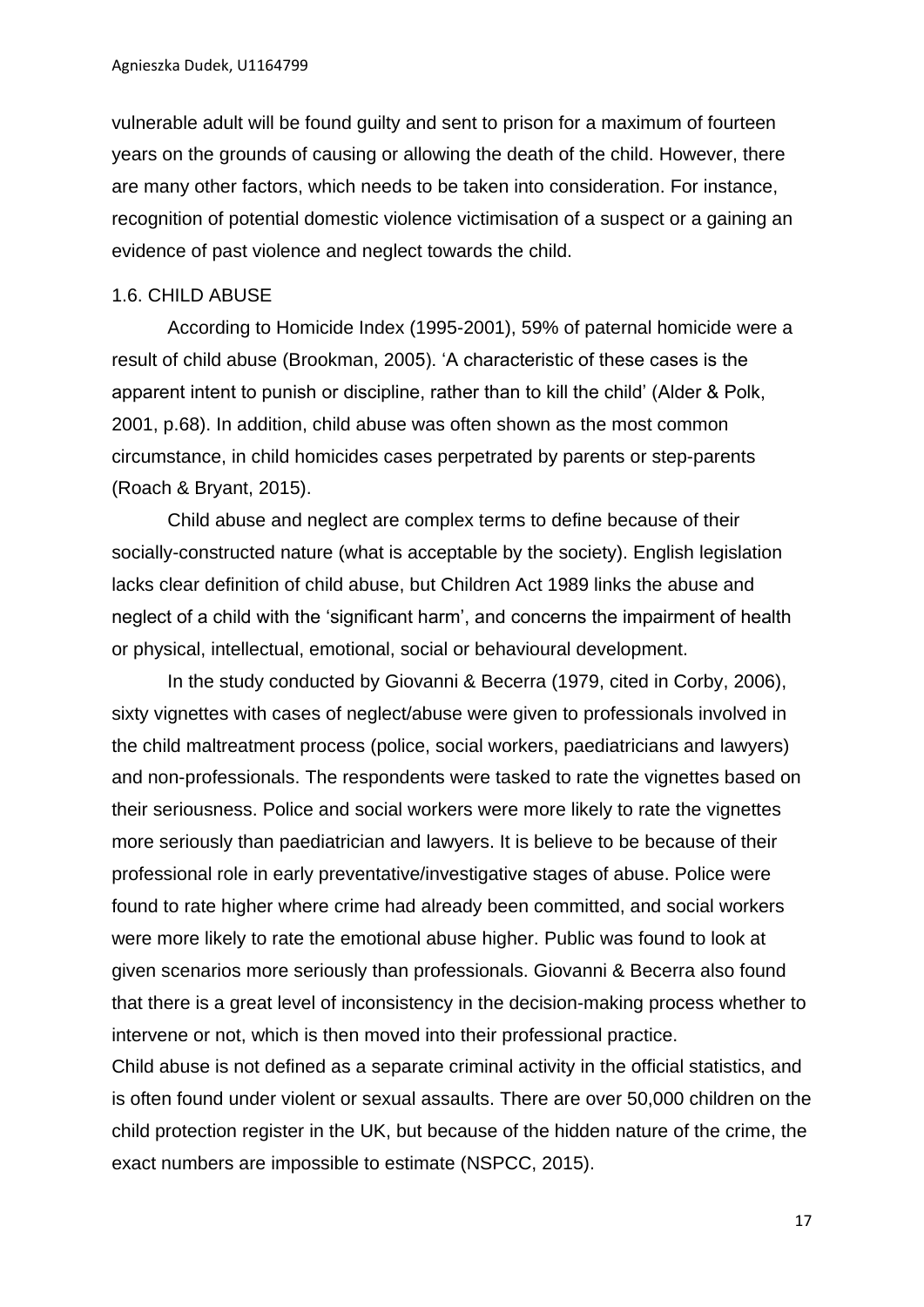vulnerable adult will be found guilty and sent to prison for a maximum of fourteen years on the grounds of causing or allowing the death of the child. However, there are many other factors, which needs to be taken into consideration. For instance, recognition of potential domestic violence victimisation of a suspect or a gaining an evidence of past violence and neglect towards the child.

### 1.6. CHILD ABUSE

According to Homicide Index (1995-2001), 59% of paternal homicide were a result of child abuse (Brookman, 2005). 'A characteristic of these cases is the apparent intent to punish or discipline, rather than to kill the child' (Alder & Polk, 2001, p.68). In addition, child abuse was often shown as the most common circumstance, in child homicides cases perpetrated by parents or step-parents (Roach & Bryant, 2015).

Child abuse and neglect are complex terms to define because of their socially-constructed nature (what is acceptable by the society). English legislation lacks clear definition of child abuse, but Children Act 1989 links the abuse and neglect of a child with the 'significant harm', and concerns the impairment of health or physical, intellectual, emotional, social or behavioural development.

In the study conducted by Giovanni & Becerra (1979, cited in Corby, 2006), sixty vignettes with cases of neglect/abuse were given to professionals involved in the child maltreatment process (police, social workers, paediatricians and lawyers) and non-professionals. The respondents were tasked to rate the vignettes based on their seriousness. Police and social workers were more likely to rate the vignettes more seriously than paediatrician and lawyers. It is believe to be because of their professional role in early preventative/investigative stages of abuse. Police were found to rate higher where crime had already been committed, and social workers were more likely to rate the emotional abuse higher. Public was found to look at given scenarios more seriously than professionals. Giovanni & Becerra also found that there is a great level of inconsistency in the decision-making process whether to intervene or not, which is then moved into their professional practice.

Child abuse is not defined as a separate criminal activity in the official statistics, and is often found under violent or sexual assaults. There are over 50,000 children on the child protection register in the UK, but because of the hidden nature of the crime, the exact numbers are impossible to estimate (NSPCC, 2015).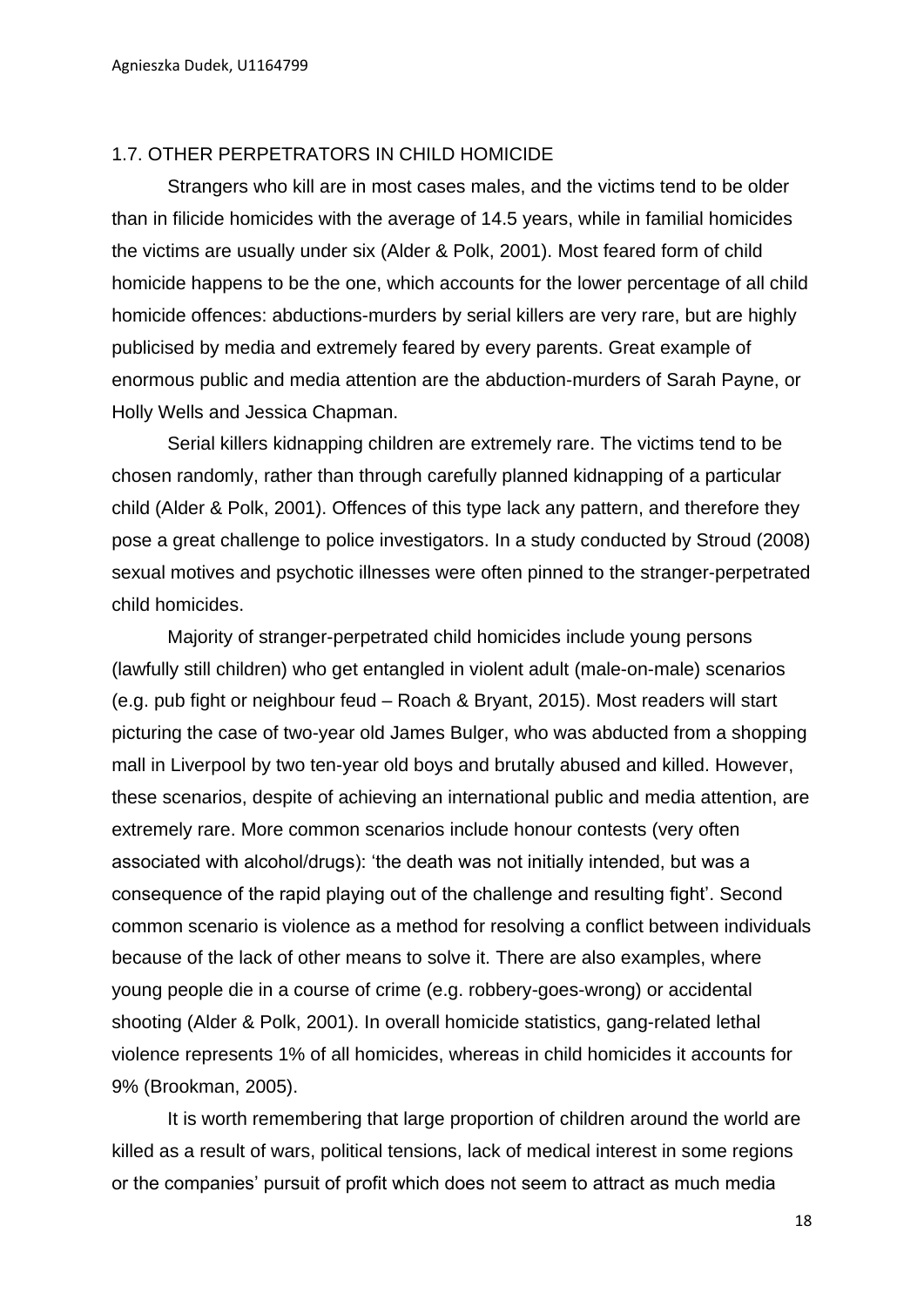## 1.7. OTHER PERPETRATORS IN CHILD HOMICIDE

Strangers who kill are in most cases males, and the victims tend to be older than in filicide homicides with the average of 14.5 years, while in familial homicides the victims are usually under six (Alder & Polk, 2001). Most feared form of child homicide happens to be the one, which accounts for the lower percentage of all child homicide offences: abductions-murders by serial killers are very rare, but are highly publicised by media and extremely feared by every parents. Great example of enormous public and media attention are the abduction-murders of Sarah Payne, or Holly Wells and Jessica Chapman.

Serial killers kidnapping children are extremely rare. The victims tend to be chosen randomly, rather than through carefully planned kidnapping of a particular child (Alder & Polk, 2001). Offences of this type lack any pattern, and therefore they pose a great challenge to police investigators. In a study conducted by Stroud (2008) sexual motives and psychotic illnesses were often pinned to the stranger-perpetrated child homicides.

Majority of stranger-perpetrated child homicides include young persons (lawfully still children) who get entangled in violent adult (male-on-male) scenarios (e.g. pub fight or neighbour feud – Roach & Bryant, 2015). Most readers will start picturing the case of two-year old James Bulger, who was abducted from a shopping mall in Liverpool by two ten-year old boys and brutally abused and killed. However, these scenarios, despite of achieving an international public and media attention, are extremely rare. More common scenarios include honour contests (very often associated with alcohol/drugs): 'the death was not initially intended, but was a consequence of the rapid playing out of the challenge and resulting fight'. Second common scenario is violence as a method for resolving a conflict between individuals because of the lack of other means to solve it. There are also examples, where young people die in a course of crime (e.g. robbery-goes-wrong) or accidental shooting (Alder & Polk, 2001). In overall homicide statistics, gang-related lethal violence represents 1% of all homicides, whereas in child homicides it accounts for 9% (Brookman, 2005).

It is worth remembering that large proportion of children around the world are killed as a result of wars, political tensions, lack of medical interest in some regions or the companies' pursuit of profit which does not seem to attract as much media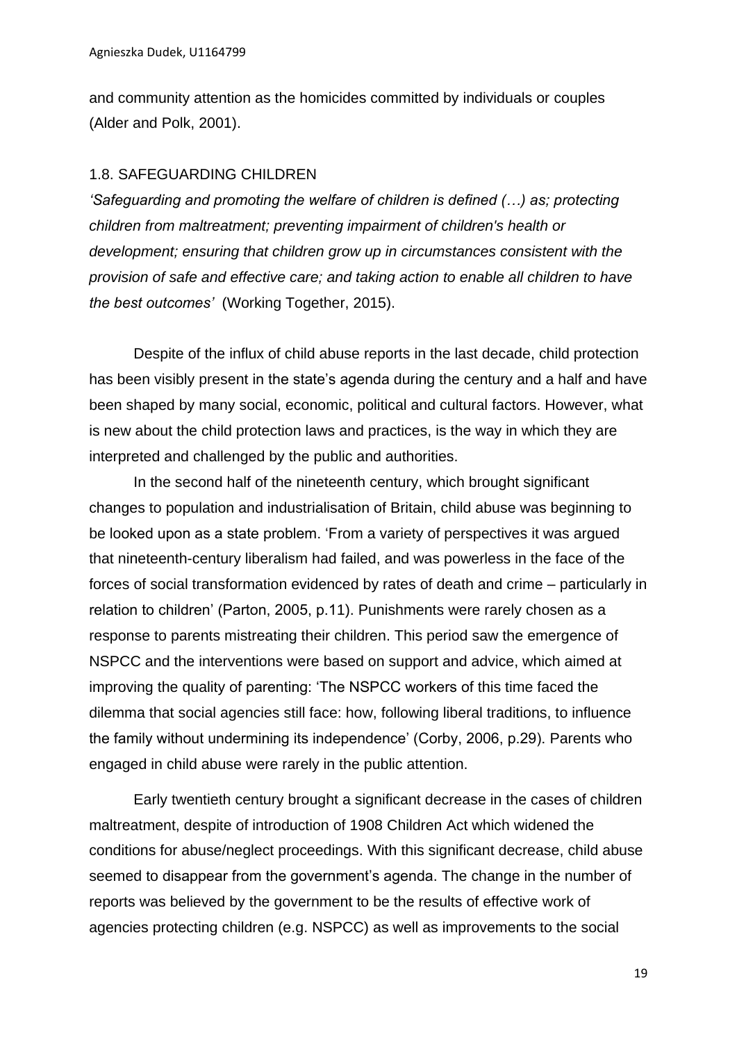and community attention as the homicides committed by individuals or couples (Alder and Polk, 2001).

### 1.8. SAFEGUARDING CHILDREN

*'Safeguarding and promoting the welfare of children is defined (…) as; protecting children from maltreatment; preventing impairment of children's health or development; ensuring that children grow up in circumstances consistent with the provision of safe and effective care; and taking action to enable all children to have the best outcomes'* (Working Together, 2015).

Despite of the influx of child abuse reports in the last decade, child protection has been visibly present in the state's agenda during the century and a half and have been shaped by many social, economic, political and cultural factors. However, what is new about the child protection laws and practices, is the way in which they are interpreted and challenged by the public and authorities.

In the second half of the nineteenth century, which brought significant changes to population and industrialisation of Britain, child abuse was beginning to be looked upon as a state problem. 'From a variety of perspectives it was argued that nineteenth-century liberalism had failed, and was powerless in the face of the forces of social transformation evidenced by rates of death and crime – particularly in relation to children' (Parton, 2005, p.11). Punishments were rarely chosen as a response to parents mistreating their children. This period saw the emergence of NSPCC and the interventions were based on support and advice, which aimed at improving the quality of parenting: 'The NSPCC workers of this time faced the dilemma that social agencies still face: how, following liberal traditions, to influence the family without undermining its independence' (Corby, 2006, p.29). Parents who engaged in child abuse were rarely in the public attention.

Early twentieth century brought a significant decrease in the cases of children maltreatment, despite of introduction of 1908 Children Act which widened the conditions for abuse/neglect proceedings. With this significant decrease, child abuse seemed to disappear from the government's agenda. The change in the number of reports was believed by the government to be the results of effective work of agencies protecting children (e.g. NSPCC) as well as improvements to the social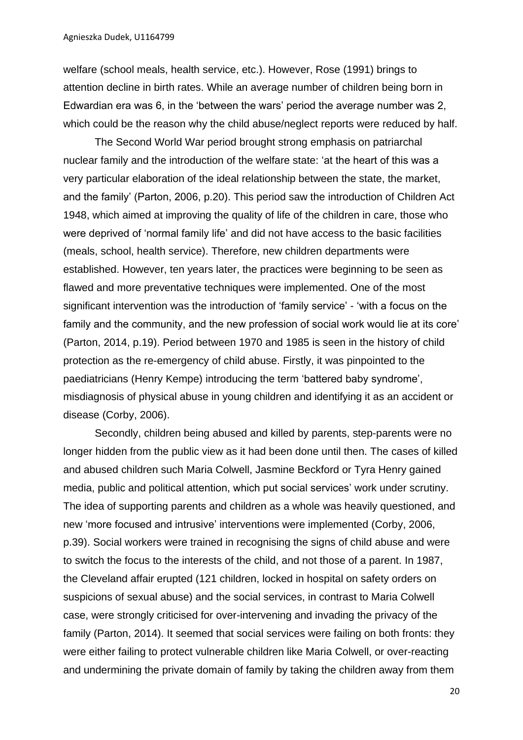welfare (school meals, health service, etc.). However, Rose (1991) brings to attention decline in birth rates. While an average number of children being born in Edwardian era was 6, in the 'between the wars' period the average number was 2, which could be the reason why the child abuse/neglect reports were reduced by half.

The Second World War period brought strong emphasis on patriarchal nuclear family and the introduction of the welfare state: 'at the heart of this was a very particular elaboration of the ideal relationship between the state, the market, and the family' (Parton, 2006, p.20). This period saw the introduction of Children Act 1948, which aimed at improving the quality of life of the children in care, those who were deprived of 'normal family life' and did not have access to the basic facilities (meals, school, health service). Therefore, new children departments were established. However, ten years later, the practices were beginning to be seen as flawed and more preventative techniques were implemented. One of the most significant intervention was the introduction of 'family service' - 'with a focus on the family and the community, and the new profession of social work would lie at its core' (Parton, 2014, p.19). Period between 1970 and 1985 is seen in the history of child protection as the re-emergency of child abuse. Firstly, it was pinpointed to the paediatricians (Henry Kempe) introducing the term 'battered baby syndrome', misdiagnosis of physical abuse in young children and identifying it as an accident or disease (Corby, 2006).

Secondly, children being abused and killed by parents, step-parents were no longer hidden from the public view as it had been done until then. The cases of killed and abused children such Maria Colwell, Jasmine Beckford or Tyra Henry gained media, public and political attention, which put social services' work under scrutiny. The idea of supporting parents and children as a whole was heavily questioned, and new 'more focused and intrusive' interventions were implemented (Corby, 2006, p.39). Social workers were trained in recognising the signs of child abuse and were to switch the focus to the interests of the child, and not those of a parent. In 1987, the Cleveland affair erupted (121 children, locked in hospital on safety orders on suspicions of sexual abuse) and the social services, in contrast to Maria Colwell case, were strongly criticised for over-intervening and invading the privacy of the family (Parton, 2014). It seemed that social services were failing on both fronts: they were either failing to protect vulnerable children like Maria Colwell, or over-reacting and undermining the private domain of family by taking the children away from them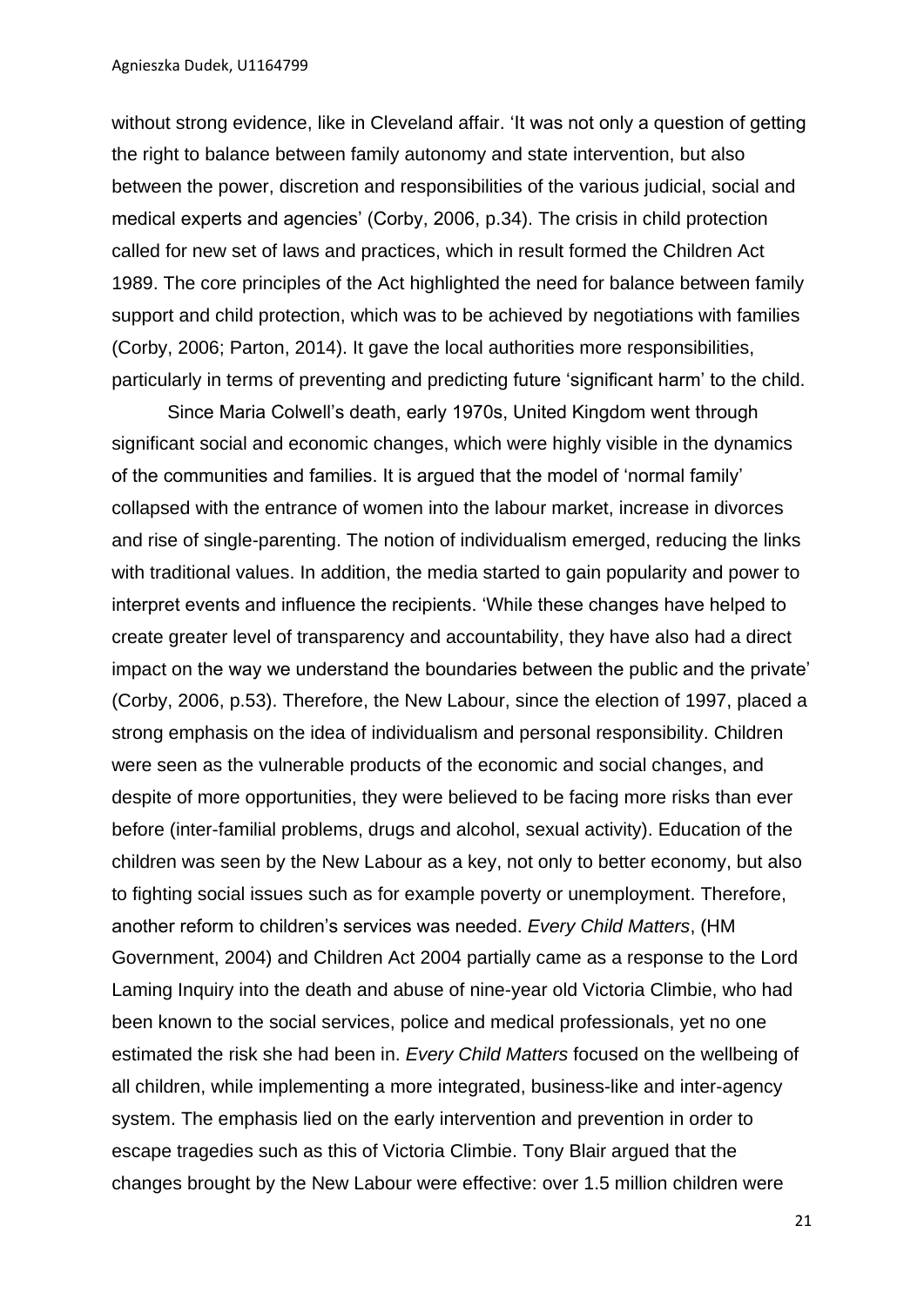without strong evidence, like in Cleveland affair. 'It was not only a question of getting the right to balance between family autonomy and state intervention, but also between the power, discretion and responsibilities of the various judicial, social and medical experts and agencies' (Corby, 2006, p.34). The crisis in child protection called for new set of laws and practices, which in result formed the Children Act 1989. The core principles of the Act highlighted the need for balance between family support and child protection, which was to be achieved by negotiations with families (Corby, 2006; Parton, 2014). It gave the local authorities more responsibilities, particularly in terms of preventing and predicting future 'significant harm' to the child.

Since Maria Colwell's death, early 1970s, United Kingdom went through significant social and economic changes, which were highly visible in the dynamics of the communities and families. It is argued that the model of 'normal family' collapsed with the entrance of women into the labour market, increase in divorces and rise of single-parenting. The notion of individualism emerged, reducing the links with traditional values. In addition, the media started to gain popularity and power to interpret events and influence the recipients. 'While these changes have helped to create greater level of transparency and accountability, they have also had a direct impact on the way we understand the boundaries between the public and the private' (Corby, 2006, p.53). Therefore, the New Labour, since the election of 1997, placed a strong emphasis on the idea of individualism and personal responsibility. Children were seen as the vulnerable products of the economic and social changes, and despite of more opportunities, they were believed to be facing more risks than ever before (inter-familial problems, drugs and alcohol, sexual activity). Education of the children was seen by the New Labour as a key, not only to better economy, but also to fighting social issues such as for example poverty or unemployment. Therefore, another reform to children's services was needed. *Every Child Matters*, (HM Government, 2004) and Children Act 2004 partially came as a response to the Lord Laming Inquiry into the death and abuse of nine-year old Victoria Climbie, who had been known to the social services, police and medical professionals, yet no one estimated the risk she had been in. *Every Child Matters* focused on the wellbeing of all children, while implementing a more integrated, business-like and inter-agency system. The emphasis lied on the early intervention and prevention in order to escape tragedies such as this of Victoria Climbie. Tony Blair argued that the changes brought by the New Labour were effective: over 1.5 million children were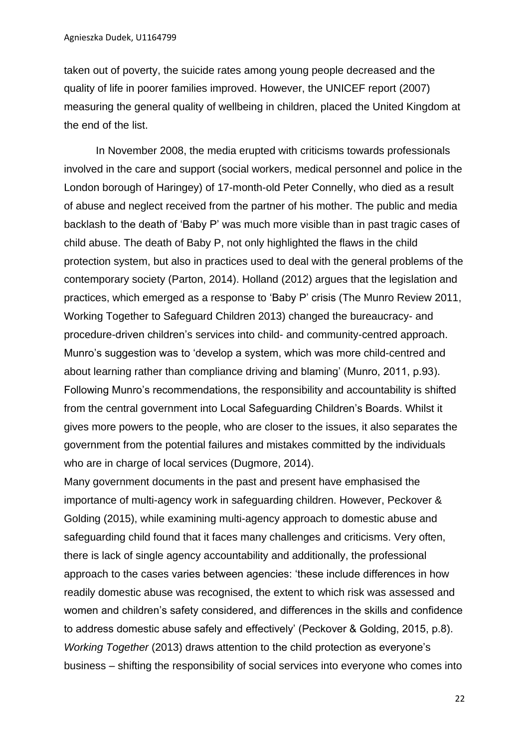taken out of poverty, the suicide rates among young people decreased and the quality of life in poorer families improved. However, the UNICEF report (2007) measuring the general quality of wellbeing in children, placed the United Kingdom at the end of the list.

In November 2008, the media erupted with criticisms towards professionals involved in the care and support (social workers, medical personnel and police in the London borough of Haringey) of 17-month-old Peter Connelly, who died as a result of abuse and neglect received from the partner of his mother. The public and media backlash to the death of 'Baby P' was much more visible than in past tragic cases of child abuse. The death of Baby P, not only highlighted the flaws in the child protection system, but also in practices used to deal with the general problems of the contemporary society (Parton, 2014). Holland (2012) argues that the legislation and practices, which emerged as a response to 'Baby P' crisis (The Munro Review 2011, Working Together to Safeguard Children 2013) changed the bureaucracy- and procedure-driven children's services into child- and community-centred approach. Munro's suggestion was to 'develop a system, which was more child-centred and about learning rather than compliance driving and blaming' (Munro, 2011, p.93). Following Munro's recommendations, the responsibility and accountability is shifted from the central government into Local Safeguarding Children's Boards. Whilst it gives more powers to the people, who are closer to the issues, it also separates the government from the potential failures and mistakes committed by the individuals who are in charge of local services (Dugmore, 2014).

Many government documents in the past and present have emphasised the importance of multi-agency work in safeguarding children. However, Peckover & Golding (2015), while examining multi-agency approach to domestic abuse and safeguarding child found that it faces many challenges and criticisms. Very often, there is lack of single agency accountability and additionally, the professional approach to the cases varies between agencies: 'these include differences in how readily domestic abuse was recognised, the extent to which risk was assessed and women and children's safety considered, and differences in the skills and confidence to address domestic abuse safely and effectively' (Peckover & Golding, 2015, p.8). *Working Together* (2013) draws attention to the child protection as everyone's business – shifting the responsibility of social services into everyone who comes into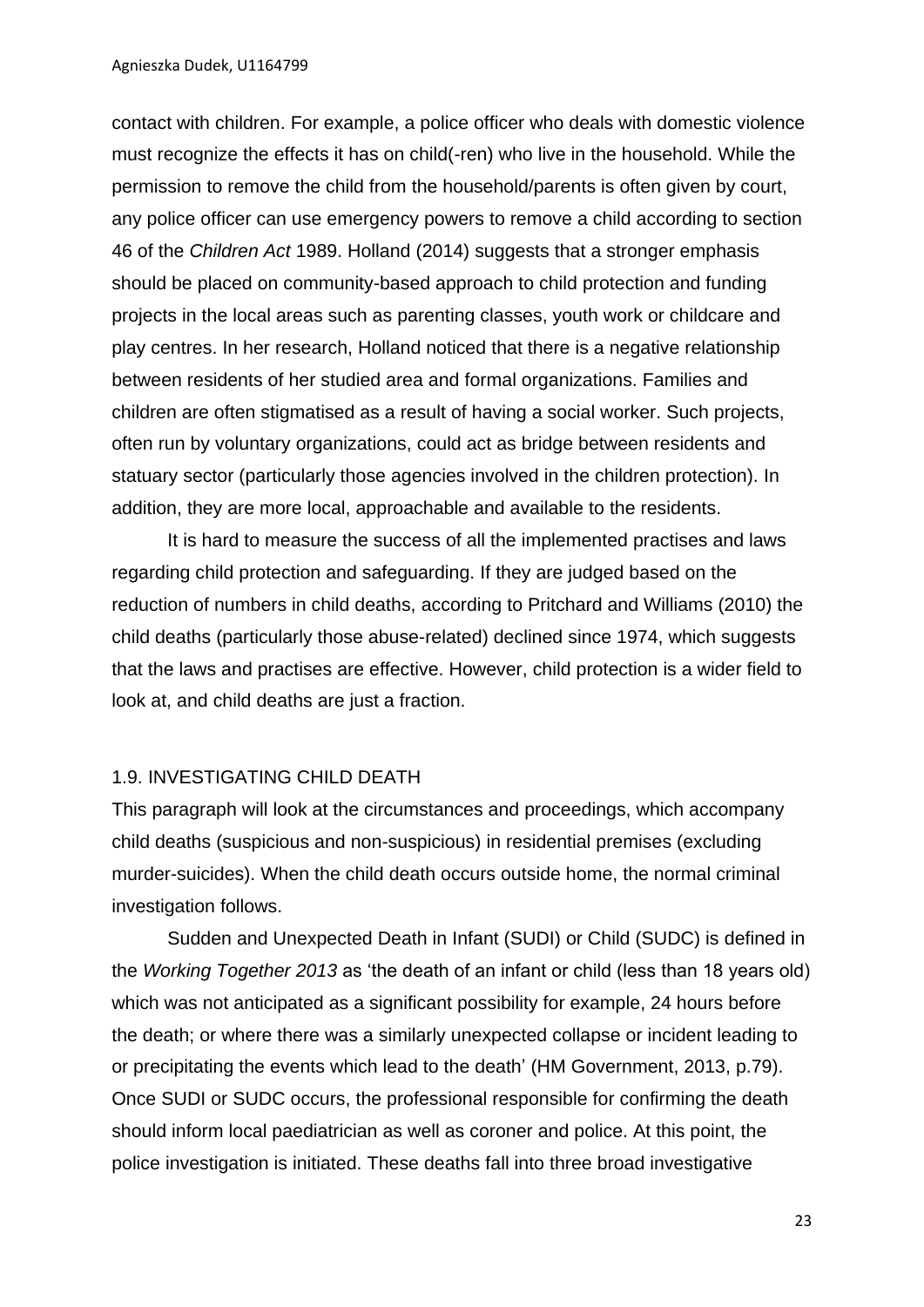contact with children. For example, a police officer who deals with domestic violence must recognize the effects it has on child(-ren) who live in the household. While the permission to remove the child from the household/parents is often given by court, any police officer can use emergency powers to remove a child according to section 46 of the *Children Act* 1989. Holland (2014) suggests that a stronger emphasis should be placed on community-based approach to child protection and funding projects in the local areas such as parenting classes, youth work or childcare and play centres. In her research, Holland noticed that there is a negative relationship between residents of her studied area and formal organizations. Families and children are often stigmatised as a result of having a social worker. Such projects, often run by voluntary organizations, could act as bridge between residents and statuary sector (particularly those agencies involved in the children protection). In addition, they are more local, approachable and available to the residents.

It is hard to measure the success of all the implemented practises and laws regarding child protection and safeguarding. If they are judged based on the reduction of numbers in child deaths, according to Pritchard and Williams (2010) the child deaths (particularly those abuse-related) declined since 1974, which suggests that the laws and practises are effective. However, child protection is a wider field to look at, and child deaths are just a fraction.

### 1.9. INVESTIGATING CHILD DEATH

This paragraph will look at the circumstances and proceedings, which accompany child deaths (suspicious and non-suspicious) in residential premises (excluding murder-suicides). When the child death occurs outside home, the normal criminal investigation follows.

Sudden and Unexpected Death in Infant (SUDI) or Child (SUDC) is defined in the *Working Together 2013* as 'the death of an infant or child (less than 18 years old) which was not anticipated as a significant possibility for example, 24 hours before the death; or where there was a similarly unexpected collapse or incident leading to or precipitating the events which lead to the death' (HM Government, 2013, p.79). Once SUDI or SUDC occurs, the professional responsible for confirming the death should inform local paediatrician as well as coroner and police. At this point, the police investigation is initiated. These deaths fall into three broad investigative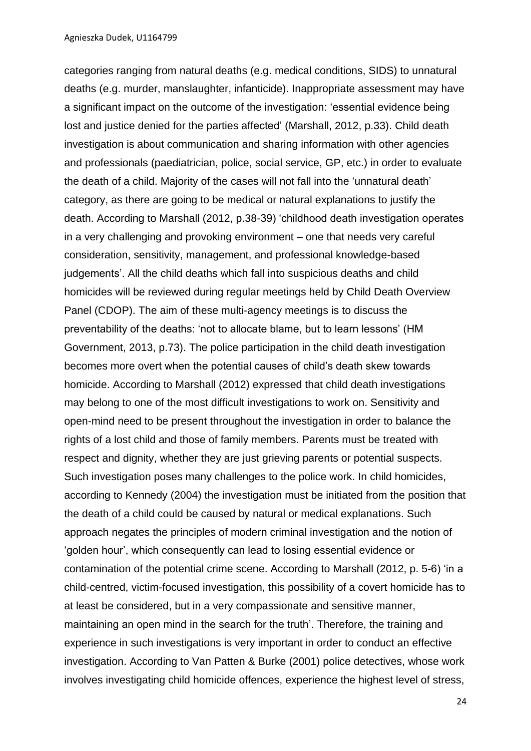categories ranging from natural deaths (e.g. medical conditions, SIDS) to unnatural deaths (e.g. murder, manslaughter, infanticide). Inappropriate assessment may have a significant impact on the outcome of the investigation: 'essential evidence being lost and justice denied for the parties affected' (Marshall, 2012, p.33). Child death investigation is about communication and sharing information with other agencies and professionals (paediatrician, police, social service, GP, etc.) in order to evaluate the death of a child. Majority of the cases will not fall into the 'unnatural death' category, as there are going to be medical or natural explanations to justify the death. According to Marshall (2012, p.38-39) 'childhood death investigation operates in a very challenging and provoking environment – one that needs very careful consideration, sensitivity, management, and professional knowledge-based judgements'. All the child deaths which fall into suspicious deaths and child homicides will be reviewed during regular meetings held by Child Death Overview Panel (CDOP). The aim of these multi-agency meetings is to discuss the preventability of the deaths: 'not to allocate blame, but to learn lessons' (HM Government, 2013, p.73). The police participation in the child death investigation becomes more overt when the potential causes of child's death skew towards homicide. According to Marshall (2012) expressed that child death investigations may belong to one of the most difficult investigations to work on. Sensitivity and open-mind need to be present throughout the investigation in order to balance the rights of a lost child and those of family members. Parents must be treated with respect and dignity, whether they are just grieving parents or potential suspects. Such investigation poses many challenges to the police work. In child homicides, according to Kennedy (2004) the investigation must be initiated from the position that the death of a child could be caused by natural or medical explanations. Such approach negates the principles of modern criminal investigation and the notion of 'golden hour', which consequently can lead to losing essential evidence or contamination of the potential crime scene. According to Marshall (2012, p. 5-6) 'in a child-centred, victim-focused investigation, this possibility of a covert homicide has to at least be considered, but in a very compassionate and sensitive manner, maintaining an open mind in the search for the truth'. Therefore, the training and experience in such investigations is very important in order to conduct an effective investigation. According to Van Patten & Burke (2001) police detectives, whose work involves investigating child homicide offences, experience the highest level of stress,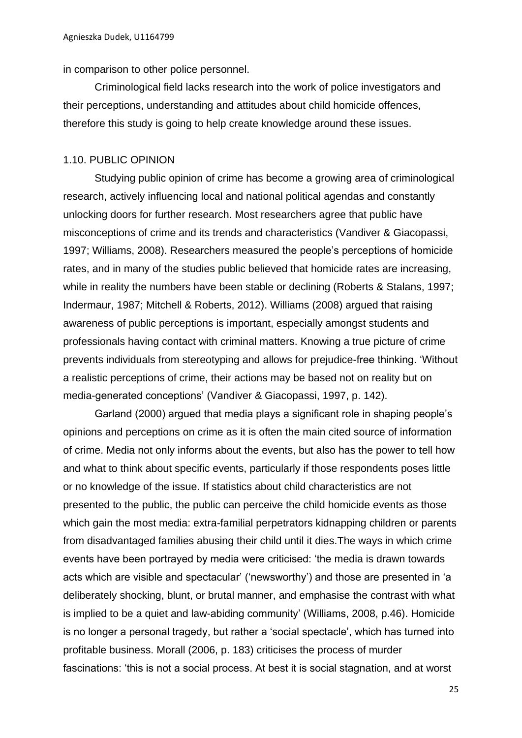in comparison to other police personnel.

Criminological field lacks research into the work of police investigators and their perceptions, understanding and attitudes about child homicide offences, therefore this study is going to help create knowledge around these issues.

### 1.10. PUBLIC OPINION

Studying public opinion of crime has become a growing area of criminological research, actively influencing local and national political agendas and constantly unlocking doors for further research. Most researchers agree that public have misconceptions of crime and its trends and characteristics (Vandiver & Giacopassi, 1997; Williams, 2008). Researchers measured the people's perceptions of homicide rates, and in many of the studies public believed that homicide rates are increasing, while in reality the numbers have been stable or declining (Roberts & Stalans, 1997; Indermaur, 1987; Mitchell & Roberts, 2012). Williams (2008) argued that raising awareness of public perceptions is important, especially amongst students and professionals having contact with criminal matters. Knowing a true picture of crime prevents individuals from stereotyping and allows for prejudice-free thinking. 'Without a realistic perceptions of crime, their actions may be based not on reality but on media-generated conceptions' (Vandiver & Giacopassi, 1997, p. 142).

Garland (2000) argued that media plays a significant role in shaping people's opinions and perceptions on crime as it is often the main cited source of information of crime. Media not only informs about the events, but also has the power to tell how and what to think about specific events, particularly if those respondents poses little or no knowledge of the issue. If statistics about child characteristics are not presented to the public, the public can perceive the child homicide events as those which gain the most media: extra-familial perpetrators kidnapping children or parents from disadvantaged families abusing their child until it dies.The ways in which crime events have been portrayed by media were criticised: 'the media is drawn towards acts which are visible and spectacular' ('newsworthy') and those are presented in 'a deliberately shocking, blunt, or brutal manner, and emphasise the contrast with what is implied to be a quiet and law-abiding community' (Williams, 2008, p.46). Homicide is no longer a personal tragedy, but rather a 'social spectacle', which has turned into profitable business. Morall (2006, p. 183) criticises the process of murder fascinations: 'this is not a social process. At best it is social stagnation, and at worst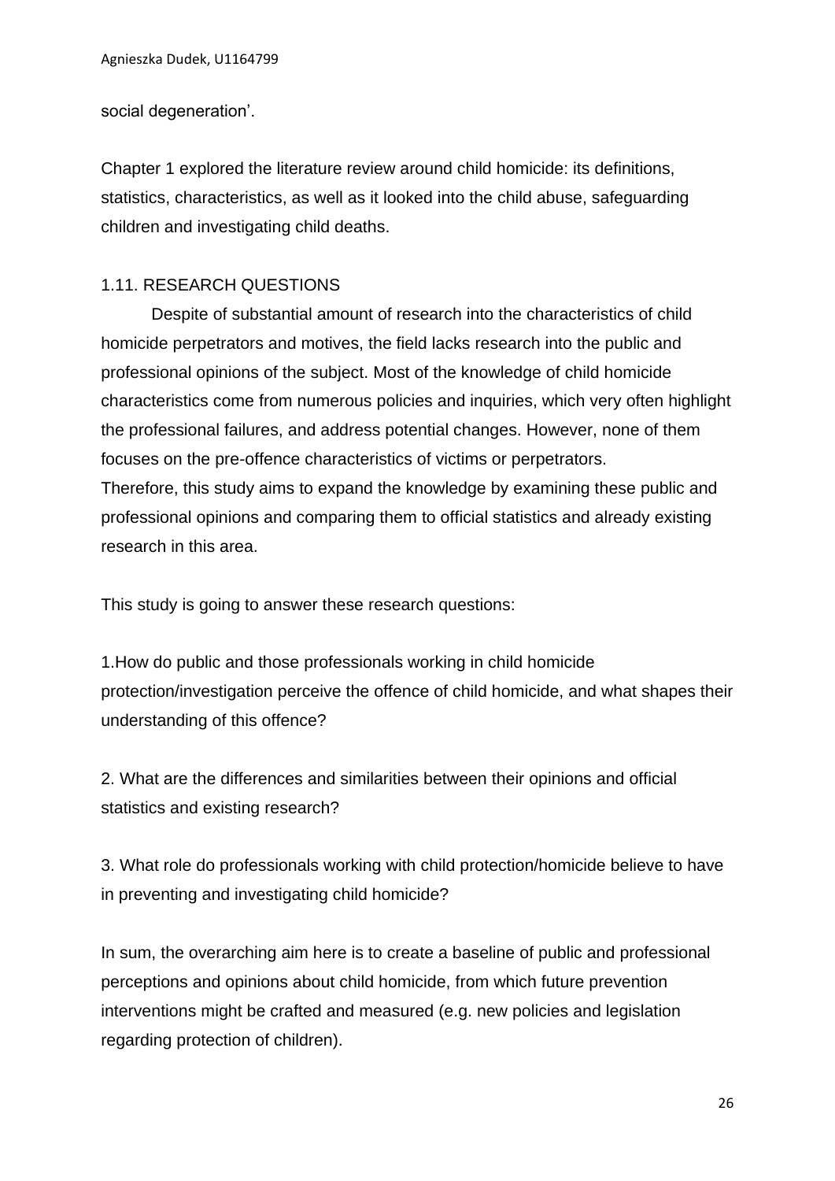social degeneration'.

Chapter 1 explored the literature review around child homicide: its definitions, statistics, characteristics, as well as it looked into the child abuse, safeguarding children and investigating child deaths.

## 1.11. RESEARCH QUESTIONS

Despite of substantial amount of research into the characteristics of child homicide perpetrators and motives, the field lacks research into the public and professional opinions of the subject. Most of the knowledge of child homicide characteristics come from numerous policies and inquiries, which very often highlight the professional failures, and address potential changes. However, none of them focuses on the pre-offence characteristics of victims or perpetrators.
Therefore, this study aims to expand the knowledge by examining these public and professional opinions and comparing them to official statistics and already existing research in this area.

This study is going to answer these research questions:

1.How do public and those professionals working in child homicide protection/investigation perceive the offence of child homicide, and what shapes their understanding of this offence?

2. What are the differences and similarities between their opinions and official statistics and existing research?

3. What role do professionals working with child protection/homicide believe to have in preventing and investigating child homicide?

In sum, the overarching aim here is to create a baseline of public and professional perceptions and opinions about child homicide, from which future prevention interventions might be crafted and measured (e.g. new policies and legislation regarding protection of children).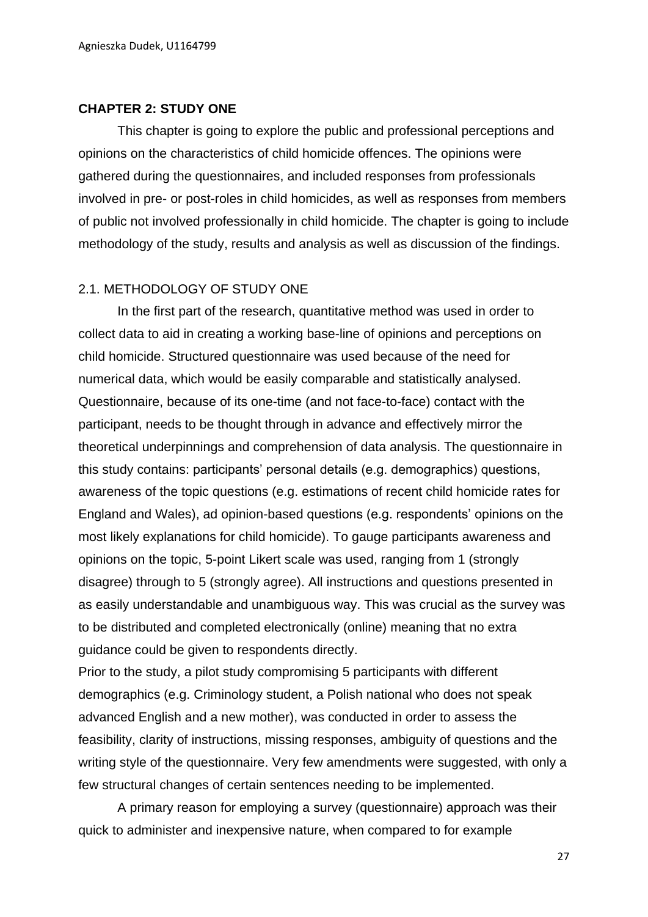## CHAPTER 2: STUDY ONE

This chapter is going to explore the public and professional perceptions and opinions on the characteristics of child homicide offences. The opinions were gathered during the questionnaires, and included responses from professionals involved in pre- or post-roles in child homicides, as well as responses from members of public not involved professionally in child homicide. The chapter is going to include methodology of the study, results and analysis as well as discussion of the findings.

### 2.1. METHODOLOGY OF STUDY ONE

In the first part of the research, quantitative method was used in order to collect data to aid in creating a working base-line of opinions and perceptions on child homicide. Structured questionnaire was used because of the need for numerical data, which would be easily comparable and statistically analysed. Questionnaire, because of its one-time (and not face-to-face) contact with the participant, needs to be thought through in advance and effectively mirror the theoretical underpinnings and comprehension of data analysis. The questionnaire in this study contains: participants' personal details (e.g. demographics) questions, awareness of the topic questions (e.g. estimations of recent child homicide rates for England and Wales), ad opinion-based questions (e.g. respondents' opinions on the most likely explanations for child homicide). To gauge participants awareness and opinions on the topic, 5-point Likert scale was used, ranging from 1 (strongly disagree) through to 5 (strongly agree). All instructions and questions presented in as easily understandable and unambiguous way. This was crucial as the survey was to be distributed and completed electronically (online) meaning that no extra guidance could be given to respondents directly.

Prior to the study, a pilot study compromising 5 participants with different demographics (e.g. Criminology student, a Polish national who does not speak advanced English and a new mother), was conducted in order to assess the feasibility, clarity of instructions, missing responses, ambiguity of questions and the writing style of the questionnaire. Very few amendments were suggested, with only a few structural changes of certain sentences needing to be implemented.

A primary reason for employing a survey (questionnaire) approach was their quick to administer and inexpensive nature, when compared to for example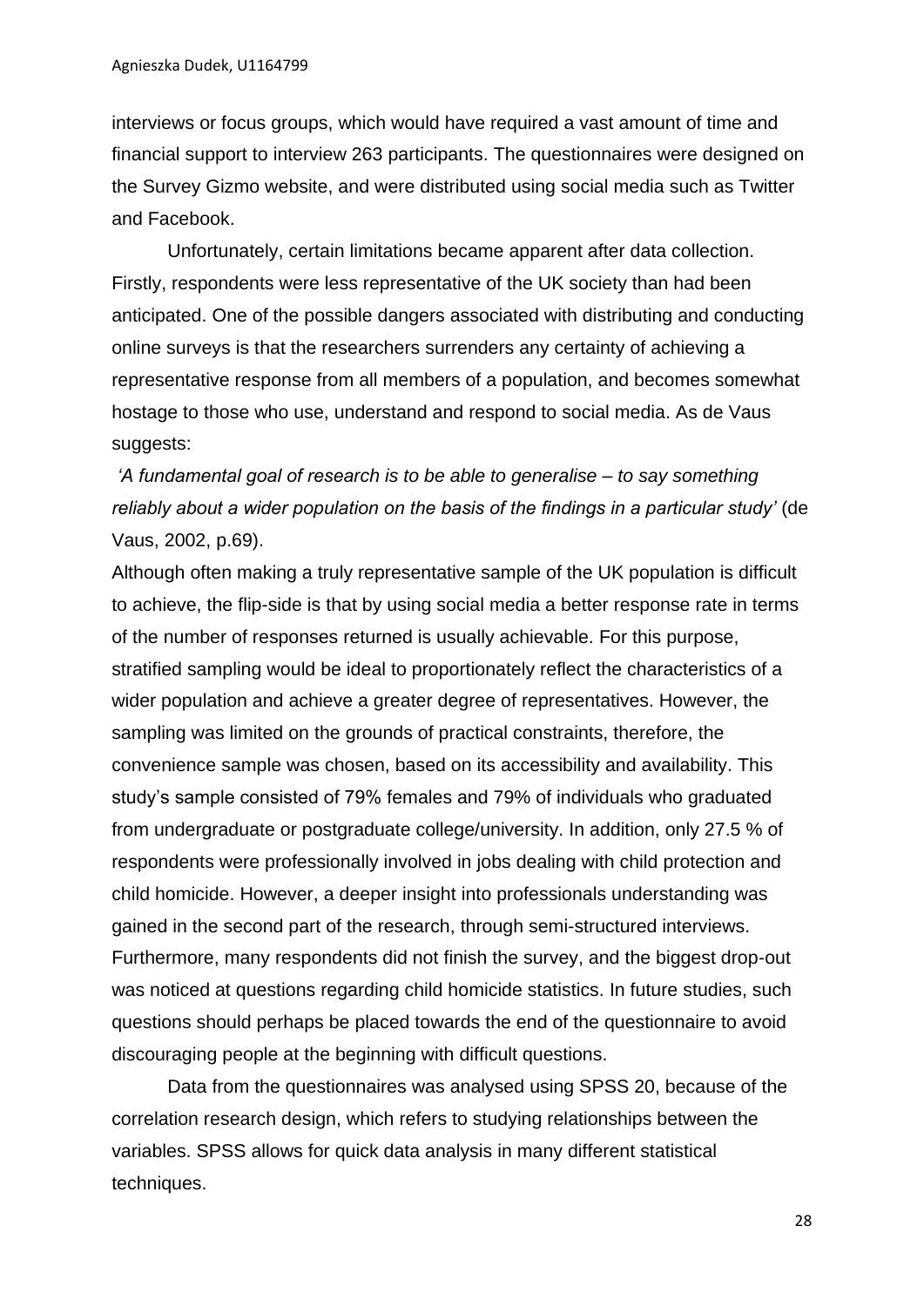interviews or focus groups, which would have required a vast amount of time and financial support to interview 263 participants. The questionnaires were designed on the Survey Gizmo website, and were distributed using social media such as Twitter and Facebook.

Unfortunately, certain limitations became apparent after data collection. Firstly, respondents were less representative of the UK society than had been anticipated. One of the possible dangers associated with distributing and conducting online surveys is that the researchers surrenders any certainty of achieving a representative response from all members of a population, and becomes somewhat hostage to those who use, understand and respond to social media. As de Vaus suggests:

*'A fundamental goal of research is to be able to generalise – to say something reliably about a wider population on the basis of the findings in a particular study'* (de Vaus, 2002, p.69).

Although often making a truly representative sample of the UK population is difficult to achieve, the flip-side is that by using social media a better response rate in terms of the number of responses returned is usually achievable. For this purpose, stratified sampling would be ideal to proportionately reflect the characteristics of a wider population and achieve a greater degree of representatives. However, the sampling was limited on the grounds of practical constraints, therefore, the convenience sample was chosen, based on its accessibility and availability. This study's sample consisted of 79% females and 79% of individuals who graduated from undergraduate or postgraduate college/university. In addition, only 27.5 % of respondents were professionally involved in jobs dealing with child protection and child homicide. However, a deeper insight into professionals understanding was gained in the second part of the research, through semi-structured interviews. Furthermore, many respondents did not finish the survey, and the biggest drop-out was noticed at questions regarding child homicide statistics. In future studies, such questions should perhaps be placed towards the end of the questionnaire to avoid discouraging people at the beginning with difficult questions.

Data from the questionnaires was analysed using SPSS 20, because of the correlation research design, which refers to studying relationships between the variables. SPSS allows for quick data analysis in many different statistical techniques.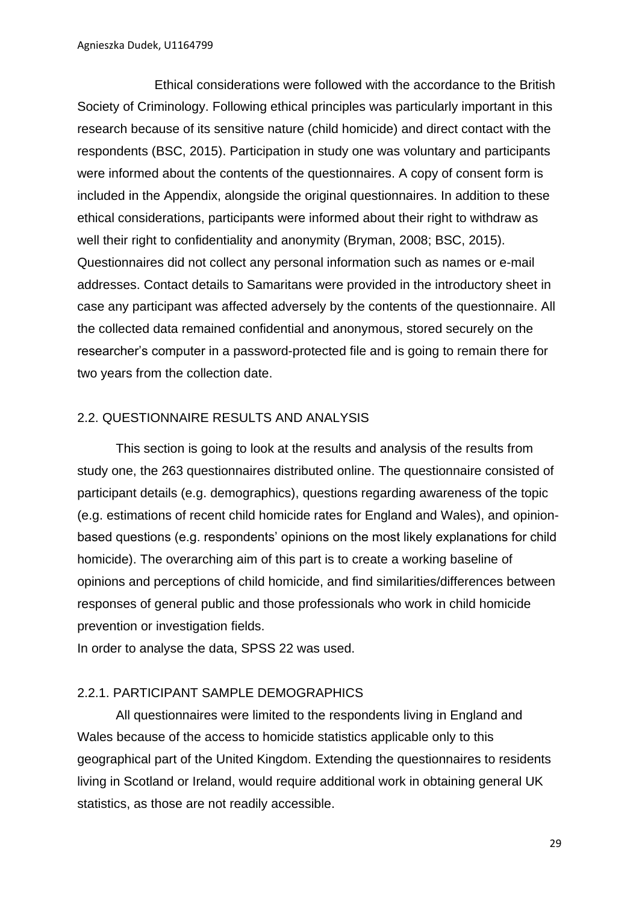Ethical considerations were followed with the accordance to the British Society of Criminology. Following ethical principles was particularly important in this research because of its sensitive nature (child homicide) and direct contact with the respondents (BSC, 2015). Participation in study one was voluntary and participants were informed about the contents of the questionnaires. A copy of consent form is included in the Appendix, alongside the original questionnaires. In addition to these ethical considerations, participants were informed about their right to withdraw as well their right to confidentiality and anonymity (Bryman, 2008; BSC, 2015). Questionnaires did not collect any personal information such as names or e-mail addresses. Contact details to Samaritans were provided in the introductory sheet in case any participant was affected adversely by the contents of the questionnaire. All the collected data remained confidential and anonymous, stored securely on the researcher's computer in a password-protected file and is going to remain there for two years from the collection date.

## 2.2. QUESTIONNAIRE RESULTS AND ANALYSIS

This section is going to look at the results and analysis of the results from study one, the 263 questionnaires distributed online. The questionnaire consisted of participant details (e.g. demographics), questions regarding awareness of the topic (e.g. estimations of recent child homicide rates for England and Wales), and opinion-based questions (e.g. respondents' opinions on the most likely explanations for child homicide). The overarching aim of this part is to create a working baseline of opinions and perceptions of child homicide, and find similarities/differences between responses of general public and those professionals who work in child homicide prevention or investigation fields.

In order to analyse the data, SPSS 22 was used.

### 2.2.1. PARTICIPANT SAMPLE DEMOGRAPHICS

All questionnaires were limited to the respondents living in England and Wales because of the access to homicide statistics applicable only to this geographical part of the United Kingdom. Extending the questionnaires to residents living in Scotland or Ireland, would require additional work in obtaining general UK statistics, as those are not readily accessible.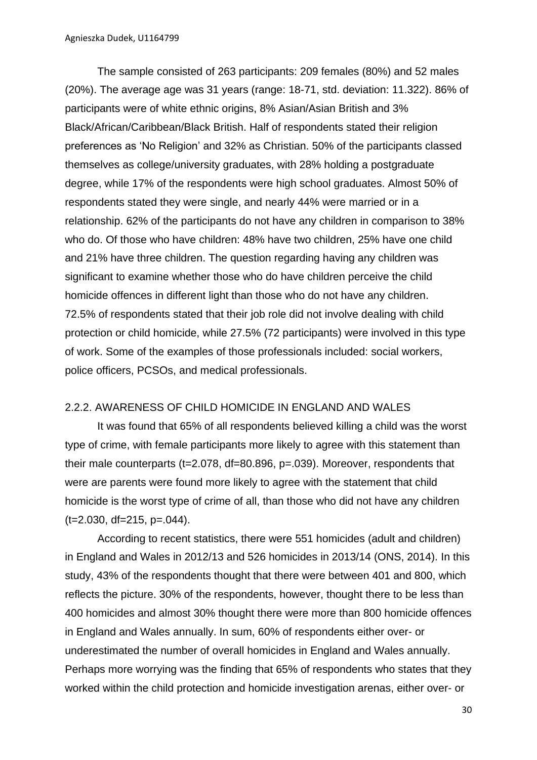The sample consisted of 263 participants: 209 females (80%) and 52 males (20%). The average age was 31 years (range: 18-71, std. deviation: 11.322). 86% of participants were of white ethnic origins, 8% Asian/Asian British and 3% Black/African/Caribbean/Black British. Half of respondents stated their religion preferences as 'No Religion' and 32% as Christian. 50% of the participants classed themselves as college/university graduates, with 28% holding a postgraduate degree, while 17% of the respondents were high school graduates. Almost 50% of respondents stated they were single, and nearly 44% were married or in a relationship. 62% of the participants do not have any children in comparison to 38% who do. Of those who have children: 48% have two children, 25% have one child and 21% have three children. The question regarding having any children was significant to examine whether those who do have children perceive the child homicide offences in different light than those who do not have any children. 72.5% of respondents stated that their job role did not involve dealing with child protection or child homicide, while 27.5% (72 participants) were involved in this type of work. Some of the examples of those professionals included: social workers, police officers, PCSOs, and medical professionals.

### 2.2.2. AWARENESS OF CHILD HOMICIDE IN ENGLAND AND WALES

It was found that 65% of all respondents believed killing a child was the worst type of crime, with female participants more likely to agree with this statement than their male counterparts ($t=2.078$, $df=80.896$, $p=.039$). Moreover, respondents that were are parents were found more likely to agree with the statement that child homicide is the worst type of crime of all, than those who did not have any children ($t=2.030$, $df=215$, $p=.044$).

According to recent statistics, there were 551 homicides (adult and children) in England and Wales in 2012/13 and 526 homicides in 2013/14 (ONS, 2014). In this study, 43% of the respondents thought that there were between 401 and 800, which reflects the picture. 30% of the respondents, however, thought there to be less than 400 homicides and almost 30% thought there were more than 800 homicide offences in England and Wales annually. In sum, 60% of respondents either over- or underestimated the number of overall homicides in England and Wales annually. Perhaps more worrying was the finding that 65% of respondents who states that they worked within the child protection and homicide investigation arenas, either over- or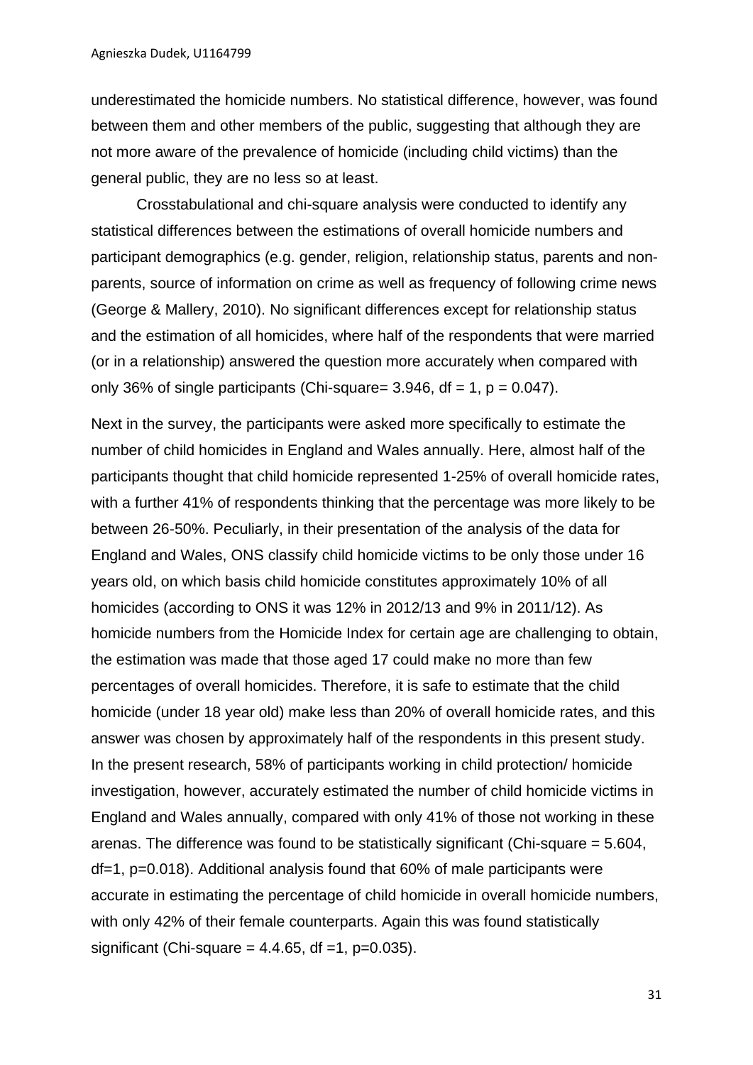underestimated the homicide numbers. No statistical difference, however, was found between them and other members of the public, suggesting that although they are not more aware of the prevalence of homicide (including child victims) than the general public, they are no less so at least.

Crosstabulational and chi-square analysis were conducted to identify any statistical differences between the estimations of overall homicide numbers and participant demographics (e.g. gender, religion, relationship status, parents and non-parents, source of information on crime as well as frequency of following crime news (George & Mallery, 2010). No significant differences except for relationship status and the estimation of all homicides, where half of the respondents that were married (or in a relationship) answered the question more accurately when compared with only 36% of single participants (Chi-square= 3.946, df = 1, $p = 0.047$).

Next in the survey, the participants were asked more specifically to estimate the number of child homicides in England and Wales annually. Here, almost half of the participants thought that child homicide represented 1-25% of overall homicide rates, with a further 41% of respondents thinking that the percentage was more likely to be between 26-50%. Peculiarly, in their presentation of the analysis of the data for England and Wales, ONS classify child homicide victims to be only those under 16 years old, on which basis child homicide constitutes approximately 10% of all homicides (according to ONS it was 12% in 2012/13 and 9% in 2011/12). As homicide numbers from the Homicide Index for certain age are challenging to obtain, the estimation was made that those aged 17 could make no more than few percentages of overall homicides. Therefore, it is safe to estimate that the child homicide (under 18 year old) make less than 20% of overall homicide rates, and this answer was chosen by approximately half of the respondents in this present study. In the present research, 58% of participants working in child protection/ homicide investigation, however, accurately estimated the number of child homicide victims in England and Wales annually, compared with only 41% of those not working in these arenas. The difference was found to be statistically significant (Chi-square = 5.604, df=1, $p=0.018$). Additional analysis found that 60% of male participants were accurate in estimating the percentage of child homicide in overall homicide numbers, with only 42% of their female counterparts. Again this was found statistically significant (Chi-square = 4.4.65, df =1, $p=0.035$).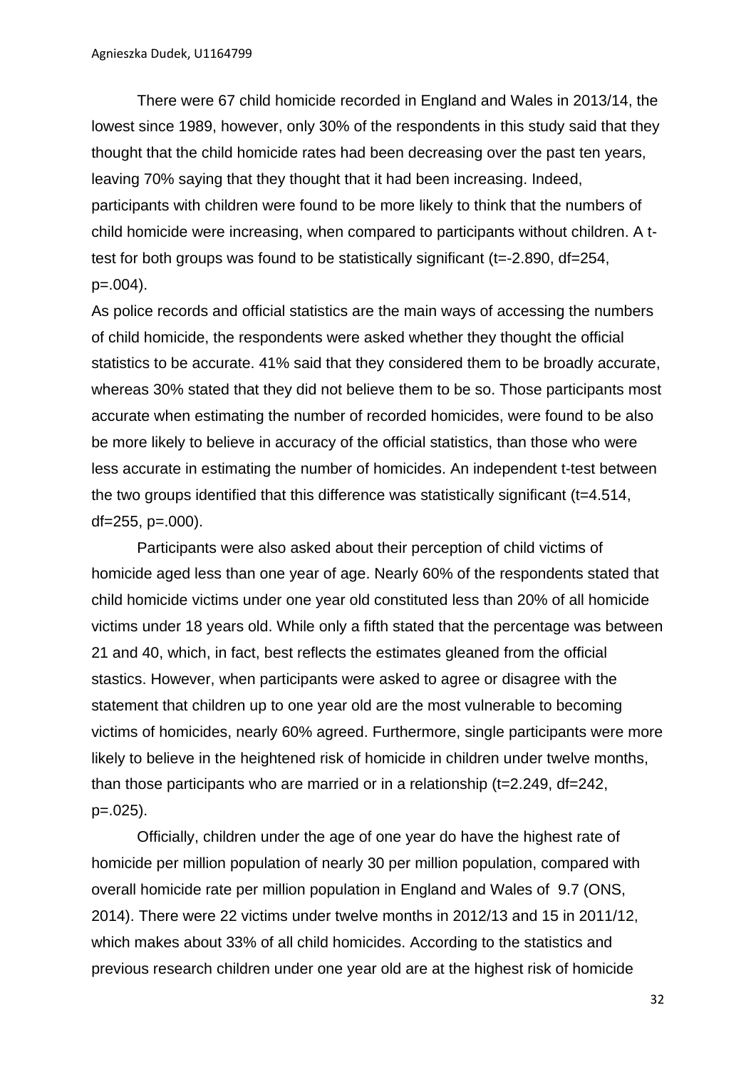There were 67 child homicide recorded in England and Wales in 2013/14, the lowest since 1989, however, only 30% of the respondents in this study said that they thought that the child homicide rates had been decreasing over the past ten years, leaving 70% saying that they thought that it had been increasing. Indeed, participants with children were found to be more likely to think that the numbers of child homicide were increasing, when compared to participants without children. A t-test for both groups was found to be statistically significant ($t=-2.890$, $df=254$, $p=.004$).

As police records and official statistics are the main ways of accessing the numbers of child homicide, the respondents were asked whether they thought the official statistics to be accurate. 41% said that they considered them to be broadly accurate, whereas 30% stated that they did not believe them to be so. Those participants most accurate when estimating the number of recorded homicides, were found to be also be more likely to believe in accuracy of the official statistics, than those who were less accurate in estimating the number of homicides. An independent t-test between the two groups identified that this difference was statistically significant ($t=4.514$, $df=255$, $p=.000$).

Participants were also asked about their perception of child victims of homicide aged less than one year of age. Nearly 60% of the respondents stated that child homicide victims under one year old constituted less than 20% of all homicide victims under 18 years old. While only a fifth stated that the percentage was between 21 and 40, which, in fact, best reflects the estimates gleaned from the official stastics. However, when participants were asked to agree or disagree with the statement that children up to one year old are the most vulnerable to becoming victims of homicides, nearly 60% agreed. Furthermore, single participants were more likely to believe in the heightened risk of homicide in children under twelve months, than those participants who are married or in a relationship ($t=2.249$, $df=242$, $p=.025$).

Officially, children under the age of one year do have the highest rate of homicide per million population of nearly 30 per million population, compared with overall homicide rate per million population in England and Wales of 9.7 (ONS, 2014). There were 22 victims under twelve months in 2012/13 and 15 in 2011/12, which makes about 33% of all child homicides. According to the statistics and previous research children under one year old are at the highest risk of homicide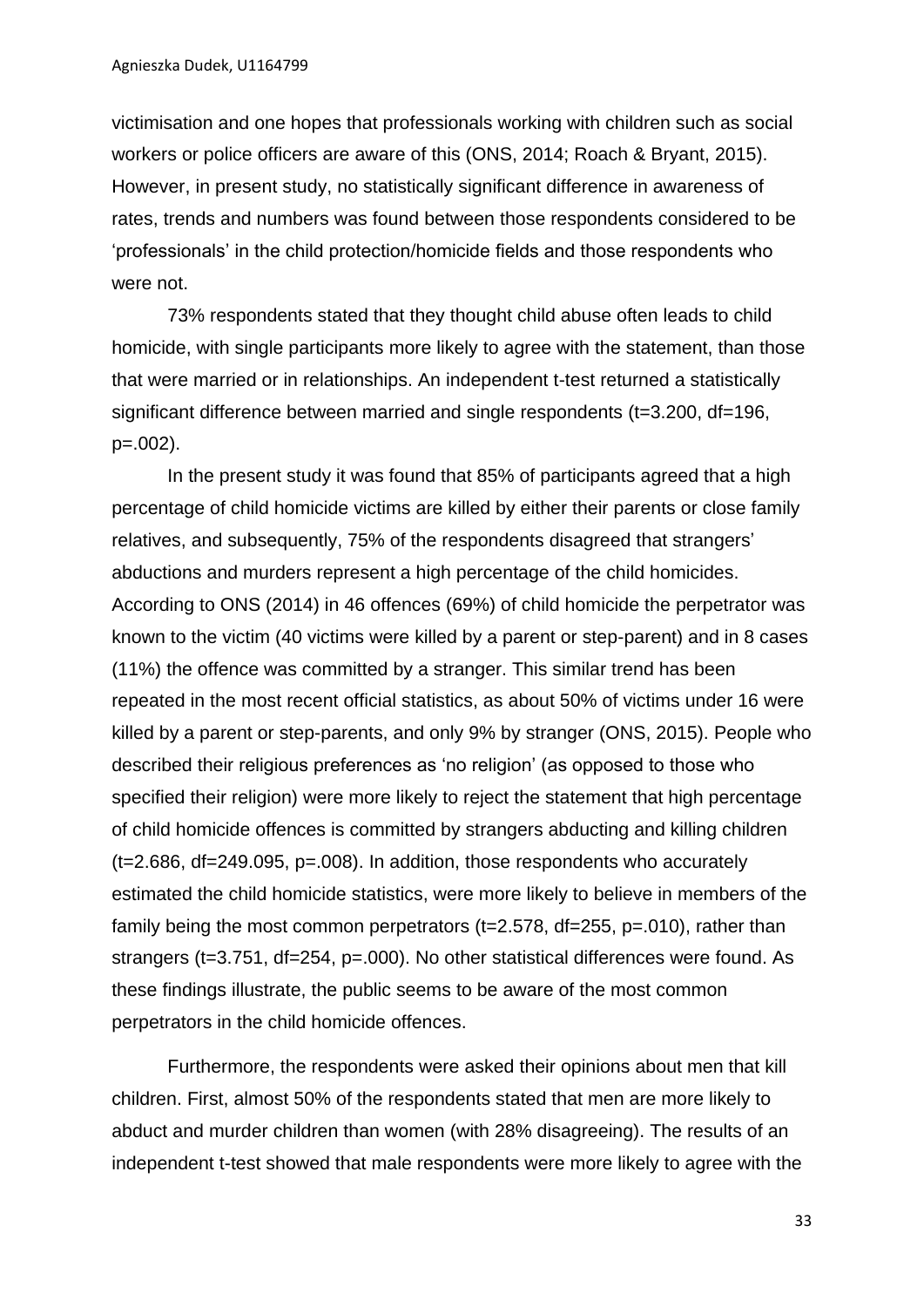victimisation and one hopes that professionals working with children such as social workers or police officers are aware of this (ONS, 2014; Roach & Bryant, 2015). However, in present study, no statistically significant difference in awareness of rates, trends and numbers was found between those respondents considered to be 'professionals' in the child protection/homicide fields and those respondents who were not.

73% respondents stated that they thought child abuse often leads to child homicide, with single participants more likely to agree with the statement, than those that were married or in relationships. An independent t-test returned a statistically significant difference between married and single respondents ($t=3.200$, $df=196$, $p=.002$).

In the present study it was found that 85% of participants agreed that a high percentage of child homicide victims are killed by either their parents or close family relatives, and subsequently, 75% of the respondents disagreed that strangers' abductions and murders represent a high percentage of the child homicides. According to ONS (2014) in 46 offences (69%) of child homicide the perpetrator was known to the victim (40 victims were killed by a parent or step-parent) and in 8 cases (11%) the offence was committed by a stranger. This similar trend has been repeated in the most recent official statistics, as about 50% of victims under 16 were killed by a parent or step-parents, and only 9% by stranger (ONS, 2015). People who described their religious preferences as 'no religion' (as opposed to those who specified their religion) were more likely to reject the statement that high percentage of child homicide offences is committed by strangers abducting and killing children ($t=2.686$, $df=249.095$, $p=.008$). In addition, those respondents who accurately estimated the child homicide statistics, were more likely to believe in members of the family being the most common perpetrators ($t=2.578$, $df=255$, $p=.010$), rather than strangers ($t=3.751$, $df=254$, $p=.000$). No other statistical differences were found. As these findings illustrate, the public seems to be aware of the most common perpetrators in the child homicide offences.

Furthermore, the respondents were asked their opinions about men that kill children. First, almost 50% of the respondents stated that men are more likely to abduct and murder children than women (with 28% disagreeing). The results of an independent t-test showed that male respondents were more likely to agree with the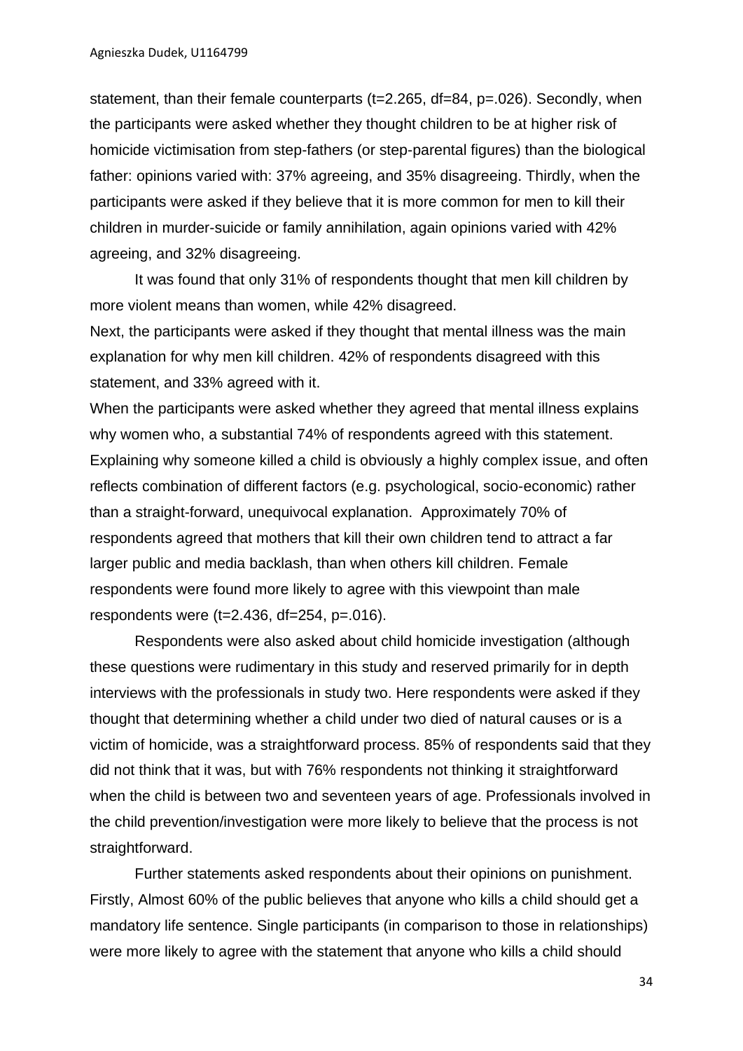statement, than their female counterparts ($t=2.265$, $df=84$, $p=.026$). Secondly, when the participants were asked whether they thought children to be at higher risk of homicide victimisation from step-fathers (or step-parental figures) than the biological father: opinions varied with: 37% agreeing, and 35% disagreeing. Thirdly, when the participants were asked if they believe that it is more common for men to kill their children in murder-suicide or family annihilation, again opinions varied with 42% agreeing, and 32% disagreeing.

It was found that only 31% of respondents thought that men kill children by more violent means than women, while 42% disagreed.

Next, the participants were asked if they thought that mental illness was the main explanation for why men kill children. 42% of respondents disagreed with this statement, and 33% agreed with it.

When the participants were asked whether they agreed that mental illness explains why women who, a substantial 74% of respondents agreed with this statement. Explaining why someone killed a child is obviously a highly complex issue, and often reflects combination of different factors (e.g. psychological, socio-economic) rather than a straight-forward, unequivocal explanation. Approximately 70% of respondents agreed that mothers that kill their own children tend to attract a far larger public and media backlash, than when others kill children. Female respondents were found more likely to agree with this viewpoint than male respondents were ($t=2.436$, $df=254$, $p=.016$).

Respondents were also asked about child homicide investigation (although these questions were rudimentary in this study and reserved primarily for in depth interviews with the professionals in study two. Here respondents were asked if they thought that determining whether a child under two died of natural causes or is a victim of homicide, was a straightforward process. 85% of respondents said that they did not think that it was, but with 76% respondents not thinking it straightforward when the child is between two and seventeen years of age. Professionals involved in the child prevention/investigation were more likely to believe that the process is not straightforward.

Further statements asked respondents about their opinions on punishment. Firstly, Almost 60% of the public believes that anyone who kills a child should get a mandatory life sentence. Single participants (in comparison to those in relationships) were more likely to agree with the statement that anyone who kills a child should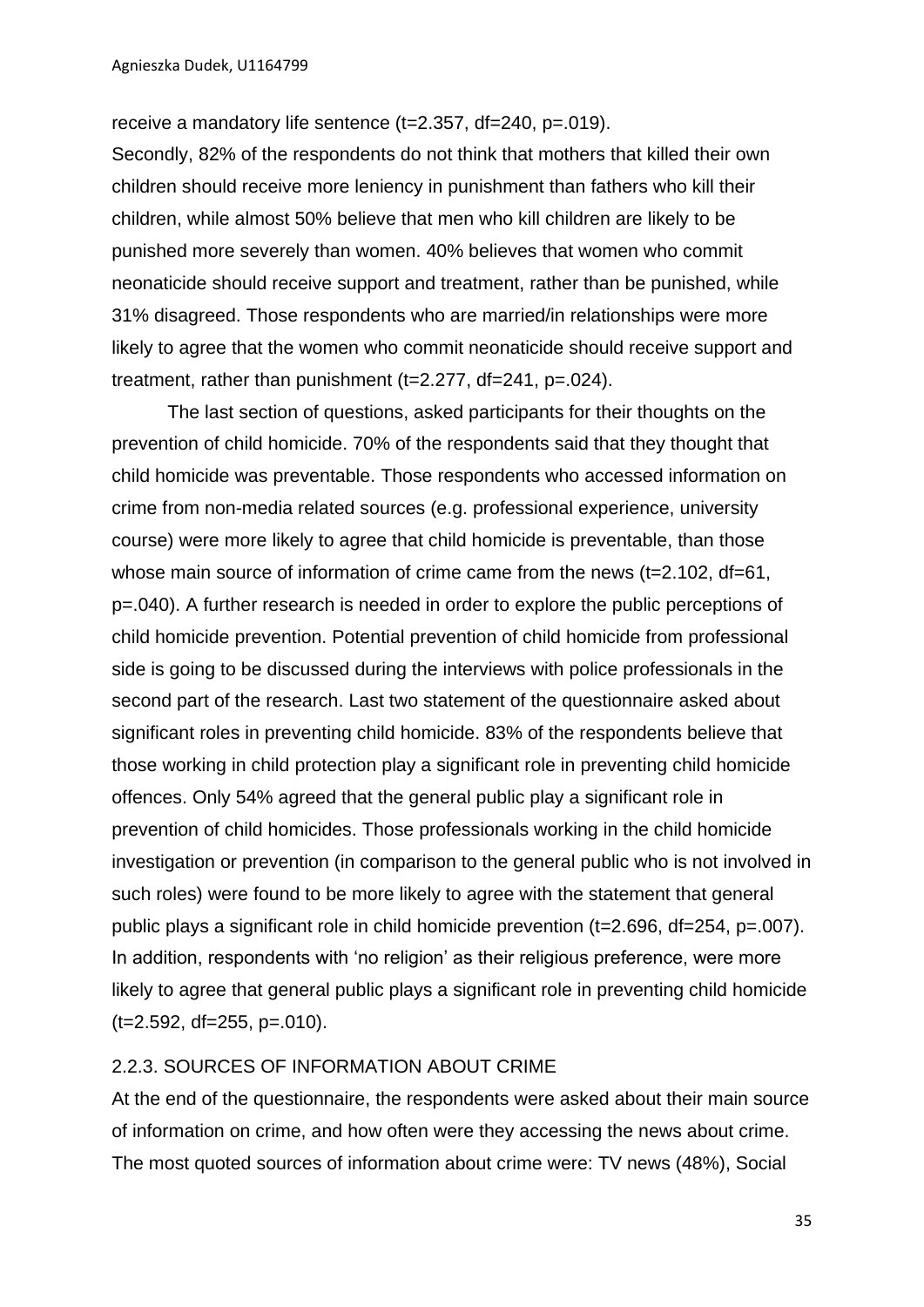receive a mandatory life sentence ($t=2.357$, $df=240$, $p=.019$).

Secondly, 82% of the respondents do not think that mothers that killed their own children should receive more leniency in punishment than fathers who kill their children, while almost 50% believe that men who kill children are likely to be punished more severely than women. 40% believes that women who commit neonaticide should receive support and treatment, rather than be punished, while 31% disagreed. Those respondents who are married/in relationships were more likely to agree that the women who commit neonaticide should receive support and treatment, rather than punishment ($t=2.277$, $df=241$, $p=.024$).

The last section of questions, asked participants for their thoughts on the prevention of child homicide. 70% of the respondents said that they thought that child homicide was preventable. Those respondents who accessed information on crime from non-media related sources (e.g. professional experience, university course) were more likely to agree that child homicide is preventable, than those whose main source of information of crime came from the news ($t=2.102$, $df=61$, $p=.040$). A further research is needed in order to explore the public perceptions of child homicide prevention. Potential prevention of child homicide from professional side is going to be discussed during the interviews with police professionals in the second part of the research. Last two statement of the questionnaire asked about significant roles in preventing child homicide. 83% of the respondents believe that those working in child protection play a significant role in preventing child homicide offences. Only 54% agreed that the general public play a significant role in prevention of child homicides. Those professionals working in the child homicide investigation or prevention (in comparison to the general public who is not involved in such roles) were found to be more likely to agree with the statement that general public plays a significant role in child homicide prevention ($t=2.696$, $df=254$, $p=.007$). In addition, respondents with 'no religion' as their religious preference, were more likely to agree that general public plays a significant role in preventing child homicide ($t=2.592$, $df=255$, $p=.010$).

### 2.2.3. SOURCES OF INFORMATION ABOUT CRIME

At the end of the questionnaire, the respondents were asked about their main source of information on crime, and how often were they accessing the news about crime. The most quoted sources of information about crime were: TV news (48%), Social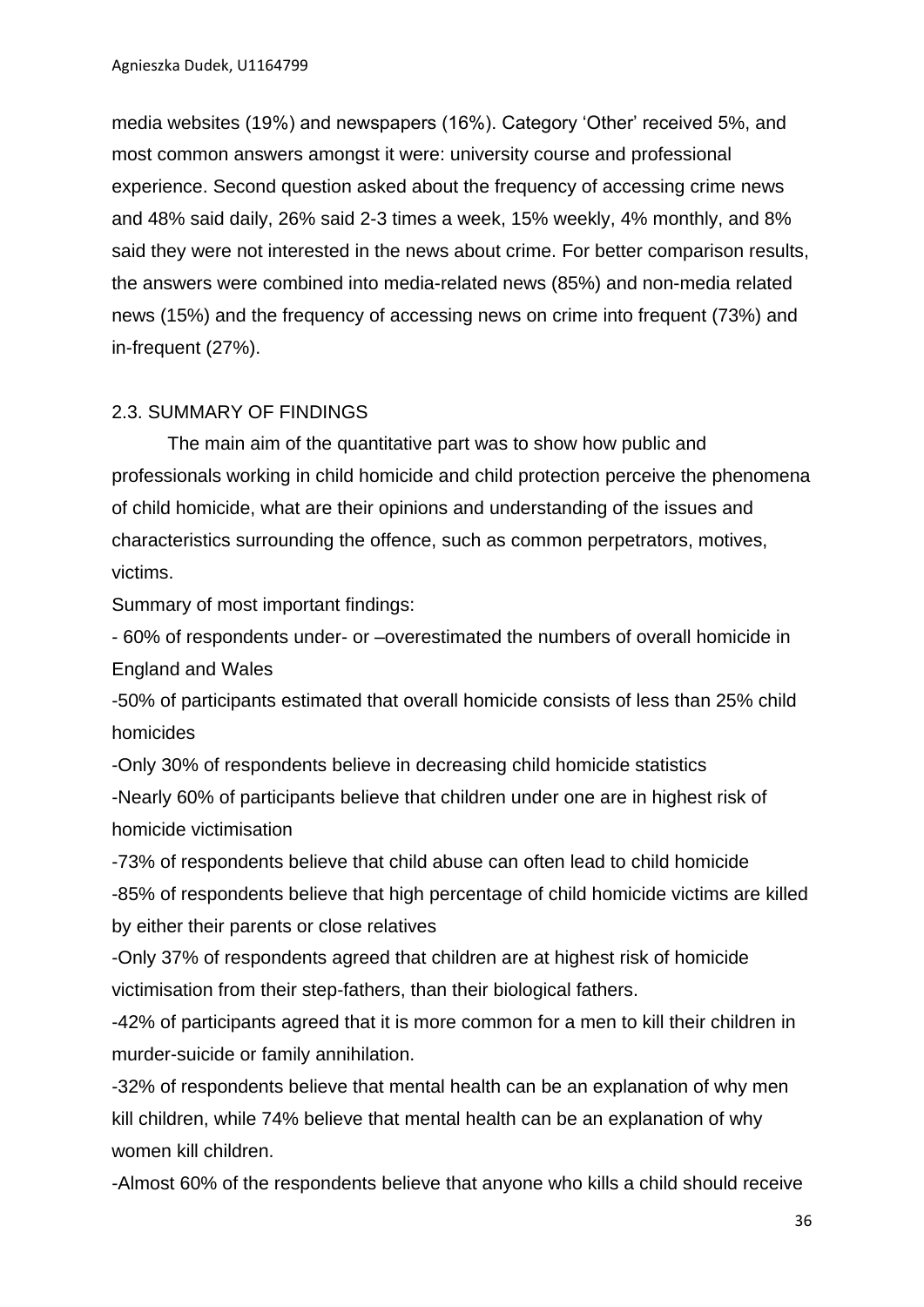media websites (19%) and newspapers (16%). Category ‘Other’ received 5%, and most common answers amongst it were: university course and professional experience. Second question asked about the frequency of accessing crime news and 48% said daily, 26% said 2-3 times a week, 15% weekly, 4% monthly, and 8% said they were not interested in the news about crime. For better comparison results, the answers were combined into media-related news (85%) and non-media related news (15%) and the frequency of accessing news on crime into frequent (73%) and in-frequent (27%).

## 2.3. SUMMARY OF FINDINGS

The main aim of the quantitative part was to show how public and professionals working in child homicide and child protection perceive the phenomena of child homicide, what are their opinions and understanding of the issues and characteristics surrounding the offence, such as common perpetrators, motives, victims.

Summary of most important findings:

- 60% of respondents under- or –overestimated the numbers of overall homicide in England and Wales
- 50% of participants estimated that overall homicide consists of less than 25% child homicides
- Only 30% of respondents believe in decreasing child homicide statistics
- Nearly 60% of participants believe that children under one are in highest risk of homicide victimisation
- 73% of respondents believe that child abuse can often lead to child homicide
- 85% of respondents believe that high percentage of child homicide victims are killed by either their parents or close relatives
- Only 37% of respondents agreed that children are at highest risk of homicide victimisation from their step-fathers, than their biological fathers.
- 42% of participants agreed that it is more common for a men to kill their children in murder-suicide or family annihilation.
- 32% of respondents believe that mental health can be an explanation of why men kill children, while 74% believe that mental health can be an explanation of why women kill children.
- Almost 60% of the respondents believe that anyone who kills a child should receive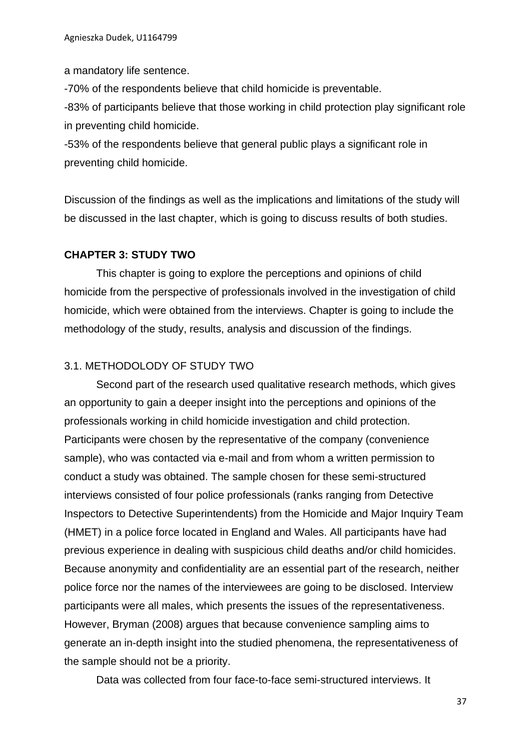a mandatory life sentence.

-70% of the respondents believe that child homicide is preventable.

-83% of participants believe that those working in child protection play significant role in preventing child homicide.

-53% of the respondents believe that general public plays a significant role in preventing child homicide.

Discussion of the findings as well as the implications and limitations of the study will be discussed in the last chapter, which is going to discuss results of both studies.

## CHAPTER 3: STUDY TWO

This chapter is going to explore the perceptions and opinions of child homicide from the perspective of professionals involved in the investigation of child homicide, which were obtained from the interviews. Chapter is going to include the methodology of the study, results, analysis and discussion of the findings.

### 3.1. METHODOLODY OF STUDY TWO

Second part of the research used qualitative research methods, which gives an opportunity to gain a deeper insight into the perceptions and opinions of the professionals working in child homicide investigation and child protection. Participants were chosen by the representative of the company (convenience sample), who was contacted via e-mail and from whom a written permission to conduct a study was obtained. The sample chosen for these semi-structured interviews consisted of four police professionals (ranks ranging from Detective Inspectors to Detective Superintendents) from the Homicide and Major Inquiry Team (HMET) in a police force located in England and Wales. All participants have had previous experience in dealing with suspicious child deaths and/or child homicides. Because anonymity and confidentiality are an essential part of the research, neither police force nor the names of the interviewees are going to be disclosed. Interview participants were all males, which presents the issues of the representativeness. However, Bryman (2008) argues that because convenience sampling aims to generate an in-depth insight into the studied phenomena, the representativeness of the sample should not be a priority.

Data was collected from four face-to-face semi-structured interviews. It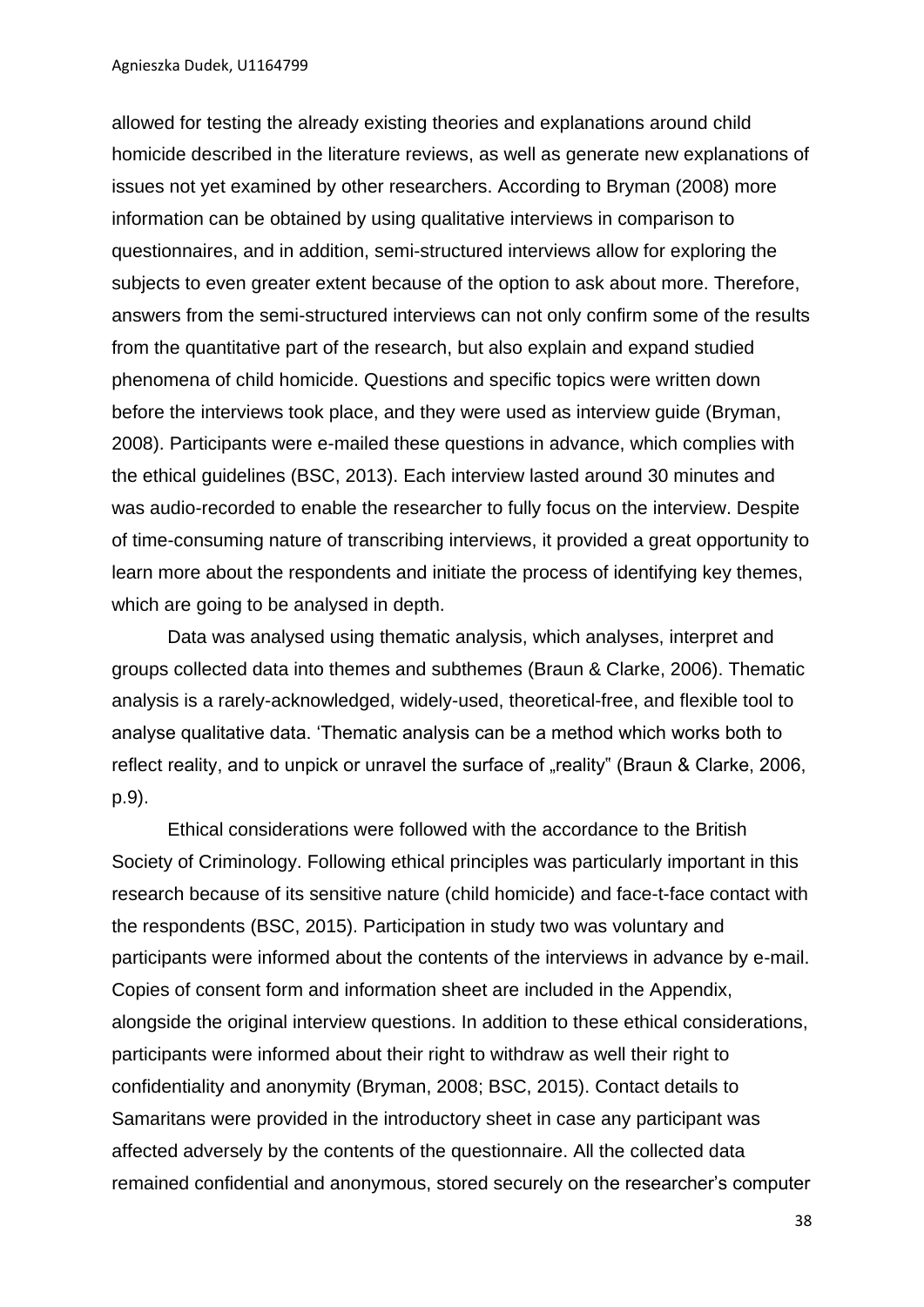allowed for testing the already existing theories and explanations around child homicide described in the literature reviews, as well as generate new explanations of issues not yet examined by other researchers. According to Bryman (2008) more information can be obtained by using qualitative interviews in comparison to questionnaires, and in addition, semi-structured interviews allow for exploring the subjects to even greater extent because of the option to ask about more. Therefore, answers from the semi-structured interviews can not only confirm some of the results from the quantitative part of the research, but also explain and expand studied phenomena of child homicide. Questions and specific topics were written down before the interviews took place, and they were used as interview guide (Bryman, 2008). Participants were e-mailed these questions in advance, which complies with the ethical guidelines (BSC, 2013). Each interview lasted around 30 minutes and was audio-recorded to enable the researcher to fully focus on the interview. Despite of time-consuming nature of transcribing interviews, it provided a great opportunity to learn more about the respondents and initiate the process of identifying key themes, which are going to be analysed in depth.

Data was analysed using thematic analysis, which analyses, interpret and groups collected data into themes and subthemes (Braun & Clarke, 2006). Thematic analysis is a rarely-acknowledged, widely-used, theoretical-free, and flexible tool to analyse qualitative data. 'Thematic analysis can be a method which works both to reflect reality, and to unpick or unravel the surface of „reality" (Braun & Clarke, 2006, p.9).

Ethical considerations were followed with the accordance to the British Society of Criminology. Following ethical principles was particularly important in this research because of its sensitive nature (child homicide) and face-t-face contact with the respondents (BSC, 2015). Participation in study two was voluntary and participants were informed about the contents of the interviews in advance by e-mail. Copies of consent form and information sheet are included in the Appendix, alongside the original interview questions. In addition to these ethical considerations, participants were informed about their right to withdraw as well their right to confidentiality and anonymity (Bryman, 2008; BSC, 2015). Contact details to Samaritans were provided in the introductory sheet in case any participant was affected adversely by the contents of the questionnaire. All the collected data remained confidential and anonymous, stored securely on the researcher's computer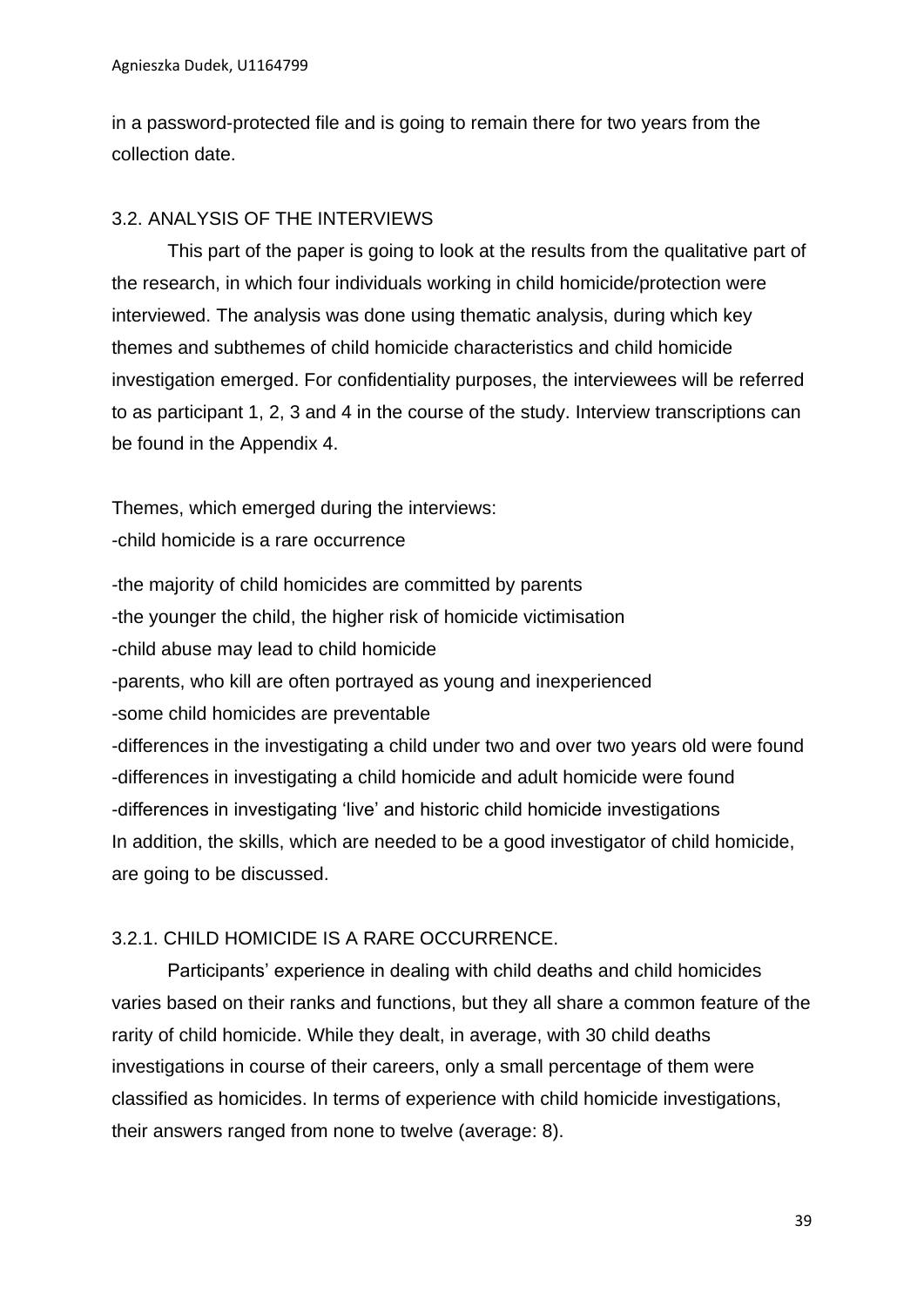in a password-protected file and is going to remain there for two years from the collection date.

### 3.2. ANALYSIS OF THE INTERVIEWS

This part of the paper is going to look at the results from the qualitative part of the research, in which four individuals working in child homicide/protection were interviewed. The analysis was done using thematic analysis, during which key themes and subthemes of child homicide characteristics and child homicide investigation emerged. For confidentiality purposes, the interviewees will be referred to as participant 1, 2, 3 and 4 in the course of the study. Interview transcriptions can be found in the Appendix 4.

Themes, which emerged during the interviews:

-child homicide is a rare occurrence

-the majority of child homicides are committed by parents

-the younger the child, the higher risk of homicide victimisation

-child abuse may lead to child homicide

-parents, who kill are often portrayed as young and inexperienced

-some child homicides are preventable

-differences in the investigating a child under two and over two years old were found

-differences in investigating a child homicide and adult homicide were found

-differences in investigating 'live' and historic child homicide investigations

In addition, the skills, which are needed to be a good investigator of child homicide, are going to be discussed.

#### 3.2.1. CHILD HOMICIDE IS A RARE OCCURRENCE.

Participants' experience in dealing with child deaths and child homicides varies based on their ranks and functions, but they all share a common feature of the rarity of child homicide. While they dealt, in average, with 30 child deaths investigations in course of their careers, only a small percentage of them were classified as homicides. In terms of experience with child homicide investigations, their answers ranged from none to twelve (average: 8).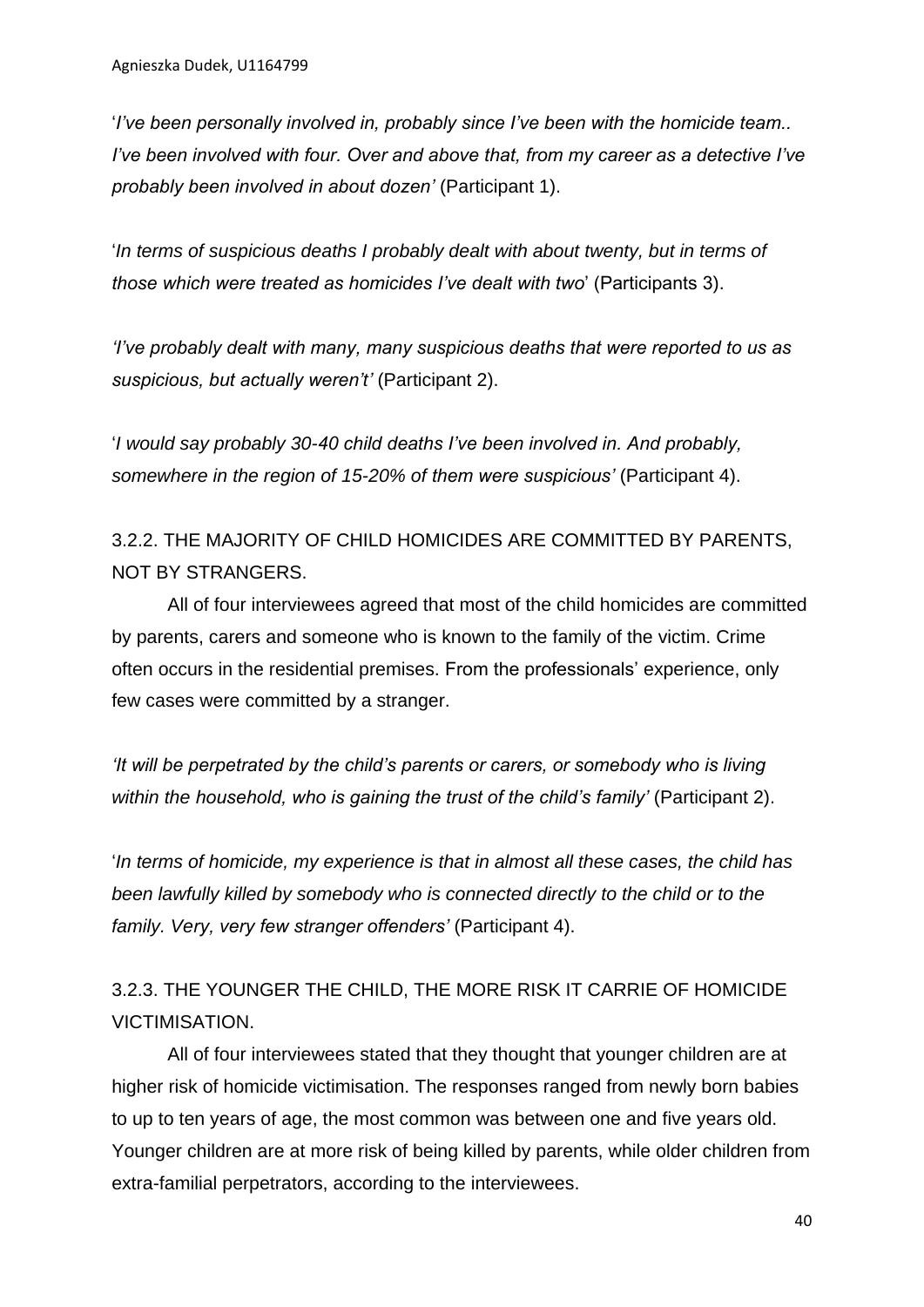'*I've been personally involved in, probably since I've been with the homicide team.. I've been involved with four. Over and above that, from my career as a detective I've probably been involved in about dozen'* (Participant 1).

'*In terms of suspicious deaths I probably dealt with about twenty, but in terms of those which were treated as homicides I've dealt with two*' (Participants 3).

*'I've probably dealt with many, many suspicious deaths that were reported to us as suspicious, but actually weren't'* (Participant 2).

'*I would say probably 30-40 child deaths I've been involved in. And probably, somewhere in the region of 15-20% of them were suspicious'* (Participant 4).

### 3.2.2. THE MAJORITY OF CHILD HOMICIDES ARE COMMITTED BY PARENTS, NOT BY STRANGERS.

All of four interviewees agreed that most of the child homicides are committed by parents, carers and someone who is known to the family of the victim. Crime often occurs in the residential premises. From the professionals' experience, only few cases were committed by a stranger.

*'It will be perpetrated by the child's parents or carers, or somebody who is living within the household, who is gaining the trust of the child's family'* (Participant 2).

'*In terms of homicide, my experience is that in almost all these cases, the child has been lawfully killed by somebody who is connected directly to the child or to the family. Very, very few stranger offenders'* (Participant 4).

### 3.2.3. THE YOUNGER THE CHILD, THE MORE RISK IT CARRIE OF HOMICIDE VICTIMISATION.

All of four interviewees stated that they thought that younger children are at higher risk of homicide victimisation. The responses ranged from newly born babies to up to ten years of age, the most common was between one and five years old. Younger children are at more risk of being killed by parents, while older children from extra-familial perpetrators, according to the interviewees.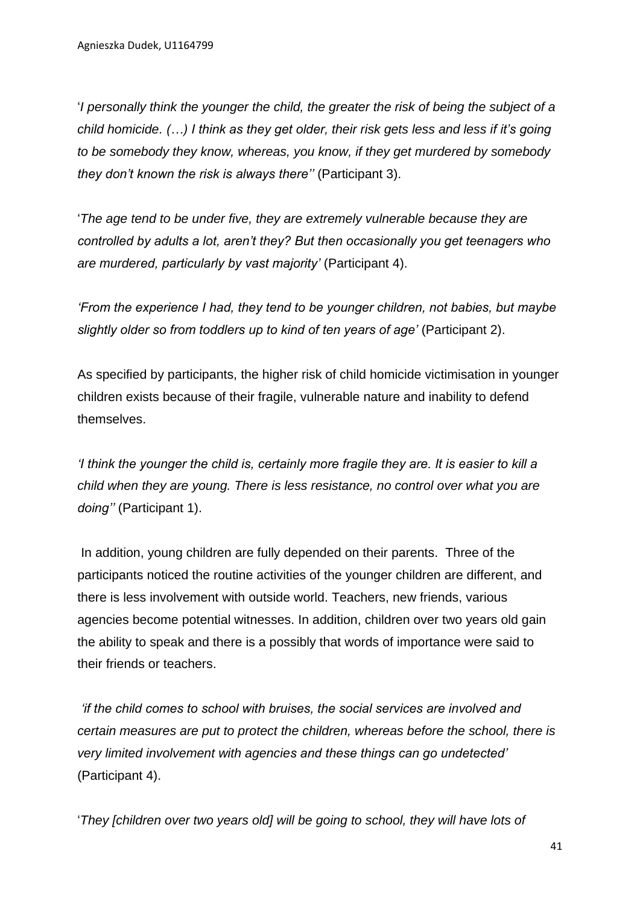'*I personally think the younger the child, the greater the risk of being the subject of a child homicide. (…) I think as they get older, their risk gets less and less if it's going to be somebody they know, whereas, you know, if they get murdered by somebody they don't known the risk is always there''* (Participant 3).

'*The age tend to be under five, they are extremely vulnerable because they are controlled by adults a lot, aren't they? But then occasionally you get teenagers who are murdered, particularly by vast majority'* (Participant 4).

*'From the experience I had, they tend to be younger children, not babies, but maybe slightly older so from toddlers up to kind of ten years of age'* (Participant 2).

As specified by participants, the higher risk of child homicide victimisation in younger children exists because of their fragile, vulnerable nature and inability to defend themselves.

*'I think the younger the child is, certainly more fragile they are. It is easier to kill a child when they are young. There is less resistance, no control over what you are doing''* (Participant 1).

In addition, young children are fully depended on their parents. Three of the participants noticed the routine activities of the younger children are different, and there is less involvement with outside world. Teachers, new friends, various agencies become potential witnesses. In addition, children over two years old gain the ability to speak and there is a possibly that words of importance were said to their friends or teachers.

*'if the child comes to school with bruises, the social services are involved and certain measures are put to protect the children, whereas before the school, there is very limited involvement with agencies and these things can go undetected'* (Participant 4).

'*They [children over two years old] will be going to school, they will have lots of*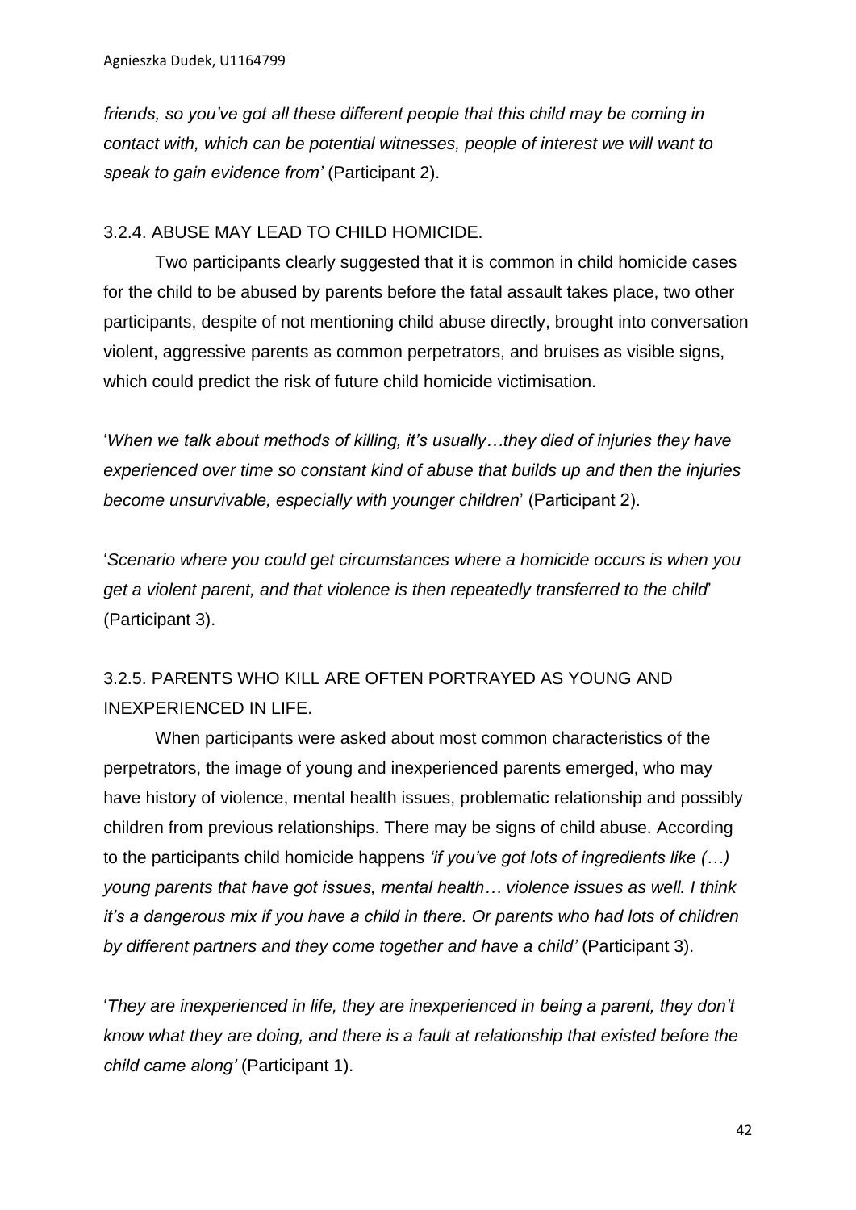*friends, so you've got all these different people that this child may be coming in contact with, which can be potential witnesses, people of interest we will want to speak to gain evidence from'* (Participant 2).

### 3.2.4. ABUSE MAY LEAD TO CHILD HOMICIDE.

Two participants clearly suggested that it is common in child homicide cases for the child to be abused by parents before the fatal assault takes place, two other participants, despite of not mentioning child abuse directly, brought into conversation violent, aggressive parents as common perpetrators, and bruises as visible signs, which could predict the risk of future child homicide victimisation.

'*When we talk about methods of killing, it's usually…they died of injuries they have experienced over time so constant kind of abuse that builds up and then the injuries become unsurvivable, especially with younger children*' (Participant 2).

'*Scenario where you could get circumstances where a homicide occurs is when you get a violent parent, and that violence is then repeatedly transferred to the child*' (Participant 3).

### 3.2.5. PARENTS WHO KILL ARE OFTEN PORTRAYED AS YOUNG AND INEXPERIENCED IN LIFE.

When participants were asked about most common characteristics of the perpetrators, the image of young and inexperienced parents emerged, who may have history of violence, mental health issues, problematic relationship and possibly children from previous relationships. There may be signs of child abuse. According to the participants child homicide happens *'if you've got lots of ingredients like (…) young parents that have got issues, mental health… violence issues as well. I think it's a dangerous mix if you have a child in there. Or parents who had lots of children by different partners and they come together and have a child'* (Participant 3).

'*They are inexperienced in life, they are inexperienced in being a parent, they don't know what they are doing, and there is a fault at relationship that existed before the child came along'* (Participant 1).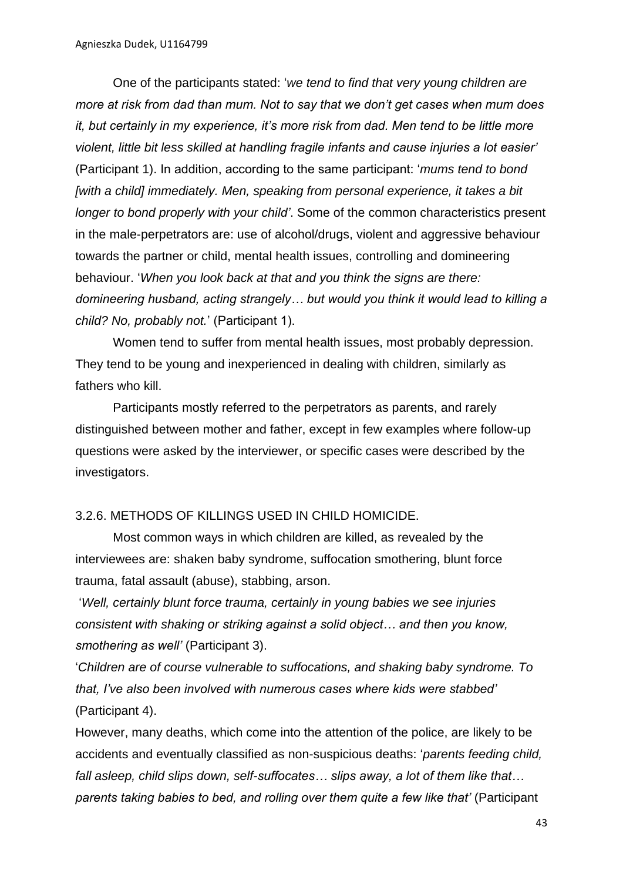One of the participants stated: '*we tend to find that very young children are more at risk from dad than mum. Not to say that we don't get cases when mum does it, but certainly in my experience, it's more risk from dad. Men tend to be little more violent, little bit less skilled at handling fragile infants and cause injuries a lot easier'* (Participant 1). In addition, according to the same participant: '*mums tend to bond [with a child] immediately. Men, speaking from personal experience, it takes a bit longer to bond properly with your child'*. Some of the common characteristics present in the male-perpetrators are: use of alcohol/drugs, violent and aggressive behaviour towards the partner or child, mental health issues, controlling and domineering behaviour. '*When you look back at that and you think the signs are there: domineering husband, acting strangely… but would you think it would lead to killing a child? No, probably not.*' (Participant 1).

Women tend to suffer from mental health issues, most probably depression. They tend to be young and inexperienced in dealing with children, similarly as fathers who kill.

Participants mostly referred to the perpetrators as parents, and rarely distinguished between mother and father, except in few examples where follow-up questions were asked by the interviewer, or specific cases were described by the investigators.

### 3.2.6. METHODS OF KILLINGS USED IN CHILD HOMICIDE.

Most common ways in which children are killed, as revealed by the interviewees are: shaken baby syndrome, suffocation smothering, blunt force trauma, fatal assault (abuse), stabbing, arson.

'*Well, certainly blunt force trauma, certainly in young babies we see injuries consistent with shaking or striking against a solid object… and then you know, smothering as well'* (Participant 3).

'*Children are of course vulnerable to suffocations, and shaking baby syndrome. To that, I've also been involved with numerous cases where kids were stabbed'* (Participant 4).

However, many deaths, which come into the attention of the police, are likely to be accidents and eventually classified as non-suspicious deaths: '*parents feeding child, fall asleep, child slips down, self-suffocates… slips away, a lot of them like that… parents taking babies to bed, and rolling over them quite a few like that'* (Participant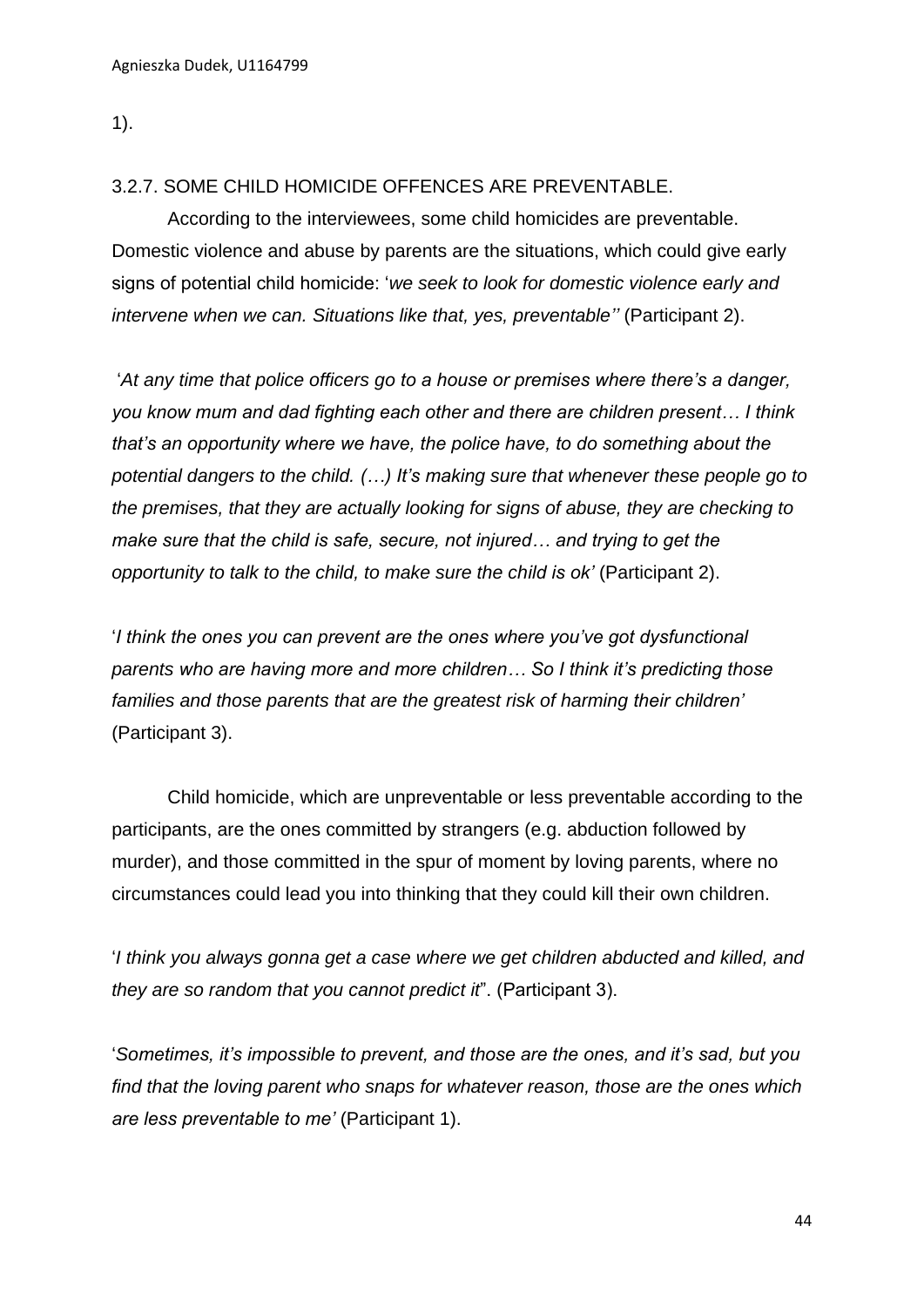1).

### 3.2.7. SOME CHILD HOMICIDE OFFENCES ARE PREVENTABLE.

According to the interviewees, some child homicides are preventable. Domestic violence and abuse by parents are the situations, which could give early signs of potential child homicide: '*we seek to look for domestic violence early and intervene when we can. Situations like that, yes, preventable''* (Participant 2).

'*At any time that police officers go to a house or premises where there's a danger, you know mum and dad fighting each other and there are children present… I think that's an opportunity where we have, the police have, to do something about the potential dangers to the child. (…) It's making sure that whenever these people go to the premises, that they are actually looking for signs of abuse, they are checking to make sure that the child is safe, secure, not injured… and trying to get the opportunity to talk to the child, to make sure the child is ok'* (Participant 2).

'*I think the ones you can prevent are the ones where you've got dysfunctional parents who are having more and more children… So I think it's predicting those families and those parents that are the greatest risk of harming their children'* (Participant 3).

Child homicide, which are unpreventable or less preventable according to the participants, are the ones committed by strangers (e.g. abduction followed by murder), and those committed in the spur of moment by loving parents, where no circumstances could lead you into thinking that they could kill their own children.

'*I think you always gonna get a case where we get children abducted and killed, and they are so random that you cannot predict it*". (Participant 3).

'*Sometimes, it's impossible to prevent, and those are the ones, and it's sad, but you find that the loving parent who snaps for whatever reason, those are the ones which are less preventable to me'* (Participant 1).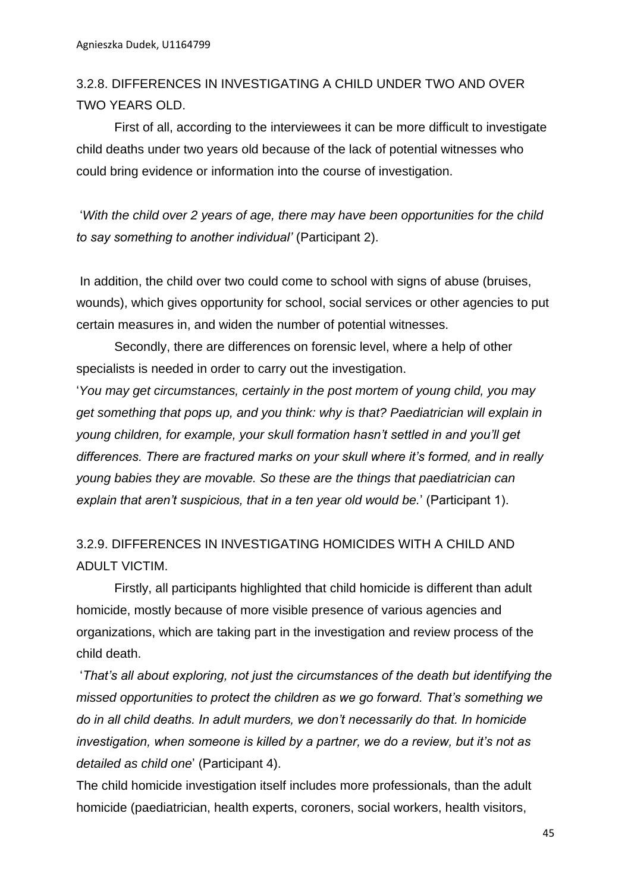### 3.2.8. DIFFERENCES IN INVESTIGATING A CHILD UNDER TWO AND OVER TWO YEARS OLD.

First of all, according to the interviewees it can be more difficult to investigate child deaths under two years old because of the lack of potential witnesses who could bring evidence or information into the course of investigation.

'*With the child over 2 years of age, there may have been opportunities for the child to say something to another individual'* (Participant 2).

In addition, the child over two could come to school with signs of abuse (bruises, wounds), which gives opportunity for school, social services or other agencies to put certain measures in, and widen the number of potential witnesses.

Secondly, there are differences on forensic level, where a help of other specialists is needed in order to carry out the investigation.

'*You may get circumstances, certainly in the post mortem of young child, you may get something that pops up, and you think: why is that? Paediatrician will explain in young children, for example, your skull formation hasn't settled in and you'll get differences. There are fractured marks on your skull where it's formed, and in really young babies they are movable. So these are the things that paediatrician can explain that aren't suspicious, that in a ten year old would be.*' (Participant 1).

### 3.2.9. DIFFERENCES IN INVESTIGATING HOMICIDES WITH A CHILD AND ADULT VICTIM.

Firstly, all participants highlighted that child homicide is different than adult homicide, mostly because of more visible presence of various agencies and organizations, which are taking part in the investigation and review process of the child death.

'*That's all about exploring, not just the circumstances of the death but identifying the missed opportunities to protect the children as we go forward. That's something we do in all child deaths. In adult murders, we don't necessarily do that. In homicide investigation, when someone is killed by a partner, we do a review, but it's not as detailed as child one*' (Participant 4).

The child homicide investigation itself includes more professionals, than the adult homicide (paediatrician, health experts, coroners, social workers, health visitors,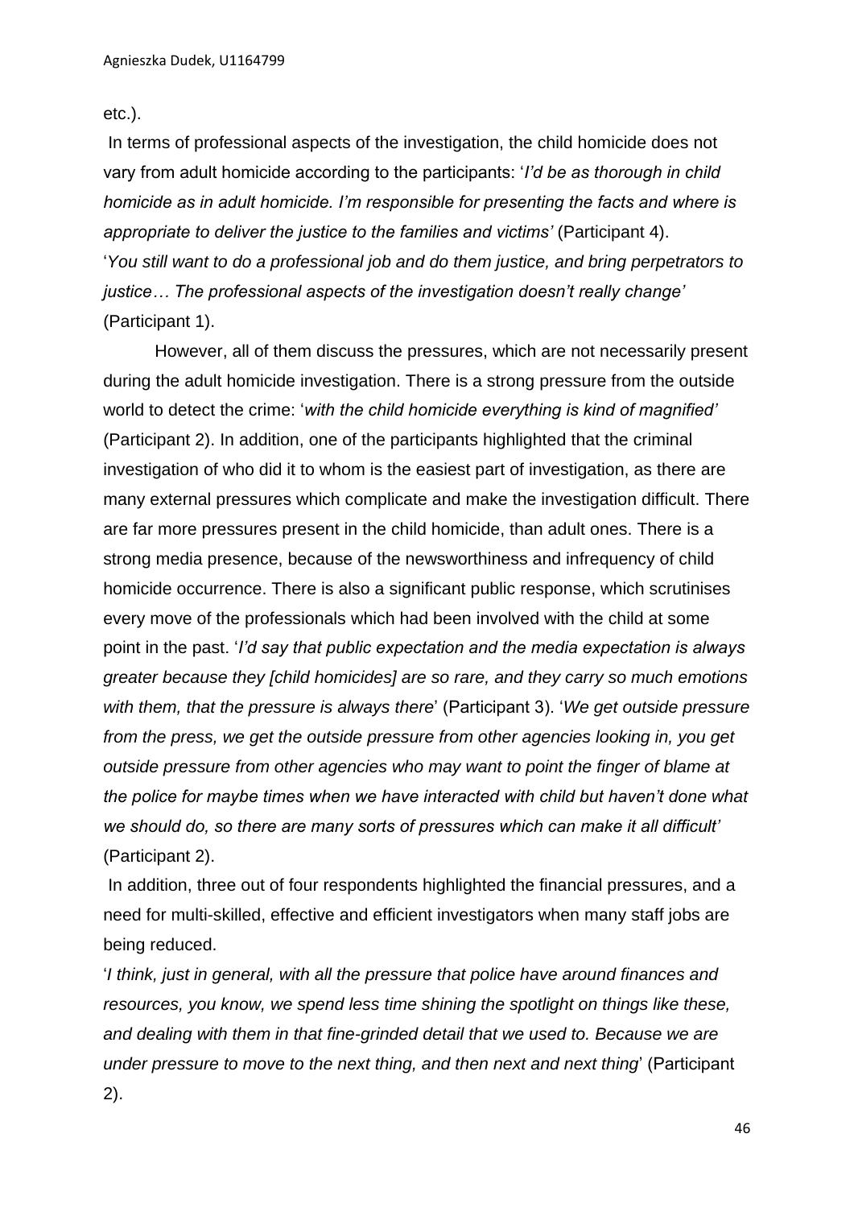etc.).

In terms of professional aspects of the investigation, the child homicide does not vary from adult homicide according to the participants: '*I'd be as thorough in child homicide as in adult homicide. I'm responsible for presenting the facts and where is appropriate to deliver the justice to the families and victims'* (Participant 4). '*You still want to do a professional job and do them justice, and bring perpetrators to justice… The professional aspects of the investigation doesn't really change'* (Participant 1).

However, all of them discuss the pressures, which are not necessarily present during the adult homicide investigation. There is a strong pressure from the outside world to detect the crime: '*with the child homicide everything is kind of magnified'* (Participant 2). In addition, one of the participants highlighted that the criminal investigation of who did it to whom is the easiest part of investigation, as there are many external pressures which complicate and make the investigation difficult. There are far more pressures present in the child homicide, than adult ones. There is a strong media presence, because of the newsworthiness and infrequency of child homicide occurrence. There is also a significant public response, which scrutinises every move of the professionals which had been involved with the child at some point in the past. '*I'd say that public expectation and the media expectation is always greater because they [child homicides] are so rare, and they carry so much emotions with them, that the pressure is always there*' (Participant 3). '*We get outside pressure from the press, we get the outside pressure from other agencies looking in, you get outside pressure from other agencies who may want to point the finger of blame at the police for maybe times when we have interacted with child but haven't done what we should do, so there are many sorts of pressures which can make it all difficult'* (Participant 2).

In addition, three out of four respondents highlighted the financial pressures, and a need for multi-skilled, effective and efficient investigators when many staff jobs are being reduced.

'*I think, just in general, with all the pressure that police have around finances and resources, you know, we spend less time shining the spotlight on things like these, and dealing with them in that fine-grinded detail that we used to. Because we are under pressure to move to the next thing, and then next and next thing*' (Participant 2).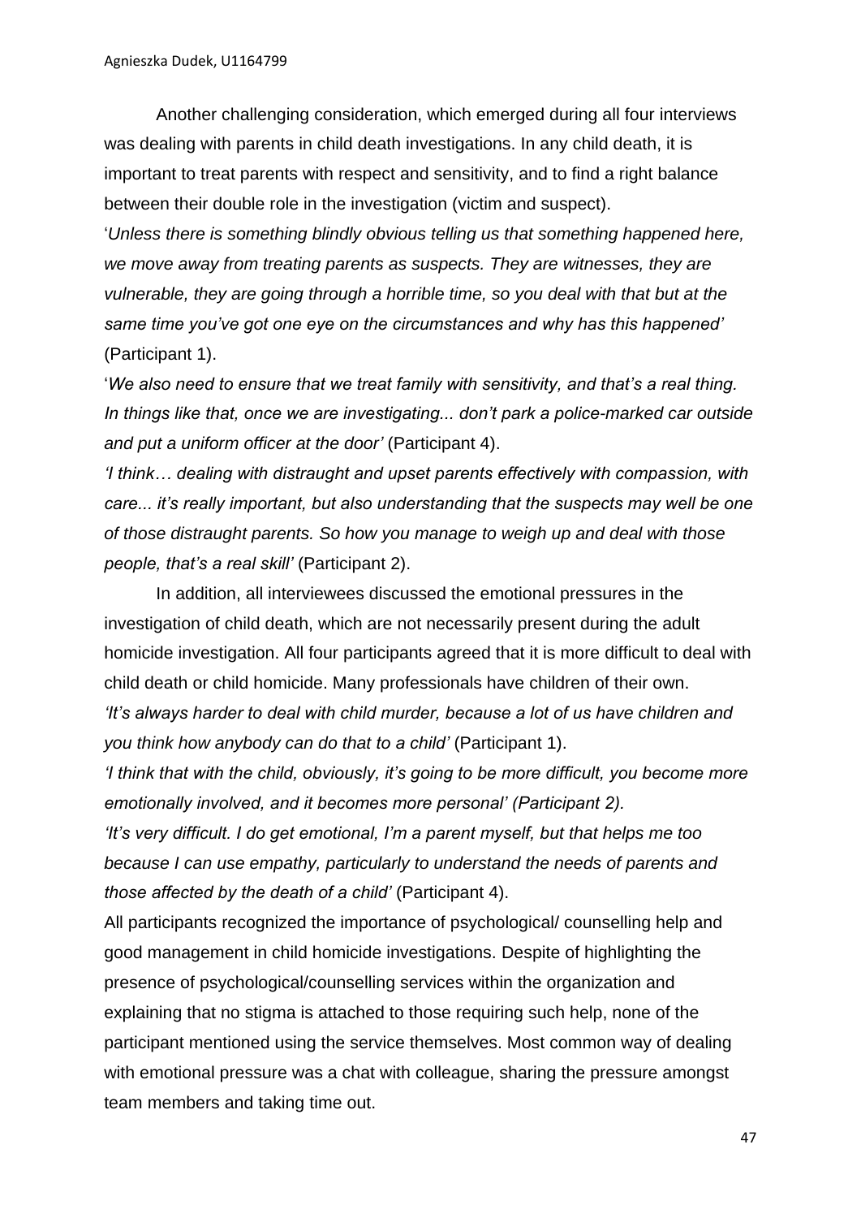Another challenging consideration, which emerged during all four interviews was dealing with parents in child death investigations. In any child death, it is important to treat parents with respect and sensitivity, and to find a right balance between their double role in the investigation (victim and suspect).

'*Unless there is something blindly obvious telling us that something happened here, we move away from treating parents as suspects. They are witnesses, they are vulnerable, they are going through a horrible time, so you deal with that but at the same time you've got one eye on the circumstances and why has this happened'* (Participant 1).

'*We also need to ensure that we treat family with sensitivity, and that's a real thing. In things like that, once we are investigating... don't park a police-marked car outside and put a uniform officer at the door'* (Participant 4).

*'I think… dealing with distraught and upset parents effectively with compassion, with care... it's really important, but also understanding that the suspects may well be one of those distraught parents. So how you manage to weigh up and deal with those people, that's a real skill'* (Participant 2).

In addition, all interviewees discussed the emotional pressures in the investigation of child death, which are not necessarily present during the adult homicide investigation. All four participants agreed that it is more difficult to deal with child death or child homicide. Many professionals have children of their own.

*'It's always harder to deal with child murder, because a lot of us have children and you think how anybody can do that to a child'* (Participant 1).

*'I think that with the child, obviously, it's going to be more difficult, you become more emotionally involved, and it becomes more personal' (Participant 2).*

*'It's very difficult. I do get emotional, I'm a parent myself, but that helps me too because I can use empathy, particularly to understand the needs of parents and those affected by the death of a child'* (Participant 4).

All participants recognized the importance of psychological/ counselling help and good management in child homicide investigations. Despite of highlighting the presence of psychological/counselling services within the organization and explaining that no stigma is attached to those requiring such help, none of the participant mentioned using the service themselves. Most common way of dealing with emotional pressure was a chat with colleague, sharing the pressure amongst team members and taking time out.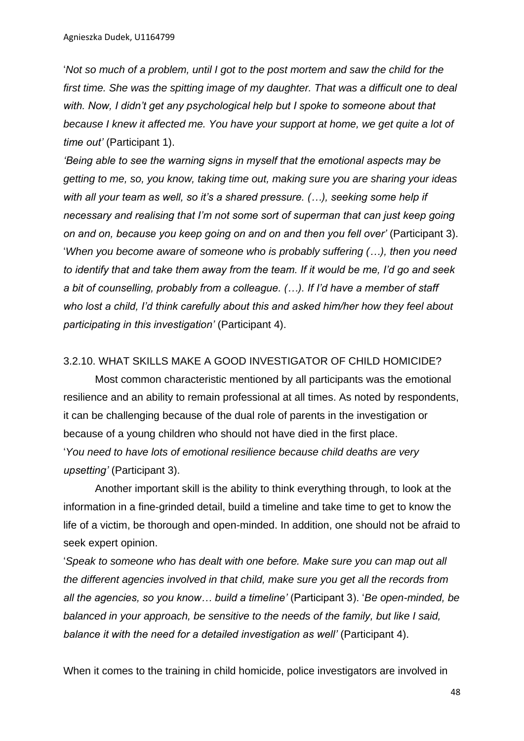'*Not so much of a problem, until I got to the post mortem and saw the child for the first time. She was the spitting image of my daughter. That was a difficult one to deal with. Now, I didn't get any psychological help but I spoke to someone about that because I knew it affected me. You have your support at home, we get quite a lot of time out'* (Participant 1).

*'Being able to see the warning signs in myself that the emotional aspects may be getting to me, so, you know, taking time out, making sure you are sharing your ideas with all your team as well, so it's a shared pressure. (…), seeking some help if necessary and realising that I'm not some sort of superman that can just keep going on and on, because you keep going on and on and then you fell over'* (Participant 3).

'*When you become aware of someone who is probably suffering (…), then you need to identify that and take them away from the team. If it would be me, I'd go and seek a bit of counselling, probably from a colleague. (…). If I'd have a member of staff who lost a child, I'd think carefully about this and asked him/her how they feel about participating in this investigation'* (Participant 4).

### 3.2.10. WHAT SKILLS MAKE A GOOD INVESTIGATOR OF CHILD HOMICIDE?

Most common characteristic mentioned by all participants was the emotional resilience and an ability to remain professional at all times. As noted by respondents, it can be challenging because of the dual role of parents in the investigation or because of a young children who should not have died in the first place.

'*You need to have lots of emotional resilience because child deaths are very upsetting'* (Participant 3).

Another important skill is the ability to think everything through, to look at the information in a fine-grinded detail, build a timeline and take time to get to know the life of a victim, be thorough and open-minded. In addition, one should not be afraid to seek expert opinion.

'*Speak to someone who has dealt with one before. Make sure you can map out all the different agencies involved in that child, make sure you get all the records from all the agencies, so you know… build a timeline'* (Participant 3). '*Be open-minded, be balanced in your approach, be sensitive to the needs of the family, but like I said, balance it with the need for a detailed investigation as well'* (Participant 4).

When it comes to the training in child homicide, police investigators are involved in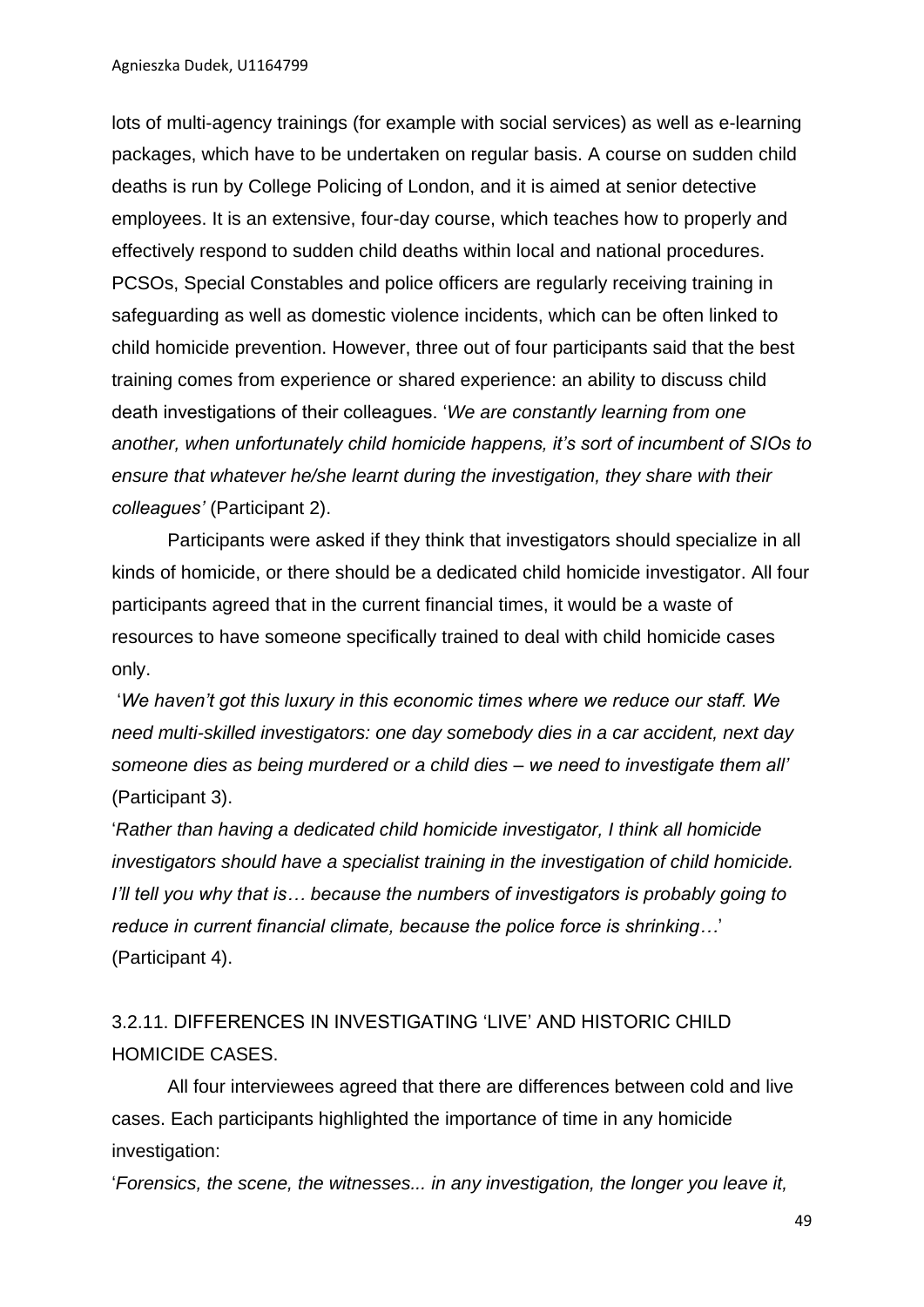lots of multi-agency trainings (for example with social services) as well as e-learning packages, which have to be undertaken on regular basis. A course on sudden child deaths is run by College Policing of London, and it is aimed at senior detective employees. It is an extensive, four-day course, which teaches how to properly and effectively respond to sudden child deaths within local and national procedures. PCSOs, Special Constables and police officers are regularly receiving training in safeguarding as well as domestic violence incidents, which can be often linked to child homicide prevention. However, three out of four participants said that the best training comes from experience or shared experience: an ability to discuss child death investigations of their colleagues. '*We are constantly learning from one another, when unfortunately child homicide happens, it's sort of incumbent of SIOs to ensure that whatever he/she learnt during the investigation, they share with their colleagues'* (Participant 2).

Participants were asked if they think that investigators should specialize in all kinds of homicide, or there should be a dedicated child homicide investigator. All four participants agreed that in the current financial times, it would be a waste of resources to have someone specifically trained to deal with child homicide cases only.

'*We haven't got this luxury in this economic times where we reduce our staff. We need multi-skilled investigators: one day somebody dies in a car accident, next day someone dies as being murdered or a child dies – we need to investigate them all'* (Participant 3).

'*Rather than having a dedicated child homicide investigator, I think all homicide investigators should have a specialist training in the investigation of child homicide. I'll tell you why that is… because the numbers of investigators is probably going to reduce in current financial climate, because the police force is shrinking…*' (Participant 4).

### 3.2.11. DIFFERENCES IN INVESTIGATING 'LIVE' AND HISTORIC CHILD HOMICIDE CASES.

All four interviewees agreed that there are differences between cold and live cases. Each participants highlighted the importance of time in any homicide investigation:

'*Forensics, the scene, the witnesses... in any investigation, the longer you leave it,*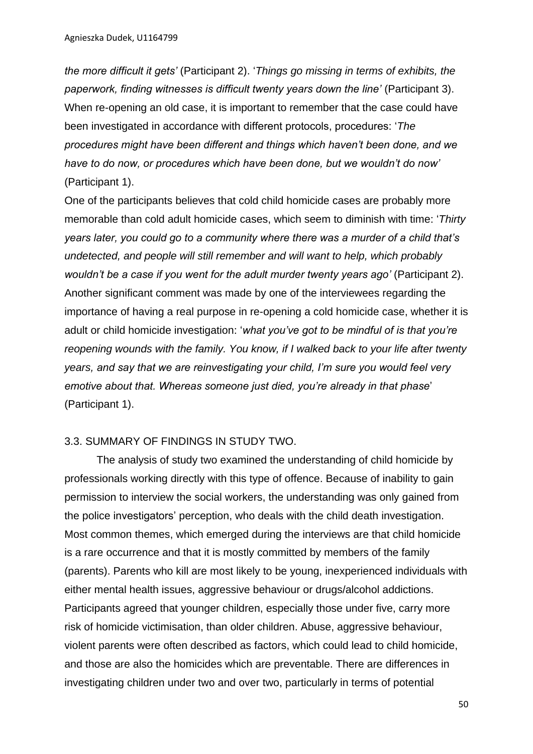*the more difficult it gets'* (Participant 2). '*Things go missing in terms of exhibits, the paperwork, finding witnesses is difficult twenty years down the line'* (Participant 3). When re-opening an old case, it is important to remember that the case could have been investigated in accordance with different protocols, procedures: '*The procedures might have been different and things which haven't been done, and we have to do now, or procedures which have been done, but we wouldn't do now'* (Participant 1).

One of the participants believes that cold child homicide cases are probably more memorable than cold adult homicide cases, which seem to diminish with time: '*Thirty years later, you could go to a community where there was a murder of a child that's undetected, and people will still remember and will want to help, which probably wouldn't be a case if you went for the adult murder twenty years ago'* (Participant 2). Another significant comment was made by one of the interviewees regarding the importance of having a real purpose in re-opening a cold homicide case, whether it is adult or child homicide investigation: '*what you've got to be mindful of is that you're reopening wounds with the family. You know, if I walked back to your life after twenty years, and say that we are reinvestigating your child, I'm sure you would feel very emotive about that. Whereas someone just died, you're already in that phase*' (Participant 1).

### 3.3. SUMMARY OF FINDINGS IN STUDY TWO.

The analysis of study two examined the understanding of child homicide by professionals working directly with this type of offence. Because of inability to gain permission to interview the social workers, the understanding was only gained from the police investigators' perception, who deals with the child death investigation. Most common themes, which emerged during the interviews are that child homicide is a rare occurrence and that it is mostly committed by members of the family (parents). Parents who kill are most likely to be young, inexperienced individuals with either mental health issues, aggressive behaviour or drugs/alcohol addictions. Participants agreed that younger children, especially those under five, carry more risk of homicide victimisation, than older children. Abuse, aggressive behaviour, violent parents were often described as factors, which could lead to child homicide, and those are also the homicides which are preventable. There are differences in investigating children under two and over two, particularly in terms of potential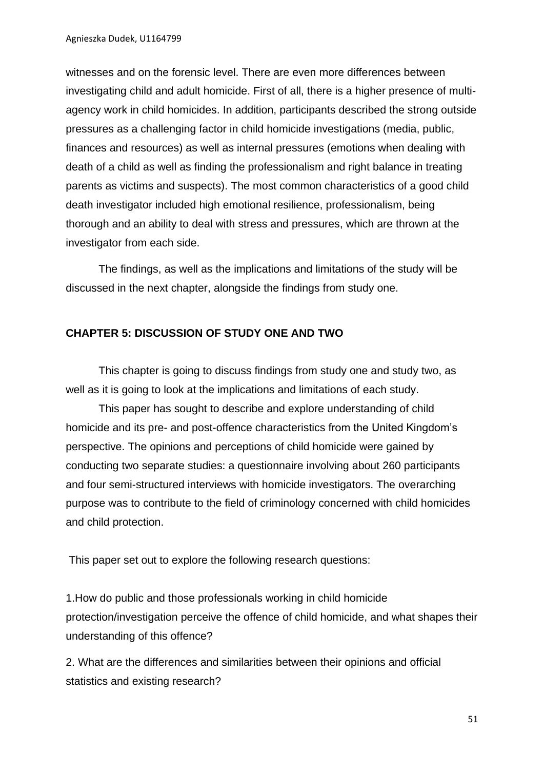witnesses and on the forensic level. There are even more differences between investigating child and adult homicide. First of all, there is a higher presence of multi-agency work in child homicides. In addition, participants described the strong outside pressures as a challenging factor in child homicide investigations (media, public, finances and resources) as well as internal pressures (emotions when dealing with death of a child as well as finding the professionalism and right balance in treating parents as victims and suspects). The most common characteristics of a good child death investigator included high emotional resilience, professionalism, being thorough and an ability to deal with stress and pressures, which are thrown at the investigator from each side.

The findings, as well as the implications and limitations of the study will be discussed in the next chapter, alongside the findings from study one.

## CHAPTER 5: DISCUSSION OF STUDY ONE AND TWO

This chapter is going to discuss findings from study one and study two, as well as it is going to look at the implications and limitations of each study.

This paper has sought to describe and explore understanding of child homicide and its pre- and post-offence characteristics from the United Kingdom's perspective. The opinions and perceptions of child homicide were gained by conducting two separate studies: a questionnaire involving about 260 participants and four semi-structured interviews with homicide investigators. The overarching purpose was to contribute to the field of criminology concerned with child homicides and child protection.

This paper set out to explore the following research questions:

1.How do public and those professionals working in child homicide protection/investigation perceive the offence of child homicide, and what shapes their understanding of this offence?

2. What are the differences and similarities between their opinions and official statistics and existing research?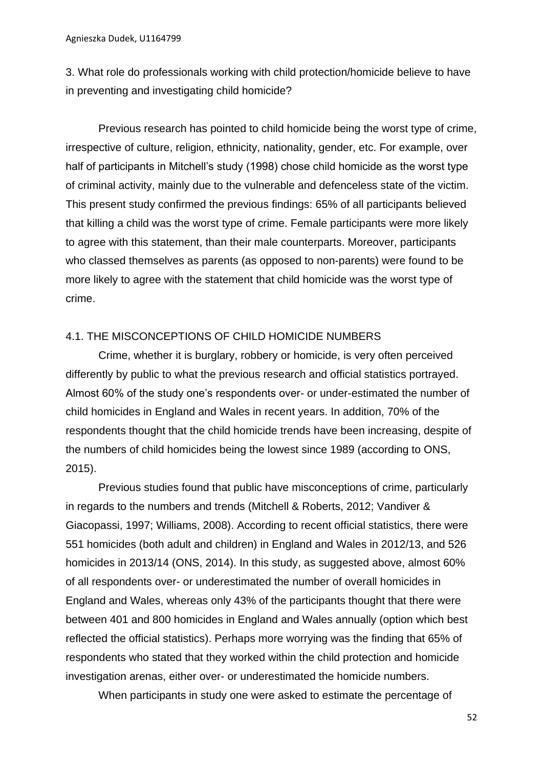3. What role do professionals working with child protection/homicide believe to have in preventing and investigating child homicide?

Previous research has pointed to child homicide being the worst type of crime, irrespective of culture, religion, ethnicity, nationality, gender, etc. For example, over half of participants in Mitchell's study (1998) chose child homicide as the worst type of criminal activity, mainly due to the vulnerable and defenceless state of the victim. This present study confirmed the previous findings: 65% of all participants believed that killing a child was the worst type of crime. Female participants were more likely to agree with this statement, than their male counterparts. Moreover, participants who classed themselves as parents (as opposed to non-parents) were found to be more likely to agree with the statement that child homicide was the worst type of crime.

## 4.1. THE MISCONCEPTIONS OF CHILD HOMICIDE NUMBERS

Crime, whether it is burglary, robbery or homicide, is very often perceived differently by public to what the previous research and official statistics portrayed. Almost 60% of the study one's respondents over- or under-estimated the number of child homicides in England and Wales in recent years. In addition, 70% of the respondents thought that the child homicide trends have been increasing, despite of the numbers of child homicides being the lowest since 1989 (according to ONS, 2015).

Previous studies found that public have misconceptions of crime, particularly in regards to the numbers and trends (Mitchell & Roberts, 2012; Vandiver & Giacopassi, 1997; Williams, 2008). According to recent official statistics, there were 551 homicides (both adult and children) in England and Wales in 2012/13, and 526 homicides in 2013/14 (ONS, 2014). In this study, as suggested above, almost 60% of all respondents over- or underestimated the number of overall homicides in England and Wales, whereas only 43% of the participants thought that there were between 401 and 800 homicides in England and Wales annually (option which best reflected the official statistics). Perhaps more worrying was the finding that 65% of respondents who stated that they worked within the child protection and homicide investigation arenas, either over- or underestimated the homicide numbers.

When participants in study one were asked to estimate the percentage of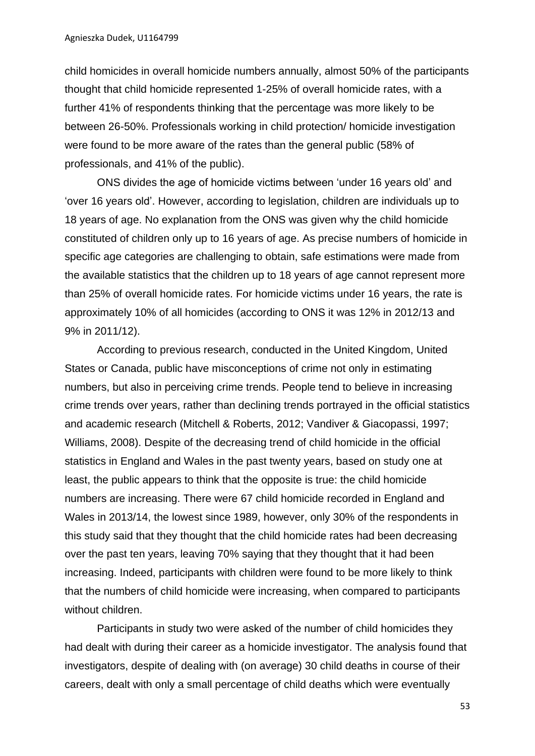child homicides in overall homicide numbers annually, almost 50% of the participants thought that child homicide represented 1-25% of overall homicide rates, with a further 41% of respondents thinking that the percentage was more likely to be between 26-50%. Professionals working in child protection/ homicide investigation were found to be more aware of the rates than the general public (58% of professionals, and 41% of the public).

ONS divides the age of homicide victims between 'under 16 years old' and 'over 16 years old'. However, according to legislation, children are individuals up to 18 years of age. No explanation from the ONS was given why the child homicide constituted of children only up to 16 years of age. As precise numbers of homicide in specific age categories are challenging to obtain, safe estimations were made from the available statistics that the children up to 18 years of age cannot represent more than 25% of overall homicide rates. For homicide victims under 16 years, the rate is approximately 10% of all homicides (according to ONS it was 12% in 2012/13 and 9% in 2011/12).

According to previous research, conducted in the United Kingdom, United States or Canada, public have misconceptions of crime not only in estimating numbers, but also in perceiving crime trends. People tend to believe in increasing crime trends over years, rather than declining trends portrayed in the official statistics and academic research (Mitchell & Roberts, 2012; Vandiver & Giacopassi, 1997; Williams, 2008). Despite of the decreasing trend of child homicide in the official statistics in England and Wales in the past twenty years, based on study one at least, the public appears to think that the opposite is true: the child homicide numbers are increasing. There were 67 child homicide recorded in England and Wales in 2013/14, the lowest since 1989, however, only 30% of the respondents in this study said that they thought that the child homicide rates had been decreasing over the past ten years, leaving 70% saying that they thought that it had been increasing. Indeed, participants with children were found to be more likely to think that the numbers of child homicide were increasing, when compared to participants without children.

Participants in study two were asked of the number of child homicides they had dealt with during their career as a homicide investigator. The analysis found that investigators, despite of dealing with (on average) 30 child deaths in course of their careers, dealt with only a small percentage of child deaths which were eventually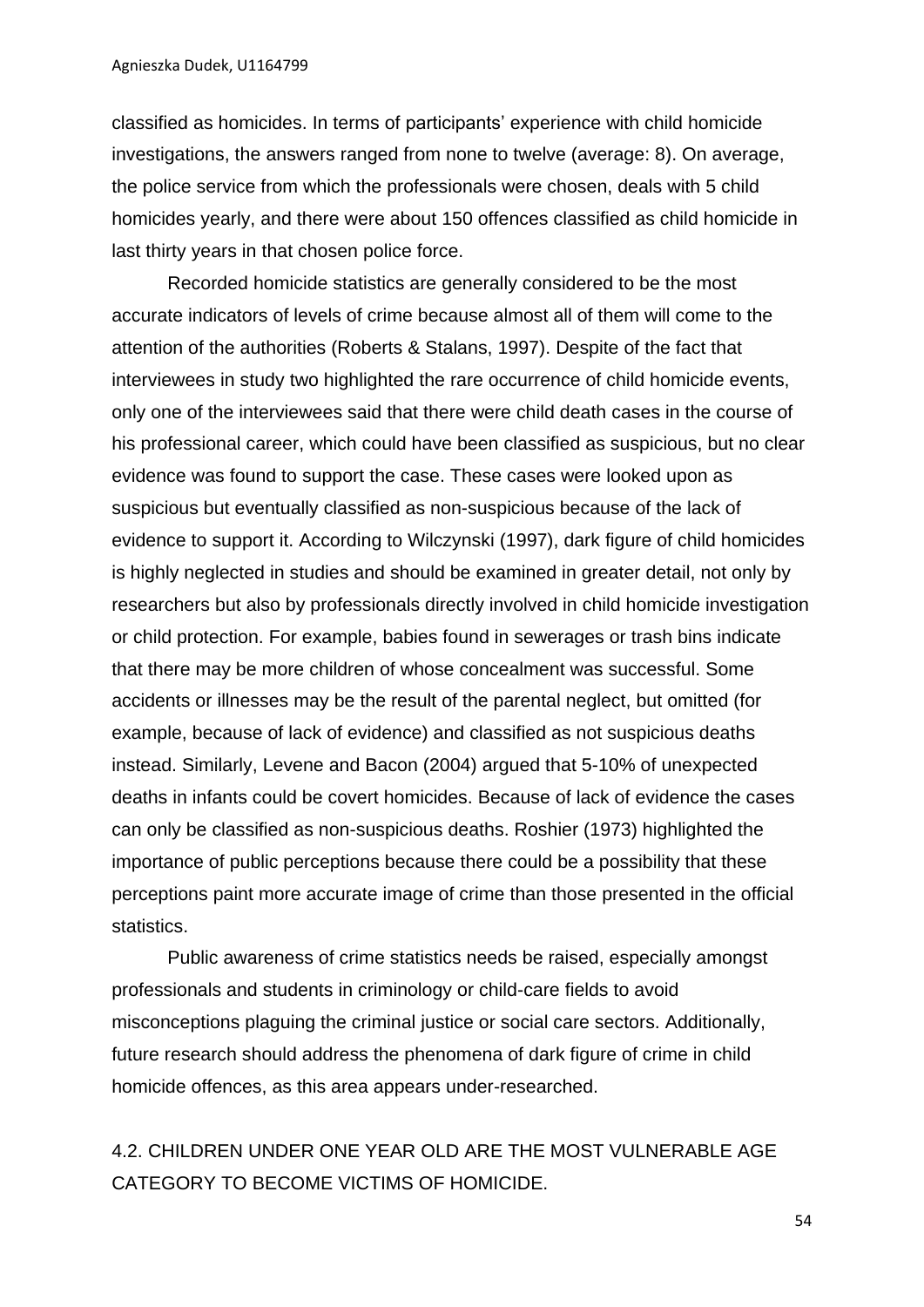classified as homicides. In terms of participants' experience with child homicide investigations, the answers ranged from none to twelve (average: 8). On average, the police service from which the professionals were chosen, deals with 5 child homicides yearly, and there were about 150 offences classified as child homicide in last thirty years in that chosen police force.

Recorded homicide statistics are generally considered to be the most accurate indicators of levels of crime because almost all of them will come to the attention of the authorities (Roberts & Stalans, 1997). Despite of the fact that interviewees in study two highlighted the rare occurrence of child homicide events, only one of the interviewees said that there were child death cases in the course of his professional career, which could have been classified as suspicious, but no clear evidence was found to support the case. These cases were looked upon as suspicious but eventually classified as non-suspicious because of the lack of evidence to support it. According to Wilczynski (1997), dark figure of child homicides is highly neglected in studies and should be examined in greater detail, not only by researchers but also by professionals directly involved in child homicide investigation or child protection. For example, babies found in sewerages or trash bins indicate that there may be more children of whose concealment was successful. Some accidents or illnesses may be the result of the parental neglect, but omitted (for example, because of lack of evidence) and classified as not suspicious deaths instead. Similarly, Levene and Bacon (2004) argued that 5-10% of unexpected deaths in infants could be covert homicides. Because of lack of evidence the cases can only be classified as non-suspicious deaths. Roshier (1973) highlighted the importance of public perceptions because there could be a possibility that these perceptions paint more accurate image of crime than those presented in the official statistics.

Public awareness of crime statistics needs be raised, especially amongst professionals and students in criminology or child-care fields to avoid misconceptions plaguing the criminal justice or social care sectors. Additionally, future research should address the phenomena of dark figure of crime in child homicide offences, as this area appears under-researched.

## 4.2. CHILDREN UNDER ONE YEAR OLD ARE THE MOST VULNERABLE AGE CATEGORY TO BECOME VICTIMS OF HOMICIDE.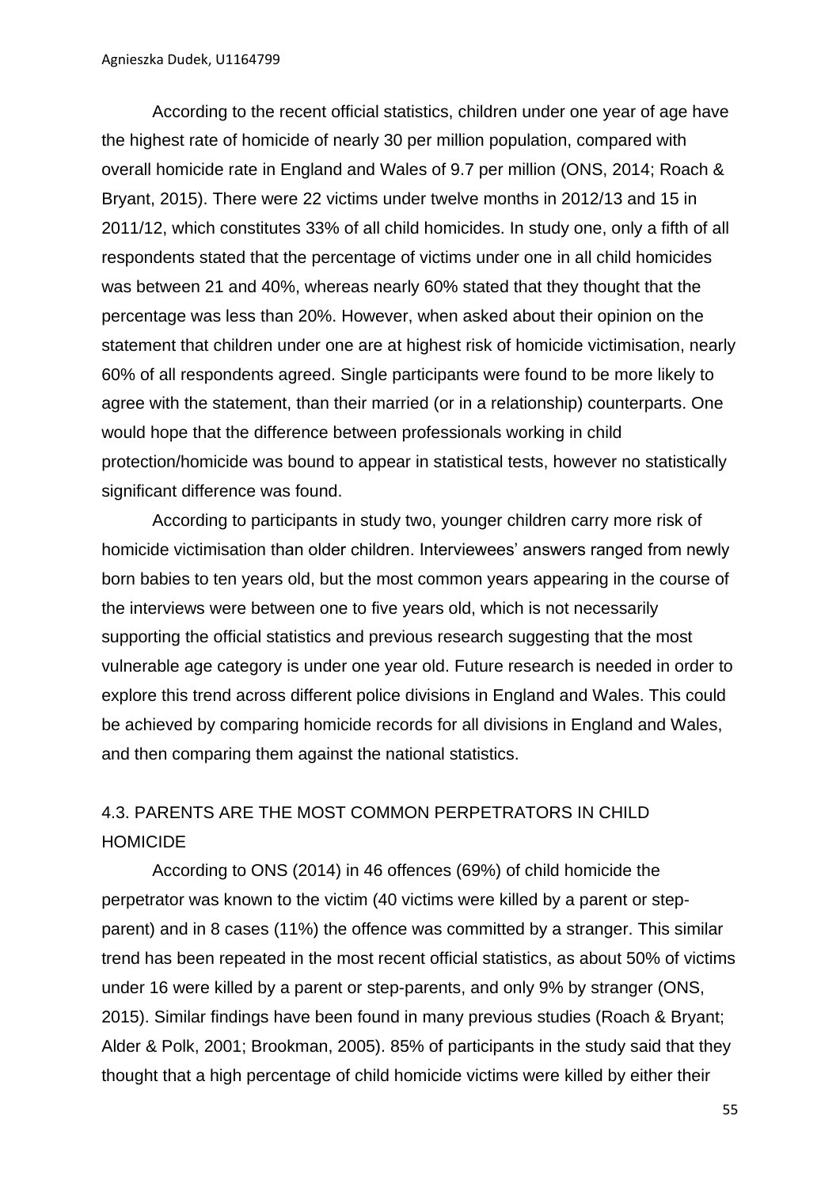According to the recent official statistics, children under one year of age have the highest rate of homicide of nearly 30 per million population, compared with overall homicide rate in England and Wales of 9.7 per million (ONS, 2014; Roach & Bryant, 2015). There were 22 victims under twelve months in 2012/13 and 15 in 2011/12, which constitutes 33% of all child homicides. In study one, only a fifth of all respondents stated that the percentage of victims under one in all child homicides was between 21 and 40%, whereas nearly 60% stated that they thought that the percentage was less than 20%. However, when asked about their opinion on the statement that children under one are at highest risk of homicide victimisation, nearly 60% of all respondents agreed. Single participants were found to be more likely to agree with the statement, than their married (or in a relationship) counterparts. One would hope that the difference between professionals working in child protection/homicide was bound to appear in statistical tests, however no statistically significant difference was found.

According to participants in study two, younger children carry more risk of homicide victimisation than older children. Interviewees' answers ranged from newly born babies to ten years old, but the most common years appearing in the course of the interviews were between one to five years old, which is not necessarily supporting the official statistics and previous research suggesting that the most vulnerable age category is under one year old. Future research is needed in order to explore this trend across different police divisions in England and Wales. This could be achieved by comparing homicide records for all divisions in England and Wales, and then comparing them against the national statistics.

## 4.3. PARENTS ARE THE MOST COMMON PERPETRATORS IN CHILD HOMICIDE

According to ONS (2014) in 46 offences (69%) of child homicide the perpetrator was known to the victim (40 victims were killed by a parent or step-parent) and in 8 cases (11%) the offence was committed by a stranger. This similar trend has been repeated in the most recent official statistics, as about 50% of victims under 16 were killed by a parent or step-parents, and only 9% by stranger (ONS, 2015). Similar findings have been found in many previous studies (Roach & Bryant; Alder & Polk, 2001; Brookman, 2005). 85% of participants in the study said that they thought that a high percentage of child homicide victims were killed by either their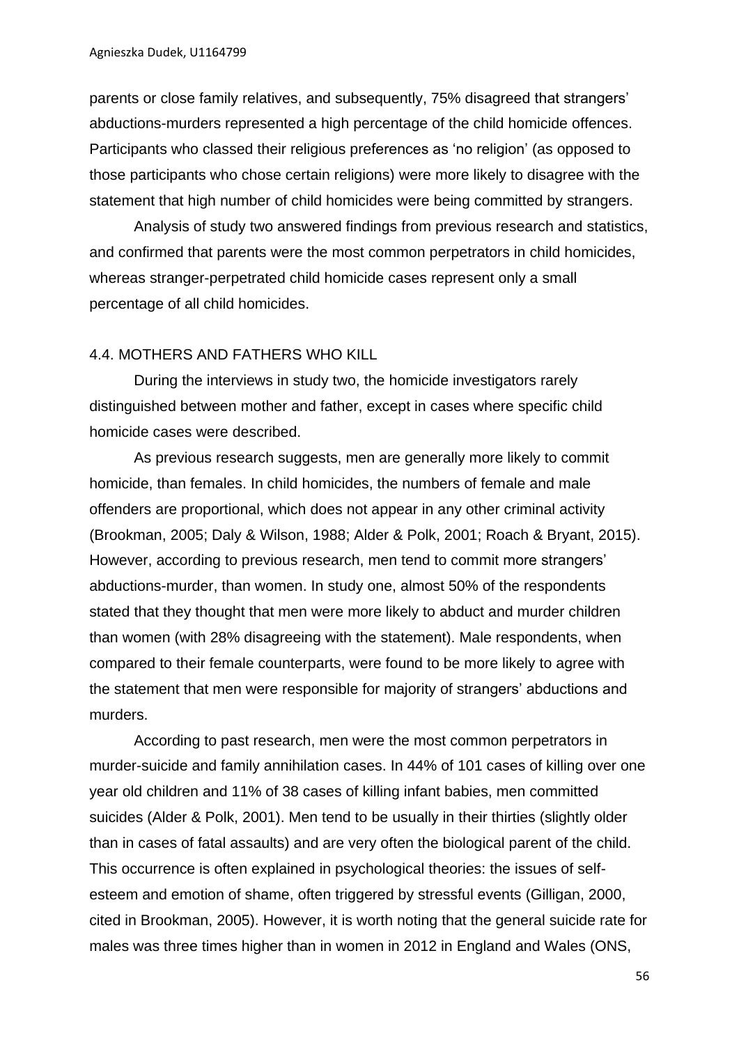parents or close family relatives, and subsequently, 75% disagreed that strangers' abductions-murders represented a high percentage of the child homicide offences. Participants who classed their religious preferences as 'no religion' (as opposed to those participants who chose certain religions) were more likely to disagree with the statement that high number of child homicides were being committed by strangers.

Analysis of study two answered findings from previous research and statistics, and confirmed that parents were the most common perpetrators in child homicides, whereas stranger-perpetrated child homicide cases represent only a small percentage of all child homicides.

### 4.4. MOTHERS AND FATHERS WHO KILL

During the interviews in study two, the homicide investigators rarely distinguished between mother and father, except in cases where specific child homicide cases were described.

As previous research suggests, men are generally more likely to commit homicide, than females. In child homicides, the numbers of female and male offenders are proportional, which does not appear in any other criminal activity (Brookman, 2005; Daly & Wilson, 1988; Alder & Polk, 2001; Roach & Bryant, 2015). However, according to previous research, men tend to commit more strangers' abductions-murder, than women. In study one, almost 50% of the respondents stated that they thought that men were more likely to abduct and murder children than women (with 28% disagreeing with the statement). Male respondents, when compared to their female counterparts, were found to be more likely to agree with the statement that men were responsible for majority of strangers' abductions and murders.

According to past research, men were the most common perpetrators in murder-suicide and family annihilation cases. In 44% of 101 cases of killing over one year old children and 11% of 38 cases of killing infant babies, men committed suicides (Alder & Polk, 2001). Men tend to be usually in their thirties (slightly older than in cases of fatal assaults) and are very often the biological parent of the child. This occurrence is often explained in psychological theories: the issues of self-esteem and emotion of shame, often triggered by stressful events (Gilligan, 2000, cited in Brookman, 2005). However, it is worth noting that the general suicide rate for males was three times higher than in women in 2012 in England and Wales (ONS,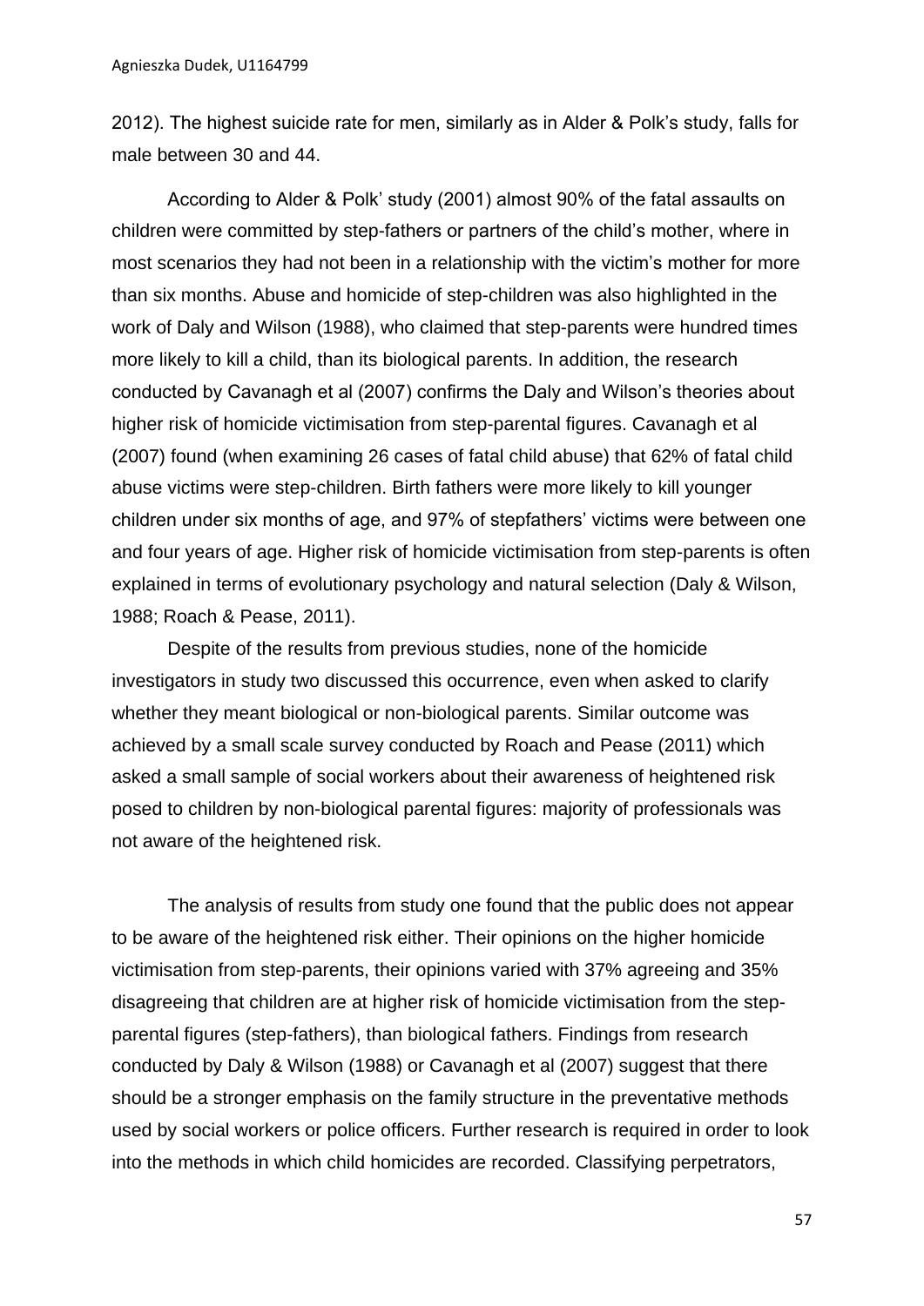2012). The highest suicide rate for men, similarly as in Alder & Polk's study, falls for male between 30 and 44.

According to Alder & Polk' study (2001) almost 90% of the fatal assaults on children were committed by step-fathers or partners of the child's mother, where in most scenarios they had not been in a relationship with the victim's mother for more than six months. Abuse and homicide of step-children was also highlighted in the work of Daly and Wilson (1988), who claimed that step-parents were hundred times more likely to kill a child, than its biological parents. In addition, the research conducted by Cavanagh et al (2007) confirms the Daly and Wilson's theories about higher risk of homicide victimisation from step-parental figures. Cavanagh et al (2007) found (when examining 26 cases of fatal child abuse) that 62% of fatal child abuse victims were step-children. Birth fathers were more likely to kill younger children under six months of age, and 97% of stepfathers' victims were between one and four years of age. Higher risk of homicide victimisation from step-parents is often explained in terms of evolutionary psychology and natural selection (Daly & Wilson, 1988; Roach & Pease, 2011).

Despite of the results from previous studies, none of the homicide investigators in study two discussed this occurrence, even when asked to clarify whether they meant biological or non-biological parents. Similar outcome was achieved by a small scale survey conducted by Roach and Pease (2011) which asked a small sample of social workers about their awareness of heightened risk posed to children by non-biological parental figures: majority of professionals was not aware of the heightened risk.

The analysis of results from study one found that the public does not appear to be aware of the heightened risk either. Their opinions on the higher homicide victimisation from step-parents, their opinions varied with 37% agreeing and 35% disagreeing that children are at higher risk of homicide victimisation from the step-parental figures (step-fathers), than biological fathers. Findings from research conducted by Daly & Wilson (1988) or Cavanagh et al (2007) suggest that there should be a stronger emphasis on the family structure in the preventative methods used by social workers or police officers. Further research is required in order to look into the methods in which child homicides are recorded. Classifying perpetrators,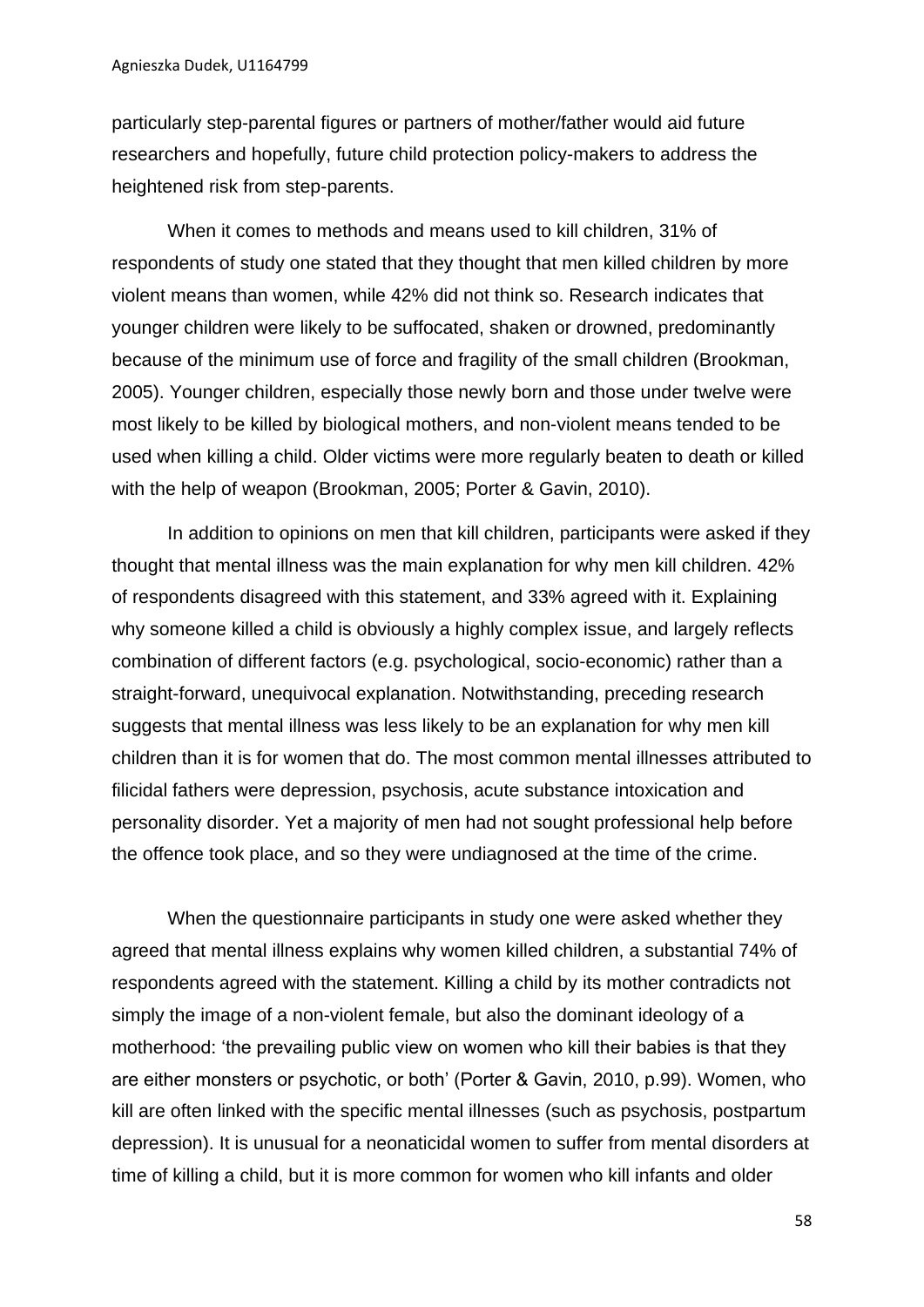particularly step-parental figures or partners of mother/father would aid future researchers and hopefully, future child protection policy-makers to address the heightened risk from step-parents.

When it comes to methods and means used to kill children, 31% of respondents of study one stated that they thought that men killed children by more violent means than women, while 42% did not think so. Research indicates that younger children were likely to be suffocated, shaken or drowned, predominantly because of the minimum use of force and fragility of the small children (Brookman, 2005). Younger children, especially those newly born and those under twelve were most likely to be killed by biological mothers, and non-violent means tended to be used when killing a child. Older victims were more regularly beaten to death or killed with the help of weapon (Brookman, 2005; Porter & Gavin, 2010).

In addition to opinions on men that kill children, participants were asked if they thought that mental illness was the main explanation for why men kill children. 42% of respondents disagreed with this statement, and 33% agreed with it. Explaining why someone killed a child is obviously a highly complex issue, and largely reflects combination of different factors (e.g. psychological, socio-economic) rather than a straight-forward, unequivocal explanation. Notwithstanding, preceding research suggests that mental illness was less likely to be an explanation for why men kill children than it is for women that do. The most common mental illnesses attributed to filicidal fathers were depression, psychosis, acute substance intoxication and personality disorder. Yet a majority of men had not sought professional help before the offence took place, and so they were undiagnosed at the time of the crime.

When the questionnaire participants in study one were asked whether they agreed that mental illness explains why women killed children, a substantial 74% of respondents agreed with the statement. Killing a child by its mother contradicts not simply the image of a non-violent female, but also the dominant ideology of a motherhood: 'the prevailing public view on women who kill their babies is that they are either monsters or psychotic, or both' (Porter & Gavin, 2010, p.99). Women, who kill are often linked with the specific mental illnesses (such as psychosis, postpartum depression). It is unusual for a neonaticidal women to suffer from mental disorders at time of killing a child, but it is more common for women who kill infants and older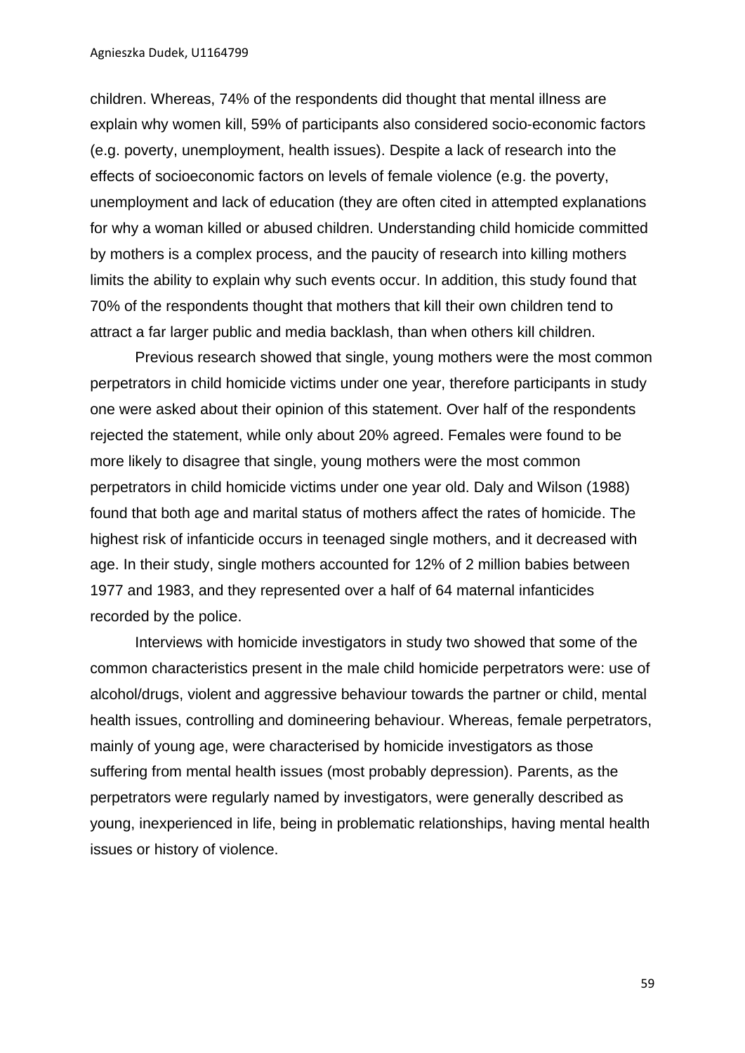children. Whereas, 74% of the respondents did thought that mental illness are explain why women kill, 59% of participants also considered socio-economic factors (e.g. poverty, unemployment, health issues). Despite a lack of research into the effects of socioeconomic factors on levels of female violence (e.g. the poverty, unemployment and lack of education (they are often cited in attempted explanations for why a woman killed or abused children. Understanding child homicide committed by mothers is a complex process, and the paucity of research into killing mothers limits the ability to explain why such events occur. In addition, this study found that 70% of the respondents thought that mothers that kill their own children tend to attract a far larger public and media backlash, than when others kill children.

Previous research showed that single, young mothers were the most common perpetrators in child homicide victims under one year, therefore participants in study one were asked about their opinion of this statement. Over half of the respondents rejected the statement, while only about 20% agreed. Females were found to be more likely to disagree that single, young mothers were the most common perpetrators in child homicide victims under one year old. Daly and Wilson (1988) found that both age and marital status of mothers affect the rates of homicide. The highest risk of infanticide occurs in teenaged single mothers, and it decreased with age. In their study, single mothers accounted for 12% of 2 million babies between 1977 and 1983, and they represented over a half of 64 maternal infanticides recorded by the police.

Interviews with homicide investigators in study two showed that some of the common characteristics present in the male child homicide perpetrators were: use of alcohol/drugs, violent and aggressive behaviour towards the partner or child, mental health issues, controlling and domineering behaviour. Whereas, female perpetrators, mainly of young age, were characterised by homicide investigators as those suffering from mental health issues (most probably depression). Parents, as the perpetrators were regularly named by investigators, were generally described as young, inexperienced in life, being in problematic relationships, having mental health issues or history of violence.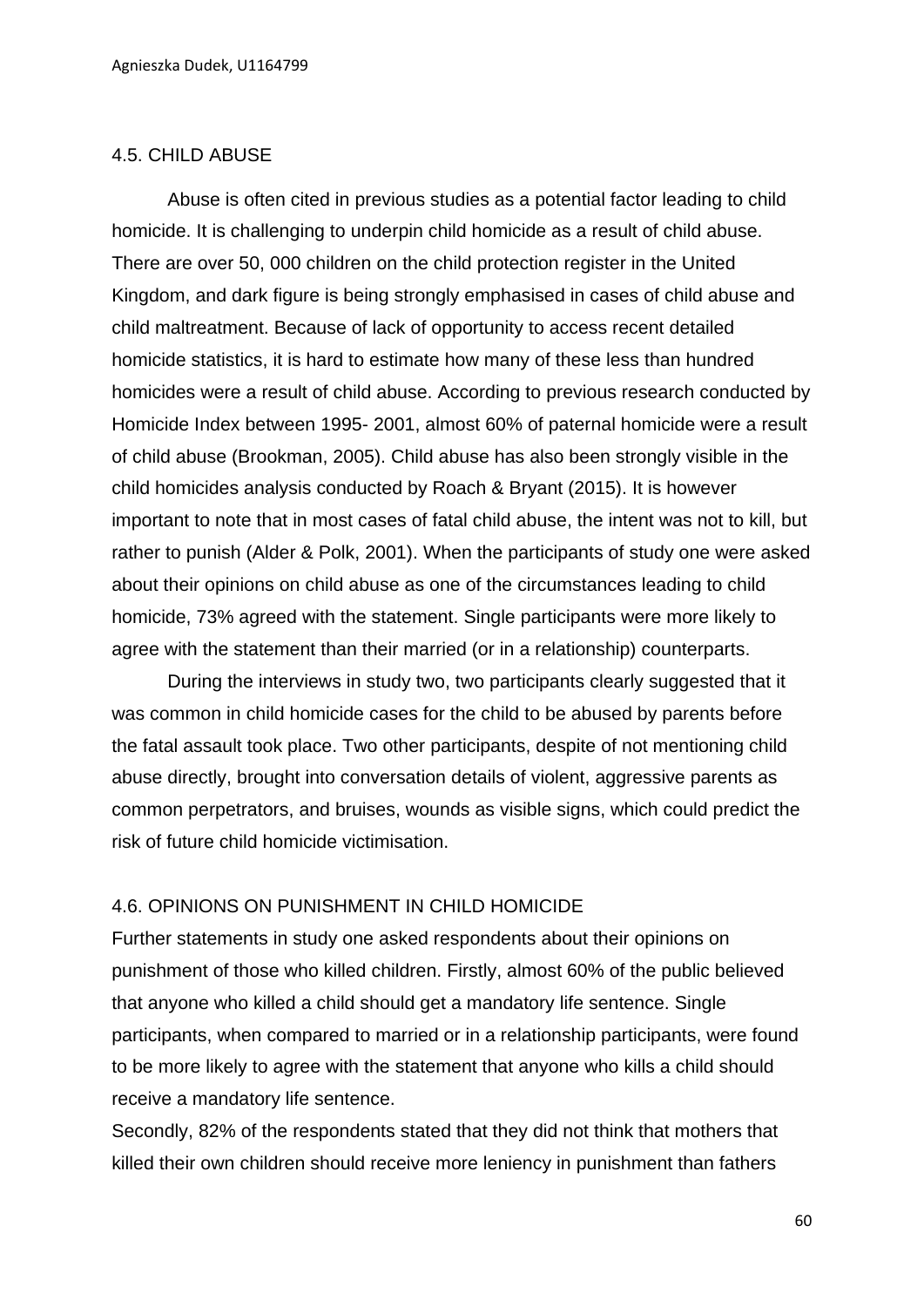## 4.5. CHILD ABUSE

Abuse is often cited in previous studies as a potential factor leading to child homicide. It is challenging to underpin child homicide as a result of child abuse. There are over 50, 000 children on the child protection register in the United Kingdom, and dark figure is being strongly emphasised in cases of child abuse and child maltreatment. Because of lack of opportunity to access recent detailed homicide statistics, it is hard to estimate how many of these less than hundred homicides were a result of child abuse. According to previous research conducted by Homicide Index between 1995- 2001, almost 60% of paternal homicide were a result of child abuse (Brookman, 2005). Child abuse has also been strongly visible in the child homicides analysis conducted by Roach & Bryant (2015). It is however important to note that in most cases of fatal child abuse, the intent was not to kill, but rather to punish (Alder & Polk, 2001). When the participants of study one were asked about their opinions on child abuse as one of the circumstances leading to child homicide, 73% agreed with the statement. Single participants were more likely to agree with the statement than their married (or in a relationship) counterparts.

During the interviews in study two, two participants clearly suggested that it was common in child homicide cases for the child to be abused by parents before the fatal assault took place. Two other participants, despite of not mentioning child abuse directly, brought into conversation details of violent, aggressive parents as common perpetrators, and bruises, wounds as visible signs, which could predict the risk of future child homicide victimisation.

## 4.6. OPINIONS ON PUNISHMENT IN CHILD HOMICIDE

Further statements in study one asked respondents about their opinions on punishment of those who killed children. Firstly, almost 60% of the public believed that anyone who killed a child should get a mandatory life sentence. Single participants, when compared to married or in a relationship participants, were found to be more likely to agree with the statement that anyone who kills a child should receive a mandatory life sentence.

Secondly, 82% of the respondents stated that they did not think that mothers that killed their own children should receive more leniency in punishment than fathers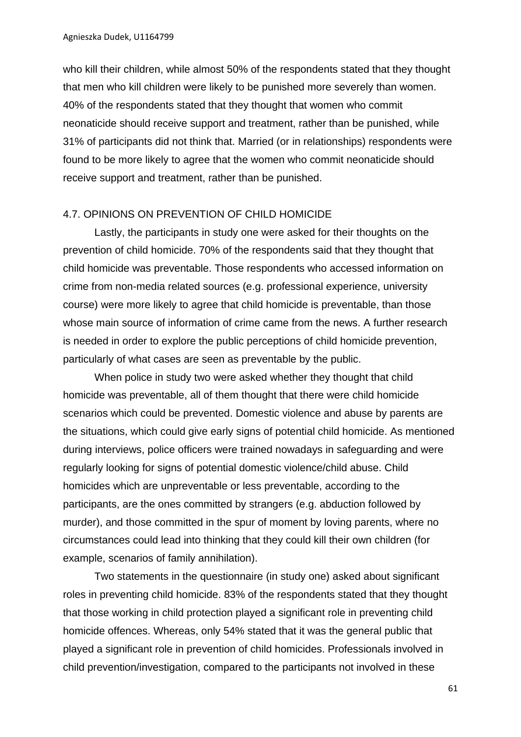who kill their children, while almost 50% of the respondents stated that they thought that men who kill children were likely to be punished more severely than women. 40% of the respondents stated that they thought that women who commit neonaticide should receive support and treatment, rather than be punished, while 31% of participants did not think that. Married (or in relationships) respondents were found to be more likely to agree that the women who commit neonaticide should receive support and treatment, rather than be punished.

## 4.7. OPINIONS ON PREVENTION OF CHILD HOMICIDE

Lastly, the participants in study one were asked for their thoughts on the prevention of child homicide. 70% of the respondents said that they thought that child homicide was preventable. Those respondents who accessed information on crime from non-media related sources (e.g. professional experience, university course) were more likely to agree that child homicide is preventable, than those whose main source of information of crime came from the news. A further research is needed in order to explore the public perceptions of child homicide prevention, particularly of what cases are seen as preventable by the public.

When police in study two were asked whether they thought that child homicide was preventable, all of them thought that there were child homicide scenarios which could be prevented. Domestic violence and abuse by parents are the situations, which could give early signs of potential child homicide. As mentioned during interviews, police officers were trained nowadays in safeguarding and were regularly looking for signs of potential domestic violence/child abuse. Child homicides which are unpreventable or less preventable, according to the participants, are the ones committed by strangers (e.g. abduction followed by murder), and those committed in the spur of moment by loving parents, where no circumstances could lead into thinking that they could kill their own children (for example, scenarios of family annihilation).

Two statements in the questionnaire (in study one) asked about significant roles in preventing child homicide. 83% of the respondents stated that they thought that those working in child protection played a significant role in preventing child homicide offences. Whereas, only 54% stated that it was the general public that played a significant role in prevention of child homicides. Professionals involved in child prevention/investigation, compared to the participants not involved in these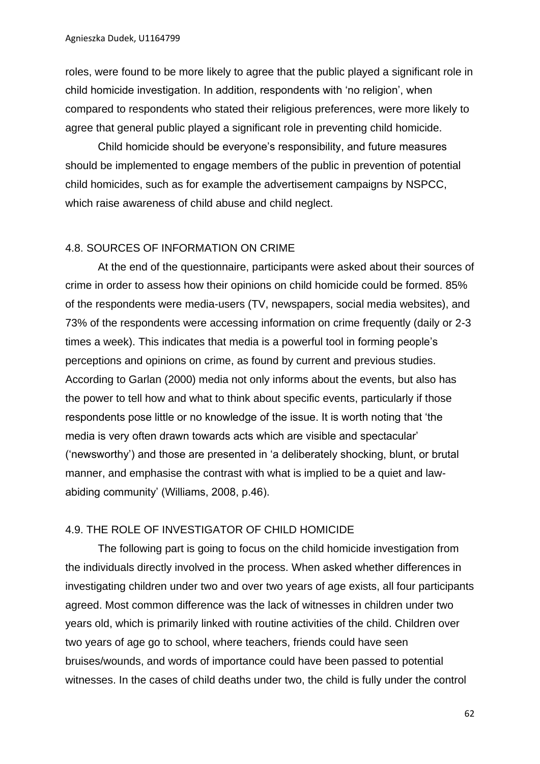roles, were found to be more likely to agree that the public played a significant role in child homicide investigation. In addition, respondents with 'no religion', when compared to respondents who stated their religious preferences, were more likely to agree that general public played a significant role in preventing child homicide.

Child homicide should be everyone's responsibility, and future measures should be implemented to engage members of the public in prevention of potential child homicides, such as for example the advertisement campaigns by NSPCC, which raise awareness of child abuse and child neglect.

## 4.8. SOURCES OF INFORMATION ON CRIME

At the end of the questionnaire, participants were asked about their sources of crime in order to assess how their opinions on child homicide could be formed. 85% of the respondents were media-users (TV, newspapers, social media websites), and 73% of the respondents were accessing information on crime frequently (daily or 2-3 times a week). This indicates that media is a powerful tool in forming people's perceptions and opinions on crime, as found by current and previous studies. According to Garlan (2000) media not only informs about the events, but also has the power to tell how and what to think about specific events, particularly if those respondents pose little or no knowledge of the issue. It is worth noting that 'the media is very often drawn towards acts which are visible and spectacular' ('newsworthy') and those are presented in 'a deliberately shocking, blunt, or brutal manner, and emphasise the contrast with what is implied to be a quiet and law-abiding community' (Williams, 2008, p.46).

## 4.9. THE ROLE OF INVESTIGATOR OF CHILD HOMICIDE

The following part is going to focus on the child homicide investigation from the individuals directly involved in the process. When asked whether differences in investigating children under two and over two years of age exists, all four participants agreed. Most common difference was the lack of witnesses in children under two years old, which is primarily linked with routine activities of the child. Children over two years of age go to school, where teachers, friends could have seen bruises/wounds, and words of importance could have been passed to potential witnesses. In the cases of child deaths under two, the child is fully under the control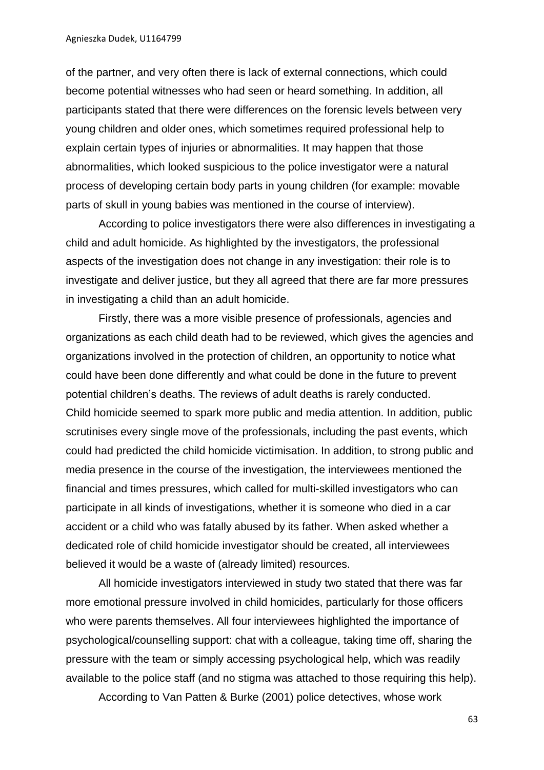of the partner, and very often there is lack of external connections, which could become potential witnesses who had seen or heard something. In addition, all participants stated that there were differences on the forensic levels between very young children and older ones, which sometimes required professional help to explain certain types of injuries or abnormalities. It may happen that those abnormalities, which looked suspicious to the police investigator were a natural process of developing certain body parts in young children (for example: movable parts of skull in young babies was mentioned in the course of interview).

According to police investigators there were also differences in investigating a child and adult homicide. As highlighted by the investigators, the professional aspects of the investigation does not change in any investigation: their role is to investigate and deliver justice, but they all agreed that there are far more pressures in investigating a child than an adult homicide.

Firstly, there was a more visible presence of professionals, agencies and organizations as each child death had to be reviewed, which gives the agencies and organizations involved in the protection of children, an opportunity to notice what could have been done differently and what could be done in the future to prevent potential children's deaths. The reviews of adult deaths is rarely conducted. Child homicide seemed to spark more public and media attention. In addition, public scrutinises every single move of the professionals, including the past events, which could had predicted the child homicide victimisation. In addition, to strong public and media presence in the course of the investigation, the interviewees mentioned the financial and times pressures, which called for multi-skilled investigators who can participate in all kinds of investigations, whether it is someone who died in a car accident or a child who was fatally abused by its father. When asked whether a dedicated role of child homicide investigator should be created, all interviewees believed it would be a waste of (already limited) resources.

All homicide investigators interviewed in study two stated that there was far more emotional pressure involved in child homicides, particularly for those officers who were parents themselves. All four interviewees highlighted the importance of psychological/counselling support: chat with a colleague, taking time off, sharing the pressure with the team or simply accessing psychological help, which was readily available to the police staff (and no stigma was attached to those requiring this help).

According to Van Patten & Burke (2001) police detectives, whose work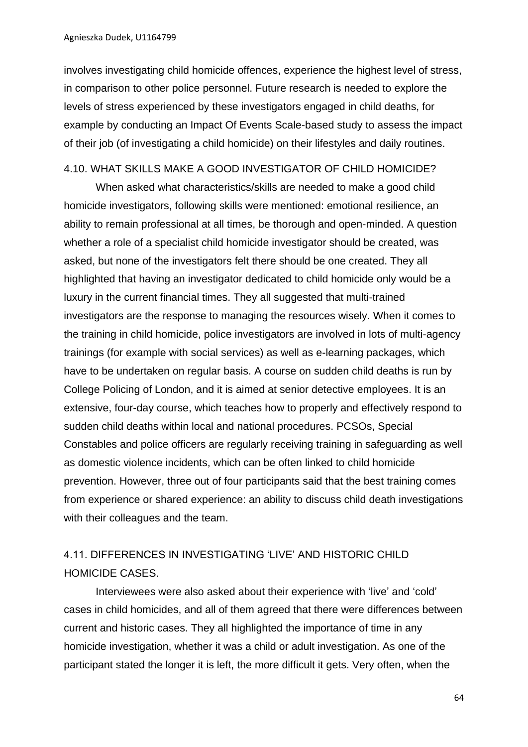involves investigating child homicide offences, experience the highest level of stress, in comparison to other police personnel. Future research is needed to explore the levels of stress experienced by these investigators engaged in child deaths, for example by conducting an Impact Of Events Scale-based study to assess the impact of their job (of investigating a child homicide) on their lifestyles and daily routines.

## 4.10. WHAT SKILLS MAKE A GOOD INVESTIGATOR OF CHILD HOMICIDE?

When asked what characteristics/skills are needed to make a good child homicide investigators, following skills were mentioned: emotional resilience, an ability to remain professional at all times, be thorough and open-minded. A question whether a role of a specialist child homicide investigator should be created, was asked, but none of the investigators felt there should be one created. They all highlighted that having an investigator dedicated to child homicide only would be a luxury in the current financial times. They all suggested that multi-trained investigators are the response to managing the resources wisely. When it comes to the training in child homicide, police investigators are involved in lots of multi-agency trainings (for example with social services) as well as e-learning packages, which have to be undertaken on regular basis. A course on sudden child deaths is run by College Policing of London, and it is aimed at senior detective employees. It is an extensive, four-day course, which teaches how to properly and effectively respond to sudden child deaths within local and national procedures. PCSOs, Special Constables and police officers are regularly receiving training in safeguarding as well as domestic violence incidents, which can be often linked to child homicide prevention. However, three out of four participants said that the best training comes from experience or shared experience: an ability to discuss child death investigations with their colleagues and the team.

## 4.11. DIFFERENCES IN INVESTIGATING 'LIVE' AND HISTORIC CHILD HOMICIDE CASES.

Interviewees were also asked about their experience with 'live' and 'cold' cases in child homicides, and all of them agreed that there were differences between current and historic cases. They all highlighted the importance of time in any homicide investigation, whether it was a child or adult investigation. As one of the participant stated the longer it is left, the more difficult it gets. Very often, when the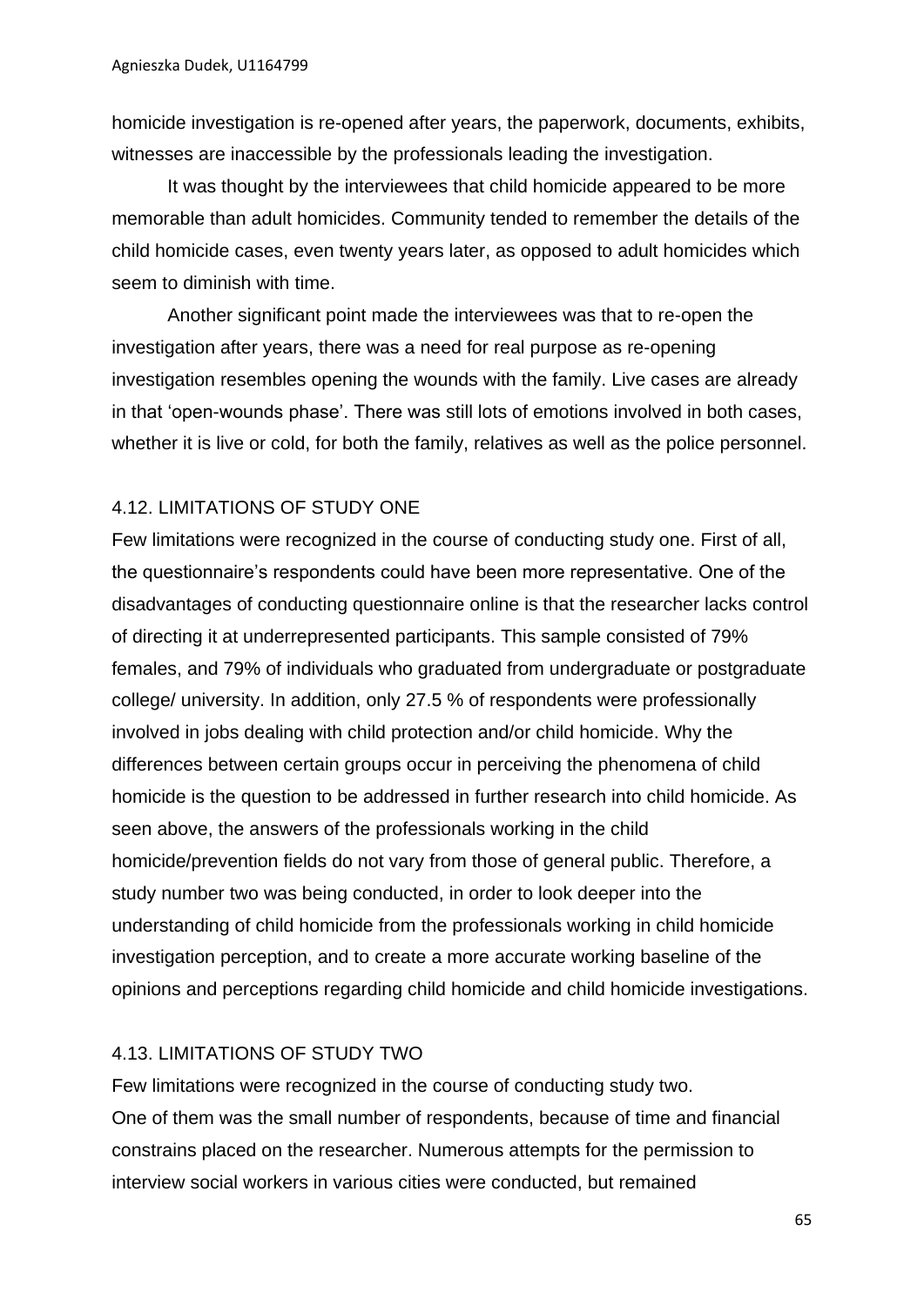homicide investigation is re-opened after years, the paperwork, documents, exhibits, witnesses are inaccessible by the professionals leading the investigation.

It was thought by the interviewees that child homicide appeared to be more memorable than adult homicides. Community tended to remember the details of the child homicide cases, even twenty years later, as opposed to adult homicides which seem to diminish with time.

Another significant point made the interviewees was that to re-open the investigation after years, there was a need for real purpose as re-opening investigation resembles opening the wounds with the family. Live cases are already in that 'open-wounds phase'. There was still lots of emotions involved in both cases, whether it is live or cold, for both the family, relatives as well as the police personnel.

### 4.12. LIMITATIONS OF STUDY ONE

Few limitations were recognized in the course of conducting study one. First of all, the questionnaire's respondents could have been more representative. One of the disadvantages of conducting questionnaire online is that the researcher lacks control of directing it at underrepresented participants. This sample consisted of 79% females, and 79% of individuals who graduated from undergraduate or postgraduate college/ university. In addition, only 27.5 % of respondents were professionally involved in jobs dealing with child protection and/or child homicide. Why the differences between certain groups occur in perceiving the phenomena of child homicide is the question to be addressed in further research into child homicide. As seen above, the answers of the professionals working in the child homicide/prevention fields do not vary from those of general public. Therefore, a study number two was being conducted, in order to look deeper into the understanding of child homicide from the professionals working in child homicide investigation perception, and to create a more accurate working baseline of the opinions and perceptions regarding child homicide and child homicide investigations.

### 4.13. LIMITATIONS OF STUDY TWO

Few limitations were recognized in the course of conducting study two.
One of them was the small number of respondents, because of time and financial constrains placed on the researcher. Numerous attempts for the permission to interview social workers in various cities were conducted, but remained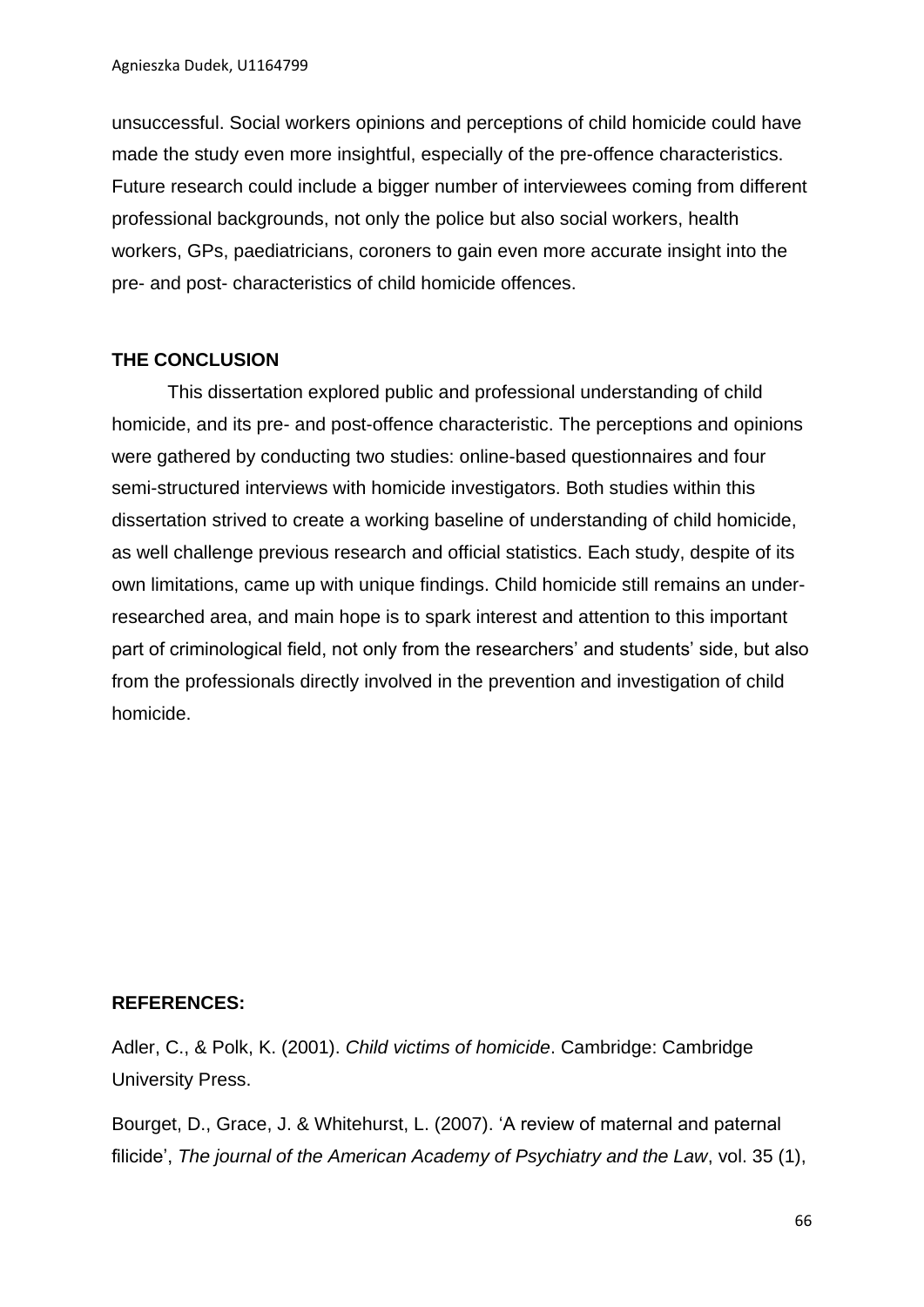unsuccessful. Social workers opinions and perceptions of child homicide could have made the study even more insightful, especially of the pre-offence characteristics. Future research could include a bigger number of interviewees coming from different professional backgrounds, not only the police but also social workers, health workers, GPs, paediatricians, coroners to gain even more accurate insight into the pre- and post- characteristics of child homicide offences.

## THE CONCLUSION

This dissertation explored public and professional understanding of child homicide, and its pre- and post-offence characteristic. The perceptions and opinions were gathered by conducting two studies: online-based questionnaires and four semi-structured interviews with homicide investigators. Both studies within this dissertation strived to create a working baseline of understanding of child homicide, as well challenge previous research and official statistics. Each study, despite of its own limitations, came up with unique findings. Child homicide still remains an under-researched area, and main hope is to spark interest and attention to this important part of criminological field, not only from the researchers' and students' side, but also from the professionals directly involved in the prevention and investigation of child homicide.

## REFERENCES:

Adler, C., & Polk, K. (2001). *Child victims of homicide*. Cambridge: Cambridge University Press.

Bourget, D., Grace, J. & Whitehurst, L. (2007). 'A review of maternal and paternal filicide', *The journal of the American Academy of Psychiatry and the Law*, vol. 35 (1),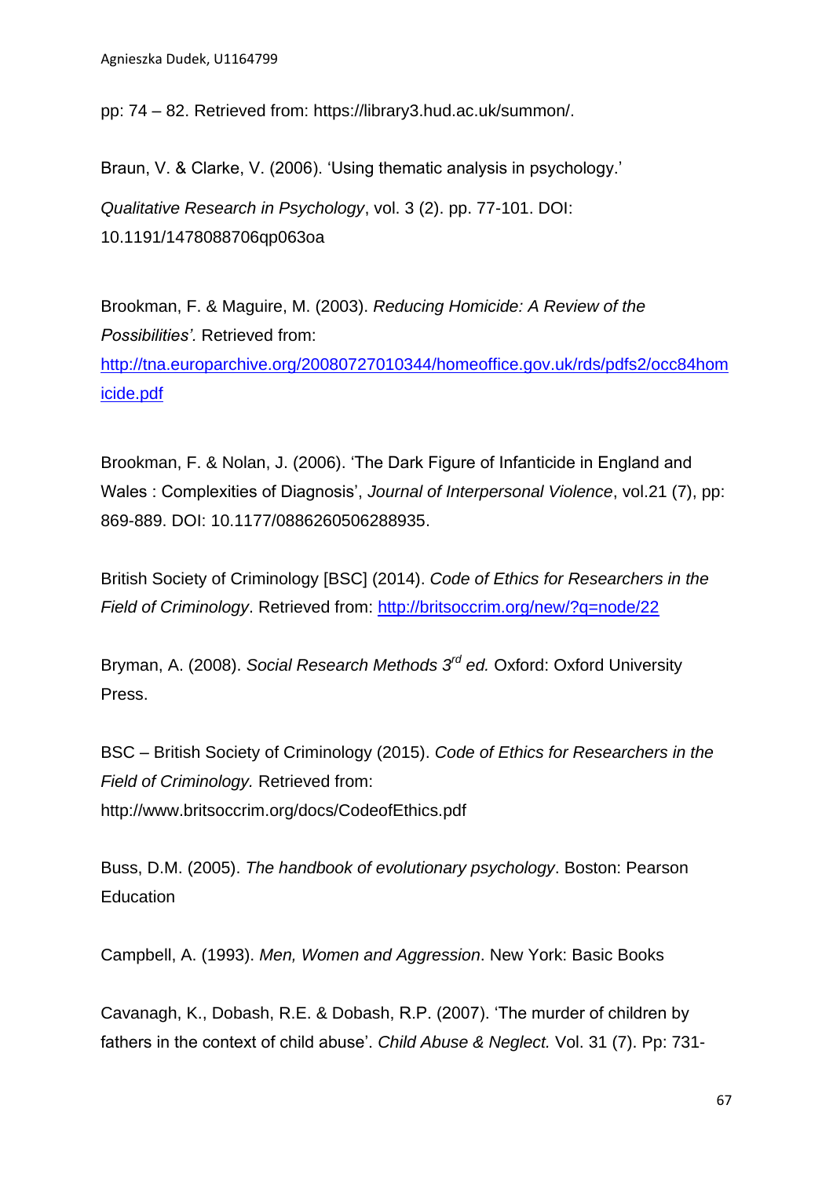pp: 74 – 82. Retrieved from: https://library3.hud.ac.uk/summon/.

Braun, V. & Clarke, V. (2006). 'Using thematic analysis in psychology.' *Qualitative Research in Psychology*, vol. 3 (2). pp. 77-101. DOI: 10.1191/1478088706qp063oa

Brookman, F. & Maguire, M. (2003). *Reducing Homicide: A Review of the Possibilities'.* Retrieved from: http://tna.europarchive.org/20080727010344/homeoffice.gov.uk/rds/pdfs2/occ84homicide.pdf

Brookman, F. & Nolan, J. (2006). 'The Dark Figure of Infanticide in England and Wales : Complexities of Diagnosis', *Journal of Interpersonal Violence*, vol.21 (7), pp: 869-889. DOI: 10.1177/0886260506288935.

British Society of Criminology [BSC] (2014). *Code of Ethics for Researchers in the Field of Criminology*. Retrieved from: http://britsoccrim.org/new/?q=node/22

Bryman, A. (2008). *Social Research Methods 3rd ed.* Oxford: Oxford University Press.

BSC – British Society of Criminology (2015). *Code of Ethics for Researchers in the Field of Criminology.* Retrieved from: http://www.britsoccrim.org/docs/CodeofEthics.pdf

Buss, D.M. (2005). *The handbook of evolutionary psychology*. Boston: Pearson Education

Campbell, A. (1993). *Men, Women and Aggression*. New York: Basic Books

Cavanagh, K., Dobash, R.E. & Dobash, R.P. (2007). 'The murder of children by fathers in the context of child abuse'. *Child Abuse & Neglect.* Vol. 31 (7). Pp: 731-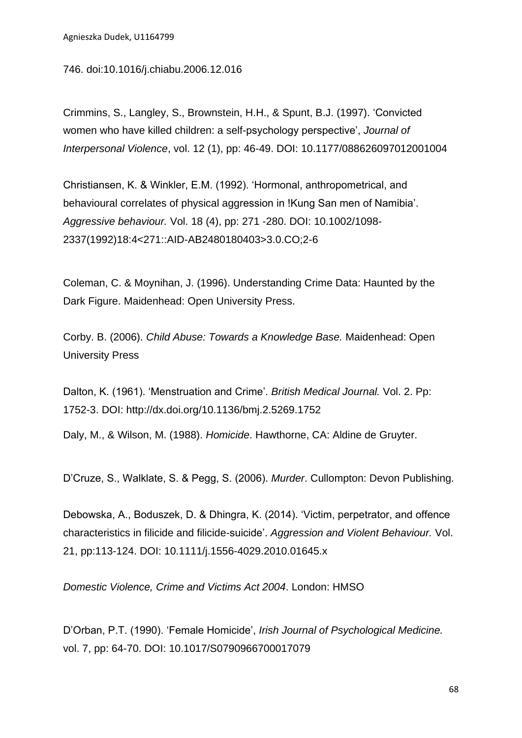746. doi:10.1016/j.chiabu.2006.12.016

Crimmins, S., Langley, S., Brownstein, H.H., & Spunt, B.J. (1997). 'Convicted women who have killed children: a self-psychology perspective', *Journal of Interpersonal Violence*, vol. 12 (1), pp: 46-49. DOI: 10.1177/088626097012001004

Christiansen, K. & Winkler, E.M. (1992). 'Hormonal, anthropometrical, and behavioural correlates of physical aggression in !Kung San men of Namibia'. *Aggressive behaviour.* Vol. 18 (4), pp: 271 -280. DOI: 10.1002/1098-2337(1992)18:4<271::AID-AB2480180403>3.0.CO;2-6

Coleman, C. & Moynihan, J. (1996). Understanding Crime Data: Haunted by the Dark Figure. Maidenhead: Open University Press.

Corby. B. (2006). *Child Abuse: Towards a Knowledge Base.* Maidenhead: Open University Press

Dalton, K. (1961). 'Menstruation and Crime'. *British Medical Journal.* Vol. 2. Pp: 1752-3. DOI: http://dx.doi.org/10.1136/bmj.2.5269.1752

Daly, M., & Wilson, M. (1988). *Homicide*. Hawthorne, CA: Aldine de Gruyter.

D'Cruze, S., Walklate, S. & Pegg, S. (2006). *Murder*. Cullompton: Devon Publishing.

Debowska, A., Boduszek, D. & Dhingra, K. (2014). 'Victim, perpetrator, and offence characteristics in filicide and filicide-suicide'. *Aggression and Violent Behaviour.* Vol. 21, pp:113-124. DOI: 10.1111/j.1556-4029.2010.01645.x

*Domestic Violence, Crime and Victims Act 2004*. London: HMSO

D'Orban, P.T. (1990). 'Female Homicide', *Irish Journal of Psychological Medicine.* vol. 7, pp: 64-70. DOI: 10.1017/S0790966700017079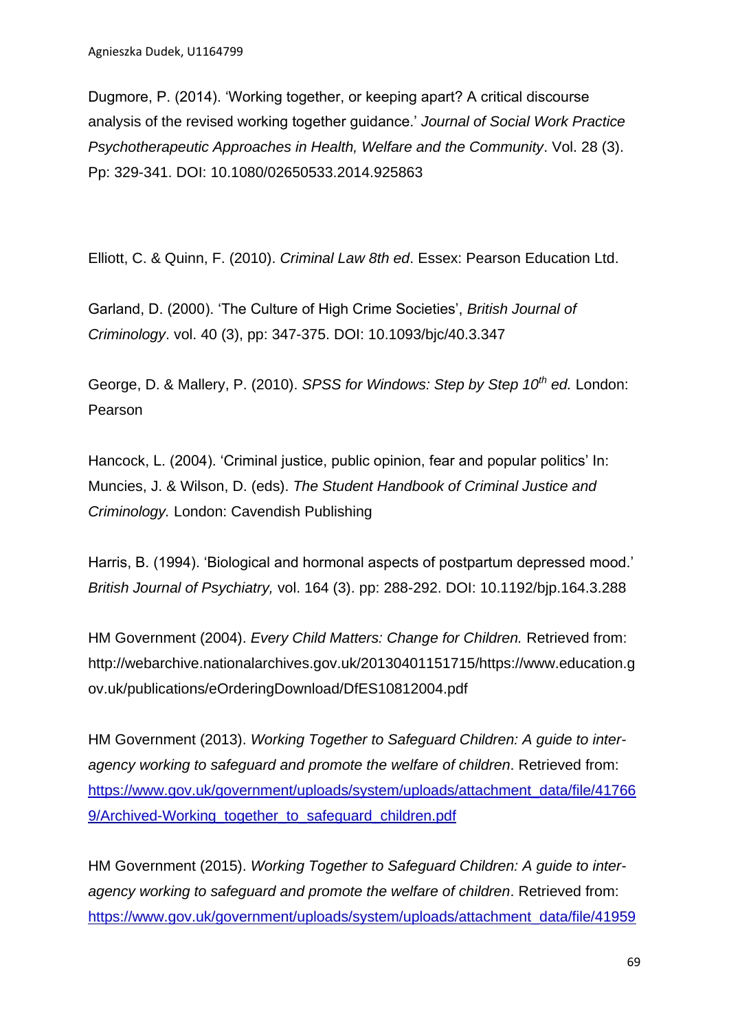Dugmore, P. (2014). 'Working together, or keeping apart? A critical discourse analysis of the revised working together guidance.' *Journal of Social Work Practice Psychotherapeutic Approaches in Health, Welfare and the Community*. Vol. 28 (3). Pp: 329-341. DOI: 10.1080/02650533.2014.925863

Elliott, C. & Quinn, F. (2010). *Criminal Law 8th ed*. Essex: Pearson Education Ltd.

Garland, D. (2000). 'The Culture of High Crime Societies', *British Journal of Criminology*. vol. 40 (3), pp: 347-375. DOI: 10.1093/bjc/40.3.347

George, D. & Mallery, P. (2010). *SPSS for Windows: Step by Step 10th ed.* London: Pearson

Hancock, L. (2004). 'Criminal justice, public opinion, fear and popular politics' In: Muncies, J. & Wilson, D. (eds). *The Student Handbook of Criminal Justice and Criminology.* London: Cavendish Publishing

Harris, B. (1994). 'Biological and hormonal aspects of postpartum depressed mood.' *British Journal of Psychiatry,* vol. 164 (3). pp: 288-292. DOI: 10.1192/bjp.164.3.288

HM Government (2004). *Every Child Matters: Change for Children.* Retrieved from: http://webarchive.nationalarchives.gov.uk/20130401151715/https://www.education.gov.uk/publications/eOrderingDownload/DfES10812004.pdf

HM Government (2013). *Working Together to Safeguard Children: A guide to inter-agency working to safeguard and promote the welfare of children*. Retrieved from: https://www.gov.uk/government/uploads/system/uploads/attachment_data/file/417669/Archived-Working_together_to_safeguard_children.pdf

HM Government (2015). *Working Together to Safeguard Children: A guide to inter-agency working to safeguard and promote the welfare of children*. Retrieved from: https://www.gov.uk/government/uploads/system/uploads/attachment_data/file/41959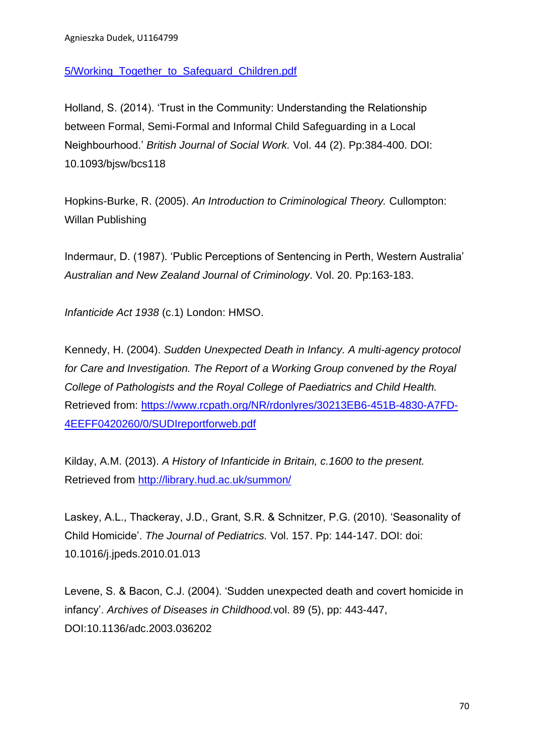5/Working_Together_to_Safeguard_Children.pdf

Holland, S. (2014). 'Trust in the Community: Understanding the Relationship between Formal, Semi-Formal and Informal Child Safeguarding in a Local Neighbourhood.' *British Journal of Social Work.* Vol. 44 (2). Pp:384-400. DOI: 10.1093/bjsw/bcs118

Hopkins-Burke, R. (2005). *An Introduction to Criminological Theory.* Cullompton: Willan Publishing

Indermaur, D. (1987). 'Public Perceptions of Sentencing in Perth, Western Australia' *Australian and New Zealand Journal of Criminology*. Vol. 20. Pp:163-183.

*Infanticide Act 1938* (c.1) London: HMSO.

Kennedy, H. (2004). *Sudden Unexpected Death in Infancy. A multi-agency protocol for Care and Investigation. The Report of a Working Group convened by the Royal College of Pathologists and the Royal College of Paediatrics and Child Health.* Retrieved from: https://www.rcpath.org/NR/rdonlyres/30213EB6-451B-4830-A7FD-4EEFF0420260/0/SUDIreportforweb.pdf

Kilday, A.M. (2013). *A History of Infanticide in Britain, c.1600 to the present.* Retrieved from http://library.hud.ac.uk/summon/

Laskey, A.L., Thackeray, J.D., Grant, S.R. & Schnitzer, P.G. (2010). 'Seasonality of Child Homicide'. *The Journal of Pediatrics.* Vol. 157. Pp: 144-147. DOI: doi: 10.1016/j.jpeds.2010.01.013

Levene, S. & Bacon, C.J. (2004). 'Sudden unexpected death and covert homicide in infancy'. *Archives of Diseases in Childhood.*vol. 89 (5), pp: 443-447, DOI:10.1136/adc.2003.036202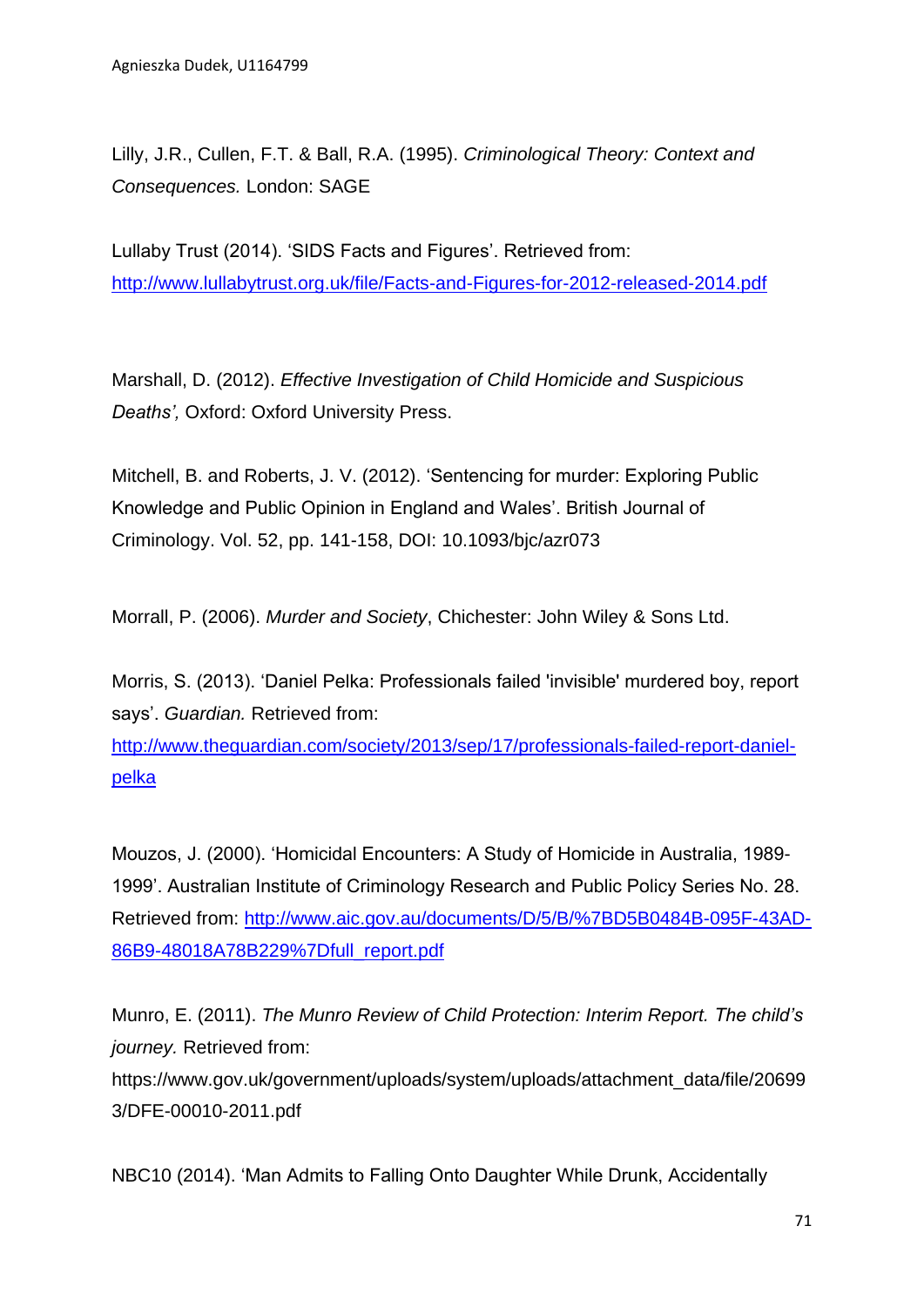Lilly, J.R., Cullen, F.T. & Ball, R.A. (1995). *Criminological Theory: Context and Consequences.* London: SAGE

Lullaby Trust (2014). 'SIDS Facts and Figures'. Retrieved from: http://www.lullabytrust.org.uk/file/Facts-and-Figures-for-2012-released-2014.pdf

Marshall, D. (2012). *Effective Investigation of Child Homicide and Suspicious Deaths',* Oxford: Oxford University Press.

Mitchell, B. and Roberts, J. V. (2012). 'Sentencing for murder: Exploring Public Knowledge and Public Opinion in England and Wales'. British Journal of Criminology. Vol. 52, pp. 141-158, DOI: 10.1093/bjc/azr073

Morrall, P. (2006). *Murder and Society*, Chichester: John Wiley & Sons Ltd.

Morris, S. (2013). 'Daniel Pelka: Professionals failed 'invisible' murdered boy, report says'. *Guardian.* Retrieved from: http://www.theguardian.com/society/2013/sep/17/professionals-failed-report-daniel-pelka

Mouzos, J. (2000). 'Homicidal Encounters: A Study of Homicide in Australia, 1989-1999'. Australian Institute of Criminology Research and Public Policy Series No. 28. Retrieved from: http://www.aic.gov.au/documents/D/5/B/%7BD5B0484B-095F-43AD-86B9-48018A78B229%7Dfull_report.pdf

Munro, E. (2011). *The Munro Review of Child Protection: Interim Report. The child's journey.* Retrieved from: https://www.gov.uk/government/uploads/system/uploads/attachment_data/file/206993/DFE-00010-2011.pdf

NBC10 (2014). 'Man Admits to Falling Onto Daughter While Drunk, Accidentally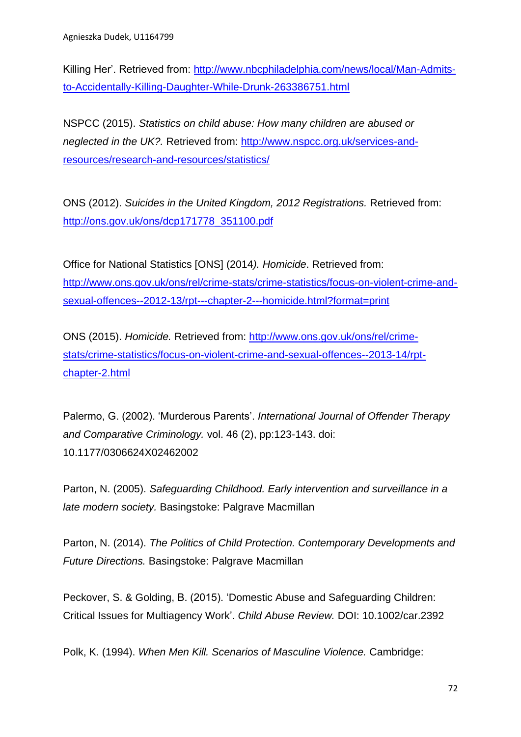Killing Her'. Retrieved from: http://www.nbcphiladelphia.com/news/local/Man-Admits-to-Accidentally-Killing-Daughter-While-Drunk-263386751.html

NSPCC (2015). *Statistics on child abuse: How many children are abused or neglected in the UK?.* Retrieved from: http://www.nspcc.org.uk/services-and-resources/research-and-resources/statistics/

ONS (2012). *Suicides in the United Kingdom, 2012 Registrations.* Retrieved from: http://ons.gov.uk/ons/dcp171778_351100.pdf

Office for National Statistics [ONS] (2014*). Homicide*. Retrieved from: http://www.ons.gov.uk/ons/rel/crime-stats/crime-statistics/focus-on-violent-crime-and-sexual-offences--2012-13/rpt---chapter-2---homicide.html?format=print

ONS (2015). *Homicide.* Retrieved from: http://www.ons.gov.uk/ons/rel/crime-stats/crime-statistics/focus-on-violent-crime-and-sexual-offences--2013-14/rpt-chapter-2.html

Palermo, G. (2002). 'Murderous Parents'. *International Journal of Offender Therapy and Comparative Criminology.* vol. 46 (2), pp:123-143. doi: 10.1177/0306624X02462002

Parton, N. (2005). *Safeguarding Childhood. Early intervention and surveillance in a late modern society.* Basingstoke: Palgrave Macmillan

Parton, N. (2014). *The Politics of Child Protection. Contemporary Developments and Future Directions.* Basingstoke: Palgrave Macmillan

Peckover, S. & Golding, B. (2015). 'Domestic Abuse and Safeguarding Children: Critical Issues for Multiagency Work'. *Child Abuse Review.* DOI: 10.1002/car.2392

Polk, K. (1994). *When Men Kill. Scenarios of Masculine Violence.* Cambridge: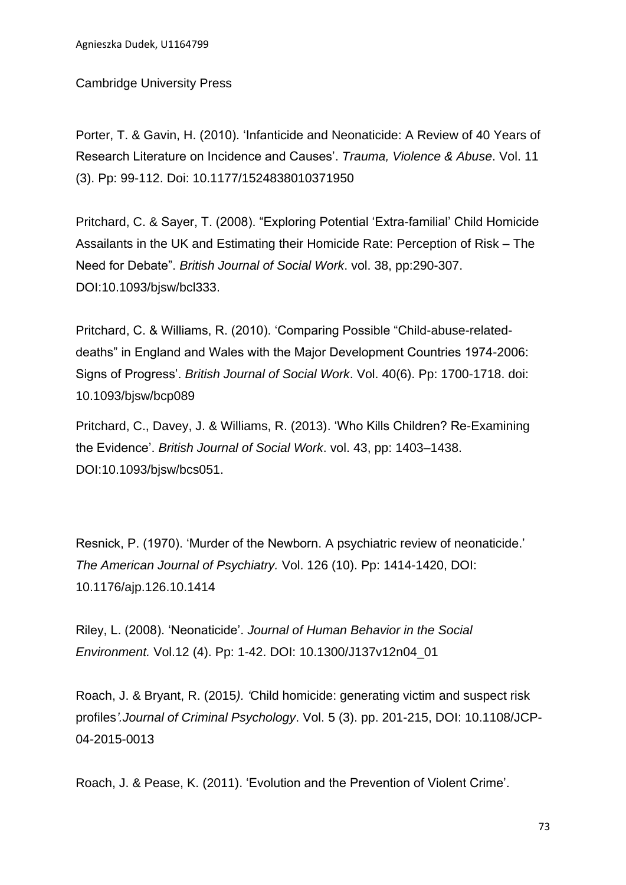Cambridge University Press

Porter, T. & Gavin, H. (2010). 'Infanticide and Neonaticide: A Review of 40 Years of Research Literature on Incidence and Causes'. *Trauma, Violence & Abuse*. Vol. 11 (3). Pp: 99-112. Doi: 10.1177/1524838010371950

Pritchard, C. & Sayer, T. (2008). "Exploring Potential 'Extra-familial' Child Homicide Assailants in the UK and Estimating their Homicide Rate: Perception of Risk – The Need for Debate". *British Journal of Social Work*. vol. 38, pp:290-307. DOI:10.1093/bjsw/bcl333.

Pritchard, C. & Williams, R. (2010). 'Comparing Possible "Child-abuse-related-deaths" in England and Wales with the Major Development Countries 1974-2006: Signs of Progress'. *British Journal of Social Work*. Vol. 40(6). Pp: 1700-1718. doi: 10.1093/bjsw/bcp089

Pritchard, C., Davey, J. & Williams, R. (2013). 'Who Kills Children? Re-Examining the Evidence'. *British Journal of Social Work*. vol. 43, pp: 1403–1438. DOI:10.1093/bjsw/bcs051.

Resnick, P. (1970). 'Murder of the Newborn. A psychiatric review of neonaticide.' *The American Journal of Psychiatry.* Vol. 126 (10). Pp: 1414-1420, DOI: 10.1176/ajp.126.10.1414

Riley, L. (2008). 'Neonaticide'. *Journal of Human Behavior in the Social Environment.* Vol.12 (4). Pp: 1-42. DOI: 10.1300/J137v12n04_01

Roach, J. & Bryant, R. (2015). 'Child homicide: generating victim and suspect risk profiles'. *Journal of Criminal Psychology*. Vol. 5 (3). pp. 201-215, DOI: 10.1108/JCP-04-2015-0013

Roach, J. & Pease, K. (2011). 'Evolution and the Prevention of Violent Crime'.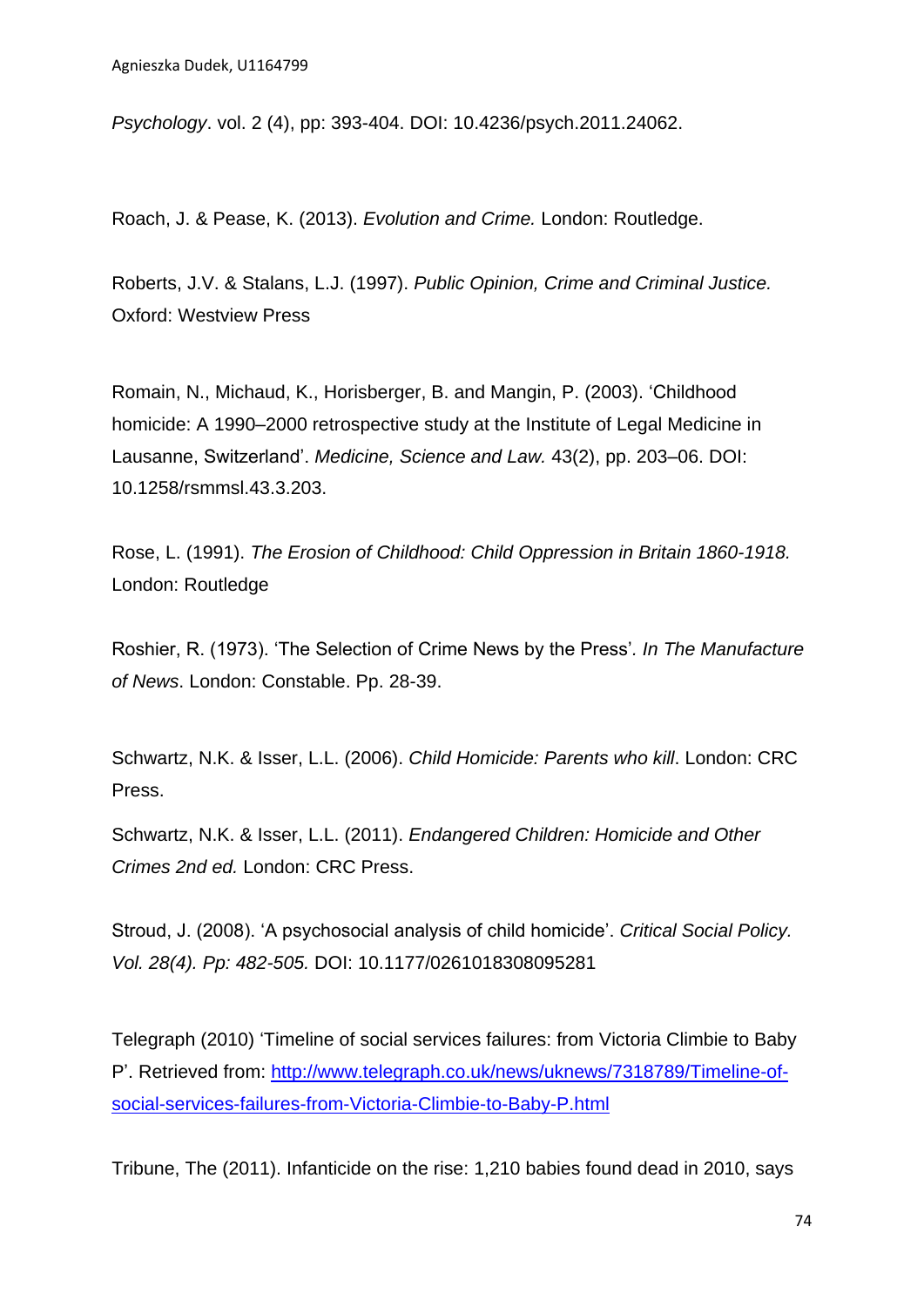*Psychology*. vol. 2 (4), pp: 393-404. DOI: 10.4236/psych.2011.24062.

Roach, J. & Pease, K. (2013). *Evolution and Crime.* London: Routledge.

Roberts, J.V. & Stalans, L.J. (1997). *Public Opinion, Crime and Criminal Justice.* Oxford: Westview Press

Romain, N., Michaud, K., Horisberger, B. and Mangin, P. (2003). 'Childhood homicide: A 1990–2000 retrospective study at the Institute of Legal Medicine in Lausanne, Switzerland'. *Medicine, Science and Law.* 43(2), pp. 203–06. DOI: 10.1258/rsmmsl.43.3.203.

Rose, L. (1991). *The Erosion of Childhood: Child Oppression in Britain 1860-1918.* London: Routledge

Roshier, R. (1973). 'The Selection of Crime News by the Press'. *In The Manufacture of News*. London: Constable. Pp. 28-39.

Schwartz, N.K. & Isser, L.L. (2006). *Child Homicide: Parents who kill*. London: CRC Press.

Schwartz, N.K. & Isser, L.L. (2011). *Endangered Children: Homicide and Other Crimes 2nd ed.* London: CRC Press.

Stroud, J. (2008). 'A psychosocial analysis of child homicide'. *Critical Social Policy. Vol. 28(4). Pp: 482-505.* DOI: 10.1177/0261018308095281

Telegraph (2010) 'Timeline of social services failures: from Victoria Climbie to Baby P'. Retrieved from: http://www.telegraph.co.uk/news/uknews/7318789/Timeline-of-social-services-failures-from-Victoria-Climbie-to-Baby-P.html

Tribune, The (2011). Infanticide on the rise: 1,210 babies found dead in 2010, says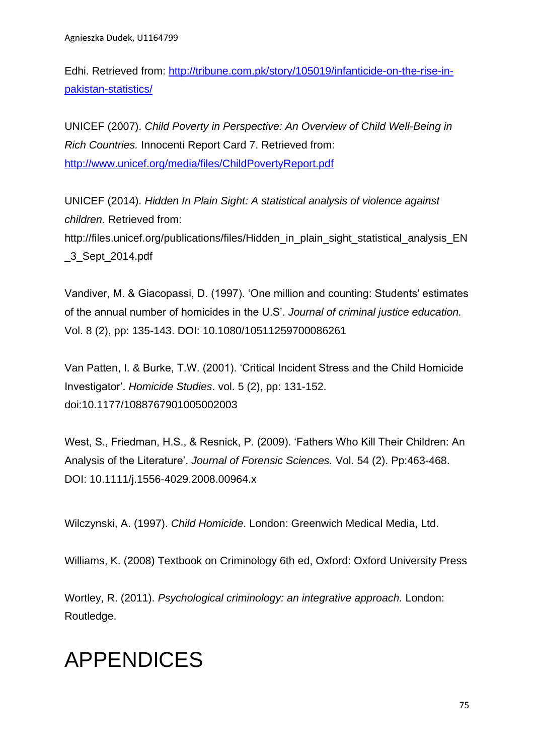Edhi. Retrieved from: [http://tribune.com.pk/story/105019/infanticide-on-the-rise-in-pakistan-statistics/](http://tribune.com.pk/story/105019/infanticide-on-the-rise-in-pakistan-statistics/)

UNICEF (2007). *Child Poverty in Perspective: An Overview of Child Well-Being in Rich Countries.* Innocenti Report Card 7. Retrieved from: [http://www.unicef.org/media/files/ChildPovertyReport.pdf](http://www.unicef.org/media/files/ChildPovertyReport.pdf)

UNICEF (2014). *Hidden In Plain Sight: A statistical analysis of violence against children.* Retrieved from: http://files.unicef.org/publications/files/Hidden_in_plain_sight_statistical_analysis_EN_3_Sept_2014.pdf

Vandiver, M. & Giacopassi, D. (1997). 'One million and counting: Students' estimates of the annual number of homicides in the U.S'. *Journal of criminal justice education.* Vol. 8 (2), pp: 135-143. DOI: 10.1080/10511259700086261

Van Patten, I. & Burke, T.W. (2001). 'Critical Incident Stress and the Child Homicide Investigator'. *Homicide Studies*. vol. 5 (2), pp: 131-152. doi:10.1177/1088767901005002003

West, S., Friedman, H.S., & Resnick, P. (2009). 'Fathers Who Kill Their Children: An Analysis of the Literature'. *Journal of Forensic Sciences.* Vol. 54 (2). Pp:463-468. DOI: 10.1111/j.1556-4029.2008.00964.x

Wilczynski, A. (1997). *Child Homicide*. London: Greenwich Medical Media, Ltd.

Williams, K. (2008) Textbook on Criminology 6th ed, Oxford: Oxford University Press

Wortley, R. (2011). *Psychological criminology: an integrative approach.* London: Routledge.

# APPENDICES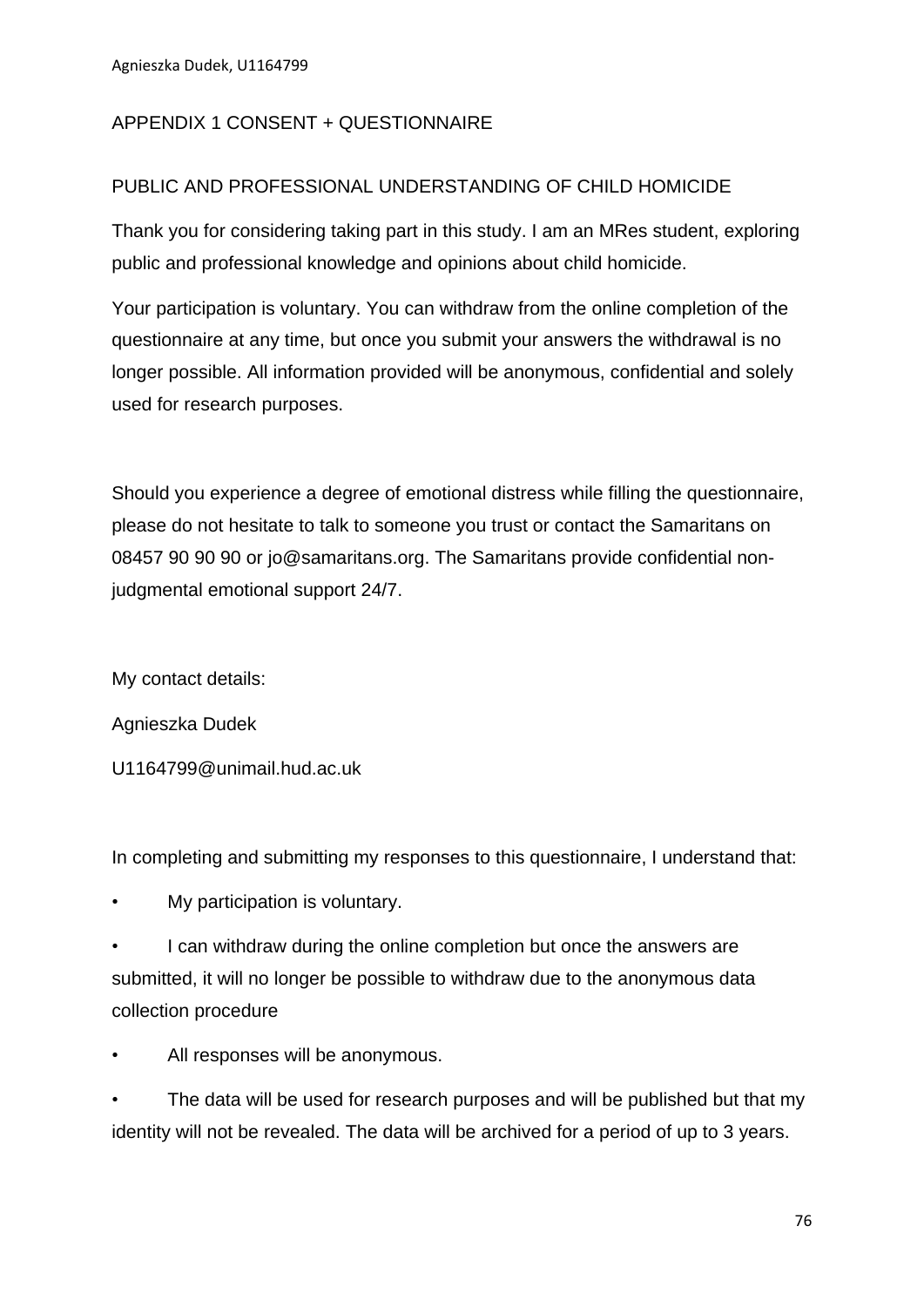## APPENDIX 1 CONSENT + QUESTIONNAIRE

### PUBLIC AND PROFESSIONAL UNDERSTANDING OF CHILD HOMICIDE

Thank you for considering taking part in this study. I am an MRes student, exploring public and professional knowledge and opinions about child homicide.

Your participation is voluntary. You can withdraw from the online completion of the questionnaire at any time, but once you submit your answers the withdrawal is no longer possible. All information provided will be anonymous, confidential and solely used for research purposes.

Should you experience a degree of emotional distress while filling the questionnaire, please do not hesitate to talk to someone you trust or contact the Samaritans on 08457 90 90 90 or jo@samaritans.org. The Samaritans provide confidential non-judgmental emotional support 24/7.

My contact details:

Agnieszka Dudek

U1164799@unimail.hud.ac.uk

In completing and submitting my responses to this questionnaire, I understand that:

- My participation is voluntary.
- I can withdraw during the online completion but once the answers are submitted, it will no longer be possible to withdraw due to the anonymous data collection procedure
- All responses will be anonymous.
- The data will be used for research purposes and will be published but that my identity will not be revealed. The data will be archived for a period of up to 3 years.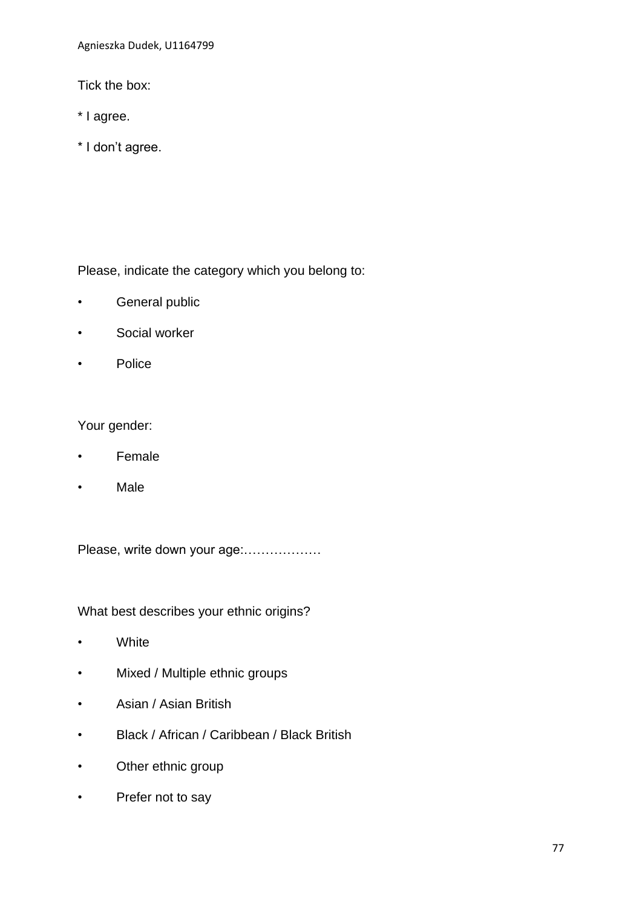Tick the box:

* I agree.

* I don't agree.

Please, indicate the category which you belong to:

- General public
- Social worker
- Police

Your gender:

- Female
- Male

Please, write down your age:………………

What best describes your ethnic origins?

- White
- Mixed / Multiple ethnic groups
- Asian / Asian British
- Black / African / Caribbean / Black British
- Other ethnic group
- Prefer not to say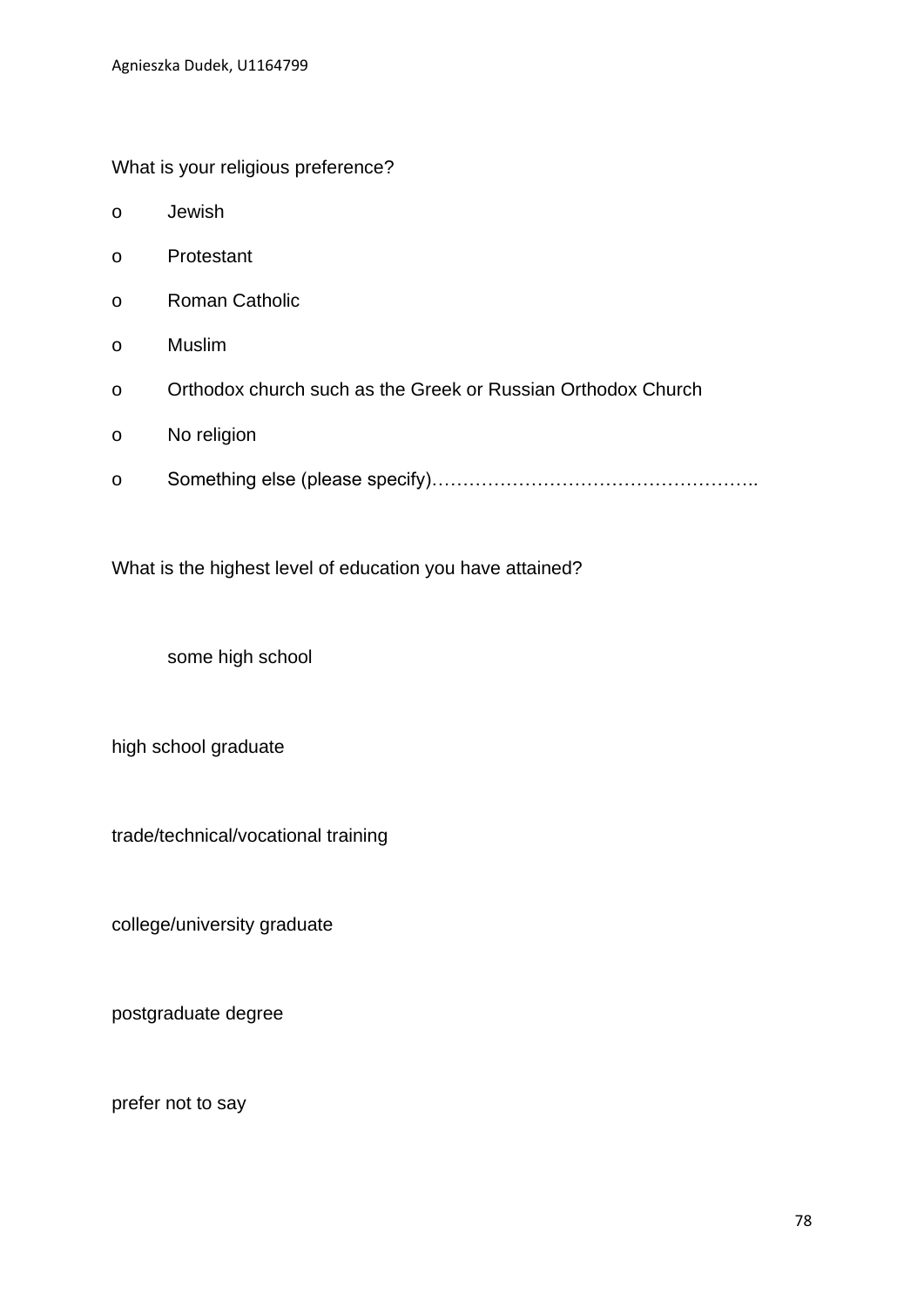What is your religious preference?

- o Jewish
- o Protestant
- o Roman Catholic
- o Muslim
- o Orthodox church such as the Greek or Russian Orthodox Church
- o No religion
- o Something else (please specify)……………………………………………..

What is the highest level of education you have attained?

some high school

high school graduate

trade/technical/vocational training

college/university graduate

postgraduate degree

prefer not to say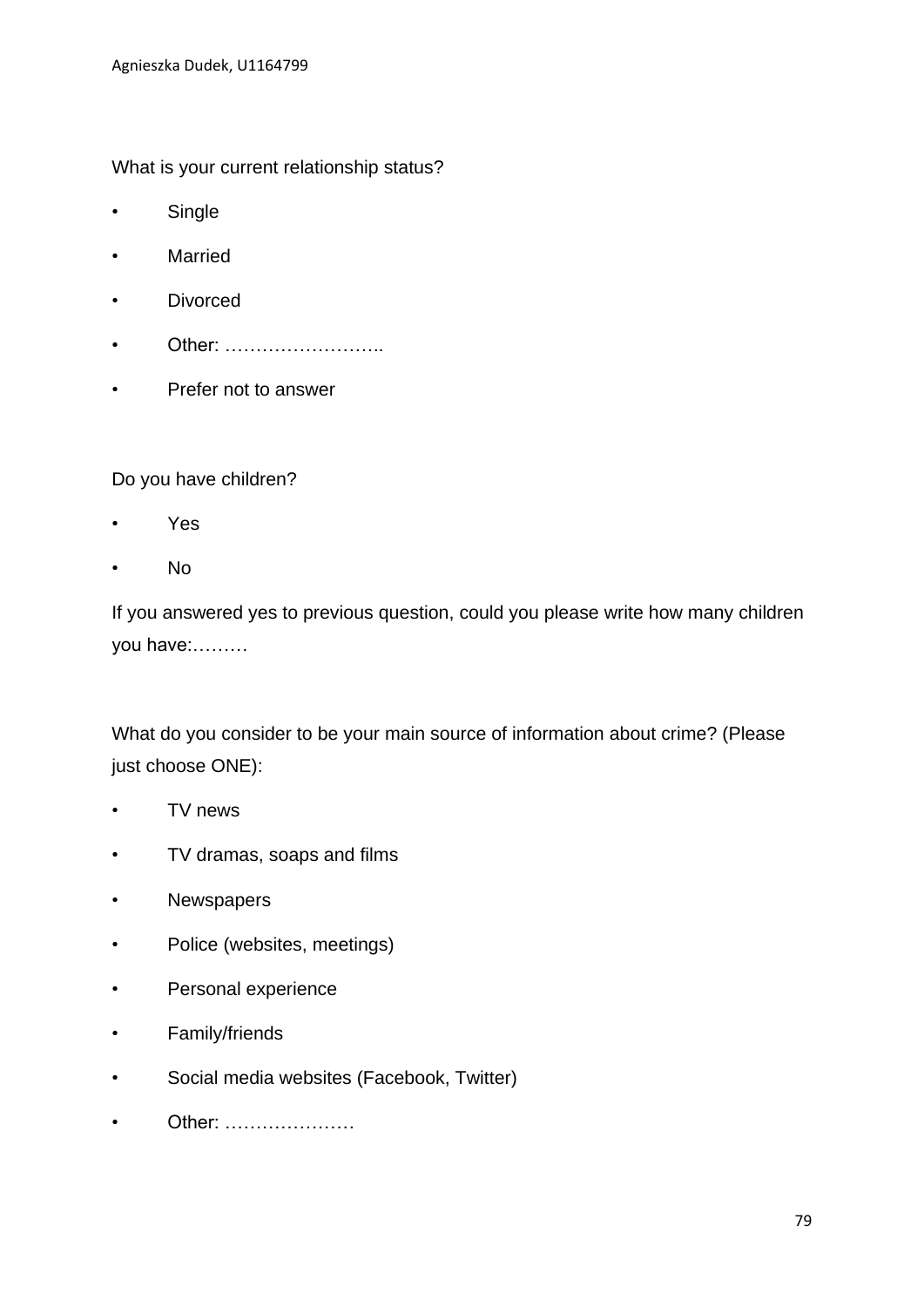What is your current relationship status?

- Single
- Married
- Divorced
- Other: ……………………..
- Prefer not to answer

Do you have children?

- Yes
- No

If you answered yes to previous question, could you please write how many children you have:………

What do you consider to be your main source of information about crime? (Please just choose ONE):

- TV news
- TV dramas, soaps and films
- Newspapers
- Police (websites, meetings)
- Personal experience
- Family/friends
- Social media websites (Facebook, Twitter)
- Other: …………………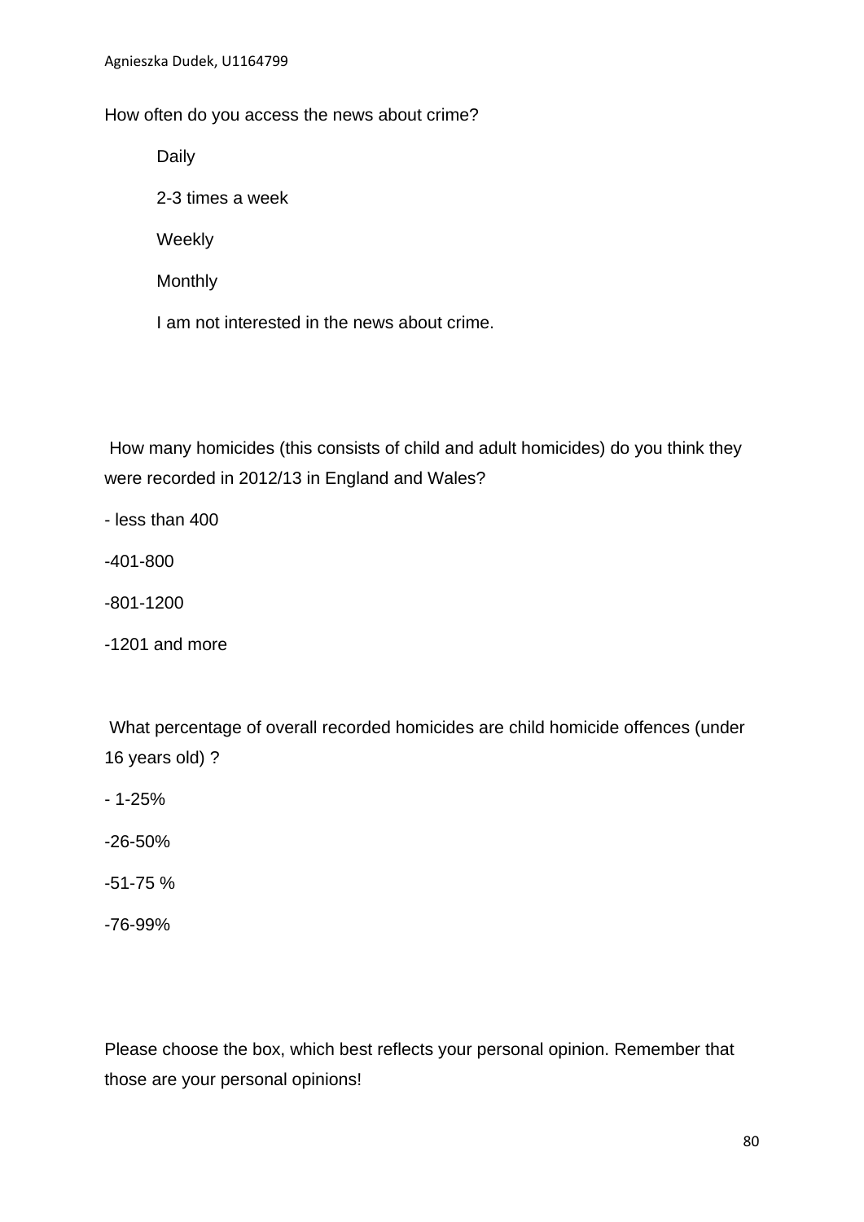How often do you access the news about crime?

Daily

2-3 times a week

Weekly

Monthly

I am not interested in the news about crime.

How many homicides (this consists of child and adult homicides) do you think they were recorded in 2012/13 in England and Wales?

- less than 400

-401-800

-801-1200

-1201 and more

What percentage of overall recorded homicides are child homicide offences (under 16 years old) ?

- 1-25%

-26-50%

-51-75 %

-76-99%

Please choose the box, which best reflects your personal opinion. Remember that those are your personal opinions!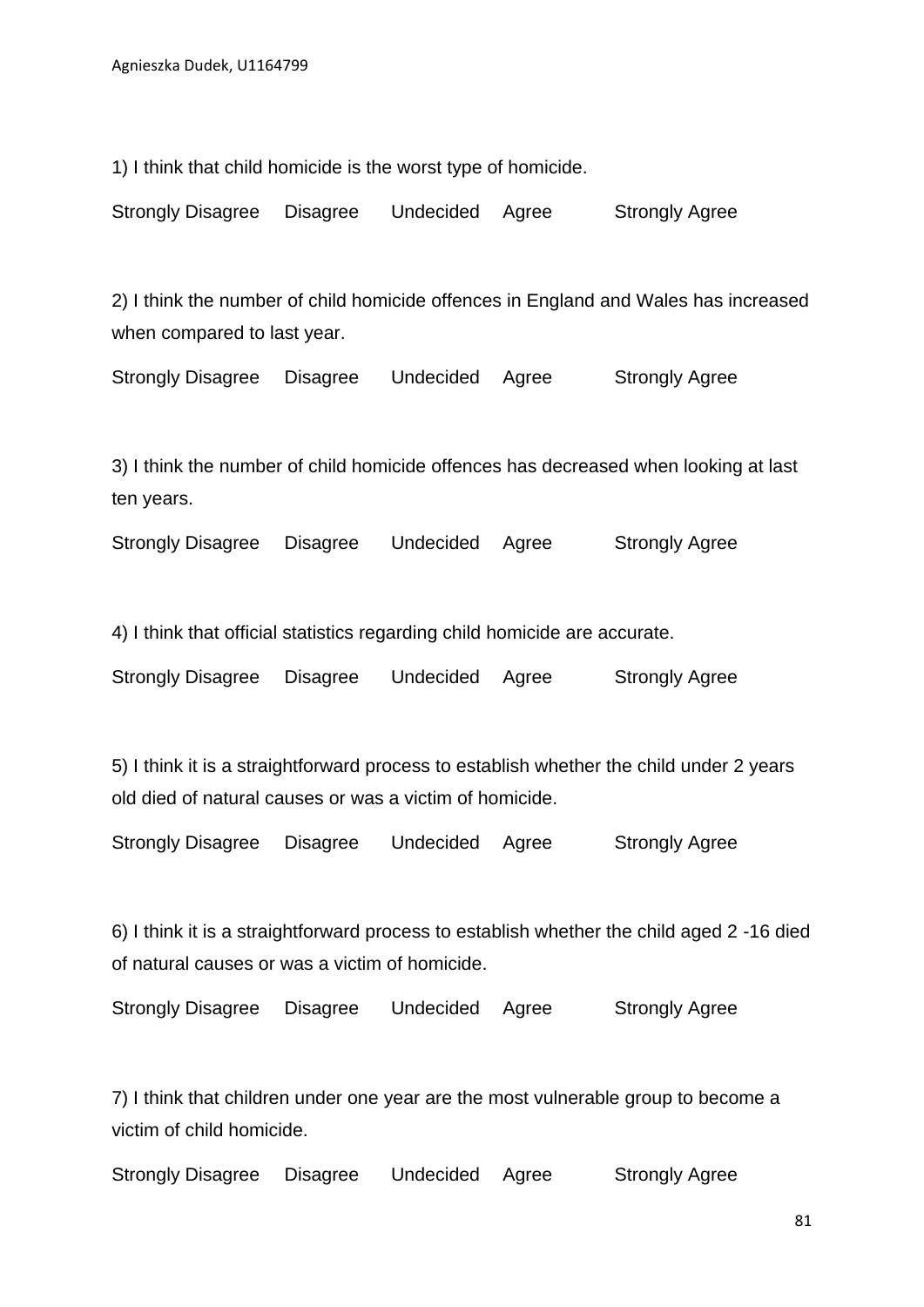1) I think that child homicide is the worst type of homicide.

Strongly Disagree Disagree Undecided Agree Strongly Agree

2) I think the number of child homicide offences in England and Wales has increased when compared to last year.

Strongly Disagree Disagree Undecided Agree Strongly Agree

3) I think the number of child homicide offences has decreased when looking at last ten years.

Strongly Disagree Disagree Undecided Agree Strongly Agree

4) I think that official statistics regarding child homicide are accurate.

Strongly Disagree Disagree Undecided Agree Strongly Agree

5) I think it is a straightforward process to establish whether the child under 2 years old died of natural causes or was a victim of homicide.

Strongly Disagree Disagree Undecided Agree Strongly Agree

6) I think it is a straightforward process to establish whether the child aged 2 -16 died of natural causes or was a victim of homicide.

Strongly Disagree Disagree Undecided Agree Strongly Agree

7) I think that children under one year are the most vulnerable group to become a victim of child homicide.

Strongly Disagree Disagree Undecided Agree Strongly Agree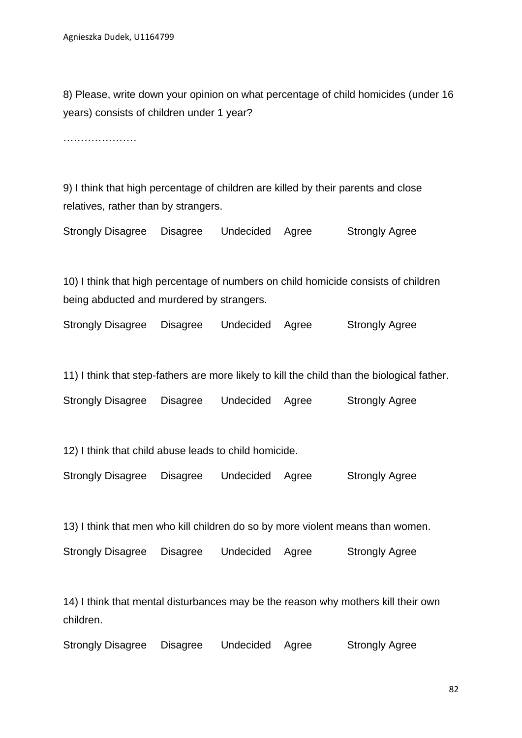8) Please, write down your opinion on what percentage of child homicides (under 16 years) consists of children under 1 year?

…………………

9) I think that high percentage of children are killed by their parents and close relatives, rather than by strangers.

Strongly Disagree  Disagree  Undecided  Agree  Strongly Agree

10) I think that high percentage of numbers on child homicide consists of children being abducted and murdered by strangers.

Strongly Disagree  Disagree  Undecided  Agree  Strongly Agree

11) I think that step-fathers are more likely to kill the child than the biological father.

Strongly Disagree  Disagree  Undecided  Agree  Strongly Agree

12) I think that child abuse leads to child homicide.

Strongly Disagree  Disagree  Undecided  Agree  Strongly Agree

13) I think that men who kill children do so by more violent means than women.

Strongly Disagree  Disagree  Undecided  Agree  Strongly Agree

14) I think that mental disturbances may be the reason why mothers kill their own children.

Strongly Disagree  Disagree  Undecided  Agree  Strongly Agree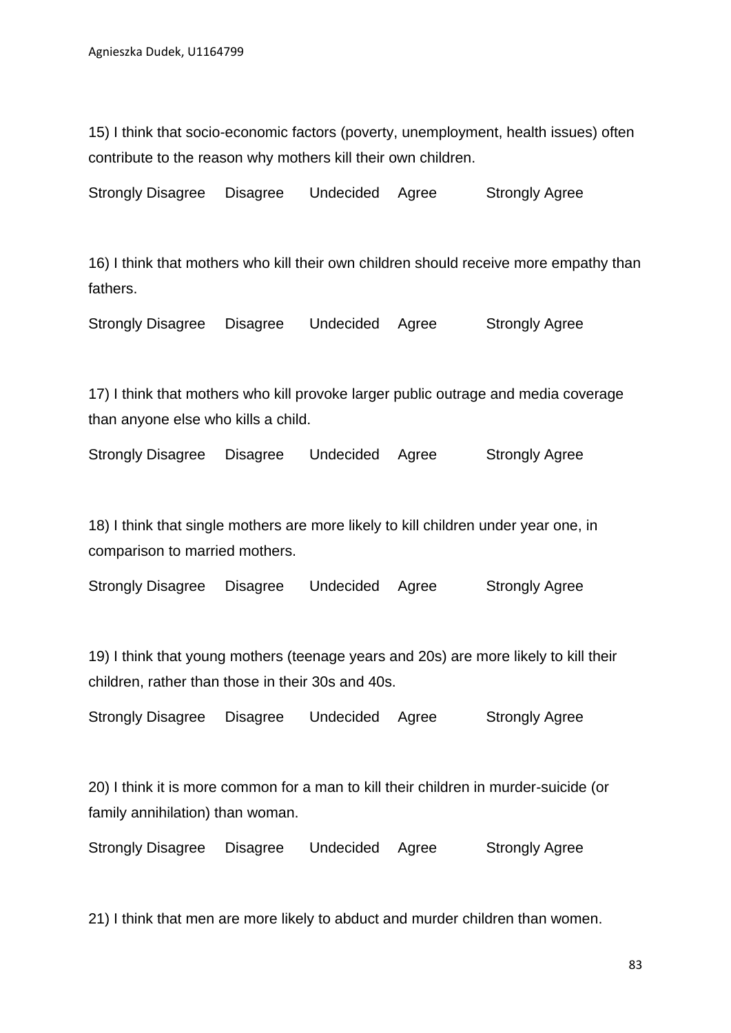15) I think that socio-economic factors (poverty, unemployment, health issues) often contribute to the reason why mothers kill their own children.

Strongly Disagree Disagree Undecided Agree Strongly Agree

16) I think that mothers who kill their own children should receive more empathy than fathers.

Strongly Disagree Disagree Undecided Agree Strongly Agree

17) I think that mothers who kill provoke larger public outrage and media coverage than anyone else who kills a child.

Strongly Disagree Disagree Undecided Agree Strongly Agree

18) I think that single mothers are more likely to kill children under year one, in comparison to married mothers.

Strongly Disagree Disagree Undecided Agree Strongly Agree

19) I think that young mothers (teenage years and 20s) are more likely to kill their children, rather than those in their 30s and 40s.

Strongly Disagree Disagree Undecided Agree Strongly Agree

20) I think it is more common for a man to kill their children in murder-suicide (or family annihilation) than woman.

Strongly Disagree Disagree Undecided Agree Strongly Agree

21) I think that men are more likely to abduct and murder children than women.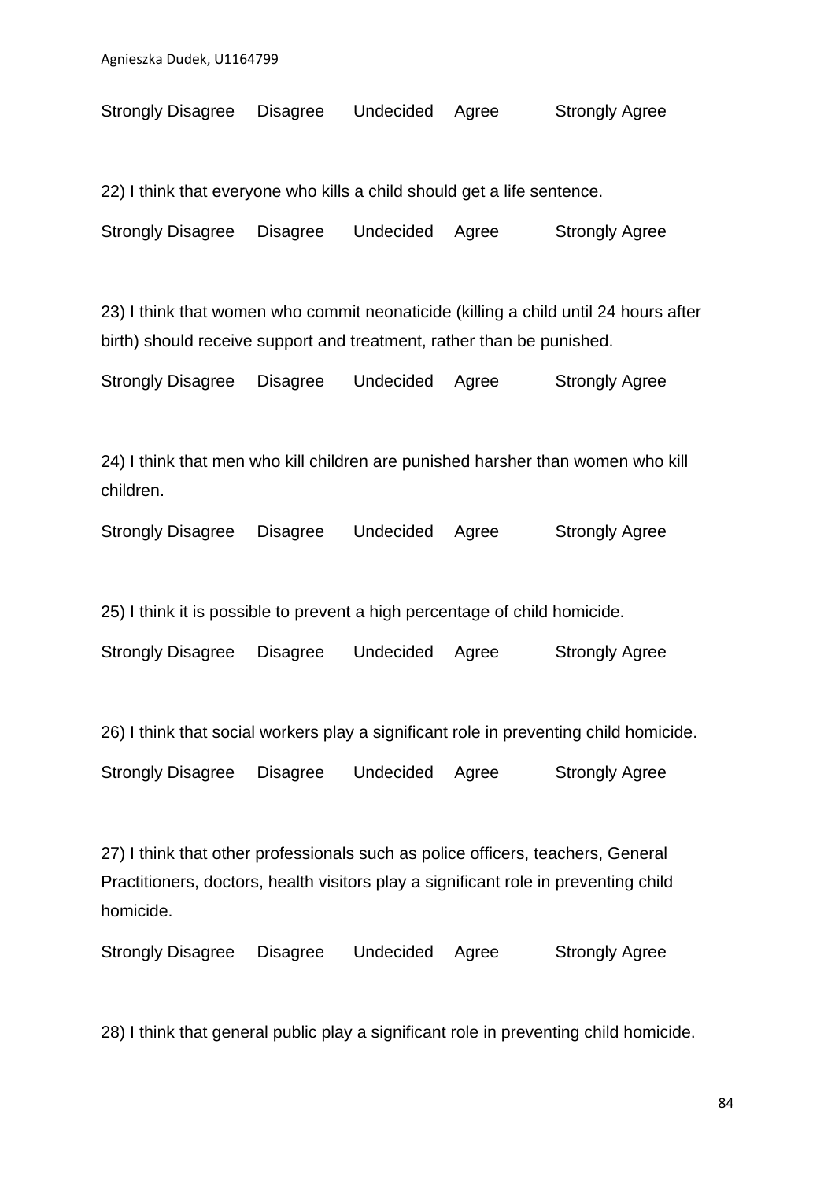Strongly Disagree Disagree Undecided Agree Strongly Agree

22) I think that everyone who kills a child should get a life sentence.

Strongly Disagree Disagree Undecided Agree Strongly Agree

23) I think that women who commit neonaticide (killing a child until 24 hours after birth) should receive support and treatment, rather than be punished.

Strongly Disagree Disagree Undecided Agree Strongly Agree

24) I think that men who kill children are punished harsher than women who kill children.

Strongly Disagree Disagree Undecided Agree Strongly Agree

25) I think it is possible to prevent a high percentage of child homicide.

Strongly Disagree Disagree Undecided Agree Strongly Agree

26) I think that social workers play a significant role in preventing child homicide.

Strongly Disagree Disagree Undecided Agree Strongly Agree

27) I think that other professionals such as police officers, teachers, General Practitioners, doctors, health visitors play a significant role in preventing child homicide.

Strongly Disagree Disagree Undecided Agree Strongly Agree

28) I think that general public play a significant role in preventing child homicide.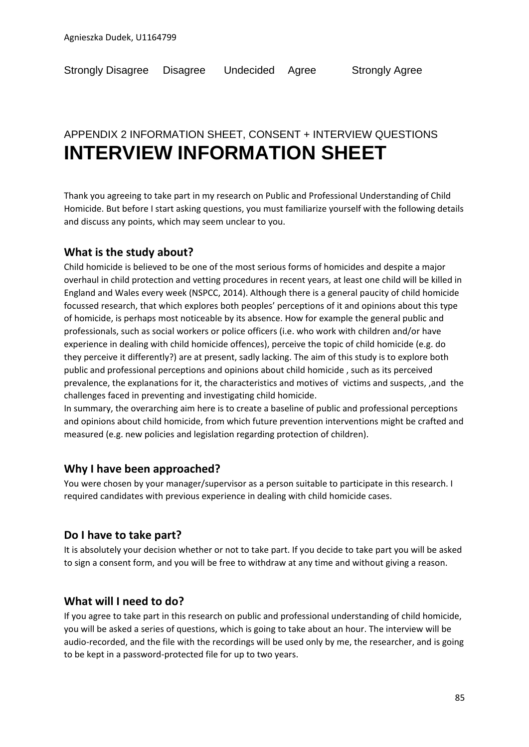Strongly Disagree     Disagree     Undecided     Agree     Strongly Agree

APPENDIX 2 INFORMATION SHEET, CONSENT + INTERVIEW QUESTIONS

# INTERVIEW INFORMATION SHEET

Thank you agreeing to take part in my research on Public and Professional Understanding of Child Homicide. But before I start asking questions, you must familiarize yourself with the following details and discuss any points, which may seem unclear to you.

## What is the study about?

Child homicide is believed to be one of the most serious forms of homicides and despite a major overhaul in child protection and vetting procedures in recent years, at least one child will be killed in England and Wales every week (NSPCC, 2014). Although there is a general paucity of child homicide focussed research, that which explores both peoples' perceptions of it and opinions about this type of homicide, is perhaps most noticeable by its absence. How for example the general public and professionals, such as social workers or police officers (i.e. who work with children and/or have experience in dealing with child homicide offences), perceive the topic of child homicide (e.g. do they perceive it differently?) are at present, sadly lacking. The aim of this study is to explore both public and professional perceptions and opinions about child homicide , such as its perceived prevalence, the explanations for it, the characteristics and motives of victims and suspects, ,and the challenges faced in preventing and investigating child homicide.
In summary, the overarching aim here is to create a baseline of public and professional perceptions and opinions about child homicide, from which future prevention interventions might be crafted and measured (e.g. new policies and legislation regarding protection of children).

## Why I have been approached?

You were chosen by your manager/supervisor as a person suitable to participate in this research. I required candidates with previous experience in dealing with child homicide cases.

## Do I have to take part?

It is absolutely your decision whether or not to take part. If you decide to take part you will be asked to sign a consent form, and you will be free to withdraw at any time and without giving a reason.

## What will I need to do?

If you agree to take part in this research on public and professional understanding of child homicide, you will be asked a series of questions, which is going to take about an hour. The interview will be audio-recorded, and the file with the recordings will be used only by me, the researcher, and is going to be kept in a password-protected file for up to two years.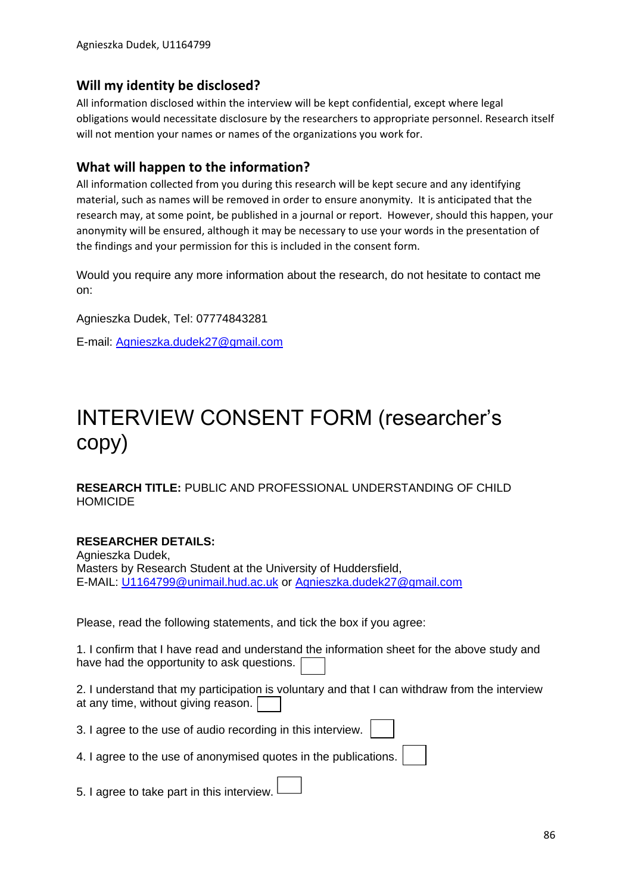## Will my identity be disclosed?

All information disclosed within the interview will be kept confidential, except where legal obligations would necessitate disclosure by the researchers to appropriate personnel. Research itself will not mention your names or names of the organizations you work for.

## What will happen to the information?

All information collected from you during this research will be kept secure and any identifying material, such as names will be removed in order to ensure anonymity. It is anticipated that the research may, at some point, be published in a journal or report. However, should this happen, your anonymity will be ensured, although it may be necessary to use your words in the presentation of the findings and your permission for this is included in the consent form.

Would you require any more information about the research, do not hesitate to contact me on:

Agnieszka Dudek, Tel: 07774843281

E-mail: Agnieszka.dudek27@gmail.com

# INTERVIEW CONSENT FORM (researcher's copy)

**RESEARCH TITLE:** PUBLIC AND PROFESSIONAL UNDERSTANDING OF CHILD HOMICIDE

**RESEARCHER DETAILS:**
Agnieszka Dudek,
Masters by Research Student at the University of Huddersfield,
E-MAIL: U1164799@unimail.hud.ac.uk or Agnieszka.dudek27@gmail.com

Please, read the following statements, and tick the box if you agree:

1. I confirm that I have read and understand the information sheet for the above study and have had the opportunity to ask questions. ☐

2. I understand that my participation is voluntary and that I can withdraw from the interview at any time, without giving reason. ☐

3. I agree to the use of audio recording in this interview. ☐

4. I agree to the use of anonymised quotes in the publications. ☐

5. I agree to take part in this interview. ☐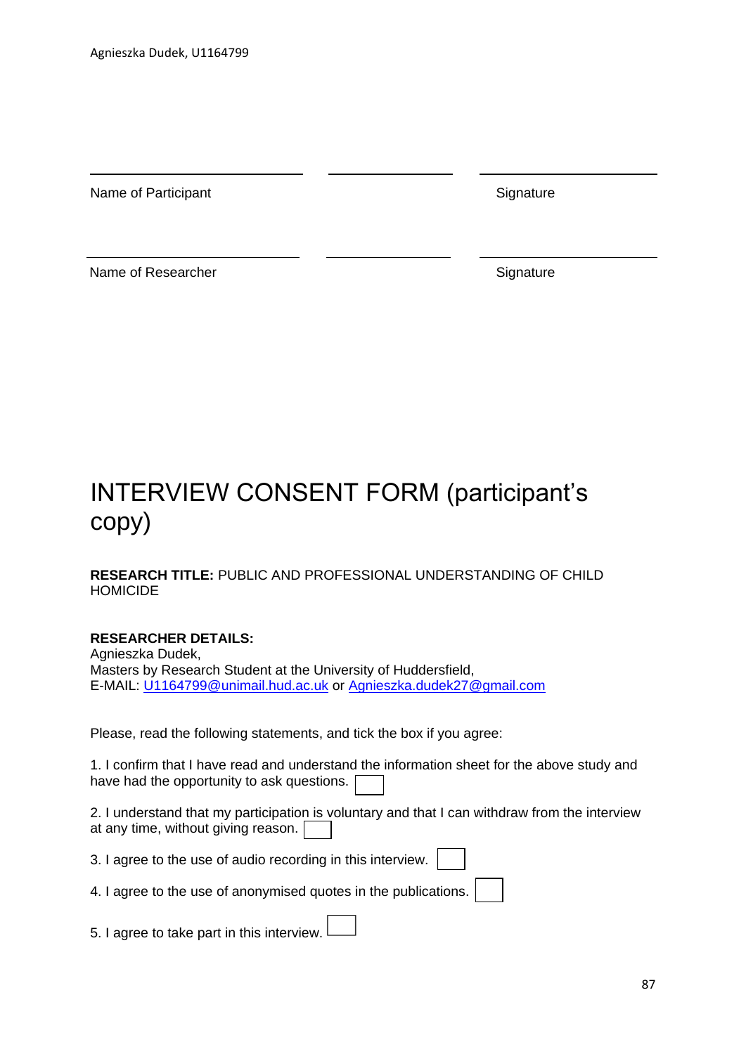| Name of Participant | | Signature |
| --- | --- | --- |
| | | |
| Name of Researcher | | Signature |

# INTERVIEW CONSENT FORM (participant's copy)

**RESEARCH TITLE:** PUBLIC AND PROFESSIONAL UNDERSTANDING OF CHILD HOMICIDE

**RESEARCHER DETAILS:**
Agnieszka Dudek,
Masters by Research Student at the University of Huddersfield,
E-MAIL: U1164799@unimail.hud.ac.uk or Agnieszka.dudek27@gmail.com

Please, read the following statements, and tick the box if you agree:

1. I confirm that I have read and understand the information sheet for the above study and have had the opportunity to ask questions. ☐

2. I understand that my participation is voluntary and that I can withdraw from the interview at any time, without giving reason. ☐

3. I agree to the use of audio recording in this interview. ☐

4. I agree to the use of anonymised quotes in the publications. ☐

5. I agree to take part in this interview. ☐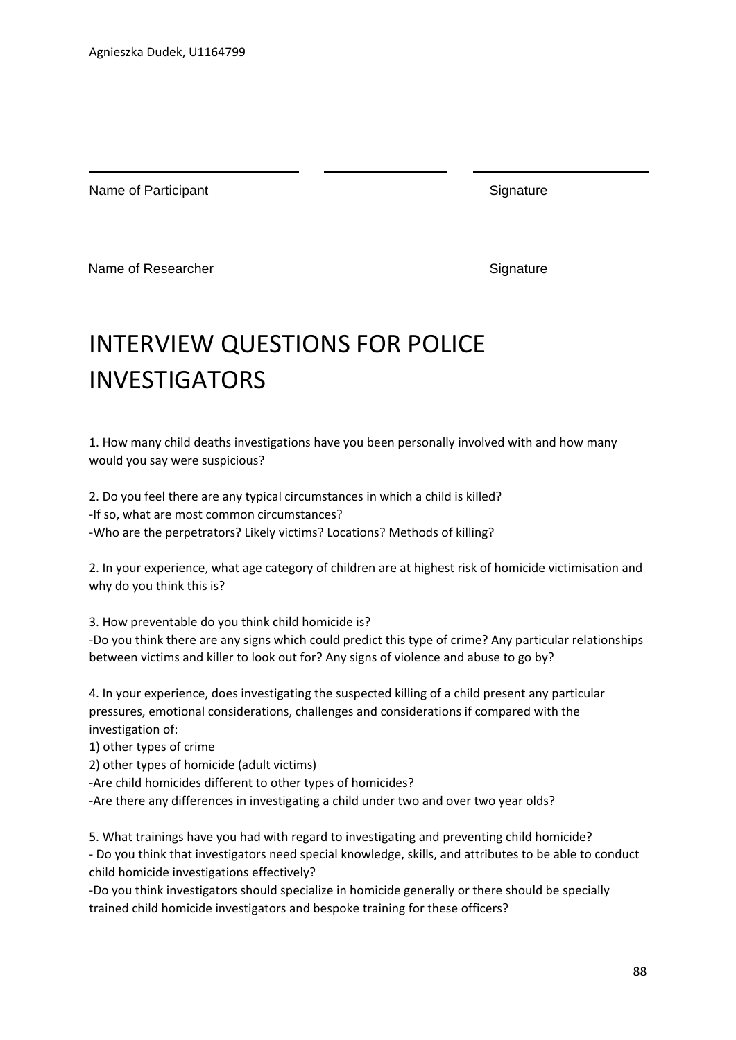Name of Participant Signature

Name of Researcher Signature

# INTERVIEW QUESTIONS FOR POLICE INVESTIGATORS

1. How many child deaths investigations have you been personally involved with and how many would you say were suspicious?

2. Do you feel there are any typical circumstances in which a child is killed?
-If so, what are most common circumstances?
-Who are the perpetrators? Likely victims? Locations? Methods of killing?

2. In your experience, what age category of children are at highest risk of homicide victimisation and why do you think this is?

3. How preventable do you think child homicide is?
-Do you think there are any signs which could predict this type of crime? Any particular relationships between victims and killer to look out for? Any signs of violence and abuse to go by?

4. In your experience, does investigating the suspected killing of a child present any particular pressures, emotional considerations, challenges and considerations if compared with the investigation of:
1) other types of crime
2) other types of homicide (adult victims)
-Are child homicides different to other types of homicides?
-Are there any differences in investigating a child under two and over two year olds?

5. What trainings have you had with regard to investigating and preventing child homicide?
- Do you think that investigators need special knowledge, skills, and attributes to be able to conduct child homicide investigations effectively?
-Do you think investigators should specialize in homicide generally or there should be specially trained child homicide investigators and bespoke training for these officers?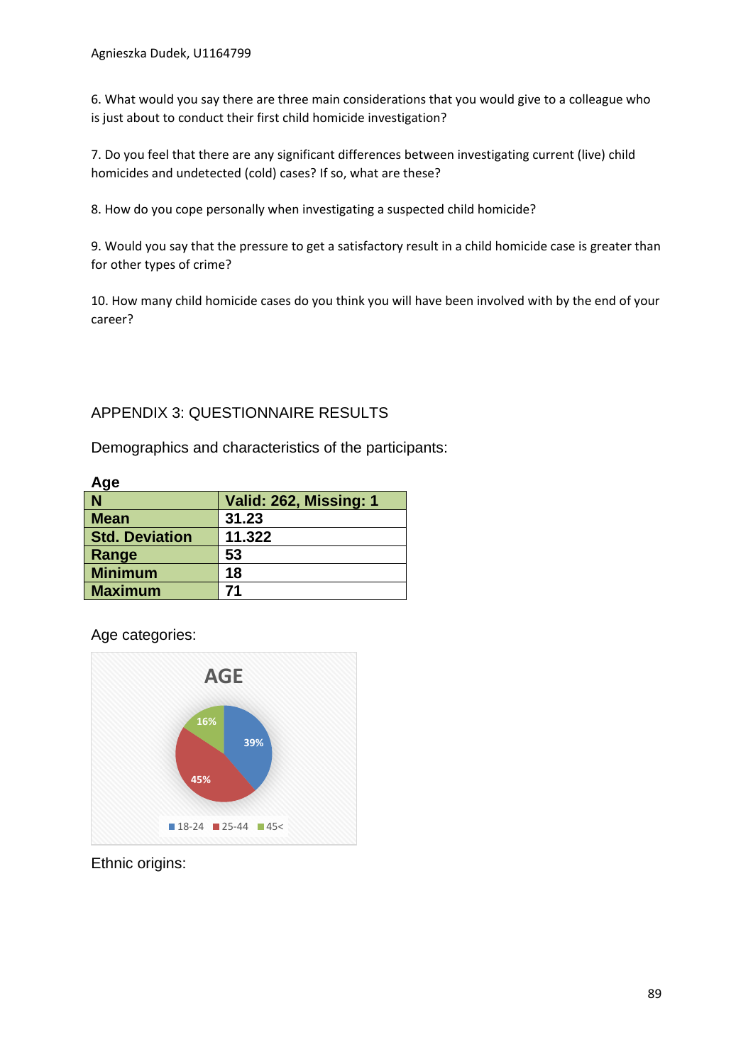6. What would you say there are three main considerations that you would give to a colleague who is just about to conduct their first child homicide investigation?

7. Do you feel that there are any significant differences between investigating current (live) child homicides and undetected (cold) cases? If so, what are these?

8. How do you cope personally when investigating a suspected child homicide?

9. Would you say that the pressure to get a satisfactory result in a child homicide case is greater than for other types of crime?

10. How many child homicide cases do you think you will have been involved with by the end of your career?

## APPENDIX 3: QUESTIONNAIRE RESULTS

Demographics and characteristics of the participants:

**Age**

| N | Valid: 262, Missing: 1 |
|---|---|
| Mean | 31.23 |
| Std. Deviation | 11.322 |
| Range | 53 |
| Minimum | 18 |
| Maximum | 71 |

Age categories:

AGE

- 18-24: 39%
- 25-44: 45%
- 45<: 16%

Ethnic origins: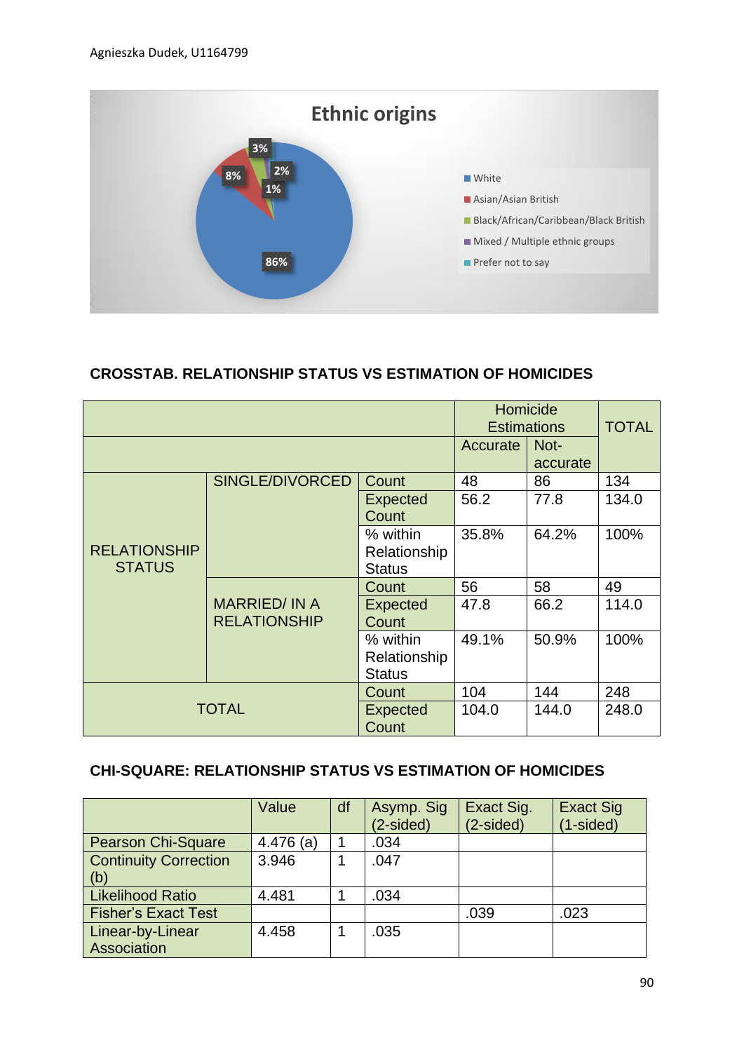**Ethnic origins**

- White: 86%
- Asian/Asian British: 8%
- Black/African/Caribbean/Black British: 3%
- Mixed / Multiple ethnic groups: 2%
- Prefer not to say: 1%

**CROSSTAB. RELATIONSHIP STATUS VS ESTIMATION OF HOMICIDES**

| | | | Homicide Estimations | | TOTAL |
|---|---|---|---|---|---|
| | | | Accurate | Not-accurate | |
| RELATIONSHIP STATUS | SINGLE/DIVORCED | Count | 48 | 86 | 134 |
| | | Expected Count | 56.2 | 77.8 | 134.0 |
| | | % within Relationship Status | 35.8% | 64.2% | 100% |
| | MARRIED/ IN A RELATIONSHIP | Count | 56 | 58 | 49 |
| | | Expected Count | 47.8 | 66.2 | 114.0 |
| | | % within Relationship Status | 49.1% | 50.9% | 100% |
| TOTAL | | Count | 104 | 144 | 248 |
| | | Expected Count | 104.0 | 144.0 | 248.0 |

**CHI-SQUARE: RELATIONSHIP STATUS VS ESTIMATION OF HOMICIDES**

| | Value | df | Asymp. Sig (2-sided) | Exact Sig. (2-sided) | Exact Sig (1-sided) |
|---|---|---|---|---|---|
| Pearson Chi-Square | 4.476 (a) | 1 | .034 | | |
| Continuity Correction (b) | 3.946 | 1 | .047 | | |
| Likelihood Ratio | 4.481 | 1 | .034 | | |
| Fisher's Exact Test | | | | .039 | .023 |
| Linear-by-Linear Association | 4.458 | 1 | .035 | | |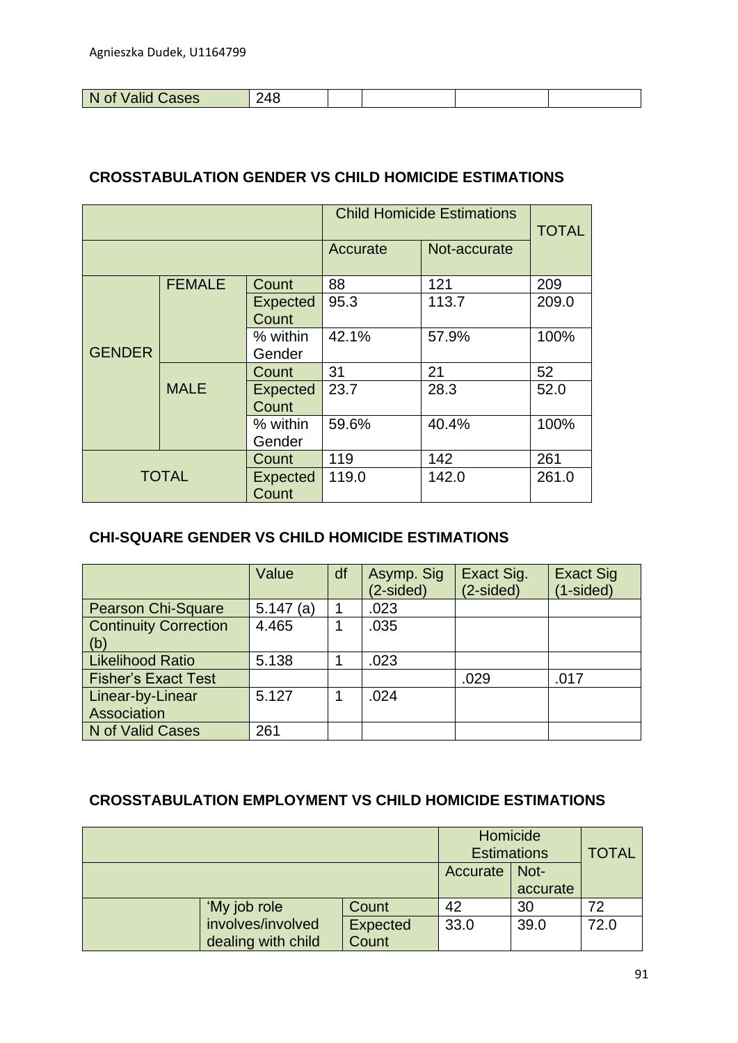| N of Valid Cases | 248 | | | | |
|---|---|---|---|---|---|

**CROSSTABULATION GENDER VS CHILD HOMICIDE ESTIMATIONS**

| | | | Child Homicide Estimations | | TOTAL |
|---|---|---|---|---|---|
| | | | Accurate | Not-accurate | |
| GENDER | FEMALE | Count | 88 | 121 | 209 |
| | | Expected Count | 95.3 | 113.7 | 209.0 |
| | | % within Gender | 42.1% | 57.9% | 100% |
| | MALE | Count | 31 | 21 | 52 |
| | | Expected Count | 23.7 | 28.3 | 52.0 |
| | | % within Gender | 59.6% | 40.4% | 100% |
| TOTAL | | Count | 119 | 142 | 261 |
| | | Expected Count | 119.0 | 142.0 | 261.0 |

**CHI-SQUARE GENDER VS CHILD HOMICIDE ESTIMATIONS**

| | Value | df | Asymp. Sig (2-sided) | Exact Sig. (2-sided) | Exact Sig (1-sided) |
|---|---|---|---|---|---|
| Pearson Chi-Square | 5.147 (a) | 1 | .023 | | |
| Continuity Correction (b) | 4.465 | 1 | .035 | | |
| Likelihood Ratio | 5.138 | 1 | .023 | | |
| Fisher's Exact Test | | | | .029 | .017 |
| Linear-by-Linear Association | 5.127 | 1 | .024 | | |
| N of Valid Cases | 261 | | | | |

**CROSSTABULATION EMPLOYMENT VS CHILD HOMICIDE ESTIMATIONS**

| | | | Homicide Estimations | | TOTAL |
|---|---|---|---|---|---|
| | | | Accurate | Not-accurate | |
| | 'My job role involves/involved dealing with child | Count | 42 | 30 | 72 |
| | | Expected Count | 33.0 | 39.0 | 72.0 |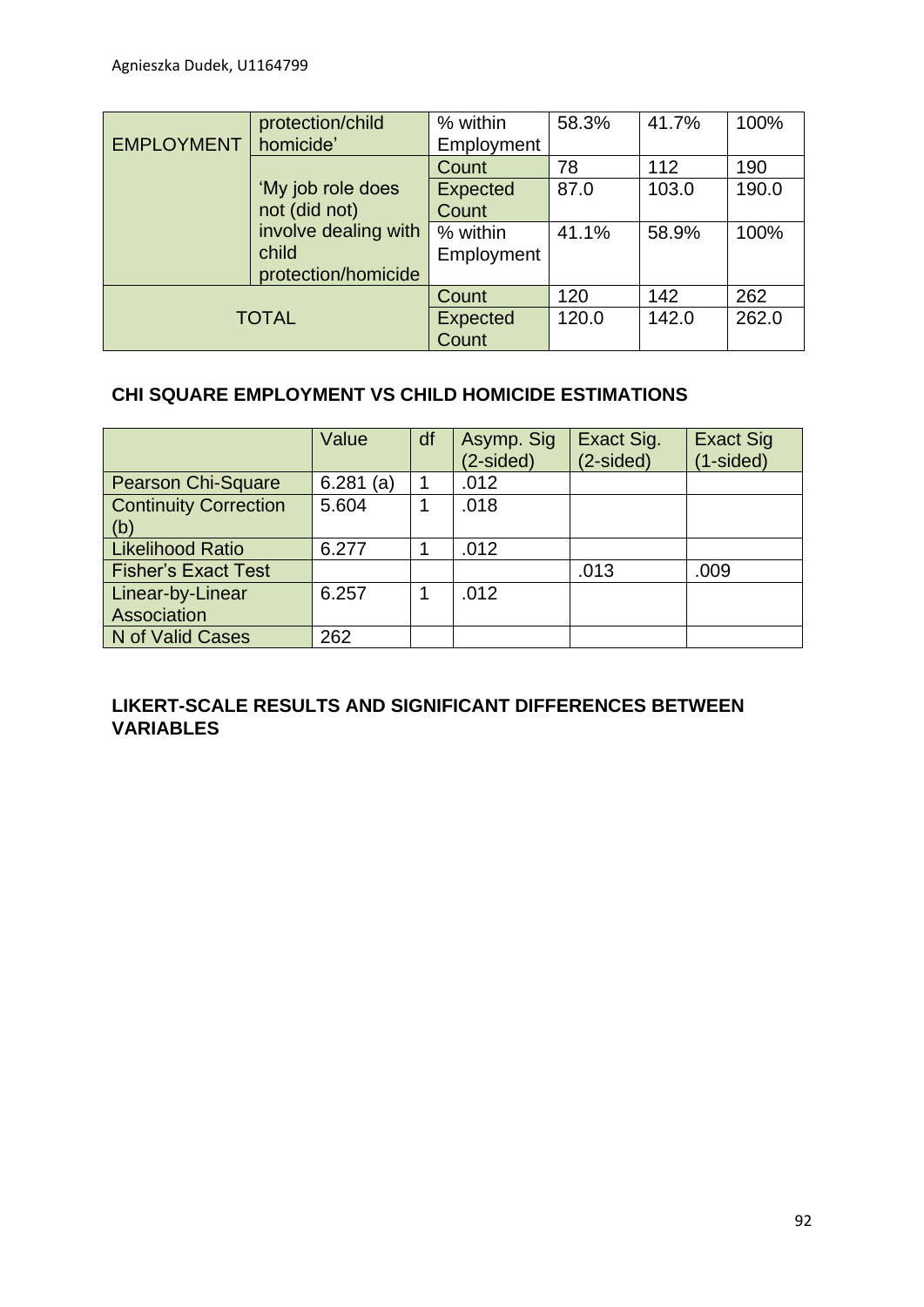| | | | | | |
|---|---|---|---|---|---|
| EMPLOYMENT | protection/child homicide' | % within Employment | 58.3% | 41.7% | 100% |
| | 'My job role does not (did not) involve dealing with child protection/homicide | Count | 78 | 112 | 190 |
| | | Expected Count | 87.0 | 103.0 | 190.0 |
| | | % within Employment | 41.1% | 58.9% | 100% |
| TOTAL | | Count | 120 | 142 | 262 |
| | | Expected Count | 120.0 | 142.0 | 262.0 |

**CHI SQUARE EMPLOYMENT VS CHILD HOMICIDE ESTIMATIONS**

| | Value | df | Asymp. Sig (2-sided) | Exact Sig. (2-sided) | Exact Sig (1-sided) |
|---|---|---|---|---|---|
| Pearson Chi-Square | 6.281 (a) | 1 | .012 | | |
| Continuity Correction (b) | 5.604 | 1 | .018 | | |
| Likelihood Ratio | 6.277 | 1 | .012 | | |
| Fisher's Exact Test | | | | .013 | .009 |
| Linear-by-Linear Association | 6.257 | 1 | .012 | | |
| N of Valid Cases | 262 | | | | |

**LIKERT-SCALE RESULTS AND SIGNIFICANT DIFFERENCES BETWEEN VARIABLES**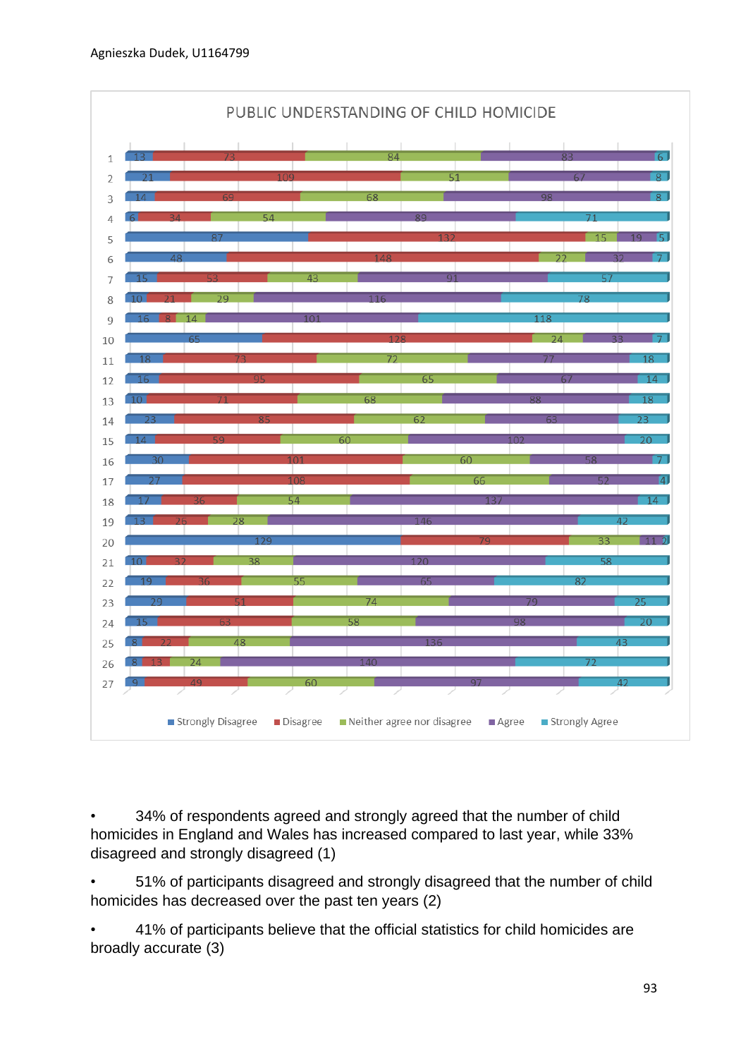**PUBLIC UNDERSTANDING OF CHILD HOMICIDE**

| | Strongly Disagree | Disagree | Neither agree nor disagree | Agree | Strongly Agree |
|---|---|---|---|---|---|
| 1 | 13 | 73 | 84 | 83 | 6 |
| 2 | 21 | 109 | 51 | 67 | 8 |
| 3 | 14 | 69 | 68 | 98 | 8 |
| 4 | 6 | 34 | 54 | 89 | 71 |
| 5 | 87 | 132 | 15 | 19 | 5 |
| 6 | 48 | 148 | 22 | 32 | 7 |
| 7 | 15 | 53 | 43 | 91 | 57 |
| 8 | 10 | 21 | 29 | 116 | 78 |
| 9 | 16 | 8 | 14 | 101 | 118 |
| 10 | 65 | 128 | 24 | 33 | 7 |
| 11 | 18 | 73 | 72 | 77 | 18 |
| 12 | 16 | 95 | 65 | 67 | 14 |
| 13 | 10 | 71 | 68 | 88 | 18 |
| 14 | 23 | 85 | 62 | 63 | 23 |
| 15 | 14 | 59 | 60 | 102 | 20 |
| 16 | 30 | 101 | 60 | 58 | 7 |
| 17 | 27 | 108 | 66 | 52 | 4 |
| 18 | 17 | 36 | 54 | 137 | 14 |
| 19 | 13 | 26 | 28 | 146 | 42 |
| 20 | 129 | 79 | 33 | 11 | 2 |
| 21 | 10 | 32 | 38 | 120 | 58 |
| 22 | 19 | 36 | 55 | 65 | 82 |
| 23 | 29 | 51 | 74 | 79 | 25 |
| 24 | 15 | 63 | 58 | 98 | 20 |
| 25 | 8 | 22 | 48 | 136 | 43 |
| 26 | 8 | 13 | 24 | 140 | 72 |
| 27 | 9 | 49 | 60 | 97 | 42 |

- 34% of respondents agreed and strongly agreed that the number of child homicides in England and Wales has increased compared to last year, while 33% disagreed and strongly disagreed (1)
- 51% of participants disagreed and strongly disagreed that the number of child homicides has decreased over the past ten years (2)
- 41% of participants believe that the official statistics for child homicides are broadly accurate (3)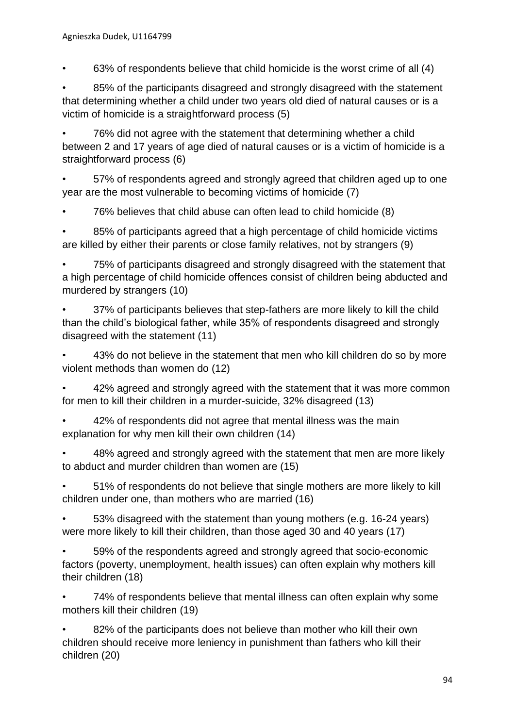- 63% of respondents believe that child homicide is the worst crime of all (4)
- 85% of the participants disagreed and strongly disagreed with the statement that determining whether a child under two years old died of natural causes or is a victim of homicide is a straightforward process (5)
- 76% did not agree with the statement that determining whether a child between 2 and 17 years of age died of natural causes or is a victim of homicide is a straightforward process (6)
- 57% of respondents agreed and strongly agreed that children aged up to one year are the most vulnerable to becoming victims of homicide (7)
- 76% believes that child abuse can often lead to child homicide (8)
- 85% of participants agreed that a high percentage of child homicide victims are killed by either their parents or close family relatives, not by strangers (9)
- 75% of participants disagreed and strongly disagreed with the statement that a high percentage of child homicide offences consist of children being abducted and murdered by strangers (10)
- 37% of participants believes that step-fathers are more likely to kill the child than the child's biological father, while 35% of respondents disagreed and strongly disagreed with the statement (11)
- 43% do not believe in the statement that men who kill children do so by more violent methods than women do (12)
- 42% agreed and strongly agreed with the statement that it was more common for men to kill their children in a murder-suicide, 32% disagreed (13)
- 42% of respondents did not agree that mental illness was the main explanation for why men kill their own children (14)
- 48% agreed and strongly agreed with the statement that men are more likely to abduct and murder children than women are (15)
- 51% of respondents do not believe that single mothers are more likely to kill children under one, than mothers who are married (16)
- 53% disagreed with the statement than young mothers (e.g. 16-24 years) were more likely to kill their children, than those aged 30 and 40 years (17)
- 59% of the respondents agreed and strongly agreed that socio-economic factors (poverty, unemployment, health issues) can often explain why mothers kill their children (18)
- 74% of respondents believe that mental illness can often explain why some mothers kill their children (19)
- 82% of the participants does not believe than mother who kill their own children should receive more leniency in punishment than fathers who kill their children (20)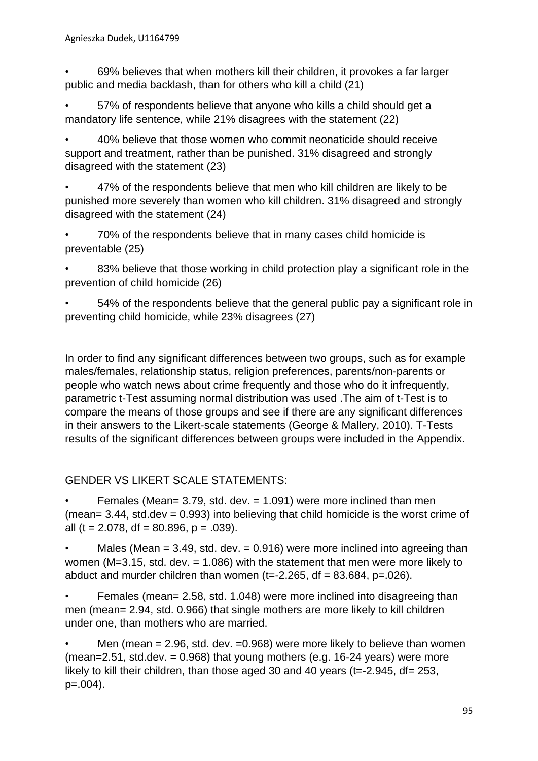- 69% believes that when mothers kill their children, it provokes a far larger public and media backlash, than for others who kill a child (21)
- 57% of respondents believe that anyone who kills a child should get a mandatory life sentence, while 21% disagrees with the statement (22)
- 40% believe that those women who commit neonaticide should receive support and treatment, rather than be punished. 31% disagreed and strongly disagreed with the statement (23)
- 47% of the respondents believe that men who kill children are likely to be punished more severely than women who kill children. 31% disagreed and strongly disagreed with the statement (24)
- 70% of the respondents believe that in many cases child homicide is preventable (25)
- 83% believe that those working in child protection play a significant role in the prevention of child homicide (26)
- 54% of the respondents believe that the general public pay a significant role in preventing child homicide, while 23% disagrees (27)

In order to find any significant differences between two groups, such as for example males/females, relationship status, religion preferences, parents/non-parents or people who watch news about crime frequently and those who do it infrequently, parametric t-Test assuming normal distribution was used .The aim of t-Test is to compare the means of those groups and see if there are any significant differences in their answers to the Likert-scale statements (George & Mallery, 2010). T-Tests results of the significant differences between groups were included in the Appendix.

GENDER VS LIKERT SCALE STATEMENTS:

- Females (Mean= 3.79, std. dev. = 1.091) were more inclined than men (mean= 3.44, std.dev = 0.993) into believing that child homicide is the worst crime of all ($t = 2.078$, $df = 80.896$, $p = .039$).
- Males (Mean = 3.49, std. dev. = 0.916) were more inclined into agreeing than women (M=3.15, std. dev. = 1.086) with the statement that men were more likely to abduct and murder children than women ($t=-2.265$, $df = 83.684$, $p=.026$).
- Females (mean= 2.58, std. 1.048) were more inclined into disagreeing than men (mean= 2.94, std. 0.966) that single mothers are more likely to kill children under one, than mothers who are married.
- Men (mean = 2.96, std. dev. =0.968) were more likely to believe than women (mean=2.51, std.dev. = 0.968) that young mothers (e.g. 16-24 years) were more likely to kill their children, than those aged 30 and 40 years ($t=-2.945$, $df= 253$, $p=.004$).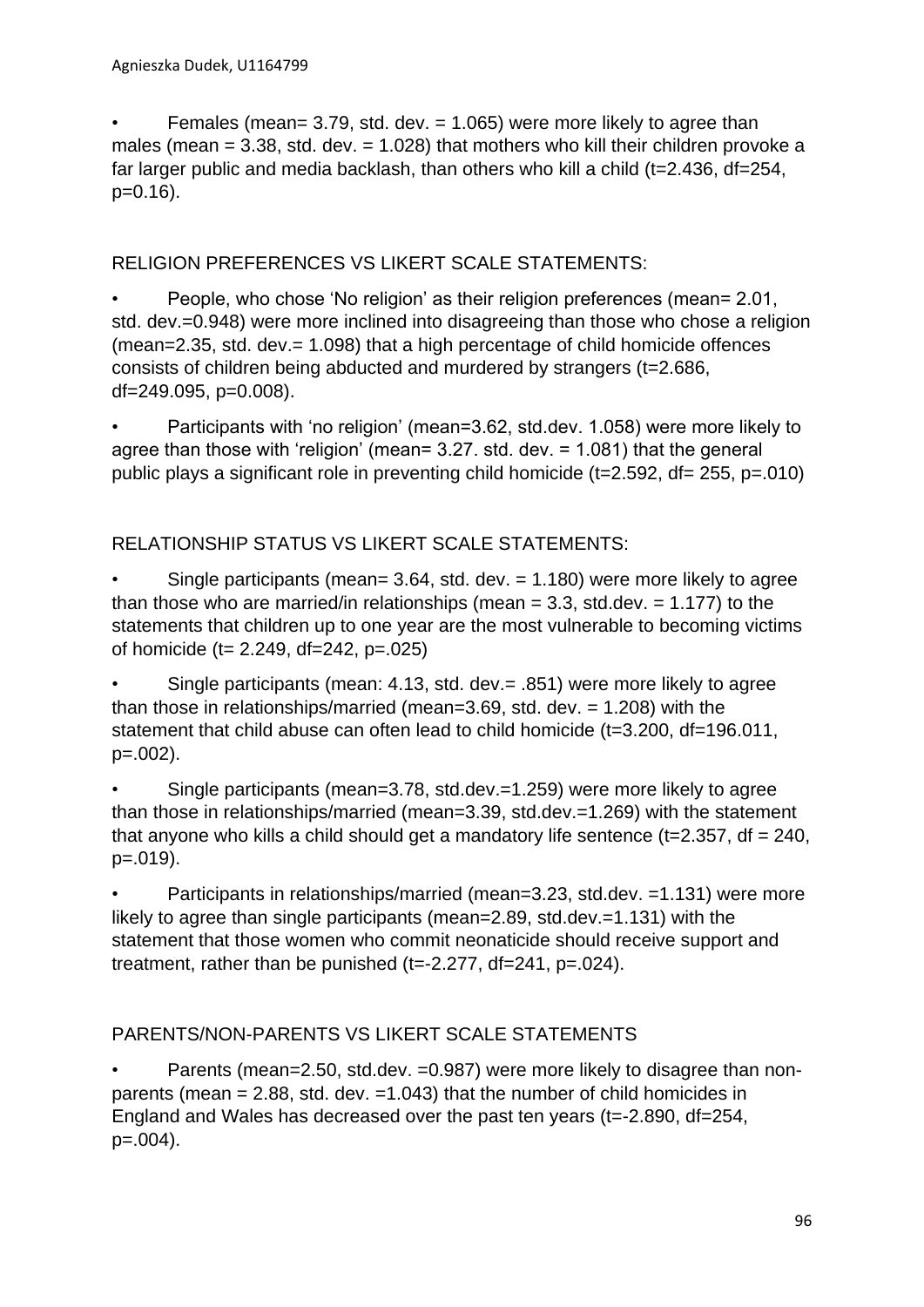- Females (mean= 3.79, std. dev. = 1.065) were more likely to agree than males (mean = 3.38, std. dev. = 1.028) that mothers who kill their children provoke a far larger public and media backlash, than others who kill a child (t=2.436, df=254, p=0.16).

RELIGION PREFERENCES VS LIKERT SCALE STATEMENTS:

- People, who chose 'No religion' as their religion preferences (mean= 2.01, std. dev.=0.948) were more inclined into disagreeing than those who chose a religion (mean=2.35, std. dev.= 1.098) that a high percentage of child homicide offences consists of children being abducted and murdered by strangers (t=2.686, df=249.095, p=0.008).
- Participants with 'no religion' (mean=3.62, std.dev. 1.058) were more likely to agree than those with 'religion' (mean= 3.27. std. dev. = 1.081) that the general public plays a significant role in preventing child homicide (t=2.592, df= 255, p=.010)

RELATIONSHIP STATUS VS LIKERT SCALE STATEMENTS:

- Single participants (mean= 3.64, std. dev. = 1.180) were more likely to agree than those who are married/in relationships (mean = 3.3, std.dev. = 1.177) to the statements that children up to one year are the most vulnerable to becoming victims of homicide (t= 2.249, df=242, p=.025)
- Single participants (mean: 4.13, std. dev.= .851) were more likely to agree than those in relationships/married (mean=3.69, std. dev. = 1.208) with the statement that child abuse can often lead to child homicide (t=3.200, df=196.011, p=.002).
- Single participants (mean=3.78, std.dev.=1.259) were more likely to agree than those in relationships/married (mean=3.39, std.dev.=1.269) with the statement that anyone who kills a child should get a mandatory life sentence (t=2.357, df = 240, p=.019).
- Participants in relationships/married (mean=3.23, std.dev. =1.131) were more likely to agree than single participants (mean=2.89, std.dev.=1.131) with the statement that those women who commit neonaticide should receive support and treatment, rather than be punished (t=-2.277, df=241, p=.024).

PARENTS/NON-PARENTS VS LIKERT SCALE STATEMENTS

- Parents (mean=2.50, std.dev. =0.987) were more likely to disagree than non-parents (mean = 2.88, std. dev. =1.043) that the number of child homicides in England and Wales has decreased over the past ten years (t=-2.890, df=254, p=.004).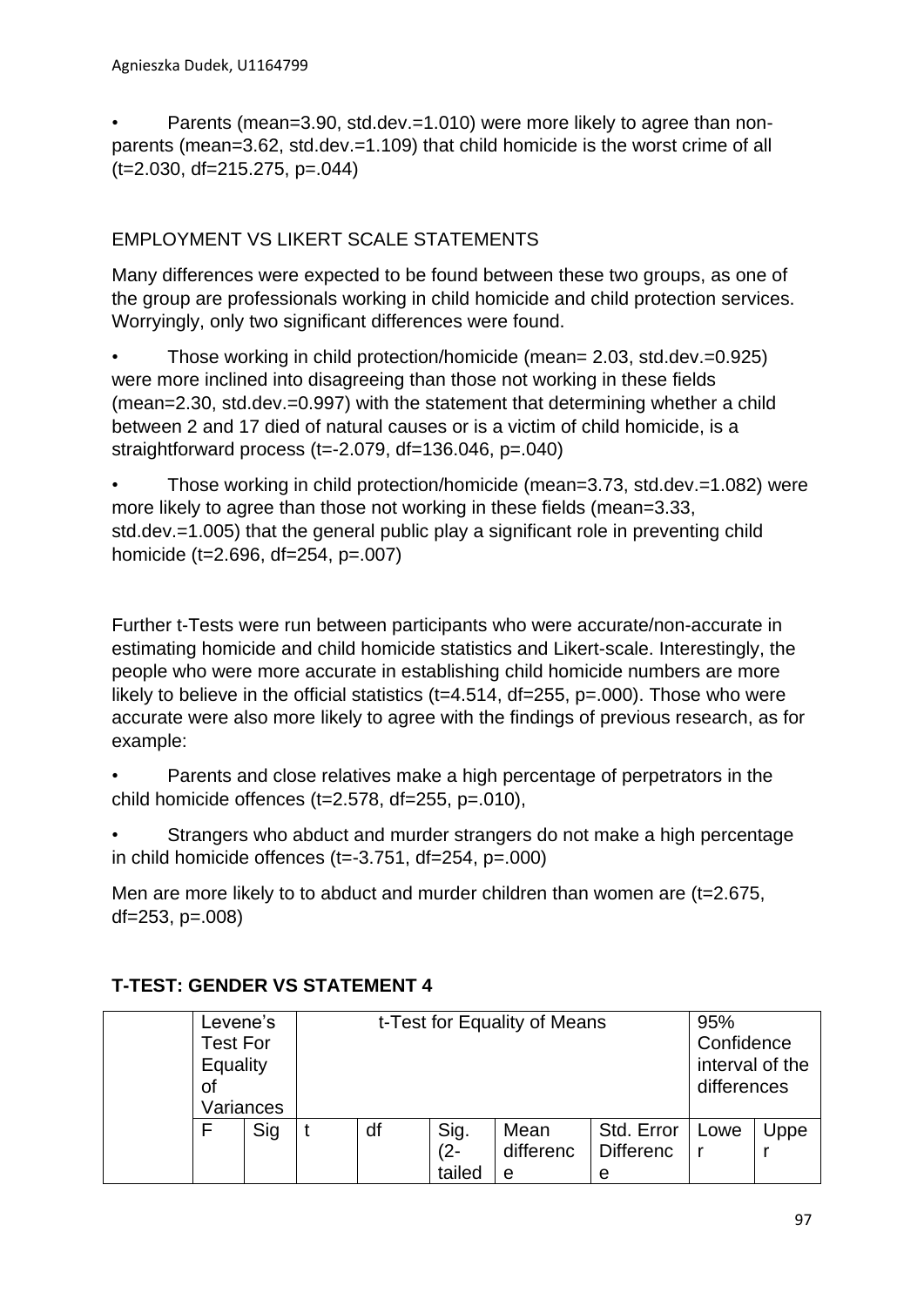• Parents (mean=3.90, std.dev.=1.010) were more likely to agree than non-parents (mean=3.62, std.dev.=1.109) that child homicide is the worst crime of all (t=2.030, df=215.275, p=.044)

EMPLOYMENT VS LIKERT SCALE STATEMENTS

Many differences were expected to be found between these two groups, as one of the group are professionals working in child homicide and child protection services. Worryingly, only two significant differences were found.

• Those working in child protection/homicide (mean= 2.03, std.dev.=0.925) were more inclined into disagreeing than those not working in these fields (mean=2.30, std.dev.=0.997) with the statement that determining whether a child between 2 and 17 died of natural causes or is a victim of child homicide, is a straightforward process (t=-2.079, df=136.046, p=.040)

• Those working in child protection/homicide (mean=3.73, std.dev.=1.082) were more likely to agree than those not working in these fields (mean=3.33, std.dev.=1.005) that the general public play a significant role in preventing child homicide (t=2.696, df=254, p=.007)

Further t-Tests were run between participants who were accurate/non-accurate in estimating homicide and child homicide statistics and Likert-scale. Interestingly, the people who were more accurate in establishing child homicide numbers are more likely to believe in the official statistics (t=4.514, df=255, p=.000). Those who were accurate were also more likely to agree with the findings of previous research, as for example:

• Parents and close relatives make a high percentage of perpetrators in the child homicide offences (t=2.578, df=255, p=.010),

• Strangers who abduct and murder strangers do not make a high percentage in child homicide offences (t=-3.751, df=254, p=.000)

Men are more likely to to abduct and murder children than women are (t=2.675, df=253, p=.008)

**T-TEST: GENDER VS STATEMENT 4**

| | Levene's Test For Equality of Variances | | t-Test for Equality of Means | | | | | 95% Confidence interval of the differences | |
|---|---|---|---|---|---|---|---|---|---|
| | F | Sig | t | df | Sig. (2-tailed | Mean difference | Std. Error Difference | Lower | Upper |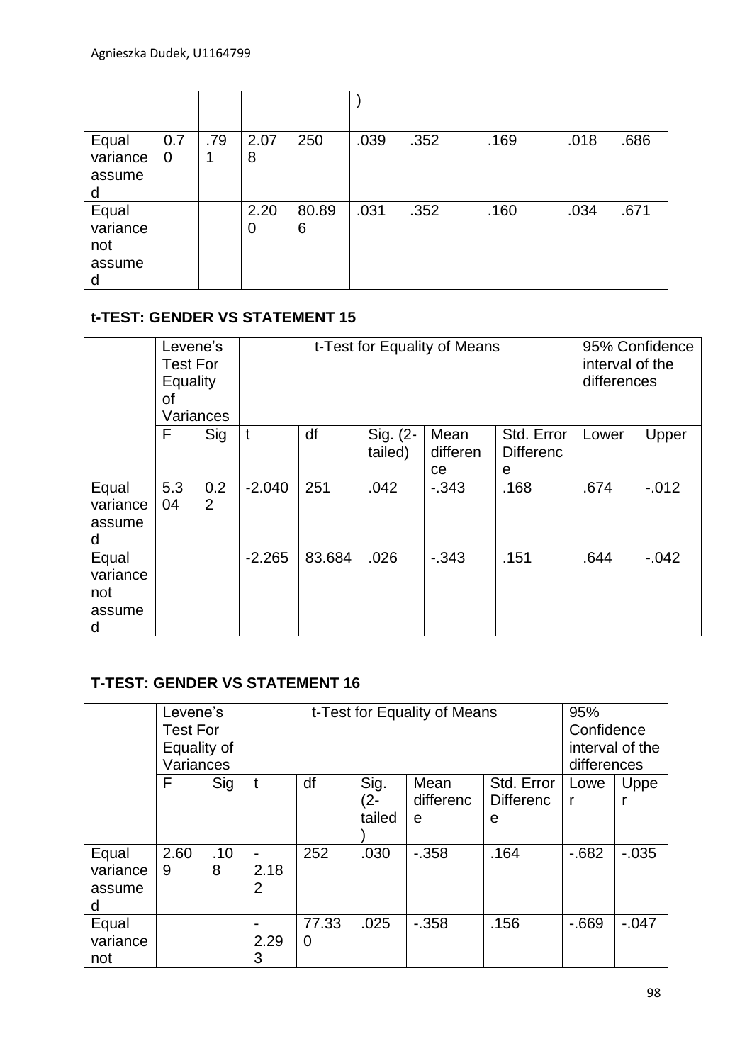| | | | | | ) | | | | |
|---|---|---|---|---|---|---|---|---|---|
| Equal variance assumed | 0.70 | .791 | 2.078 | 250 | .039 | .352 | .169 | .018 | .686 |
| Equal variance not assumed | | | 2.200 | 80.896 | .031 | .352 | .160 | .034 | .671 |

**t-TEST: GENDER VS STATEMENT 15**

| | Levene's Test For Equality of Variances | | t-Test for Equality of Means | | | | | 95% Confidence interval of the differences | |
|---|---|---|---|---|---|---|---|---|---|
| | F | Sig | t | df | Sig. (2-tailed) | Mean difference | Std. Error Difference | Lower | Upper |
| Equal variance assumed | 5.304 | 0.22 | -2.040 | 251 | .042 | -.343 | .168 | .674 | -.012 |
| Equal variance not assumed | | | -2.265 | 83.684 | .026 | -.343 | .151 | .644 | -.042 |

**T-TEST: GENDER VS STATEMENT 16**

| | Levene's Test For Equality of Variances | | t-Test for Equality of Means | | | | | 95% Confidence interval of the differences | |
|---|---|---|---|---|---|---|---|---|---|
| | F | Sig | t | df | Sig. (2-tailed) | Mean difference | Std. Error Difference | Lower | Upper |
| Equal variance assumed | 2.609 | .108 | -2.182 | 252 | .030 | -.358 | .164 | -.682 | -.035 |
| Equal variance not | | | -2.293 | 77.330 | .025 | -.358 | .156 | -.669 | -.047 |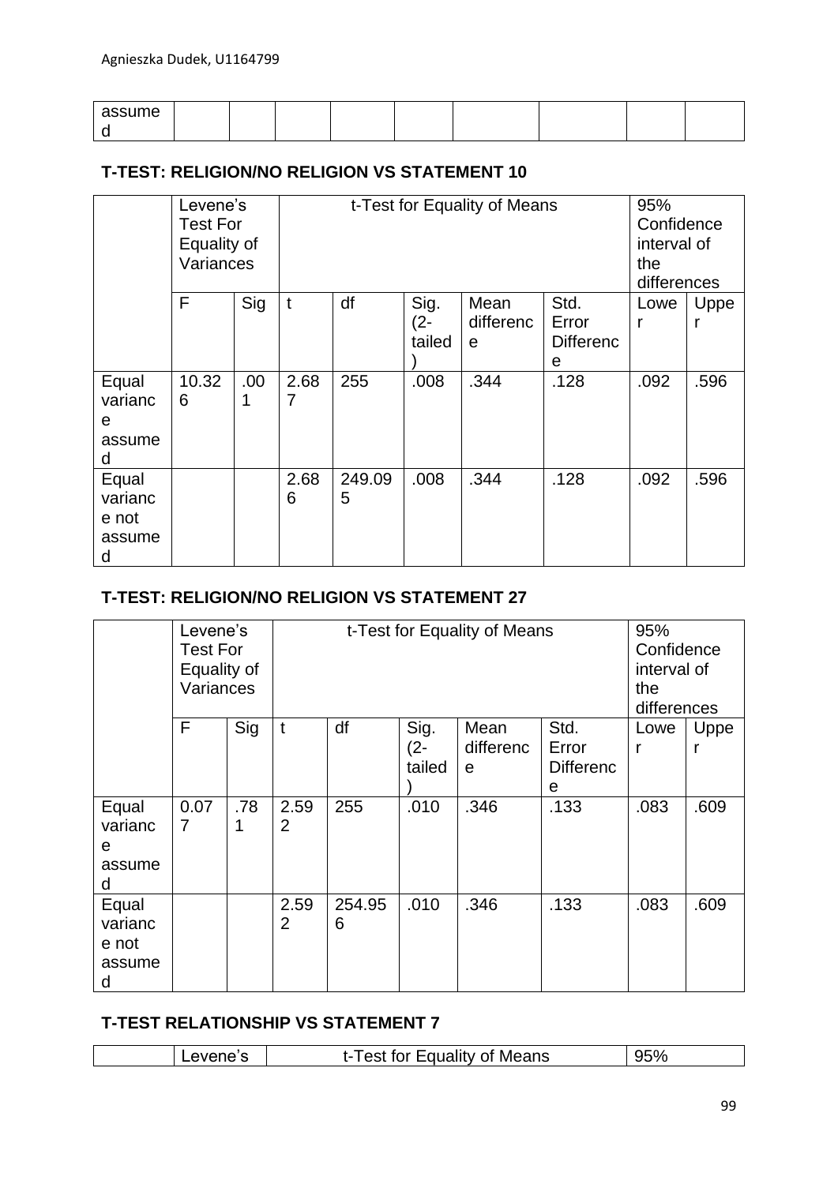| assumed | | | | | | | | | |
|---|---|---|---|---|---|---|---|---|---|

**T-TEST: RELIGION/NO RELIGION VS STATEMENT 10**

| | Levene's Test For Equality of Variances | | t-Test for Equality of Means | | | | | 95% Confidence interval of the differences | |
|---|---|---|---|---|---|---|---|---|---|
| | F | Sig | t | df | Sig. (2-tailed) | Mean difference | Std. Error Difference | Lower | Upper |
| Equal variance assumed | 10.326 | .001 | 2.687 | 255 | .008 | .344 | .128 | .092 | .596 |
| Equal variance not assumed | | | 2.686 | 249.095 | .008 | .344 | .128 | .092 | .596 |

**T-TEST: RELIGION/NO RELIGION VS STATEMENT 27**

| | Levene's Test For Equality of Variances | | t-Test for Equality of Means | | | | | 95% Confidence interval of the differences | |
|---|---|---|---|---|---|---|---|---|---|
| | F | Sig | t | df | Sig. (2-tailed) | Mean difference | Std. Error Difference | Lower | Upper |
| Equal variance assumed | 0.077 | .781 | 2.592 | 255 | .010 | .346 | .133 | .083 | .609 |
| Equal variance not assumed | | | 2.592 | 254.956 | .010 | .346 | .133 | .083 | .609 |

**T-TEST RELATIONSHIP VS STATEMENT 7**

| | Levene's | t-Test for Equality of Means | 95% |
|---|---|---|---|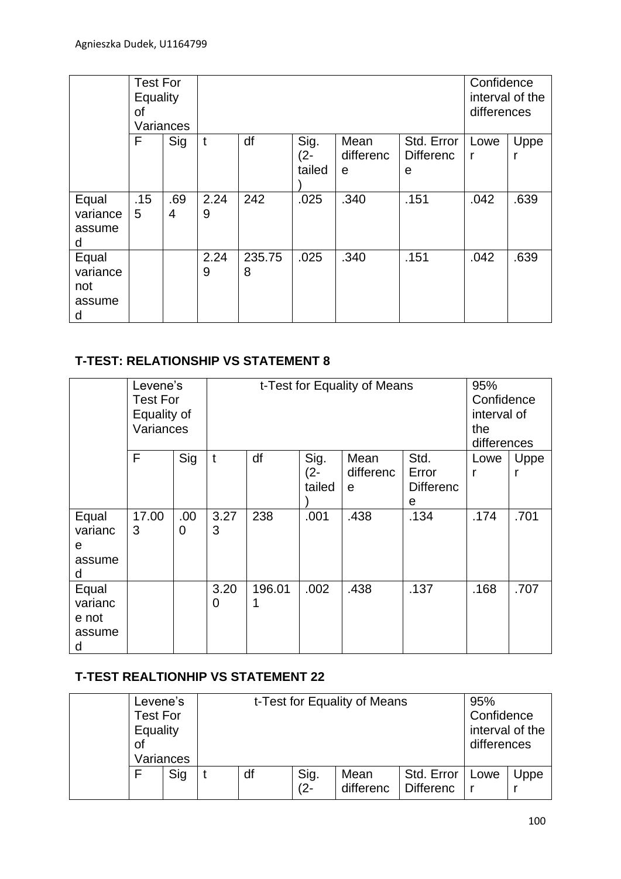| | Test For Equality of Variances | | | | | | | Confidence interval of the differences | |
|---|---|---|---|---|---|---|---|---|---|
| | F | Sig | t | df | Sig. (2-tailed) | Mean difference | Std. Error Difference | Lower | Upper |
| Equal variance assumed | .155 | .694 | 2.249 | 242 | .025 | .340 | .151 | .042 | .639 |
| Equal variance not assumed | | | 2.249 | 235.758 | .025 | .340 | .151 | .042 | .639 |

**T-TEST: RELATIONSHIP VS STATEMENT 8**

| | Levene's Test For Equality of Variances | | t-Test for Equality of Means | | | | | 95% Confidence interval of the differences | |
|---|---|---|---|---|---|---|---|---|---|
| | F | Sig | t | df | Sig. (2-tailed) | Mean difference | Std. Error Difference | Lower | Upper |
| Equal variance assumed | 17.003 | .000 | 3.273 | 238 | .001 | .438 | .134 | .174 | .701 |
| Equal variance not assumed | | | 3.200 | 196.011 | .002 | .438 | .137 | .168 | .707 |

**T-TEST REALTIONHIP VS STATEMENT 22**

| | Levene's Test For Equality of Variances | | t-Test for Equality of Means | | | | | 95% Confidence interval of the differences | |
|---|---|---|---|---|---|---|---|---|---|
| | F | Sig | t | df | Sig. (2- | Mean differenc | Std. Error Differenc | Lower | Upper |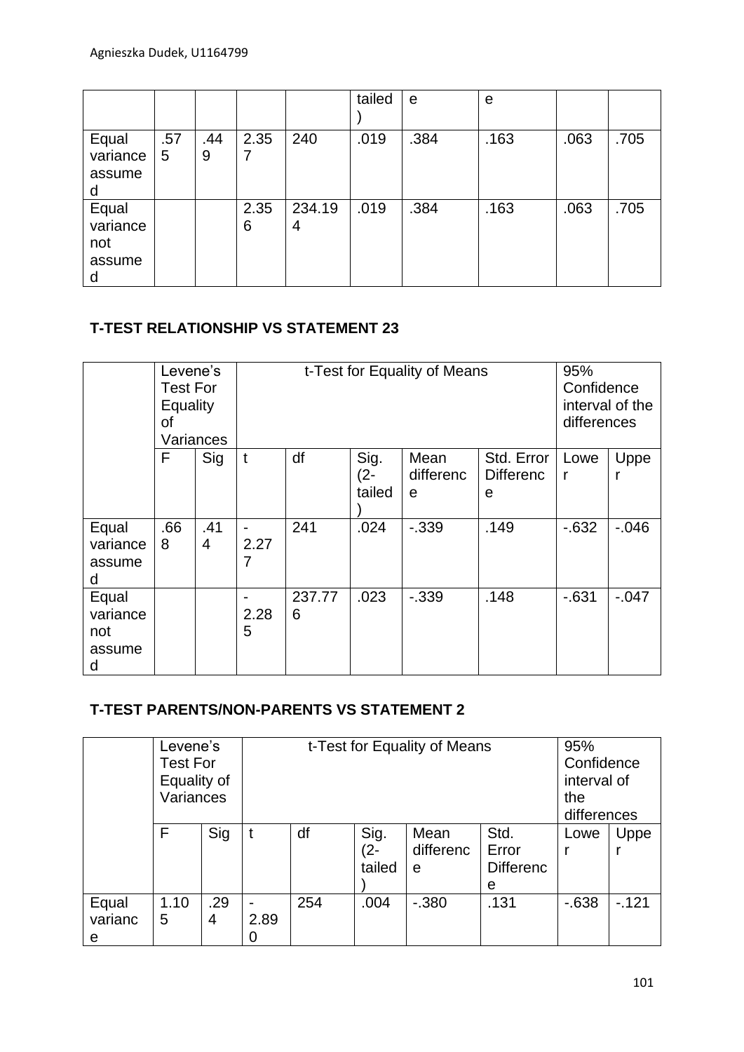|  |  |  |  |  | tailed) | e | e |  |  |
|---|---|---|---|---|---|---|---|---|---|
| Equal variance assumed | .575 | .449 | 2.357 | 240 | .019 | .384 | .163 | .063 | .705 |
| Equal variance not assumed |  |  | 2.356 | 234.194 | .019 | .384 | .163 | .063 | .705 |

**T-TEST RELATIONSHIP VS STATEMENT 23**

|  | Levene's Test For Equality of Variances |  | t-Test for Equality of Means |  |  |  |  | 95% Confidence interval of the differences |  |
|---|---|---|---|---|---|---|---|---|---|
|  | F | Sig | t | df | Sig. (2-tailed) | Mean difference | Std. Error Difference | Lower | Upper |
| Equal variance assumed | .668 | .414 | -2.277 | 241 | .024 | -.339 | .149 | -.632 | -.046 |
| Equal variance not assumed |  |  | -2.285 | 237.776 | .023 | -.339 | .148 | -.631 | -.047 |

**T-TEST PARENTS/NON-PARENTS VS STATEMENT 2**

|  | Levene's Test For Equality of Variances |  | t-Test for Equality of Means |  |  |  |  | 95% Confidence interval of the differences |  |
|---|---|---|---|---|---|---|---|---|---|
|  | F | Sig | t | df | Sig. (2-tailed) | Mean difference | Std. Error Difference | Lower | Upper |
| Equal variance | 1.105 | .294 | -2.890 | 254 | .004 | -.380 | .131 | -.638 | -.121 |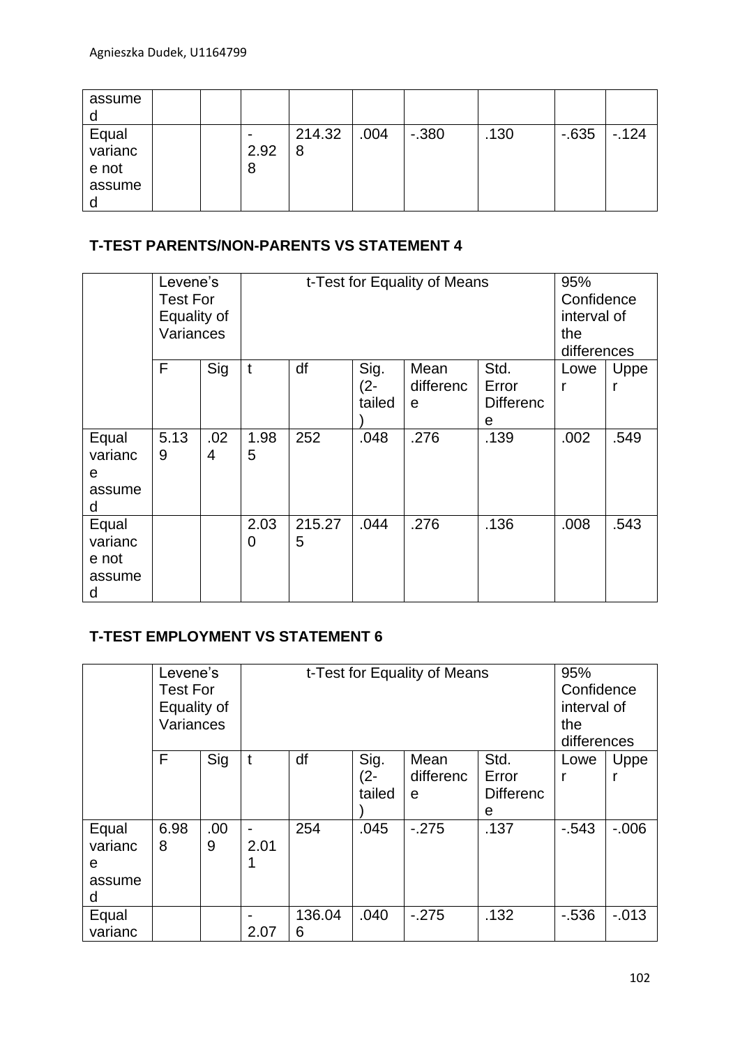| | | | | | | | | | |
|---|---|---|---|---|---|---|---|---|---|
| assumed | | | | | | | | | |
| Equal variance not assumed | | | -2.928 | 214.328 | .004 | -.380 | .130 | -.635 | -.124 |

## T-TEST PARENTS/NON-PARENTS VS STATEMENT 4

| | Levene's Test For Equality of Variances | | t-Test for Equality of Means | | | | | 95% Confidence interval of the differences | |
|---|---|---|---|---|---|---|---|---|---|
| | F | Sig | t | df | Sig. (2-tailed) | Mean difference | Std. Error Difference | Lower | Upper |
| Equal variance assumed | 5.139 | .024 | 1.985 | 252 | .048 | .276 | .139 | .002 | .549 |
| Equal variance not assumed | | | 2.030 | 215.275 | .044 | .276 | .136 | .008 | .543 |

## T-TEST EMPLOYMENT VS STATEMENT 6

| | Levene's Test For Equality of Variances | | t-Test for Equality of Means | | | | | 95% Confidence interval of the differences | |
|---|---|---|---|---|---|---|---|---|---|
| | F | Sig | t | df | Sig. (2-tailed) | Mean difference | Std. Error Difference | Lower | Upper |
| Equal variance assumed | 6.988 | .009 | -2.011 | 254 | .045 | -.275 | .137 | -.543 | -.006 |
| Equal varianc | | | -2.07 | 136.046 | .040 | -.275 | .132 | -.536 | -.013 |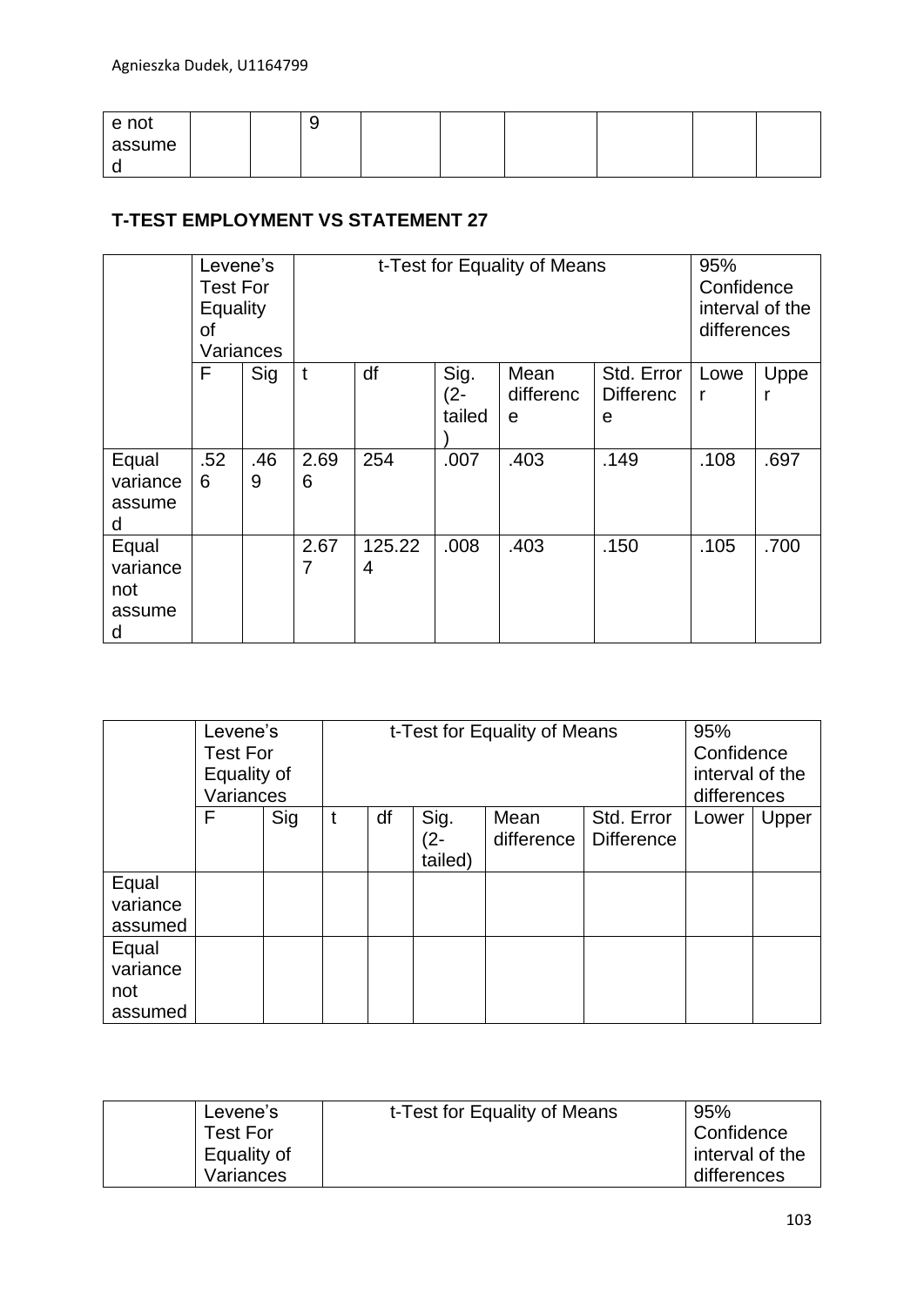| e not assumed | | | 9 | | | | | | |
|---|---|---|---|---|---|---|---|---|---|

**T-TEST EMPLOYMENT VS STATEMENT 27**

| | Levene's Test For Equality of Variances | | t-Test for Equality of Means | | | | | 95% Confidence interval of the differences | |
|---|---|---|---|---|---|---|---|---|---|
| | F | Sig | t | df | Sig. (2-tailed) | Mean difference | Std. Error Difference | Lower | Upper |
| Equal variance assumed | .526 | .469 | 2.696 | 254 | .007 | .403 | .149 | .108 | .697 |
| Equal variance not assumed | | | 2.677 | 125.224 | .008 | .403 | .150 | .105 | .700 |

| | Levene's Test For Equality of Variances | | t-Test for Equality of Means | | | | | 95% Confidence interval of the differences | |
|---|---|---|---|---|---|---|---|---|---|
| | F | Sig | t | df | Sig. (2-tailed) | Mean difference | Std. Error Difference | Lower | Upper |
| Equal variance assumed | | | | | | | | | |
| Equal variance not assumed | | | | | | | | | |

| | Levene's Test For Equality of Variances | t-Test for Equality of Means | 95% Confidence interval of the differences |
|---|---|---|---|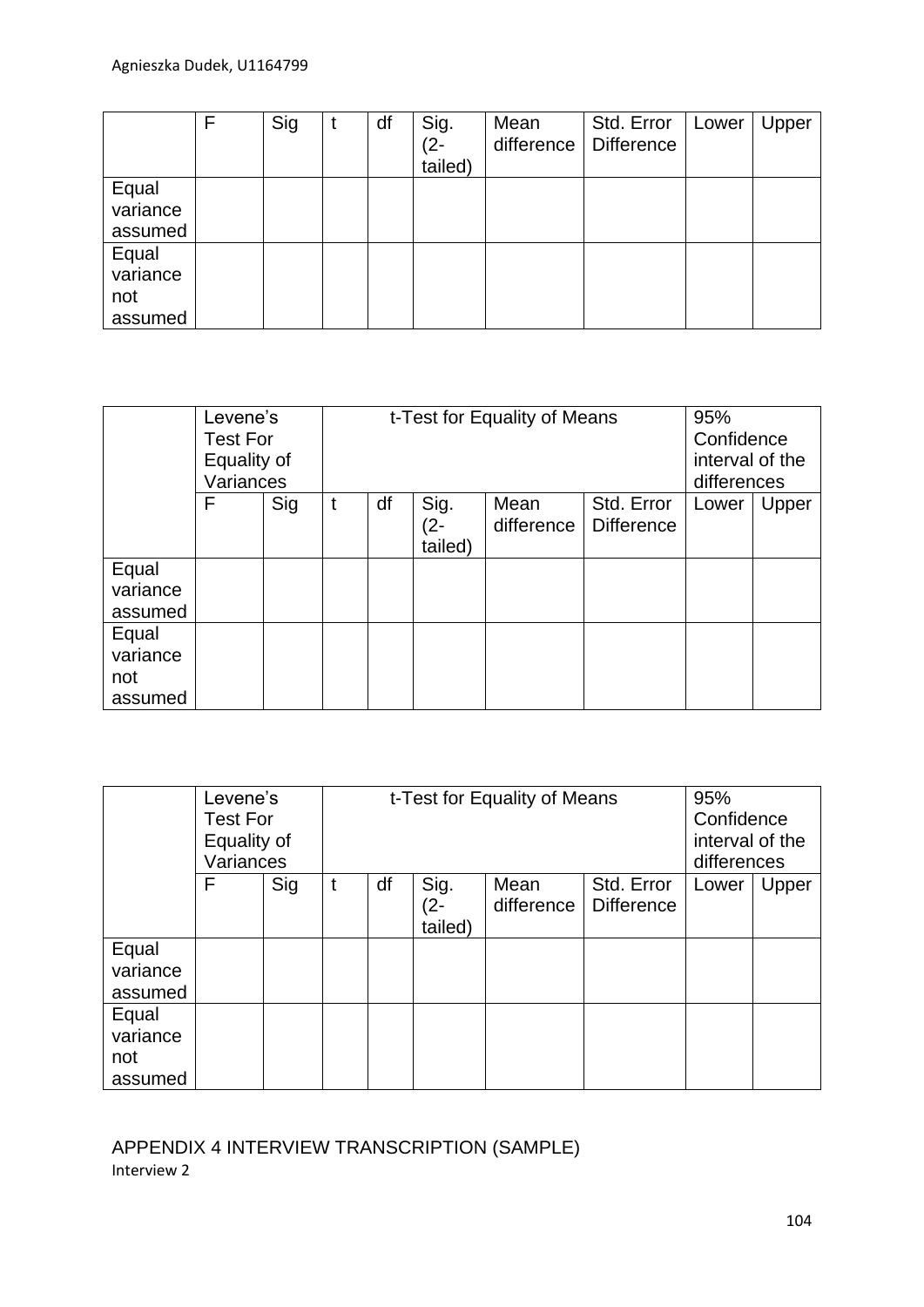| | F | Sig | t | df | Sig. (2-tailed) | Mean difference | Std. Error Difference | Lower | Upper |
|---|---|---|---|---|---|---|---|---|---|
| Equal variance assumed | | | | | | | | | |
| Equal variance not assumed | | | | | | | | | |

| | Levene's Test For Equality of Variances | | t-Test for Equality of Means | | | | | 95% Confidence interval of the differences | |
|---|---|---|---|---|---|---|---|---|---|
| | F | Sig | t | df | Sig. (2-tailed) | Mean difference | Std. Error Difference | Lower | Upper |
| Equal variance assumed | | | | | | | | | |
| Equal variance not assumed | | | | | | | | | |

| | Levene's Test For Equality of Variances | | t-Test for Equality of Means | | | | | 95% Confidence interval of the differences | |
|---|---|---|---|---|---|---|---|---|---|
| | F | Sig | t | df | Sig. (2-tailed) | Mean difference | Std. Error Difference | Lower | Upper |
| Equal variance assumed | | | | | | | | | |
| Equal variance not assumed | | | | | | | | | |

## APPENDIX 4 INTERVIEW TRANSCRIPTION (SAMPLE)

Interview 2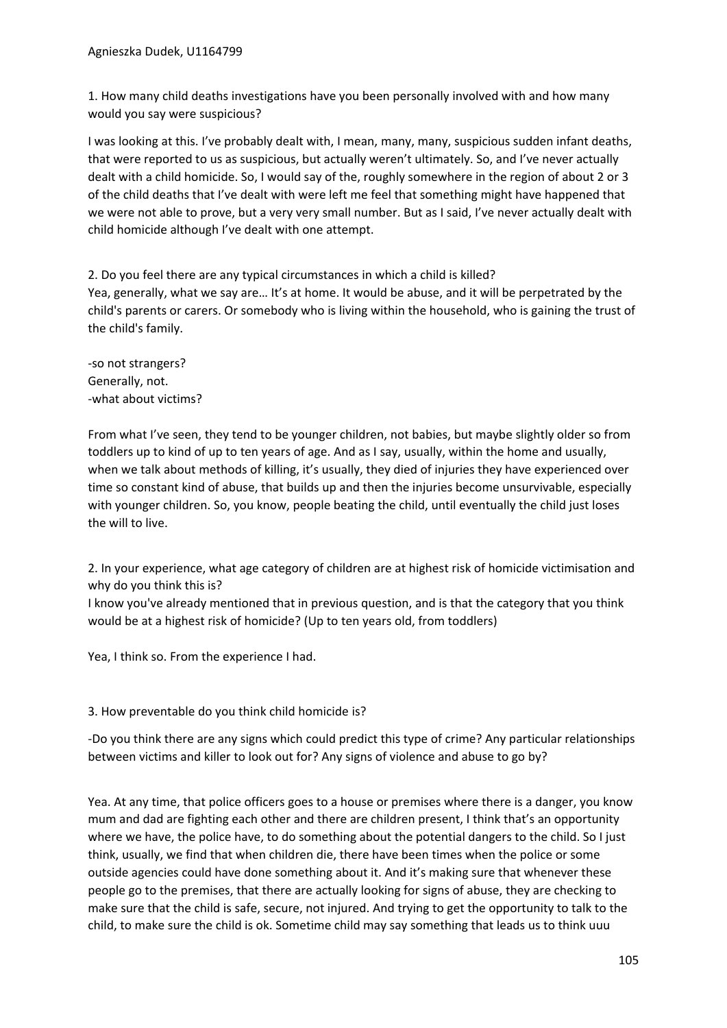1. How many child deaths investigations have you been personally involved with and how many would you say were suspicious?

I was looking at this. I've probably dealt with, I mean, many, many, suspicious sudden infant deaths, that were reported to us as suspicious, but actually weren't ultimately. So, and I've never actually dealt with a child homicide. So, I would say of the, roughly somewhere in the region of about 2 or 3 of the child deaths that I've dealt with were left me feel that something might have happened that we were not able to prove, but a very very small number. But as I said, I've never actually dealt with child homicide although I've dealt with one attempt.

2. Do you feel there are any typical circumstances in which a child is killed?

Yea, generally, what we say are… It's at home. It would be abuse, and it will be perpetrated by the child's parents or carers. Or somebody who is living within the household, who is gaining the trust of the child's family.

-so not strangers?

Generally, not.

-what about victims?

From what I've seen, they tend to be younger children, not babies, but maybe slightly older so from toddlers up to kind of up to ten years of age. And as I say, usually, within the home and usually, when we talk about methods of killing, it's usually, they died of injuries they have experienced over time so constant kind of abuse, that builds up and then the injuries become unsurvivable, especially with younger children. So, you know, people beating the child, until eventually the child just loses the will to live.

2. In your experience, what age category of children are at highest risk of homicide victimisation and why do you think this is?

I know you've already mentioned that in previous question, and is that the category that you think would be at a highest risk of homicide? (Up to ten years old, from toddlers)

Yea, I think so. From the experience I had.

3. How preventable do you think child homicide is?

-Do you think there are any signs which could predict this type of crime? Any particular relationships between victims and killer to look out for? Any signs of violence and abuse to go by?

Yea. At any time, that police officers goes to a house or premises where there is a danger, you know mum and dad are fighting each other and there are children present, I think that's an opportunity where we have, the police have, to do something about the potential dangers to the child. So I just think, usually, we find that when children die, there have been times when the police or some outside agencies could have done something about it. And it's making sure that whenever these people go to the premises, that there are actually looking for signs of abuse, they are checking to make sure that the child is safe, secure, not injured. And trying to get the opportunity to talk to the child, to make sure the child is ok. Sometime child may say something that leads us to think uuu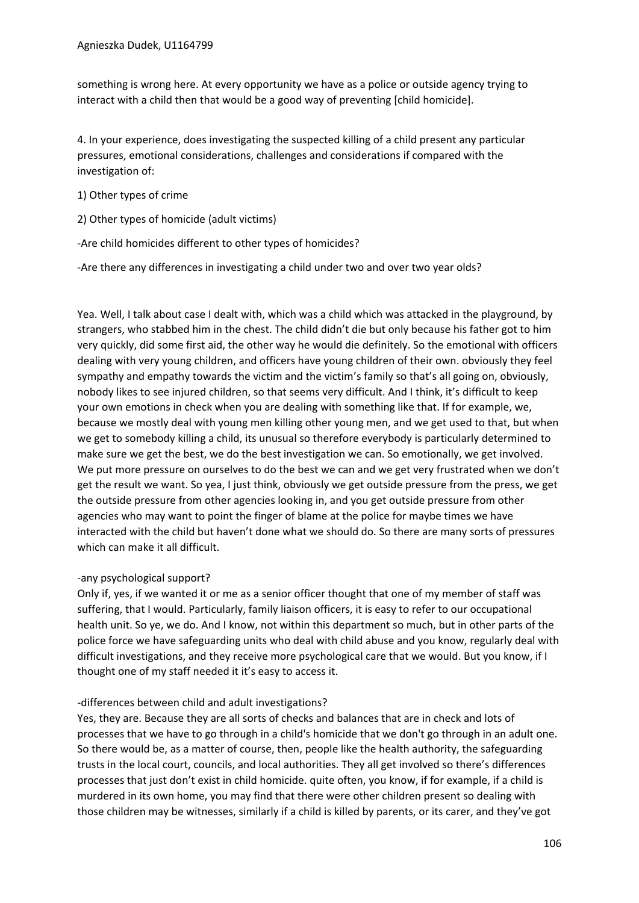something is wrong here. At every opportunity we have as a police or outside agency trying to interact with a child then that would be a good way of preventing [child homicide].

4. In your experience, does investigating the suspected killing of a child present any particular pressures, emotional considerations, challenges and considerations if compared with the investigation of:

1) Other types of crime

2) Other types of homicide (adult victims)

-Are child homicides different to other types of homicides?

-Are there any differences in investigating a child under two and over two year olds?

Yea. Well, I talk about case I dealt with, which was a child which was attacked in the playground, by strangers, who stabbed him in the chest. The child didn't die but only because his father got to him very quickly, did some first aid, the other way he would die definitely. So the emotional with officers dealing with very young children, and officers have young children of their own. obviously they feel sympathy and empathy towards the victim and the victim's family so that's all going on, obviously, nobody likes to see injured children, so that seems very difficult. And I think, it's difficult to keep your own emotions in check when you are dealing with something like that. If for example, we, because we mostly deal with young men killing other young men, and we get used to that, but when we get to somebody killing a child, its unusual so therefore everybody is particularly determined to make sure we get the best, we do the best investigation we can. So emotionally, we get involved. We put more pressure on ourselves to do the best we can and we get very frustrated when we don't get the result we want. So yea, I just think, obviously we get outside pressure from the press, we get the outside pressure from other agencies looking in, and you get outside pressure from other agencies who may want to point the finger of blame at the police for maybe times we have interacted with the child but haven't done what we should do. So there are many sorts of pressures which can make it all difficult.

-any psychological support?
Only if, yes, if we wanted it or me as a senior officer thought that one of my member of staff was suffering, that I would. Particularly, family liaison officers, it is easy to refer to our occupational health unit. So ye, we do. And I know, not within this department so much, but in other parts of the police force we have safeguarding units who deal with child abuse and you know, regularly deal with difficult investigations, and they receive more psychological care that we would. But you know, if I thought one of my staff needed it it's easy to access it.

-differences between child and adult investigations?
Yes, they are. Because they are all sorts of checks and balances that are in check and lots of processes that we have to go through in a child's homicide that we don't go through in an adult one. So there would be, as a matter of course, then, people like the health authority, the safeguarding trusts in the local court, councils, and local authorities. They all get involved so there's differences processes that just don't exist in child homicide. quite often, you know, if for example, if a child is murdered in its own home, you may find that there were other children present so dealing with those children may be witnesses, similarly if a child is killed by parents, or its carer, and they've got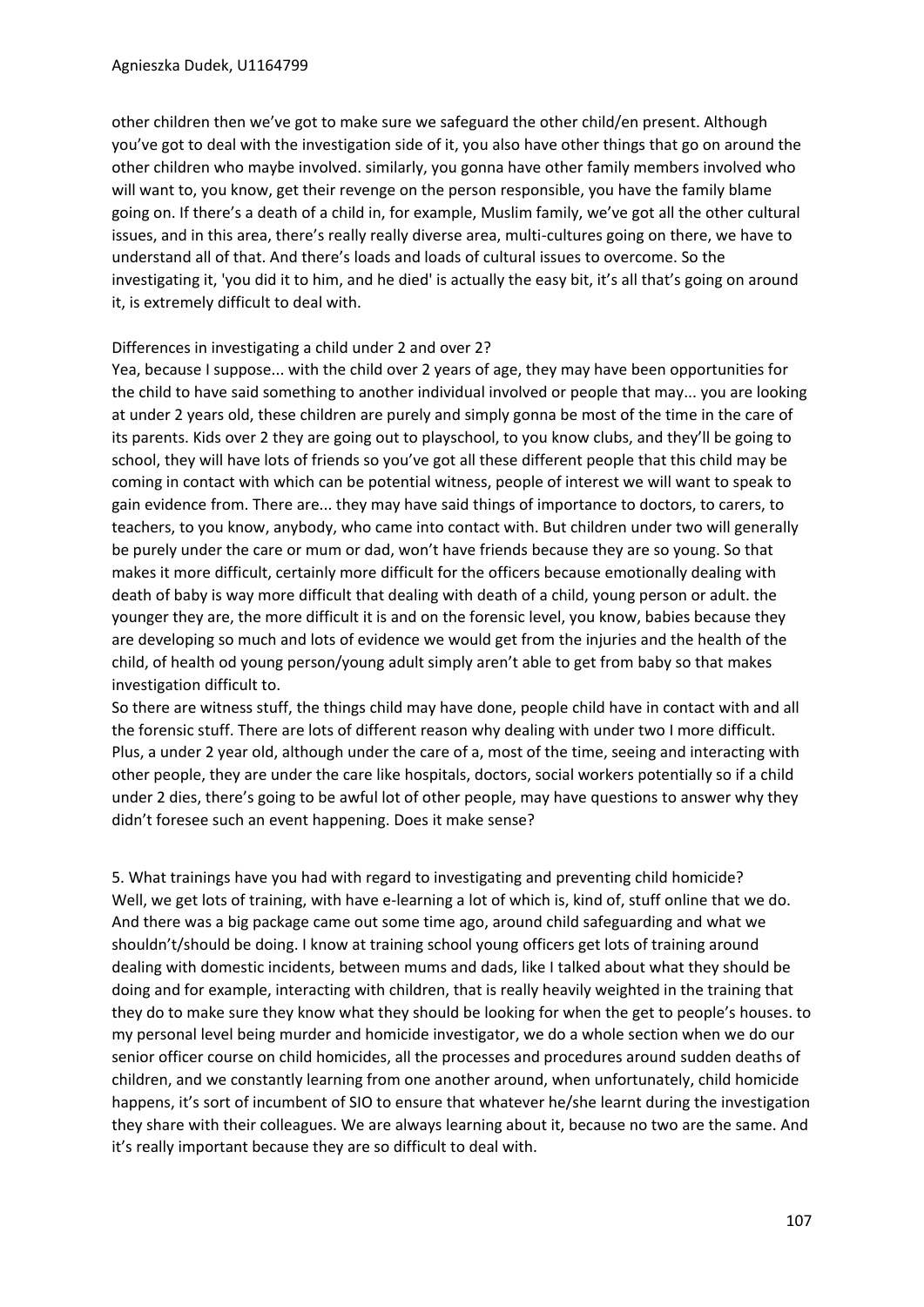other children then we've got to make sure we safeguard the other child/en present. Although you've got to deal with the investigation side of it, you also have other things that go on around the other children who maybe involved. similarly, you gonna have other family members involved who will want to, you know, get their revenge on the person responsible, you have the family blame going on. If there's a death of a child in, for example, Muslim family, we've got all the other cultural issues, and in this area, there's really really diverse area, multi-cultures going on there, we have to understand all of that. And there's loads and loads of cultural issues to overcome. So the investigating it, 'you did it to him, and he died' is actually the easy bit, it's all that's going on around it, is extremely difficult to deal with.

Differences in investigating a child under 2 and over 2?

Yea, because I suppose... with the child over 2 years of age, they may have been opportunities for the child to have said something to another individual involved or people that may... you are looking at under 2 years old, these children are purely and simply gonna be most of the time in the care of its parents. Kids over 2 they are going out to playschool, to you know clubs, and they'll be going to school, they will have lots of friends so you've got all these different people that this child may be coming in contact with which can be potential witness, people of interest we will want to speak to gain evidence from. There are... they may have said things of importance to doctors, to carers, to teachers, to you know, anybody, who came into contact with. But children under two will generally be purely under the care or mum or dad, won't have friends because they are so young. So that makes it more difficult, certainly more difficult for the officers because emotionally dealing with death of baby is way more difficult that dealing with death of a child, young person or adult. the younger they are, the more difficult it is and on the forensic level, you know, babies because they are developing so much and lots of evidence we would get from the injuries and the health of the child, of health od young person/young adult simply aren't able to get from baby so that makes investigation difficult to.

So there are witness stuff, the things child may have done, people child have in contact with and all the forensic stuff. There are lots of different reason why dealing with under two I more difficult. Plus, a under 2 year old, although under the care of a, most of the time, seeing and interacting with other people, they are under the care like hospitals, doctors, social workers potentially so if a child under 2 dies, there's going to be awful lot of other people, may have questions to answer why they didn't foresee such an event happening. Does it make sense?

5. What trainings have you had with regard to investigating and preventing child homicide?

Well, we get lots of training, with have e-learning a lot of which is, kind of, stuff online that we do. And there was a big package came out some time ago, around child safeguarding and what we shouldn't/should be doing. I know at training school young officers get lots of training around dealing with domestic incidents, between mums and dads, like I talked about what they should be doing and for example, interacting with children, that is really heavily weighted in the training that they do to make sure they know what they should be looking for when the get to people's houses. to my personal level being murder and homicide investigator, we do a whole section when we do our senior officer course on child homicides, all the processes and procedures around sudden deaths of children, and we constantly learning from one another around, when unfortunately, child homicide happens, it's sort of incumbent of SIO to ensure that whatever he/she learnt during the investigation they share with their colleagues. We are always learning about it, because no two are the same. And it's really important because they are so difficult to deal with.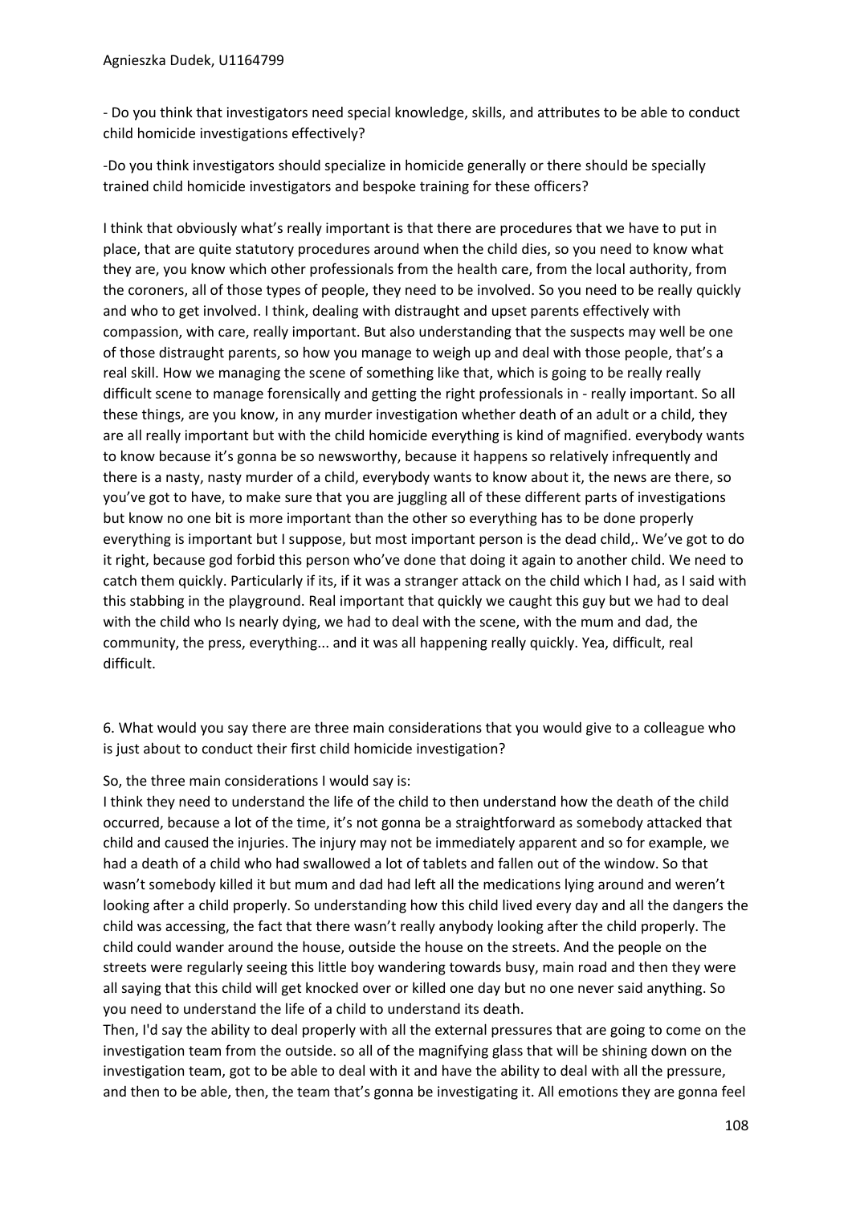- Do you think that investigators need special knowledge, skills, and attributes to be able to conduct child homicide investigations effectively?

-Do you think investigators should specialize in homicide generally or there should be specially trained child homicide investigators and bespoke training for these officers?

I think that obviously what's really important is that there are procedures that we have to put in place, that are quite statutory procedures around when the child dies, so you need to know what they are, you know which other professionals from the health care, from the local authority, from the coroners, all of those types of people, they need to be involved. So you need to be really quickly and who to get involved. I think, dealing with distraught and upset parents effectively with compassion, with care, really important. But also understanding that the suspects may well be one of those distraught parents, so how you manage to weigh up and deal with those people, that's a real skill. How we managing the scene of something like that, which is going to be really really difficult scene to manage forensically and getting the right professionals in - really important. So all these things, are you know, in any murder investigation whether death of an adult or a child, they are all really important but with the child homicide everything is kind of magnified. everybody wants to know because it's gonna be so newsworthy, because it happens so relatively infrequently and there is a nasty, nasty murder of a child, everybody wants to know about it, the news are there, so you've got to have, to make sure that you are juggling all of these different parts of investigations but know no one bit is more important than the other so everything has to be done properly everything is important but I suppose, but most important person is the dead child,. We've got to do it right, because god forbid this person who've done that doing it again to another child. We need to catch them quickly. Particularly if its, if it was a stranger attack on the child which I had, as I said with this stabbing in the playground. Real important that quickly we caught this guy but we had to deal with the child who Is nearly dying, we had to deal with the scene, with the mum and dad, the community, the press, everything... and it was all happening really quickly. Yea, difficult, real difficult.

6. What would you say there are three main considerations that you would give to a colleague who is just about to conduct their first child homicide investigation?

So, the three main considerations I would say is:

I think they need to understand the life of the child to then understand how the death of the child occurred, because a lot of the time, it's not gonna be a straightforward as somebody attacked that child and caused the injuries. The injury may not be immediately apparent and so for example, we had a death of a child who had swallowed a lot of tablets and fallen out of the window. So that wasn't somebody killed it but mum and dad had left all the medications lying around and weren't looking after a child properly. So understanding how this child lived every day and all the dangers the child was accessing, the fact that there wasn't really anybody looking after the child properly. The child could wander around the house, outside the house on the streets. And the people on the streets were regularly seeing this little boy wandering towards busy, main road and then they were all saying that this child will get knocked over or killed one day but no one never said anything. So you need to understand the life of a child to understand its death.

Then, I'd say the ability to deal properly with all the external pressures that are going to come on the investigation team from the outside. so all of the magnifying glass that will be shining down on the investigation team, got to be able to deal with it and have the ability to deal with all the pressure, and then to be able, then, the team that's gonna be investigating it. All emotions they are gonna feel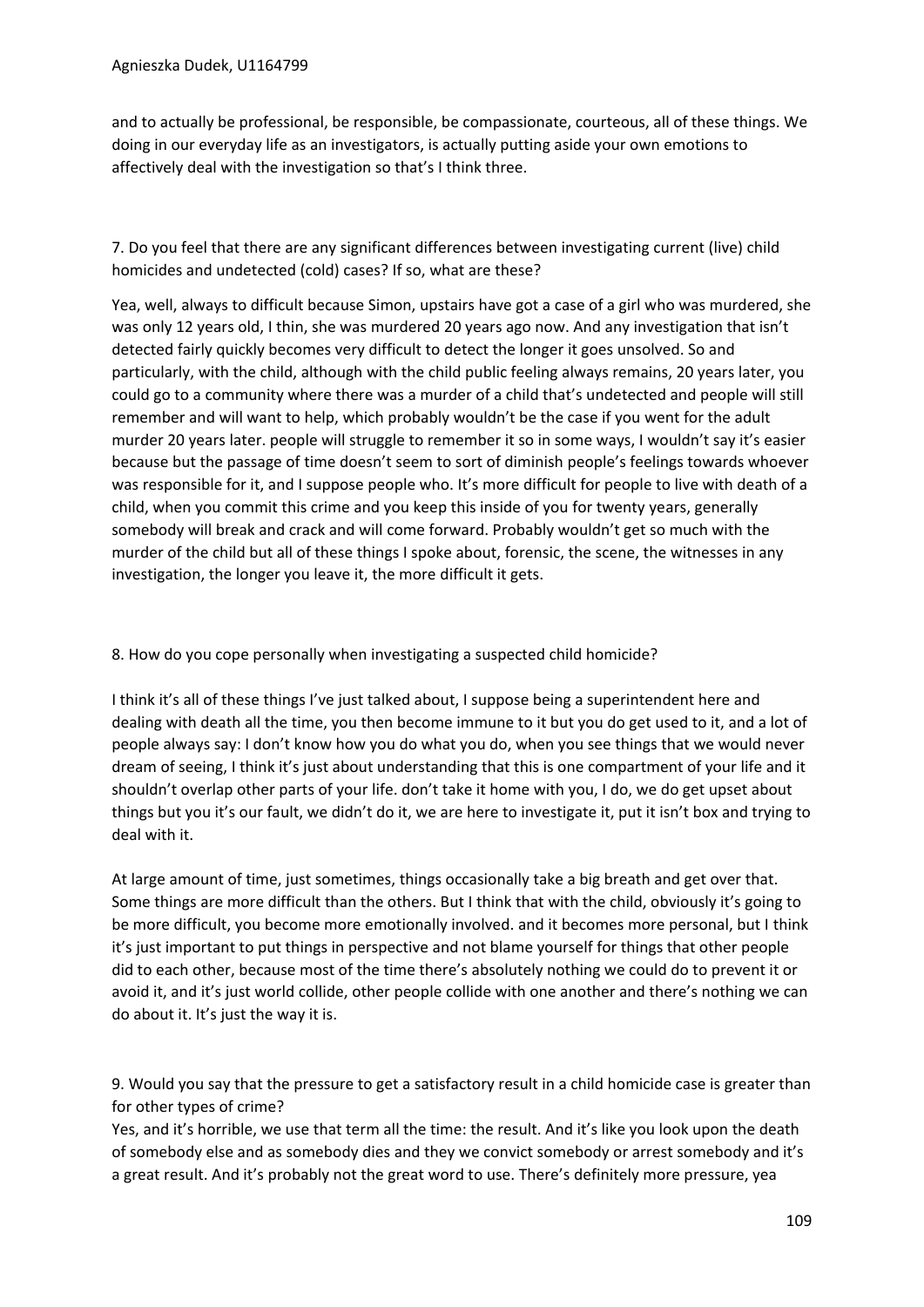and to actually be professional, be responsible, be compassionate, courteous, all of these things. We doing in our everyday life as an investigators, is actually putting aside your own emotions to affectively deal with the investigation so that's I think three.

7. Do you feel that there are any significant differences between investigating current (live) child homicides and undetected (cold) cases? If so, what are these?

Yea, well, always to difficult because Simon, upstairs have got a case of a girl who was murdered, she was only 12 years old, I thin, she was murdered 20 years ago now. And any investigation that isn't detected fairly quickly becomes very difficult to detect the longer it goes unsolved. So and particularly, with the child, although with the child public feeling always remains, 20 years later, you could go to a community where there was a murder of a child that's undetected and people will still remember and will want to help, which probably wouldn't be the case if you went for the adult murder 20 years later. people will struggle to remember it so in some ways, I wouldn't say it's easier because but the passage of time doesn't seem to sort of diminish people's feelings towards whoever was responsible for it, and I suppose people who. It's more difficult for people to live with death of a child, when you commit this crime and you keep this inside of you for twenty years, generally somebody will break and crack and will come forward. Probably wouldn't get so much with the murder of the child but all of these things I spoke about, forensic, the scene, the witnesses in any investigation, the longer you leave it, the more difficult it gets.

8. How do you cope personally when investigating a suspected child homicide?

I think it's all of these things I've just talked about, I suppose being a superintendent here and dealing with death all the time, you then become immune to it but you do get used to it, and a lot of people always say: I don't know how you do what you do, when you see things that we would never dream of seeing, I think it's just about understanding that this is one compartment of your life and it shouldn't overlap other parts of your life. don't take it home with you, I do, we do get upset about things but you it's our fault, we didn't do it, we are here to investigate it, put it isn't box and trying to deal with it.

At large amount of time, just sometimes, things occasionally take a big breath and get over that. Some things are more difficult than the others. But I think that with the child, obviously it's going to be more difficult, you become more emotionally involved. and it becomes more personal, but I think it's just important to put things in perspective and not blame yourself for things that other people did to each other, because most of the time there's absolutely nothing we could do to prevent it or avoid it, and it's just world collide, other people collide with one another and there's nothing we can do about it. It's just the way it is.

9. Would you say that the pressure to get a satisfactory result in a child homicide case is greater than for other types of crime?

Yes, and it's horrible, we use that term all the time: the result. And it's like you look upon the death of somebody else and as somebody dies and they we convict somebody or arrest somebody and it's a great result. And it's probably not the great word to use. There's definitely more pressure, yea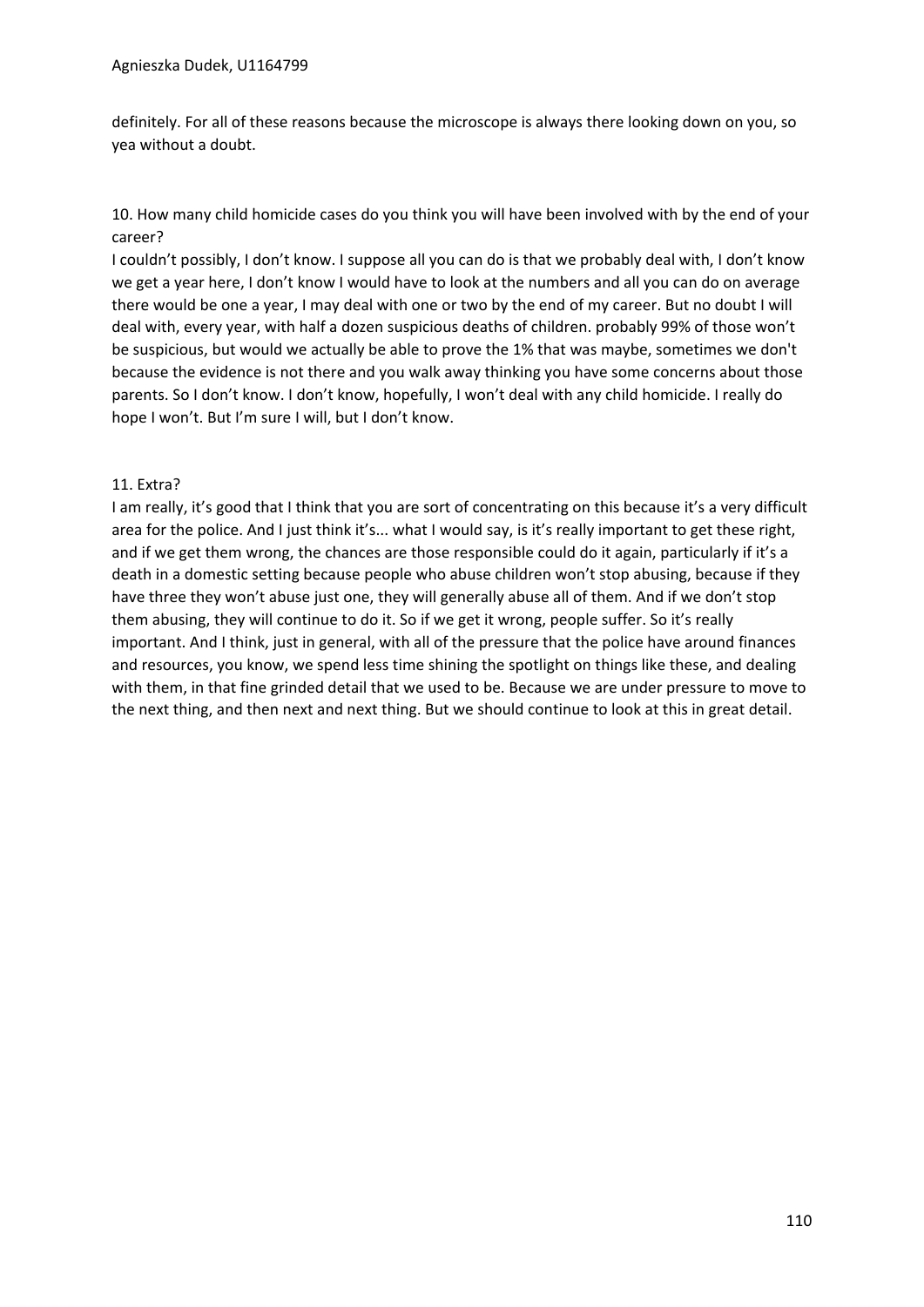definitely. For all of these reasons because the microscope is always there looking down on you, so yea without a doubt.

10. How many child homicide cases do you think you will have been involved with by the end of your career?

I couldn't possibly, I don't know. I suppose all you can do is that we probably deal with, I don't know we get a year here, I don't know I would have to look at the numbers and all you can do on average there would be one a year, I may deal with one or two by the end of my career. But no doubt I will deal with, every year, with half a dozen suspicious deaths of children. probably 99% of those won't be suspicious, but would we actually be able to prove the 1% that was maybe, sometimes we don't because the evidence is not there and you walk away thinking you have some concerns about those parents. So I don't know. I don't know, hopefully, I won't deal with any child homicide. I really do hope I won't. But I'm sure I will, but I don't know.

11. Extra?

I am really, it's good that I think that you are sort of concentrating on this because it's a very difficult area for the police. And I just think it's... what I would say, is it's really important to get these right, and if we get them wrong, the chances are those responsible could do it again, particularly if it's a death in a domestic setting because people who abuse children won't stop abusing, because if they have three they won't abuse just one, they will generally abuse all of them. And if we don't stop them abusing, they will continue to do it. So if we get it wrong, people suffer. So it's really important. And I think, just in general, with all of the pressure that the police have around finances and resources, you know, we spend less time shining the spotlight on things like these, and dealing with them, in that fine grinded detail that we used to be. Because we are under pressure to move to the next thing, and then next and next thing. But we should continue to look at this in great detail.